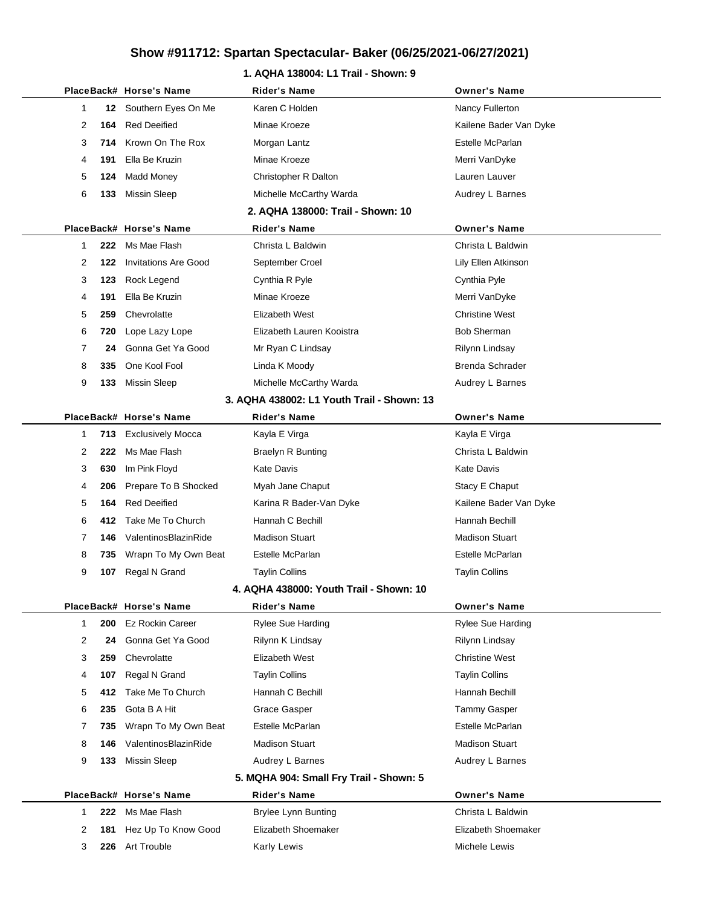# Show #911712: Spartan Spectacular- Baker (06/25/2021-06/27/2021)

## 1. AQHA 138004: L1 Trail - Shown: 9

| Place | Back# | Horse's Name | Rider's Name | Owner's Name |
|---|---|---|---|---|
| 1 | 12 | Southern Eyes On Me | Karen C Holden | Nancy Fullerton |
| 2 | 164 | Red Deeified | Minae Kroeze | Kailene Bader Van Dyke |
| 3 | 714 | Krown On The Rox | Morgan Lantz | Estelle McParlan |
| 4 | 191 | Ella Be Kruzin | Minae Kroeze | Merri VanDyke |
| 5 | 124 | Madd Money | Christopher R Dalton | Lauren Lauver |
| 6 | 133 | Missin Sleep | Michelle McCarthy Warda | Audrey L Barnes |

## 2. AQHA 138000: Trail - Shown: 10

| Place | Back# | Horse's Name | Rider's Name | Owner's Name |
|---|---|---|---|---|
| 1 | 222 | Ms Mae Flash | Christa L Baldwin | Christa L Baldwin |
| 2 | 122 | Invitations Are Good | September Croel | Lily Ellen Atkinson |
| 3 | 123 | Rock Legend | Cynthia R Pyle | Cynthia Pyle |
| 4 | 191 | Ella Be Kruzin | Minae Kroeze | Merri VanDyke |
| 5 | 259 | Chevrolatte | Elizabeth West | Christine West |
| 6 | 720 | Lope Lazy Lope | Elizabeth Lauren Kooistra | Bob Sherman |
| 7 | 24 | Gonna Get Ya Good | Mr Ryan C Lindsay | Rilynn Lindsay |
| 8 | 335 | One Kool Fool | Linda K Moody | Brenda Schrader |
| 9 | 133 | Missin Sleep | Michelle McCarthy Warda | Audrey L Barnes |

## 3. AQHA 438002: L1 Youth Trail - Shown: 13

| Place | Back# | Horse's Name | Rider's Name | Owner's Name |
|---|---|---|---|---|
| 1 | 713 | Exclusively Mocca | Kayla E Virga | Kayla E Virga |
| 2 | 222 | Ms Mae Flash | Braelyn R Bunting | Christa L Baldwin |
| 3 | 630 | Im Pink Floyd | Kate Davis | Kate Davis |
| 4 | 206 | Prepare To B Shocked | Myah Jane Chaput | Stacy E Chaput |
| 5 | 164 | Red Deeified | Karina R Bader-Van Dyke | Kailene Bader Van Dyke |
| 6 | 412 | Take Me To Church | Hannah C Bechill | Hannah Bechill |
| 7 | 146 | ValentinosBlazinRide | Madison Stuart | Madison Stuart |
| 8 | 735 | Wrapn To My Own Beat | Estelle McParlan | Estelle McParlan |
| 9 | 107 | Regal N Grand | Taylin Collins | Taylin Collins |

## 4. AQHA 438000: Youth Trail - Shown: 10

| Place | Back# | Horse's Name | Rider's Name | Owner's Name |
|---|---|---|---|---|
| 1 | 200 | Ez Rockin Career | Rylee Sue Harding | Rylee Sue Harding |
| 2 | 24 | Gonna Get Ya Good | Rilynn K Lindsay | Rilynn Lindsay |
| 3 | 259 | Chevrolatte | Elizabeth West | Christine West |
| 4 | 107 | Regal N Grand | Taylin Collins | Taylin Collins |
| 5 | 412 | Take Me To Church | Hannah C Bechill | Hannah Bechill |
| 6 | 235 | Gota B A Hit | Grace Gasper | Tammy Gasper |
| 7 | 735 | Wrapn To My Own Beat | Estelle McParlan | Estelle McParlan |
| 8 | 146 | ValentinosBlazinRide | Madison Stuart | Madison Stuart |
| 9 | 133 | Missin Sleep | Audrey L Barnes | Audrey L Barnes |

## 5. MQHA 904: Small Fry Trail - Shown: 5

| Place | Back# | Horse's Name | Rider's Name | Owner's Name |
|---|---|---|---|---|
| 1 | 222 | Ms Mae Flash | Brylee Lynn Bunting | Christa L Baldwin |
| 2 | 181 | Hez Up To Know Good | Elizabeth Shoemaker | Elizabeth Shoemaker |
| 3 | 226 | Art Trouble | Karly Lewis | Michele Lewis |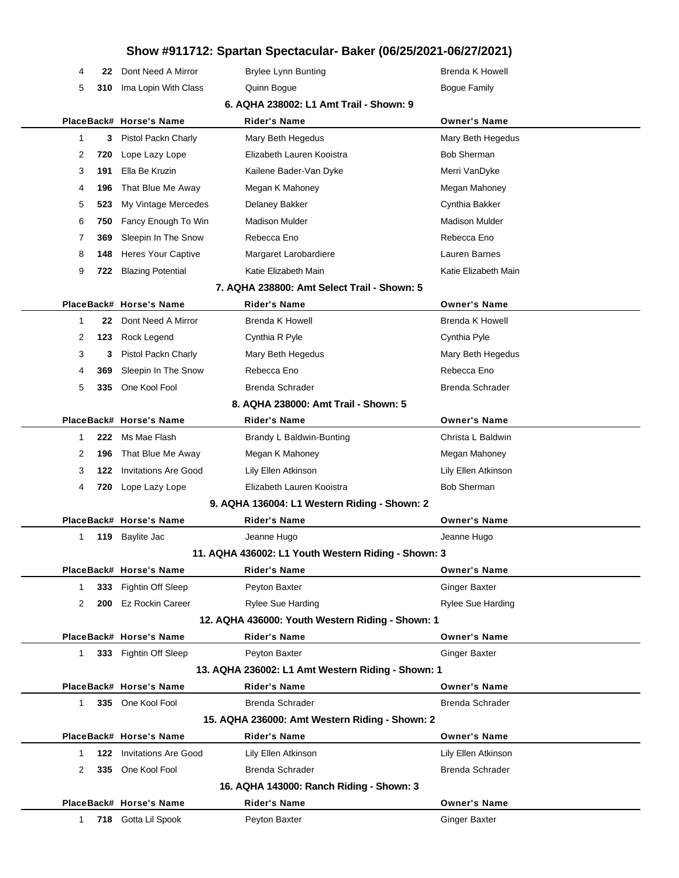# Show #911712: Spartan Spectacular- Baker (06/25/2021-06/27/2021)

| Place | Back# | Horse's Name | Rider's Name | Owner's Name |
|---|---|---|---|---|
| 4 | 22 | Dont Need A Mirror | Brylee Lynn Bunting | Brenda K Howell |
| 5 | 310 | Ima Lopin With Class | Quinn Bogue | Bogue Family |

### 6. AQHA 238002: L1 Amt Trail - Shown: 9

| Place | Back# | Horse's Name | Rider's Name | Owner's Name |
|---|---|---|---|---|
| 1 | 3 | Pistol Packn Charly | Mary Beth Hegedus | Mary Beth Hegedus |
| 2 | 720 | Lope Lazy Lope | Elizabeth Lauren Kooistra | Bob Sherman |
| 3 | 191 | Ella Be Kruzin | Kailene Bader-Van Dyke | Merri VanDyke |
| 4 | 196 | That Blue Me Away | Megan K Mahoney | Megan Mahoney |
| 5 | 523 | My Vintage Mercedes | Delaney Bakker | Cynthia Bakker |
| 6 | 750 | Fancy Enough To Win | Madison Mulder | Madison Mulder |
| 7 | 369 | Sleepin In The Snow | Rebecca Eno | Rebecca Eno |
| 8 | 148 | Heres Your Captive | Margaret Larobardiere | Lauren Barnes |
| 9 | 722 | Blazing Potential | Katie Elizabeth Main | Katie Elizabeth Main |

### 7. AQHA 238800: Amt Select Trail - Shown: 5

| Place | Back# | Horse's Name | Rider's Name | Owner's Name |
|---|---|---|---|---|
| 1 | 22 | Dont Need A Mirror | Brenda K Howell | Brenda K Howell |
| 2 | 123 | Rock Legend | Cynthia R Pyle | Cynthia Pyle |
| 3 | 3 | Pistol Packn Charly | Mary Beth Hegedus | Mary Beth Hegedus |
| 4 | 369 | Sleepin In The Snow | Rebecca Eno | Rebecca Eno |
| 5 | 335 | One Kool Fool | Brenda Schrader | Brenda Schrader |

### 8. AQHA 238000: Amt Trail - Shown: 5

| Place | Back# | Horse's Name | Rider's Name | Owner's Name |
|---|---|---|---|---|
| 1 | 222 | Ms Mae Flash | Brandy L Baldwin-Bunting | Christa L Baldwin |
| 2 | 196 | That Blue Me Away | Megan K Mahoney | Megan Mahoney |
| 3 | 122 | Invitations Are Good | Lily Ellen Atkinson | Lily Ellen Atkinson |
| 4 | 720 | Lope Lazy Lope | Elizabeth Lauren Kooistra | Bob Sherman |

### 9. AQHA 136004: L1 Western Riding - Shown: 2

| Place | Back# | Horse's Name | Rider's Name | Owner's Name |
|---|---|---|---|---|
| 1 | 119 | Baylite Jac | Jeanne Hugo | Jeanne Hugo |

### 11. AQHA 436002: L1 Youth Western Riding - Shown: 3

| Place | Back# | Horse's Name | Rider's Name | Owner's Name |
|---|---|---|---|---|
| 1 | 333 | Fightin Off Sleep | Peyton Baxter | Ginger Baxter |
| 2 | 200 | Ez Rockin Career | Rylee Sue Harding | Rylee Sue Harding |

### 12. AQHA 436000: Youth Western Riding - Shown: 1

| Place | Back# | Horse's Name | Rider's Name | Owner's Name |
|---|---|---|---|---|
| 1 | 333 | Fightin Off Sleep | Peyton Baxter | Ginger Baxter |

### 13. AQHA 236002: L1 Amt Western Riding - Shown: 1

| Place | Back# | Horse's Name | Rider's Name | Owner's Name |
|---|---|---|---|---|
| 1 | 335 | One Kool Fool | Brenda Schrader | Brenda Schrader |

### 15. AQHA 236000: Amt Western Riding - Shown: 2

| Place | Back# | Horse's Name | Rider's Name | Owner's Name |
|---|---|---|---|---|
| 1 | 122 | Invitations Are Good | Lily Ellen Atkinson | Lily Ellen Atkinson |
| 2 | 335 | One Kool Fool | Brenda Schrader | Brenda Schrader |

### 16. AQHA 143000: Ranch Riding - Shown: 3

| Place | Back# | Horse's Name | Rider's Name | Owner's Name |
|---|---|---|---|---|
| 1 | 718 | Gotta Lil Spook | Peyton Baxter | Ginger Baxter |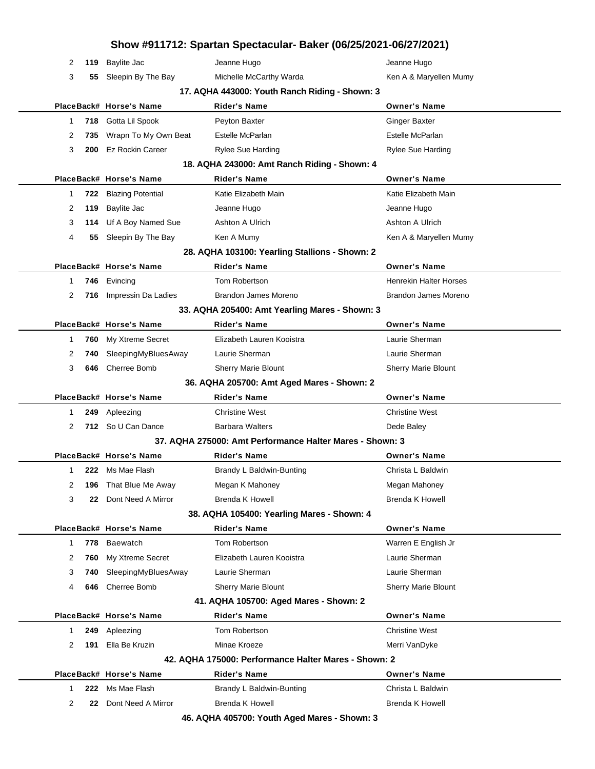# Show #911712: Spartan Spectacular- Baker (06/25/2021-06/27/2021)

| Place | Back# | Horse's Name | Rider's Name | Owner's Name |
|---|---|---|---|---|
| 2 | **119** | Baylite Jac | Jeanne Hugo | Jeanne Hugo |
| 3 | **55** | Sleepin By The Bay | Michelle McCarthy Warda | Ken A & Maryellen Mumy |

### 17. AQHA 443000: Youth Ranch Riding - Shown: 3

| Place | Back# | Horse's Name | Rider's Name | Owner's Name |
|---|---|---|---|---|
| 1 | **718** | Gotta Lil Spook | Peyton Baxter | Ginger Baxter |
| 2 | **735** | Wrapn To My Own Beat | Estelle McParlan | Estelle McParlan |
| 3 | **200** | Ez Rockin Career | Rylee Sue Harding | Rylee Sue Harding |

### 18. AQHA 243000: Amt Ranch Riding - Shown: 4

| Place | Back# | Horse's Name | Rider's Name | Owner's Name |
|---|---|---|---|---|
| 1 | **722** | Blazing Potential | Katie Elizabeth Main | Katie Elizabeth Main |
| 2 | **119** | Baylite Jac | Jeanne Hugo | Jeanne Hugo |
| 3 | **114** | Uf A Boy Named Sue | Ashton A Ulrich | Ashton A Ulrich |
| 4 | **55** | Sleepin By The Bay | Ken A Mumy | Ken A & Maryellen Mumy |

### 28. AQHA 103100: Yearling Stallions - Shown: 2

| Place | Back# | Horse's Name | Rider's Name | Owner's Name |
|---|---|---|---|---|
| 1 | **746** | Evincing | Tom Robertson | Henrekin Halter Horses |
| 2 | **716** | Impressin Da Ladies | Brandon James Moreno | Brandon James Moreno |

### 33. AQHA 205400: Amt Yearling Mares - Shown: 3

| Place | Back# | Horse's Name | Rider's Name | Owner's Name |
|---|---|---|---|---|
| 1 | **760** | My Xtreme Secret | Elizabeth Lauren Kooistra | Laurie Sherman |
| 2 | **740** | SleepingMyBluesAway | Laurie Sherman | Laurie Sherman |
| 3 | **646** | Cherree Bomb | Sherry Marie Blount | Sherry Marie Blount |

### 36. AQHA 205700: Amt Aged Mares - Shown: 2

| Place | Back# | Horse's Name | Rider's Name | Owner's Name |
|---|---|---|---|---|
| 1 | **249** | Apleezing | Christine West | Christine West |
| 2 | **712** | So U Can Dance | Barbara Walters | Dede Baley |

### 37. AQHA 275000: Amt Performance Halter Mares - Shown: 3

| Place | Back# | Horse's Name | Rider's Name | Owner's Name |
|---|---|---|---|---|
| 1 | **222** | Ms Mae Flash | Brandy L Baldwin-Bunting | Christa L Baldwin |
| 2 | **196** | That Blue Me Away | Megan K Mahoney | Megan Mahoney |
| 3 | **22** | Dont Need A Mirror | Brenda K Howell | Brenda K Howell |

### 38. AQHA 105400: Yearling Mares - Shown: 4

| Place | Back# | Horse's Name | Rider's Name | Owner's Name |
|---|---|---|---|---|
| 1 | **778** | Baewatch | Tom Robertson | Warren E English Jr |
| 2 | **760** | My Xtreme Secret | Elizabeth Lauren Kooistra | Laurie Sherman |
| 3 | **740** | SleepingMyBluesAway | Laurie Sherman | Laurie Sherman |
| 4 | **646** | Cherree Bomb | Sherry Marie Blount | Sherry Marie Blount |

### 41. AQHA 105700: Aged Mares - Shown: 2

| Place | Back# | Horse's Name | Rider's Name | Owner's Name |
|---|---|---|---|---|
| 1 | **249** | Apleezing | Tom Robertson | Christine West |
| 2 | **191** | Ella Be Kruzin | Minae Kroeze | Merri VanDyke |

### 42. AQHA 175000: Performance Halter Mares - Shown: 2

| Place | Back# | Horse's Name | Rider's Name | Owner's Name |
|---|---|---|---|---|
| 1 | **222** | Ms Mae Flash | Brandy L Baldwin-Bunting | Christa L Baldwin |
| 2 | **22** | Dont Need A Mirror | Brenda K Howell | Brenda K Howell |

### 46. AQHA 405700: Youth Aged Mares - Shown: 3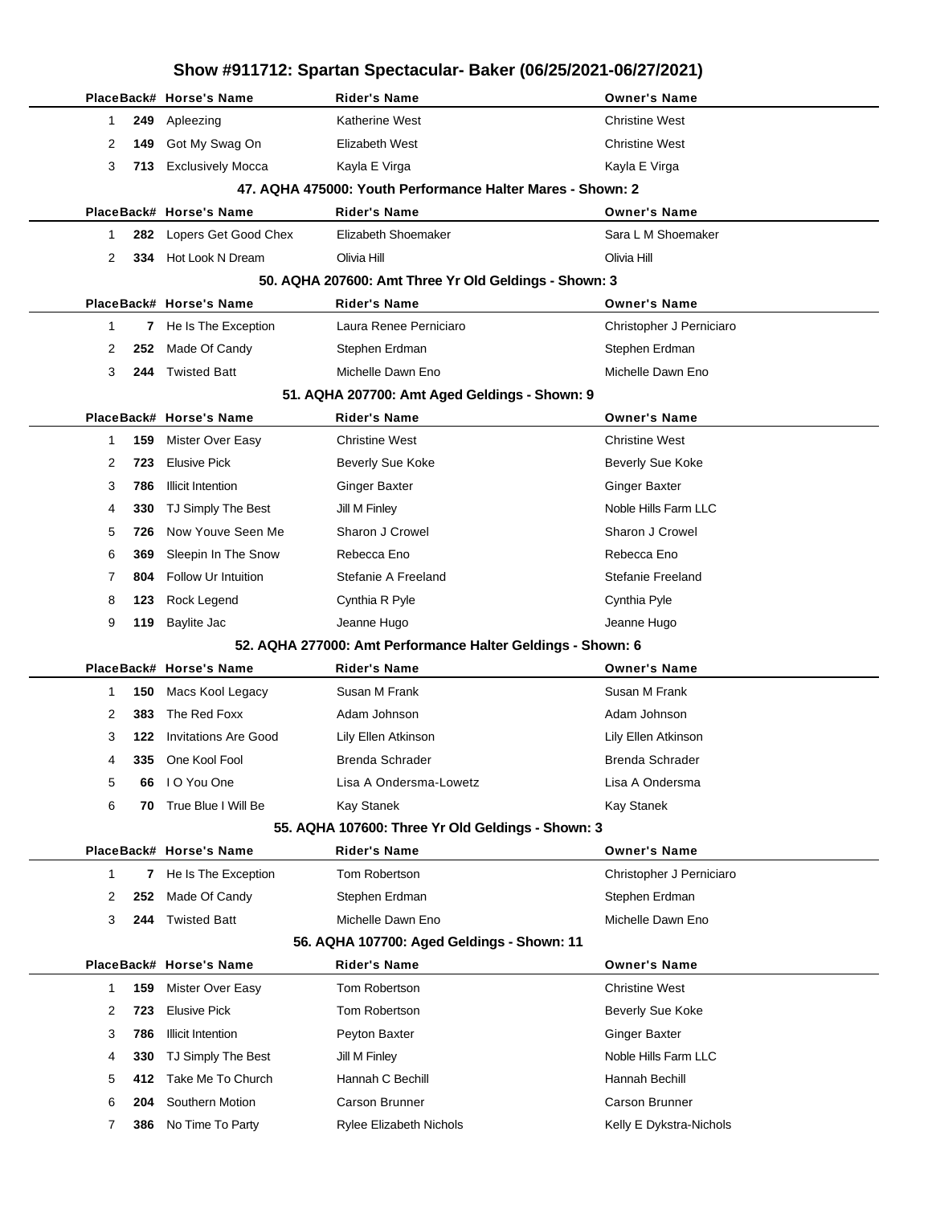# Show #911712: Spartan Spectacular- Baker (06/25/2021-06/27/2021)

| Place | Back# | Horse's Name | Rider's Name | Owner's Name |
|---|---|---|---|---|
| 1 | 249 | Apleezing | Katherine West | Christine West |
| 2 | 149 | Got My Swag On | Elizabeth West | Christine West |
| 3 | 713 | Exclusively Mocca | Kayla E Virga | Kayla E Virga |

### 47. AQHA 475000: Youth Performance Halter Mares - Shown: 2

| Place | Back# | Horse's Name | Rider's Name | Owner's Name |
|---|---|---|---|---|
| 1 | 282 | Lopers Get Good Chex | Elizabeth Shoemaker | Sara L M Shoemaker |
| 2 | 334 | Hot Look N Dream | Olivia Hill | Olivia Hill |

### 50. AQHA 207600: Amt Three Yr Old Geldings - Shown: 3

| Place | Back# | Horse's Name | Rider's Name | Owner's Name |
|---|---|---|---|---|
| 1 | 7 | He Is The Exception | Laura Renee Perniciaro | Christopher J Perniciaro |
| 2 | 252 | Made Of Candy | Stephen Erdman | Stephen Erdman |
| 3 | 244 | Twisted Batt | Michelle Dawn Eno | Michelle Dawn Eno |

### 51. AQHA 207700: Amt Aged Geldings - Shown: 9

| Place | Back# | Horse's Name | Rider's Name | Owner's Name |
|---|---|---|---|---|
| 1 | 159 | Mister Over Easy | Christine West | Christine West |
| 2 | 723 | Elusive Pick | Beverly Sue Koke | Beverly Sue Koke |
| 3 | 786 | Illicit Intention | Ginger Baxter | Ginger Baxter |
| 4 | 330 | TJ Simply The Best | Jill M Finley | Noble Hills Farm LLC |
| 5 | 726 | Now Youve Seen Me | Sharon J Crowel | Sharon J Crowel |
| 6 | 369 | Sleepin In The Snow | Rebecca Eno | Rebecca Eno |
| 7 | 804 | Follow Ur Intuition | Stefanie A Freeland | Stefanie Freeland |
| 8 | 123 | Rock Legend | Cynthia R Pyle | Cynthia Pyle |
| 9 | 119 | Baylite Jac | Jeanne Hugo | Jeanne Hugo |

### 52. AQHA 277000: Amt Performance Halter Geldings - Shown: 6

| Place | Back# | Horse's Name | Rider's Name | Owner's Name |
|---|---|---|---|---|
| 1 | 150 | Macs Kool Legacy | Susan M Frank | Susan M Frank |
| 2 | 383 | The Red Foxx | Adam Johnson | Adam Johnson |
| 3 | 122 | Invitations Are Good | Lily Ellen Atkinson | Lily Ellen Atkinson |
| 4 | 335 | One Kool Fool | Brenda Schrader | Brenda Schrader |
| 5 | 66 | I O You One | Lisa A Ondersma-Lowetz | Lisa A Ondersma |
| 6 | 70 | True Blue I Will Be | Kay Stanek | Kay Stanek |

### 55. AQHA 107600: Three Yr Old Geldings - Shown: 3

| Place | Back# | Horse's Name | Rider's Name | Owner's Name |
|---|---|---|---|---|
| 1 | 7 | He Is The Exception | Tom Robertson | Christopher J Perniciaro |
| 2 | 252 | Made Of Candy | Stephen Erdman | Stephen Erdman |
| 3 | 244 | Twisted Batt | Michelle Dawn Eno | Michelle Dawn Eno |

### 56. AQHA 107700: Aged Geldings - Shown: 11

| Place | Back# | Horse's Name | Rider's Name | Owner's Name |
|---|---|---|---|---|
| 1 | 159 | Mister Over Easy | Tom Robertson | Christine West |
| 2 | 723 | Elusive Pick | Tom Robertson | Beverly Sue Koke |
| 3 | 786 | Illicit Intention | Peyton Baxter | Ginger Baxter |
| 4 | 330 | TJ Simply The Best | Jill M Finley | Noble Hills Farm LLC |
| 5 | 412 | Take Me To Church | Hannah C Bechill | Hannah Bechill |
| 6 | 204 | Southern Motion | Carson Brunner | Carson Brunner |
| 7 | 386 | No Time To Party | Rylee Elizabeth Nichols | Kelly E Dykstra-Nichols |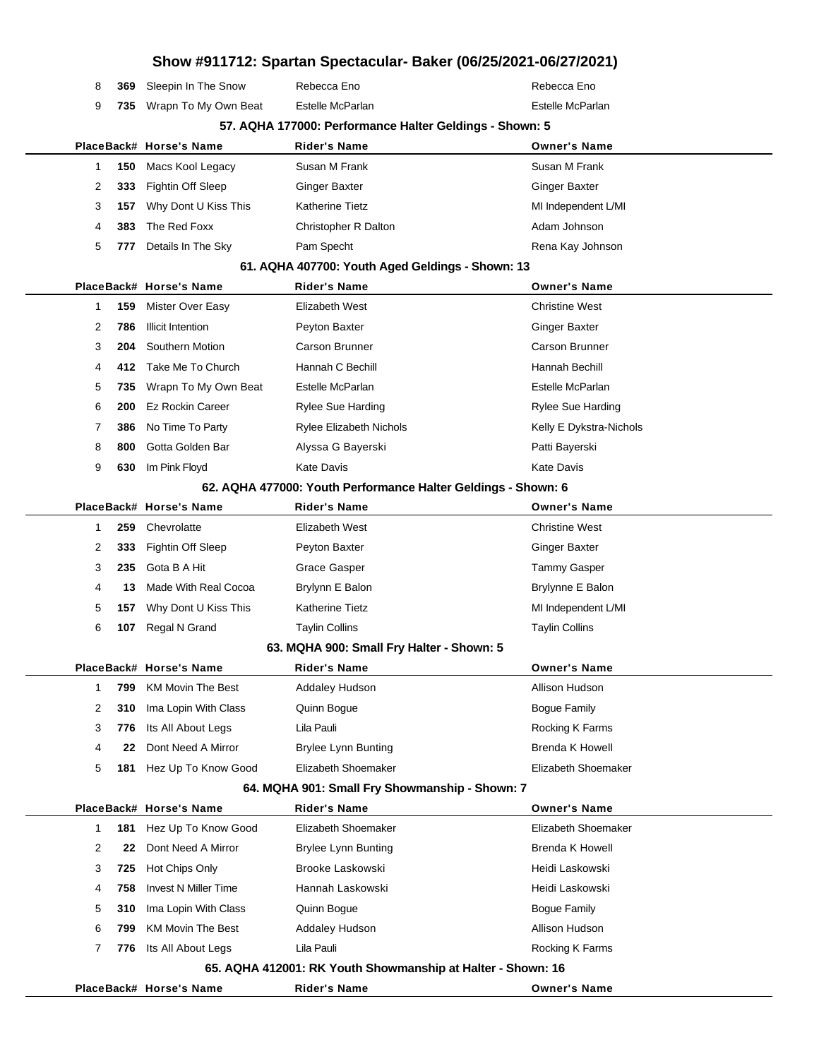| Place | Back# | Horse's Name | Rider's Name | Owner's Name |
|---|---|---|---|---|
| 8 | **369** | Sleepin In The Snow | Rebecca Eno | Rebecca Eno |
| 9 | **735** | Wrapn To My Own Beat | Estelle McParlan | Estelle McParlan |

### 57. AQHA 177000: Performance Halter Geldings - Shown: 5

| Place | Back# | Horse's Name | Rider's Name | Owner's Name |
|---|---|---|---|---|
| 1 | **150** | Macs Kool Legacy | Susan M Frank | Susan M Frank |
| 2 | **333** | Fightin Off Sleep | Ginger Baxter | Ginger Baxter |
| 3 | **157** | Why Dont U Kiss This | Katherine Tietz | MI Independent L/MI |
| 4 | **383** | The Red Foxx | Christopher R Dalton | Adam Johnson |
| 5 | **777** | Details In The Sky | Pam Specht | Rena Kay Johnson |

### 61. AQHA 407700: Youth Aged Geldings - Shown: 13

| Place | Back# | Horse's Name | Rider's Name | Owner's Name |
|---|---|---|---|---|
| 1 | **159** | Mister Over Easy | Elizabeth West | Christine West |
| 2 | **786** | Illicit Intention | Peyton Baxter | Ginger Baxter |
| 3 | **204** | Southern Motion | Carson Brunner | Carson Brunner |
| 4 | **412** | Take Me To Church | Hannah C Bechill | Hannah Bechill |
| 5 | **735** | Wrapn To My Own Beat | Estelle McParlan | Estelle McParlan |
| 6 | **200** | Ez Rockin Career | Rylee Sue Harding | Rylee Sue Harding |
| 7 | **386** | No Time To Party | Rylee Elizabeth Nichols | Kelly E Dykstra-Nichols |
| 8 | **800** | Gotta Golden Bar | Alyssa G Bayerski | Patti Bayerski |
| 9 | **630** | Im Pink Floyd | Kate Davis | Kate Davis |

### 62. AQHA 477000: Youth Performance Halter Geldings - Shown: 6

| Place | Back# | Horse's Name | Rider's Name | Owner's Name |
|---|---|---|---|---|
| 1 | **259** | Chevrolatte | Elizabeth West | Christine West |
| 2 | **333** | Fightin Off Sleep | Peyton Baxter | Ginger Baxter |
| 3 | **235** | Gota B A Hit | Grace Gasper | Tammy Gasper |
| 4 | **13** | Made With Real Cocoa | Brylynn E Balon | Brylynne E Balon |
| 5 | **157** | Why Dont U Kiss This | Katherine Tietz | MI Independent L/MI |
| 6 | **107** | Regal N Grand | Taylin Collins | Taylin Collins |

### 63. MQHA 900: Small Fry Halter - Shown: 5

| Place | Back# | Horse's Name | Rider's Name | Owner's Name |
|---|---|---|---|---|
| 1 | **799** | KM Movin The Best | Addaley Hudson | Allison Hudson |
| 2 | **310** | Ima Lopin With Class | Quinn Bogue | Bogue Family |
| 3 | **776** | Its All About Legs | Lila Pauli | Rocking K Farms |
| 4 | **22** | Dont Need A Mirror | Brylee Lynn Bunting | Brenda K Howell |
| 5 | **181** | Hez Up To Know Good | Elizabeth Shoemaker | Elizabeth Shoemaker |

### 64. MQHA 901: Small Fry Showmanship - Shown: 7

| Place | Back# | Horse's Name | Rider's Name | Owner's Name |
|---|---|---|---|---|
| 1 | **181** | Hez Up To Know Good | Elizabeth Shoemaker | Elizabeth Shoemaker |
| 2 | **22** | Dont Need A Mirror | Brylee Lynn Bunting | Brenda K Howell |
| 3 | **725** | Hot Chips Only | Brooke Laskowski | Heidi Laskowski |
| 4 | **758** | Invest N Miller Time | Hannah Laskowski | Heidi Laskowski |
| 5 | **310** | Ima Lopin With Class | Quinn Bogue | Bogue Family |
| 6 | **799** | KM Movin The Best | Addaley Hudson | Allison Hudson |
| 7 | **776** | Its All About Legs | Lila Pauli | Rocking K Farms |

### 65. AQHA 412001: RK Youth Showmanship at Halter - Shown: 16

| Place | Back# | Horse's Name | Rider's Name | Owner's Name |
|---|---|---|---|---|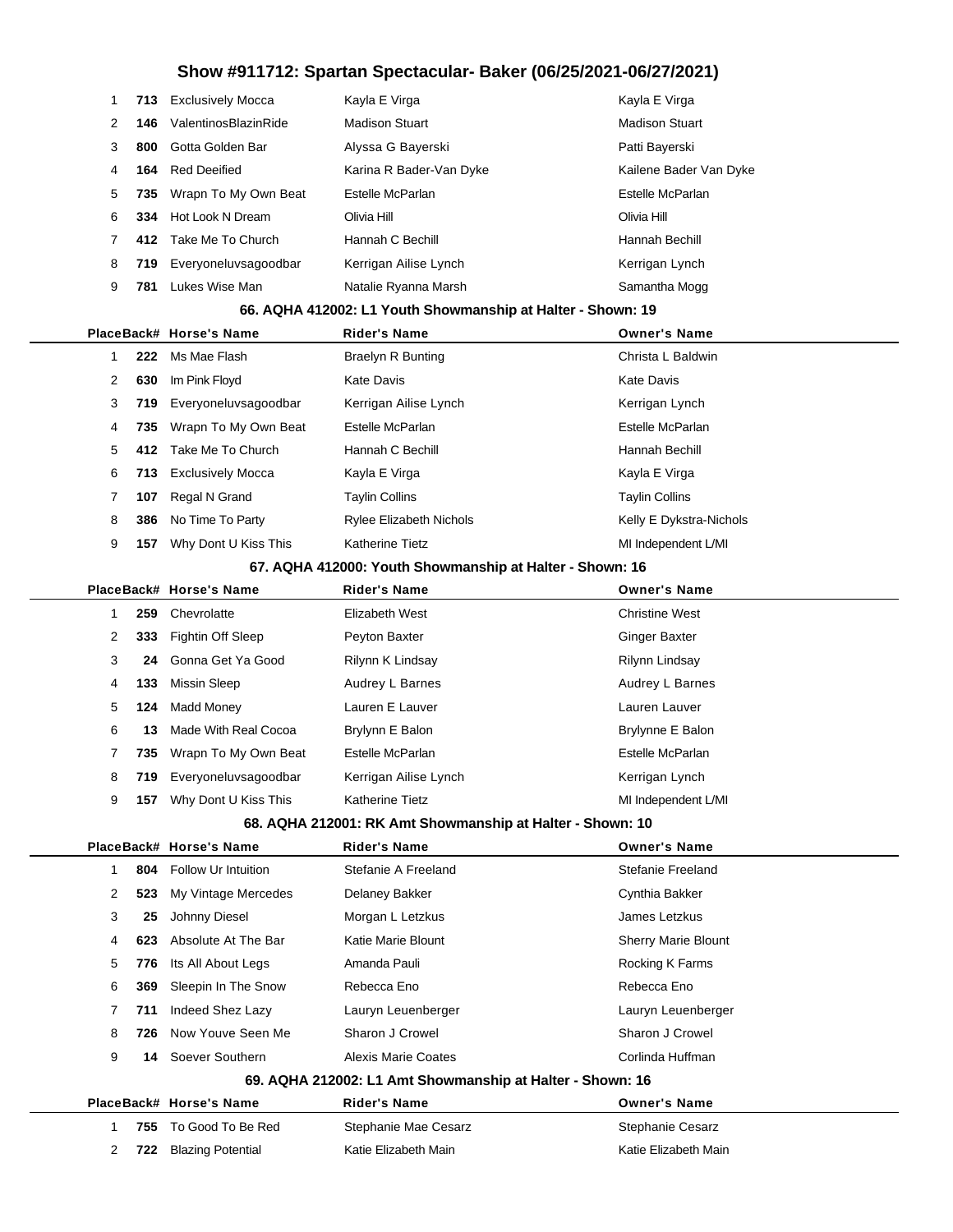# Show #911712: Spartan Spectacular- Baker (06/25/2021-06/27/2021)

| Place | Back# | Horse's Name | Rider's Name | Owner's Name |
|---|---|---|---|---|
| 1 | 713 | Exclusively Mocca | Kayla E Virga | Kayla E Virga |
| 2 | 146 | ValentinosBlazinRide | Madison Stuart | Madison Stuart |
| 3 | 800 | Gotta Golden Bar | Alyssa G Bayerski | Patti Bayerski |
| 4 | 164 | Red Deeified | Karina R Bader-Van Dyke | Kailene Bader Van Dyke |
| 5 | 735 | Wrapn To My Own Beat | Estelle McParlan | Estelle McParlan |
| 6 | 334 | Hot Look N Dream | Olivia Hill | Olivia Hill |
| 7 | 412 | Take Me To Church | Hannah C Bechill | Hannah Bechill |
| 8 | 719 | Everyoneluvsagoodbar | Kerrigan Ailise Lynch | Kerrigan Lynch |
| 9 | 781 | Lukes Wise Man | Natalie Ryanna Marsh | Samantha Mogg |

### 66. AQHA 412002: L1 Youth Showmanship at Halter - Shown: 19

| Place | Back# | Horse's Name | Rider's Name | Owner's Name |
|---|---|---|---|---|
| 1 | 222 | Ms Mae Flash | Braelyn R Bunting | Christa L Baldwin |
| 2 | 630 | Im Pink Floyd | Kate Davis | Kate Davis |
| 3 | 719 | Everyoneluvsagoodbar | Kerrigan Ailise Lynch | Kerrigan Lynch |
| 4 | 735 | Wrapn To My Own Beat | Estelle McParlan | Estelle McParlan |
| 5 | 412 | Take Me To Church | Hannah C Bechill | Hannah Bechill |
| 6 | 713 | Exclusively Mocca | Kayla E Virga | Kayla E Virga |
| 7 | 107 | Regal N Grand | Taylin Collins | Taylin Collins |
| 8 | 386 | No Time To Party | Rylee Elizabeth Nichols | Kelly E Dykstra-Nichols |
| 9 | 157 | Why Dont U Kiss This | Katherine Tietz | MI Independent L/MI |

### 67. AQHA 412000: Youth Showmanship at Halter - Shown: 16

| Place | Back# | Horse's Name | Rider's Name | Owner's Name |
|---|---|---|---|---|
| 1 | 259 | Chevrolatte | Elizabeth West | Christine West |
| 2 | 333 | Fightin Off Sleep | Peyton Baxter | Ginger Baxter |
| 3 | 24 | Gonna Get Ya Good | Rilynn K Lindsay | Rilynn Lindsay |
| 4 | 133 | Missin Sleep | Audrey L Barnes | Audrey L Barnes |
| 5 | 124 | Madd Money | Lauren E Lauver | Lauren Lauver |
| 6 | 13 | Made With Real Cocoa | Brylynn E Balon | Brylynne E Balon |
| 7 | 735 | Wrapn To My Own Beat | Estelle McParlan | Estelle McParlan |
| 8 | 719 | Everyoneluvsagoodbar | Kerrigan Ailise Lynch | Kerrigan Lynch |
| 9 | 157 | Why Dont U Kiss This | Katherine Tietz | MI Independent L/MI |

### 68. AQHA 212001: RK Amt Showmanship at Halter - Shown: 10

| Place | Back# | Horse's Name | Rider's Name | Owner's Name |
|---|---|---|---|---|
| 1 | 804 | Follow Ur Intuition | Stefanie A Freeland | Stefanie Freeland |
| 2 | 523 | My Vintage Mercedes | Delaney Bakker | Cynthia Bakker |
| 3 | 25 | Johnny Diesel | Morgan L Letzkus | James Letzkus |
| 4 | 623 | Absolute At The Bar | Katie Marie Blount | Sherry Marie Blount |
| 5 | 776 | Its All About Legs | Amanda Pauli | Rocking K Farms |
| 6 | 369 | Sleepin In The Snow | Rebecca Eno | Rebecca Eno |
| 7 | 711 | Indeed Shez Lazy | Lauryn Leuenberger | Lauryn Leuenberger |
| 8 | 726 | Now Youve Seen Me | Sharon J Crowel | Sharon J Crowel |
| 9 | 14 | Soever Southern | Alexis Marie Coates | Corlinda Huffman |

### 69. AQHA 212002: L1 Amt Showmanship at Halter - Shown: 16

| Place | Back# | Horse's Name | Rider's Name | Owner's Name |
|---|---|---|---|---|
| 1 | 755 | To Good To Be Red | Stephanie Mae Cesarz | Stephanie Cesarz |
| 2 | 722 | Blazing Potential | Katie Elizabeth Main | Katie Elizabeth Main |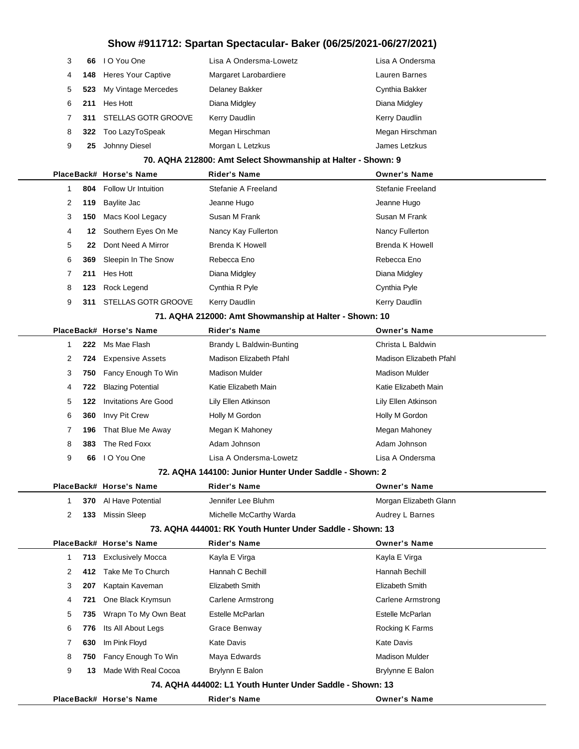# Show #911712: Spartan Spectacular- Baker (06/25/2021-06/27/2021)

| Place | Back# | Horse's Name | Rider's Name | Owner's Name |
|---|---|---|---|---|
| 3 | **66** | I O You One | Lisa A Ondersma-Lowetz | Lisa A Ondersma |
| 4 | **148** | Heres Your Captive | Margaret Larobardiere | Lauren Barnes |
| 5 | **523** | My Vintage Mercedes | Delaney Bakker | Cynthia Bakker |
| 6 | **211** | Hes Hott | Diana Midgley | Diana Midgley |
| 7 | **311** | STELLAS GOTR GROOVE | Kerry Daudlin | Kerry Daudlin |
| 8 | **322** | Too LazyToSpeak | Megan Hirschman | Megan Hirschman |
| 9 | **25** | Johnny Diesel | Morgan L Letzkus | James Letzkus |

### 70. AQHA 212800: Amt Select Showmanship at Halter - Shown: 9

| Place | Back# | Horse's Name | Rider's Name | Owner's Name |
|---|---|---|---|---|
| 1 | **804** | Follow Ur Intuition | Stefanie A Freeland | Stefanie Freeland |
| 2 | **119** | Baylite Jac | Jeanne Hugo | Jeanne Hugo |
| 3 | **150** | Macs Kool Legacy | Susan M Frank | Susan M Frank |
| 4 | **12** | Southern Eyes On Me | Nancy Kay Fullerton | Nancy Fullerton |
| 5 | **22** | Dont Need A Mirror | Brenda K Howell | Brenda K Howell |
| 6 | **369** | Sleepin In The Snow | Rebecca Eno | Rebecca Eno |
| 7 | **211** | Hes Hott | Diana Midgley | Diana Midgley |
| 8 | **123** | Rock Legend | Cynthia R Pyle | Cynthia Pyle |
| 9 | **311** | STELLAS GOTR GROOVE | Kerry Daudlin | Kerry Daudlin |

### 71. AQHA 212000: Amt Showmanship at Halter - Shown: 10

| Place | Back# | Horse's Name | Rider's Name | Owner's Name |
|---|---|---|---|---|
| 1 | **222** | Ms Mae Flash | Brandy L Baldwin-Bunting | Christa L Baldwin |
| 2 | **724** | Expensive Assets | Madison Elizabeth Pfahl | Madison Elizabeth Pfahl |
| 3 | **750** | Fancy Enough To Win | Madison Mulder | Madison Mulder |
| 4 | **722** | Blazing Potential | Katie Elizabeth Main | Katie Elizabeth Main |
| 5 | **122** | Invitations Are Good | Lily Ellen Atkinson | Lily Ellen Atkinson |
| 6 | **360** | Invy Pit Crew | Holly M Gordon | Holly M Gordon |
| 7 | **196** | That Blue Me Away | Megan K Mahoney | Megan Mahoney |
| 8 | **383** | The Red Foxx | Adam Johnson | Adam Johnson |
| 9 | **66** | I O You One | Lisa A Ondersma-Lowetz | Lisa A Ondersma |

### 72. AQHA 144100: Junior Hunter Under Saddle - Shown: 2

| Place | Back# | Horse's Name | Rider's Name | Owner's Name |
|---|---|---|---|---|
| 1 | **370** | Al Have Potential | Jennifer Lee Bluhm | Morgan Elizabeth Glann |
| 2 | **133** | Missin Sleep | Michelle McCarthy Warda | Audrey L Barnes |

### 73. AQHA 444001: RK Youth Hunter Under Saddle - Shown: 13

| Place | Back# | Horse's Name | Rider's Name | Owner's Name |
|---|---|---|---|---|
| 1 | **713** | Exclusively Mocca | Kayla E Virga | Kayla E Virga |
| 2 | **412** | Take Me To Church | Hannah C Bechill | Hannah Bechill |
| 3 | **207** | Kaptain Kaveman | Elizabeth Smith | Elizabeth Smith |
| 4 | **721** | One Black Krymsun | Carlene Armstrong | Carlene Armstrong |
| 5 | **735** | Wrapn To My Own Beat | Estelle McParlan | Estelle McParlan |
| 6 | **776** | Its All About Legs | Grace Benway | Rocking K Farms |
| 7 | **630** | Im Pink Floyd | Kate Davis | Kate Davis |
| 8 | **750** | Fancy Enough To Win | Maya Edwards | Madison Mulder |
| 9 | **13** | Made With Real Cocoa | Brylynn E Balon | Brylynne E Balon |

### 74. AQHA 444002: L1 Youth Hunter Under Saddle - Shown: 13

| Place | Back# | Horse's Name | Rider's Name | Owner's Name |
|---|---|---|---|---|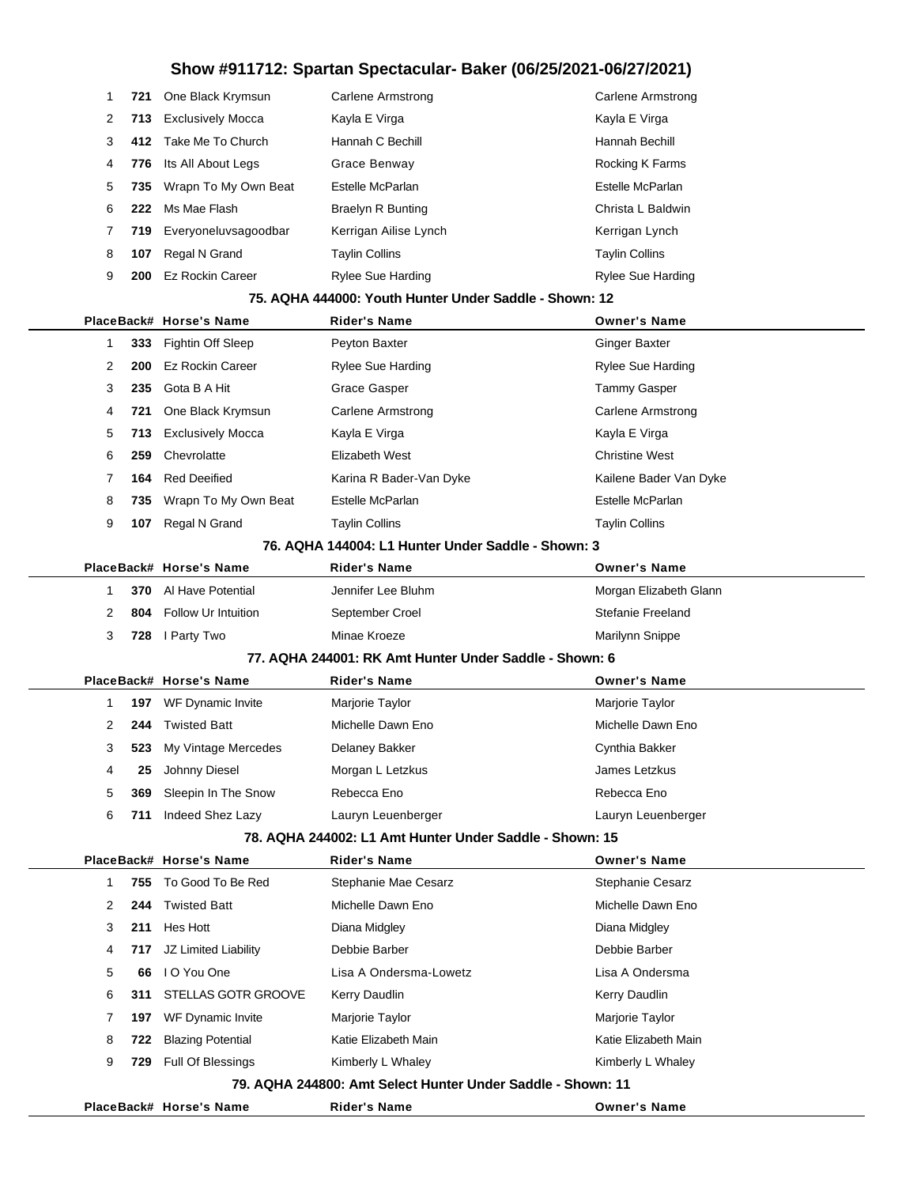| Place | Back# | Horse's Name | Rider's Name | Owner's Name |
|---|---|---|---|---|
| 1 | 721 | One Black Krymsun | Carlene Armstrong | Carlene Armstrong |
| 2 | 713 | Exclusively Mocca | Kayla E Virga | Kayla E Virga |
| 3 | 412 | Take Me To Church | Hannah C Bechill | Hannah Bechill |
| 4 | 776 | Its All About Legs | Grace Benway | Rocking K Farms |
| 5 | 735 | Wrapn To My Own Beat | Estelle McParlan | Estelle McParlan |
| 6 | 222 | Ms Mae Flash | Braelyn R Bunting | Christa L Baldwin |
| 7 | 719 | Everyoneluvsagoodbar | Kerrigan Ailise Lynch | Kerrigan Lynch |
| 8 | 107 | Regal N Grand | Taylin Collins | Taylin Collins |
| 9 | 200 | Ez Rockin Career | Rylee Sue Harding | Rylee Sue Harding |

### 75. AQHA 444000: Youth Hunter Under Saddle - Shown: 12

| Place | Back# | Horse's Name | Rider's Name | Owner's Name |
|---|---|---|---|---|
| 1 | 333 | Fightin Off Sleep | Peyton Baxter | Ginger Baxter |
| 2 | 200 | Ez Rockin Career | Rylee Sue Harding | Rylee Sue Harding |
| 3 | 235 | Gota B A Hit | Grace Gasper | Tammy Gasper |
| 4 | 721 | One Black Krymsun | Carlene Armstrong | Carlene Armstrong |
| 5 | 713 | Exclusively Mocca | Kayla E Virga | Kayla E Virga |
| 6 | 259 | Chevrolatte | Elizabeth West | Christine West |
| 7 | 164 | Red Deeified | Karina R Bader-Van Dyke | Kailene Bader Van Dyke |
| 8 | 735 | Wrapn To My Own Beat | Estelle McParlan | Estelle McParlan |
| 9 | 107 | Regal N Grand | Taylin Collins | Taylin Collins |

### 76. AQHA 144004: L1 Hunter Under Saddle - Shown: 3

| Place | Back# | Horse's Name | Rider's Name | Owner's Name |
|---|---|---|---|---|
| 1 | 370 | Al Have Potential | Jennifer Lee Bluhm | Morgan Elizabeth Glann |
| 2 | 804 | Follow Ur Intuition | September Croel | Stefanie Freeland |
| 3 | 728 | I Party Two | Minae Kroeze | Marilynn Snippe |

### 77. AQHA 244001: RK Amt Hunter Under Saddle - Shown: 6

| Place | Back# | Horse's Name | Rider's Name | Owner's Name |
|---|---|---|---|---|
| 1 | 197 | WF Dynamic Invite | Marjorie Taylor | Marjorie Taylor |
| 2 | 244 | Twisted Batt | Michelle Dawn Eno | Michelle Dawn Eno |
| 3 | 523 | My Vintage Mercedes | Delaney Bakker | Cynthia Bakker |
| 4 | 25 | Johnny Diesel | Morgan L Letzkus | James Letzkus |
| 5 | 369 | Sleepin In The Snow | Rebecca Eno | Rebecca Eno |
| 6 | 711 | Indeed Shez Lazy | Lauryn Leuenberger | Lauryn Leuenberger |

### 78. AQHA 244002: L1 Amt Hunter Under Saddle - Shown: 15

| Place | Back# | Horse's Name | Rider's Name | Owner's Name |
|---|---|---|---|---|
| 1 | 755 | To Good To Be Red | Stephanie Mae Cesarz | Stephanie Cesarz |
| 2 | 244 | Twisted Batt | Michelle Dawn Eno | Michelle Dawn Eno |
| 3 | 211 | Hes Hott | Diana Midgley | Diana Midgley |
| 4 | 717 | JZ Limited Liability | Debbie Barber | Debbie Barber |
| 5 | 66 | I O You One | Lisa A Ondersma-Lowetz | Lisa A Ondersma |
| 6 | 311 | STELLAS GOTR GROOVE | Kerry Daudlin | Kerry Daudlin |
| 7 | 197 | WF Dynamic Invite | Marjorie Taylor | Marjorie Taylor |
| 8 | 722 | Blazing Potential | Katie Elizabeth Main | Katie Elizabeth Main |
| 9 | 729 | Full Of Blessings | Kimberly L Whaley | Kimberly L Whaley |

### 79. AQHA 244800: Amt Select Hunter Under Saddle - Shown: 11

| Place | Back# | Horse's Name | Rider's Name | Owner's Name |
|---|---|---|---|---|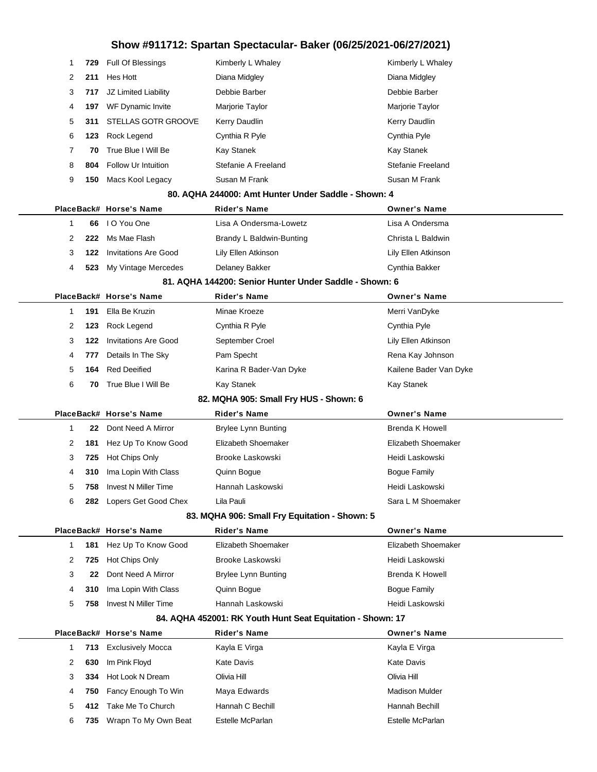# Show #911712: Spartan Spectacular- Baker (06/25/2021-06/27/2021)

| Place | Back# | Horse's Name | Rider's Name | Owner's Name |
|---|---|---|---|---|
| 1 | 729 | Full Of Blessings | Kimberly L Whaley | Kimberly L Whaley |
| 2 | 211 | Hes Hott | Diana Midgley | Diana Midgley |
| 3 | 717 | JZ Limited Liability | Debbie Barber | Debbie Barber |
| 4 | 197 | WF Dynamic Invite | Marjorie Taylor | Marjorie Taylor |
| 5 | 311 | STELLAS GOTR GROOVE | Kerry Daudlin | Kerry Daudlin |
| 6 | 123 | Rock Legend | Cynthia R Pyle | Cynthia Pyle |
| 7 | 70 | True Blue I Will Be | Kay Stanek | Kay Stanek |
| 8 | 804 | Follow Ur Intuition | Stefanie A Freeland | Stefanie Freeland |
| 9 | 150 | Macs Kool Legacy | Susan M Frank | Susan M Frank |

### 80. AQHA 244000: Amt Hunter Under Saddle - Shown: 4

| Place | Back# | Horse's Name | Rider's Name | Owner's Name |
|---|---|---|---|---|
| 1 | 66 | I O You One | Lisa A Ondersma-Lowetz | Lisa A Ondersma |
| 2 | 222 | Ms Mae Flash | Brandy L Baldwin-Bunting | Christa L Baldwin |
| 3 | 122 | Invitations Are Good | Lily Ellen Atkinson | Lily Ellen Atkinson |
| 4 | 523 | My Vintage Mercedes | Delaney Bakker | Cynthia Bakker |

### 81. AQHA 144200: Senior Hunter Under Saddle - Shown: 6

| Place | Back# | Horse's Name | Rider's Name | Owner's Name |
|---|---|---|---|---|
| 1 | 191 | Ella Be Kruzin | Minae Kroeze | Merri VanDyke |
| 2 | 123 | Rock Legend | Cynthia R Pyle | Cynthia Pyle |
| 3 | 122 | Invitations Are Good | September Croel | Lily Ellen Atkinson |
| 4 | 777 | Details In The Sky | Pam Specht | Rena Kay Johnson |
| 5 | 164 | Red Deeified | Karina R Bader-Van Dyke | Kailene Bader Van Dyke |
| 6 | 70 | True Blue I Will Be | Kay Stanek | Kay Stanek |

### 82. MQHA 905: Small Fry HUS - Shown: 6

| Place | Back# | Horse's Name | Rider's Name | Owner's Name |
|---|---|---|---|---|
| 1 | 22 | Dont Need A Mirror | Brylee Lynn Bunting | Brenda K Howell |
| 2 | 181 | Hez Up To Know Good | Elizabeth Shoemaker | Elizabeth Shoemaker |
| 3 | 725 | Hot Chips Only | Brooke Laskowski | Heidi Laskowski |
| 4 | 310 | Ima Lopin With Class | Quinn Bogue | Bogue Family |
| 5 | 758 | Invest N Miller Time | Hannah Laskowski | Heidi Laskowski |
| 6 | 282 | Lopers Get Good Chex | Lila Pauli | Sara L M Shoemaker |

### 83. MQHA 906: Small Fry Equitation - Shown: 5

| Place | Back# | Horse's Name | Rider's Name | Owner's Name |
|---|---|---|---|---|
| 1 | 181 | Hez Up To Know Good | Elizabeth Shoemaker | Elizabeth Shoemaker |
| 2 | 725 | Hot Chips Only | Brooke Laskowski | Heidi Laskowski |
| 3 | 22 | Dont Need A Mirror | Brylee Lynn Bunting | Brenda K Howell |
| 4 | 310 | Ima Lopin With Class | Quinn Bogue | Bogue Family |
| 5 | 758 | Invest N Miller Time | Hannah Laskowski | Heidi Laskowski |

### 84. AQHA 452001: RK Youth Hunt Seat Equitation - Shown: 17

| Place | Back# | Horse's Name | Rider's Name | Owner's Name |
|---|---|---|---|---|
| 1 | 713 | Exclusively Mocca | Kayla E Virga | Kayla E Virga |
| 2 | 630 | Im Pink Floyd | Kate Davis | Kate Davis |
| 3 | 334 | Hot Look N Dream | Olivia Hill | Olivia Hill |
| 4 | 750 | Fancy Enough To Win | Maya Edwards | Madison Mulder |
| 5 | 412 | Take Me To Church | Hannah C Bechill | Hannah Bechill |
| 6 | 735 | Wrapn To My Own Beat | Estelle McParlan | Estelle McParlan |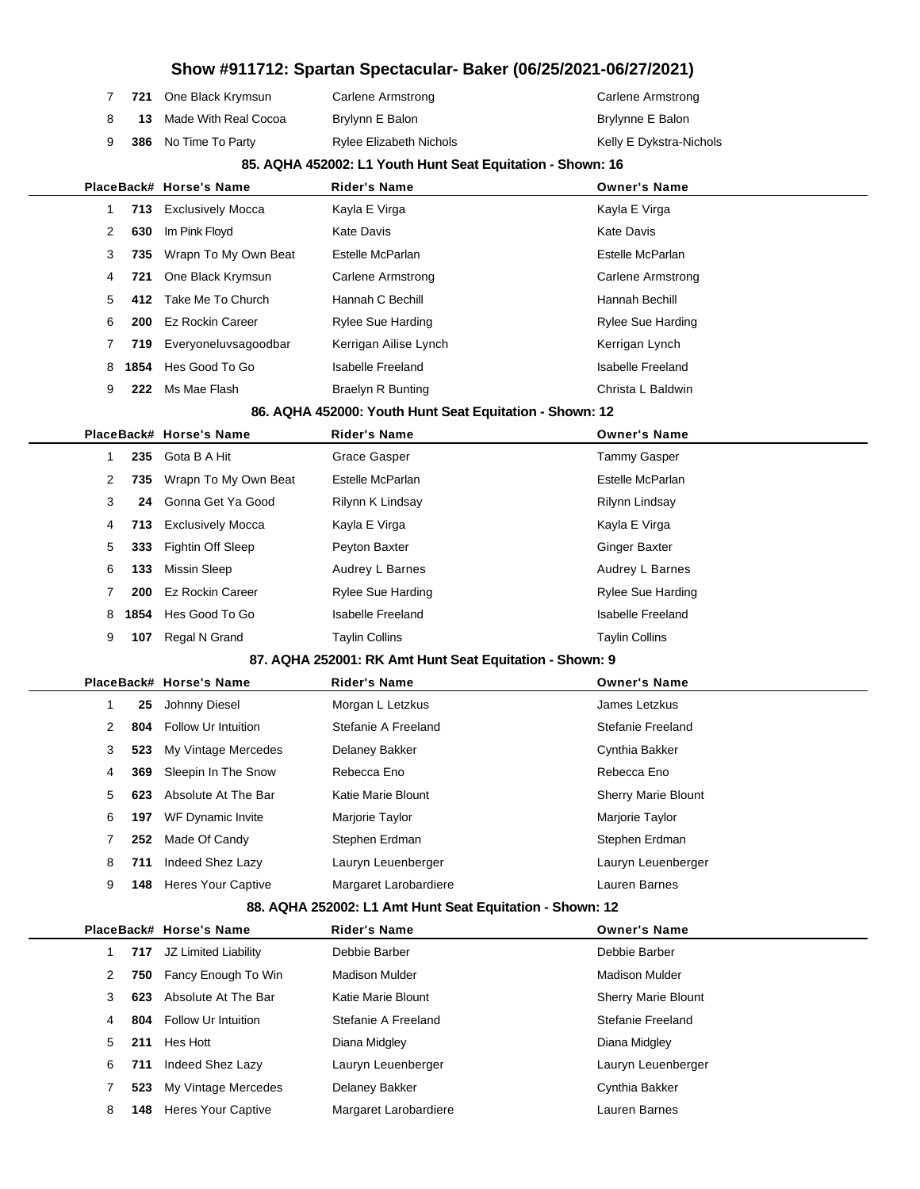# Show #911712: Spartan Spectacular- Baker (06/25/2021-06/27/2021)

| Place | Back# | Horse's Name | Rider's Name | Owner's Name |
|---|---|---|---|---|
| 7 | 721 | One Black Krymsun | Carlene Armstrong | Carlene Armstrong |
| 8 | 13 | Made With Real Cocoa | Brylynn E Balon | Brylynne E Balon |
| 9 | 386 | No Time To Party | Rylee Elizabeth Nichols | Kelly E Dykstra-Nichols |

### 85. AQHA 452002: L1 Youth Hunt Seat Equitation - Shown: 16

| Place | Back# | Horse's Name | Rider's Name | Owner's Name |
|---|---|---|---|---|
| 1 | 713 | Exclusively Mocca | Kayla E Virga | Kayla E Virga |
| 2 | 630 | Im Pink Floyd | Kate Davis | Kate Davis |
| 3 | 735 | Wrapn To My Own Beat | Estelle McParlan | Estelle McParlan |
| 4 | 721 | One Black Krymsun | Carlene Armstrong | Carlene Armstrong |
| 5 | 412 | Take Me To Church | Hannah C Bechill | Hannah Bechill |
| 6 | 200 | Ez Rockin Career | Rylee Sue Harding | Rylee Sue Harding |
| 7 | 719 | Everyoneluvsagoodbar | Kerrigan Ailise Lynch | Kerrigan Lynch |
| 8 | 1854 | Hes Good To Go | Isabelle Freeland | Isabelle Freeland |
| 9 | 222 | Ms Mae Flash | Braelyn R Bunting | Christa L Baldwin |

### 86. AQHA 452000: Youth Hunt Seat Equitation - Shown: 12

| Place | Back# | Horse's Name | Rider's Name | Owner's Name |
|---|---|---|---|---|
| 1 | 235 | Gota B A Hit | Grace Gasper | Tammy Gasper |
| 2 | 735 | Wrapn To My Own Beat | Estelle McParlan | Estelle McParlan |
| 3 | 24 | Gonna Get Ya Good | Rilynn K Lindsay | Rilynn Lindsay |
| 4 | 713 | Exclusively Mocca | Kayla E Virga | Kayla E Virga |
| 5 | 333 | Fightin Off Sleep | Peyton Baxter | Ginger Baxter |
| 6 | 133 | Missin Sleep | Audrey L Barnes | Audrey L Barnes |
| 7 | 200 | Ez Rockin Career | Rylee Sue Harding | Rylee Sue Harding |
| 8 | 1854 | Hes Good To Go | Isabelle Freeland | Isabelle Freeland |
| 9 | 107 | Regal N Grand | Taylin Collins | Taylin Collins |

### 87. AQHA 252001: RK Amt Hunt Seat Equitation - Shown: 9

| Place | Back# | Horse's Name | Rider's Name | Owner's Name |
|---|---|---|---|---|
| 1 | 25 | Johnny Diesel | Morgan L Letzkus | James Letzkus |
| 2 | 804 | Follow Ur Intuition | Stefanie A Freeland | Stefanie Freeland |
| 3 | 523 | My Vintage Mercedes | Delaney Bakker | Cynthia Bakker |
| 4 | 369 | Sleepin In The Snow | Rebecca Eno | Rebecca Eno |
| 5 | 623 | Absolute At The Bar | Katie Marie Blount | Sherry Marie Blount |
| 6 | 197 | WF Dynamic Invite | Marjorie Taylor | Marjorie Taylor |
| 7 | 252 | Made Of Candy | Stephen Erdman | Stephen Erdman |
| 8 | 711 | Indeed Shez Lazy | Lauryn Leuenberger | Lauryn Leuenberger |
| 9 | 148 | Heres Your Captive | Margaret Larobardiere | Lauren Barnes |

### 88. AQHA 252002: L1 Amt Hunt Seat Equitation - Shown: 12

| Place | Back# | Horse's Name | Rider's Name | Owner's Name |
|---|---|---|---|---|
| 1 | 717 | JZ Limited Liability | Debbie Barber | Debbie Barber |
| 2 | 750 | Fancy Enough To Win | Madison Mulder | Madison Mulder |
| 3 | 623 | Absolute At The Bar | Katie Marie Blount | Sherry Marie Blount |
| 4 | 804 | Follow Ur Intuition | Stefanie A Freeland | Stefanie Freeland |
| 5 | 211 | Hes Hott | Diana Midgley | Diana Midgley |
| 6 | 711 | Indeed Shez Lazy | Lauryn Leuenberger | Lauryn Leuenberger |
| 7 | 523 | My Vintage Mercedes | Delaney Bakker | Cynthia Bakker |
| 8 | 148 | Heres Your Captive | Margaret Larobardiere | Lauren Barnes |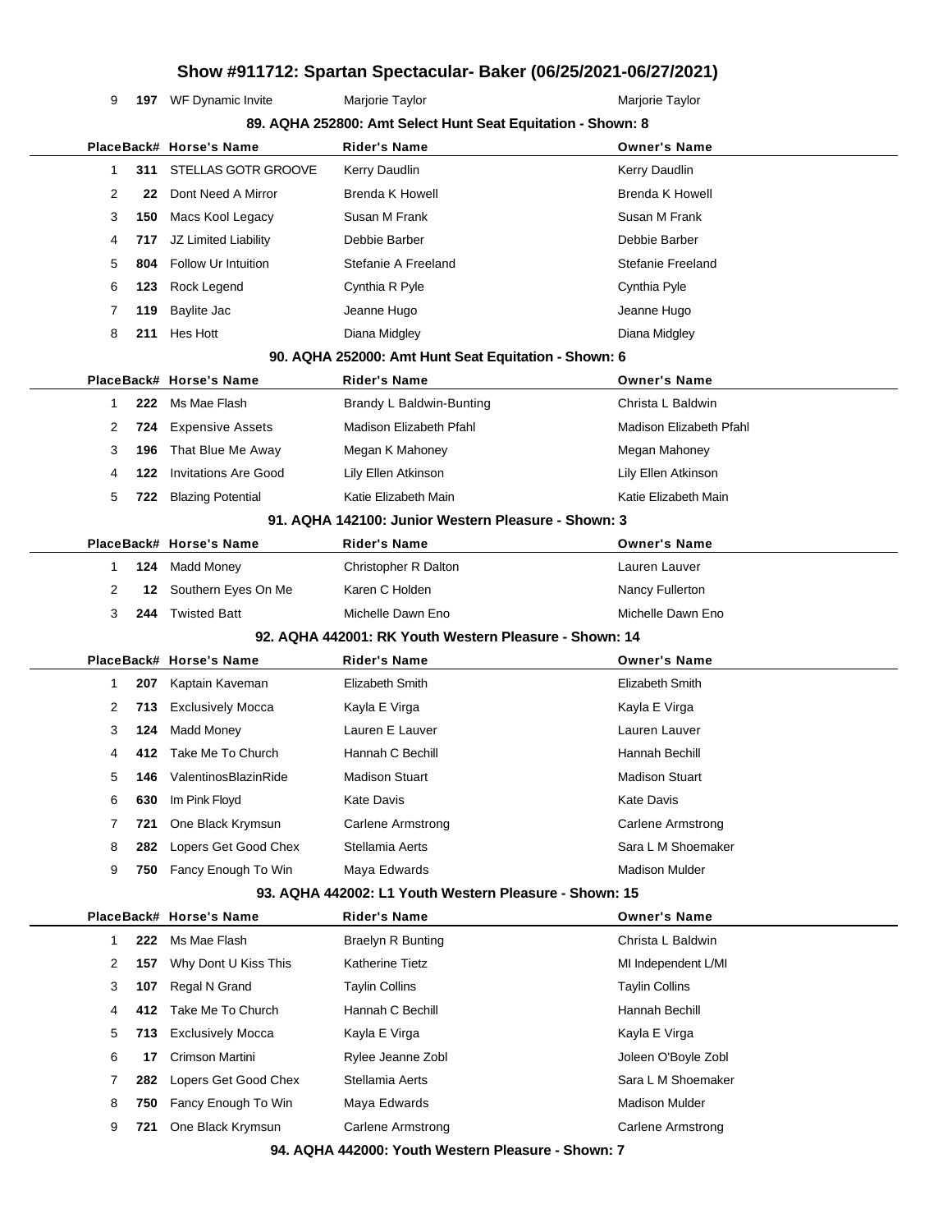# Show #911712: Spartan Spectacular- Baker (06/25/2021-06/27/2021)

| 9 | 197 | WF Dynamic Invite | Marjorie Taylor | Marjorie Taylor |
|---|---|---|---|---|

### 89. AQHA 252800: Amt Select Hunt Seat Equitation - Shown: 8

| Place | Back# | Horse's Name | Rider's Name | Owner's Name |
|---|---|---|---|---|
| 1 | 311 | STELLAS GOTR GROOVE | Kerry Daudlin | Kerry Daudlin |
| 2 | 22 | Dont Need A Mirror | Brenda K Howell | Brenda K Howell |
| 3 | 150 | Macs Kool Legacy | Susan M Frank | Susan M Frank |
| 4 | 717 | JZ Limited Liability | Debbie Barber | Debbie Barber |
| 5 | 804 | Follow Ur Intuition | Stefanie A Freeland | Stefanie Freeland |
| 6 | 123 | Rock Legend | Cynthia R Pyle | Cynthia Pyle |
| 7 | 119 | Baylite Jac | Jeanne Hugo | Jeanne Hugo |
| 8 | 211 | Hes Hott | Diana Midgley | Diana Midgley |

### 90. AQHA 252000: Amt Hunt Seat Equitation - Shown: 6

| Place | Back# | Horse's Name | Rider's Name | Owner's Name |
|---|---|---|---|---|
| 1 | 222 | Ms Mae Flash | Brandy L Baldwin-Bunting | Christa L Baldwin |
| 2 | 724 | Expensive Assets | Madison Elizabeth Pfahl | Madison Elizabeth Pfahl |
| 3 | 196 | That Blue Me Away | Megan K Mahoney | Megan Mahoney |
| 4 | 122 | Invitations Are Good | Lily Ellen Atkinson | Lily Ellen Atkinson |
| 5 | 722 | Blazing Potential | Katie Elizabeth Main | Katie Elizabeth Main |

### 91. AQHA 142100: Junior Western Pleasure - Shown: 3

| Place | Back# | Horse's Name | Rider's Name | Owner's Name |
|---|---|---|---|---|
| 1 | 124 | Madd Money | Christopher R Dalton | Lauren Lauver |
| 2 | 12 | Southern Eyes On Me | Karen C Holden | Nancy Fullerton |
| 3 | 244 | Twisted Batt | Michelle Dawn Eno | Michelle Dawn Eno |

### 92. AQHA 442001: RK Youth Western Pleasure - Shown: 14

| Place | Back# | Horse's Name | Rider's Name | Owner's Name |
|---|---|---|---|---|
| 1 | 207 | Kaptain Kaveman | Elizabeth Smith | Elizabeth Smith |
| 2 | 713 | Exclusively Mocca | Kayla E Virga | Kayla E Virga |
| 3 | 124 | Madd Money | Lauren E Lauver | Lauren Lauver |
| 4 | 412 | Take Me To Church | Hannah C Bechill | Hannah Bechill |
| 5 | 146 | ValentinosBlazinRide | Madison Stuart | Madison Stuart |
| 6 | 630 | Im Pink Floyd | Kate Davis | Kate Davis |
| 7 | 721 | One Black Krymsun | Carlene Armstrong | Carlene Armstrong |
| 8 | 282 | Lopers Get Good Chex | Stellamia Aerts | Sara L M Shoemaker |
| 9 | 750 | Fancy Enough To Win | Maya Edwards | Madison Mulder |

### 93. AQHA 442002: L1 Youth Western Pleasure - Shown: 15

| Place | Back# | Horse's Name | Rider's Name | Owner's Name |
|---|---|---|---|---|
| 1 | 222 | Ms Mae Flash | Braelyn R Bunting | Christa L Baldwin |
| 2 | 157 | Why Dont U Kiss This | Katherine Tietz | MI Independent L/MI |
| 3 | 107 | Regal N Grand | Taylin Collins | Taylin Collins |
| 4 | 412 | Take Me To Church | Hannah C Bechill | Hannah Bechill |
| 5 | 713 | Exclusively Mocca | Kayla E Virga | Kayla E Virga |
| 6 | 17 | Crimson Martini | Rylee Jeanne Zobl | Joleen O'Boyle Zobl |
| 7 | 282 | Lopers Get Good Chex | Stellamia Aerts | Sara L M Shoemaker |
| 8 | 750 | Fancy Enough To Win | Maya Edwards | Madison Mulder |
| 9 | 721 | One Black Krymsun | Carlene Armstrong | Carlene Armstrong |

### 94. AQHA 442000: Youth Western Pleasure - Shown: 7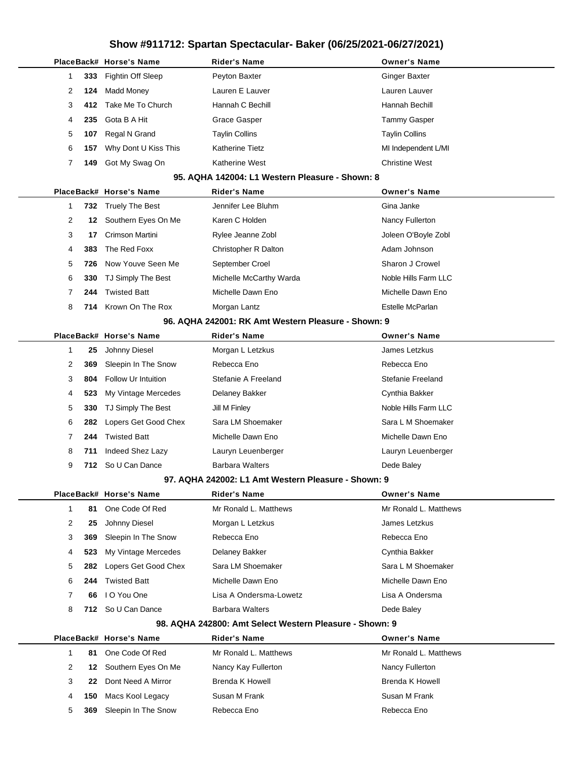# Show #911712: Spartan Spectacular- Baker (06/25/2021-06/27/2021)

| Place | Back# | Horse's Name | Rider's Name | Owner's Name |
|---|---|---|---|---|
| 1 | **333** | Fightin Off Sleep | Peyton Baxter | Ginger Baxter |
| 2 | **124** | Madd Money | Lauren E Lauver | Lauren Lauver |
| 3 | **412** | Take Me To Church | Hannah C Bechill | Hannah Bechill |
| 4 | **235** | Gota B A Hit | Grace Gasper | Tammy Gasper |
| 5 | **107** | Regal N Grand | Taylin Collins | Taylin Collins |
| 6 | **157** | Why Dont U Kiss This | Katherine Tietz | MI Independent L/MI |
| 7 | **149** | Got My Swag On | Katherine West | Christine West |

### 95. AQHA 142004: L1 Western Pleasure - Shown: 8

| Place | Back# | Horse's Name | Rider's Name | Owner's Name |
|---|---|---|---|---|
| 1 | **732** | Truely The Best | Jennifer Lee Bluhm | Gina Janke |
| 2 | **12** | Southern Eyes On Me | Karen C Holden | Nancy Fullerton |
| 3 | **17** | Crimson Martini | Rylee Jeanne Zobl | Joleen O'Boyle Zobl |
| 4 | **383** | The Red Foxx | Christopher R Dalton | Adam Johnson |
| 5 | **726** | Now Youve Seen Me | September Croel | Sharon J Crowel |
| 6 | **330** | TJ Simply The Best | Michelle McCarthy Warda | Noble Hills Farm LLC |
| 7 | **244** | Twisted Batt | Michelle Dawn Eno | Michelle Dawn Eno |
| 8 | **714** | Krown On The Rox | Morgan Lantz | Estelle McParlan |

### 96. AQHA 242001: RK Amt Western Pleasure - Shown: 9

| Place | Back# | Horse's Name | Rider's Name | Owner's Name |
|---|---|---|---|---|
| 1 | **25** | Johnny Diesel | Morgan L Letzkus | James Letzkus |
| 2 | **369** | Sleepin In The Snow | Rebecca Eno | Rebecca Eno |
| 3 | **804** | Follow Ur Intuition | Stefanie A Freeland | Stefanie Freeland |
| 4 | **523** | My Vintage Mercedes | Delaney Bakker | Cynthia Bakker |
| 5 | **330** | TJ Simply The Best | Jill M Finley | Noble Hills Farm LLC |
| 6 | **282** | Lopers Get Good Chex | Sara LM Shoemaker | Sara L M Shoemaker |
| 7 | **244** | Twisted Batt | Michelle Dawn Eno | Michelle Dawn Eno |
| 8 | **711** | Indeed Shez Lazy | Lauryn Leuenberger | Lauryn Leuenberger |
| 9 | **712** | So U Can Dance | Barbara Walters | Dede Baley |

### 97. AQHA 242002: L1 Amt Western Pleasure - Shown: 9

| Place | Back# | Horse's Name | Rider's Name | Owner's Name |
|---|---|---|---|---|
| 1 | **81** | One Code Of Red | Mr Ronald L. Matthews | Mr Ronald L. Matthews |
| 2 | **25** | Johnny Diesel | Morgan L Letzkus | James Letzkus |
| 3 | **369** | Sleepin In The Snow | Rebecca Eno | Rebecca Eno |
| 4 | **523** | My Vintage Mercedes | Delaney Bakker | Cynthia Bakker |
| 5 | **282** | Lopers Get Good Chex | Sara LM Shoemaker | Sara L M Shoemaker |
| 6 | **244** | Twisted Batt | Michelle Dawn Eno | Michelle Dawn Eno |
| 7 | **66** | I O You One | Lisa A Ondersma-Lowetz | Lisa A Ondersma |
| 8 | **712** | So U Can Dance | Barbara Walters | Dede Baley |

### 98. AQHA 242800: Amt Select Western Pleasure - Shown: 9

| Place | Back# | Horse's Name | Rider's Name | Owner's Name |
|---|---|---|---|---|
| 1 | **81** | One Code Of Red | Mr Ronald L. Matthews | Mr Ronald L. Matthews |
| 2 | **12** | Southern Eyes On Me | Nancy Kay Fullerton | Nancy Fullerton |
| 3 | **22** | Dont Need A Mirror | Brenda K Howell | Brenda K Howell |
| 4 | **150** | Macs Kool Legacy | Susan M Frank | Susan M Frank |
| 5 | **369** | Sleepin In The Snow | Rebecca Eno | Rebecca Eno |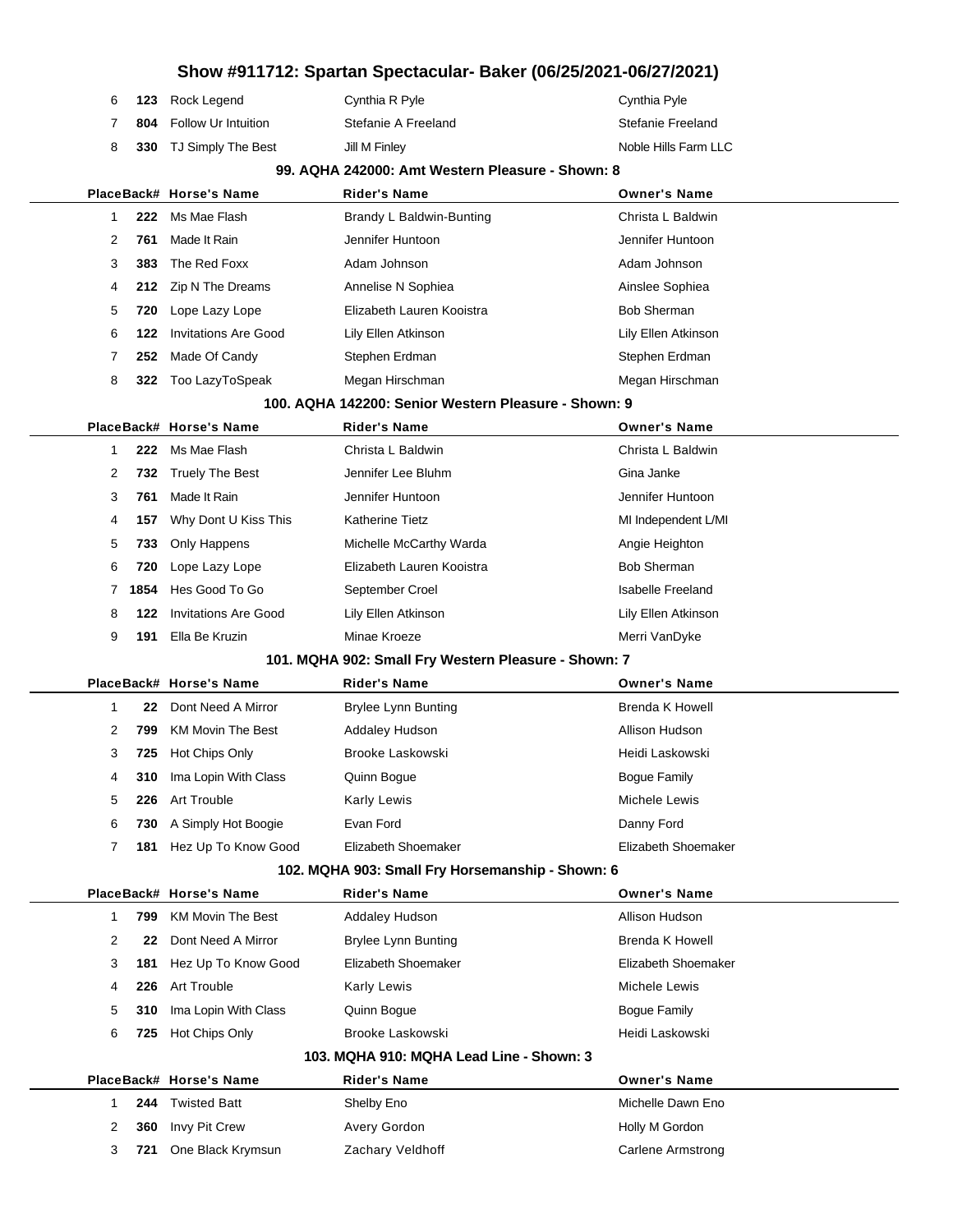# Show #911712: Spartan Spectacular- Baker (06/25/2021-06/27/2021)

| Place | Back# | Horse's Name | Rider's Name | Owner's Name |
|---|---|---|---|---|
| 6 | 123 | Rock Legend | Cynthia R Pyle | Cynthia Pyle |
| 7 | 804 | Follow Ur Intuition | Stefanie A Freeland | Stefanie Freeland |
| 8 | 330 | TJ Simply The Best | Jill M Finley | Noble Hills Farm LLC |

### 99. AQHA 242000: Amt Western Pleasure - Shown: 8

| Place | Back# | Horse's Name | Rider's Name | Owner's Name |
|---|---|---|---|---|
| 1 | 222 | Ms Mae Flash | Brandy L Baldwin-Bunting | Christa L Baldwin |
| 2 | 761 | Made It Rain | Jennifer Huntoon | Jennifer Huntoon |
| 3 | 383 | The Red Foxx | Adam Johnson | Adam Johnson |
| 4 | 212 | Zip N The Dreams | Annelise N Sophiea | Ainslee Sophiea |
| 5 | 720 | Lope Lazy Lope | Elizabeth Lauren Kooistra | Bob Sherman |
| 6 | 122 | Invitations Are Good | Lily Ellen Atkinson | Lily Ellen Atkinson |
| 7 | 252 | Made Of Candy | Stephen Erdman | Stephen Erdman |
| 8 | 322 | Too LazyToSpeak | Megan Hirschman | Megan Hirschman |

### 100. AQHA 142200: Senior Western Pleasure - Shown: 9

| Place | Back# | Horse's Name | Rider's Name | Owner's Name |
|---|---|---|---|---|
| 1 | 222 | Ms Mae Flash | Christa L Baldwin | Christa L Baldwin |
| 2 | 732 | Truely The Best | Jennifer Lee Bluhm | Gina Janke |
| 3 | 761 | Made It Rain | Jennifer Huntoon | Jennifer Huntoon |
| 4 | 157 | Why Dont U Kiss This | Katherine Tietz | MI Independent L/MI |
| 5 | 733 | Only Happens | Michelle McCarthy Warda | Angie Heighton |
| 6 | 720 | Lope Lazy Lope | Elizabeth Lauren Kooistra | Bob Sherman |
| 7 | 1854 | Hes Good To Go | September Croel | Isabelle Freeland |
| 8 | 122 | Invitations Are Good | Lily Ellen Atkinson | Lily Ellen Atkinson |
| 9 | 191 | Ella Be Kruzin | Minae Kroeze | Merri VanDyke |

### 101. MQHA 902: Small Fry Western Pleasure - Shown: 7

| Place | Back# | Horse's Name | Rider's Name | Owner's Name |
|---|---|---|---|---|
| 1 | 22 | Dont Need A Mirror | Brylee Lynn Bunting | Brenda K Howell |
| 2 | 799 | KM Movin The Best | Addaley Hudson | Allison Hudson |
| 3 | 725 | Hot Chips Only | Brooke Laskowski | Heidi Laskowski |
| 4 | 310 | Ima Lopin With Class | Quinn Bogue | Bogue Family |
| 5 | 226 | Art Trouble | Karly Lewis | Michele Lewis |
| 6 | 730 | A Simply Hot Boogie | Evan Ford | Danny Ford |
| 7 | 181 | Hez Up To Know Good | Elizabeth Shoemaker | Elizabeth Shoemaker |

### 102. MQHA 903: Small Fry Horsemanship - Shown: 6

| Place | Back# | Horse's Name | Rider's Name | Owner's Name |
|---|---|---|---|---|
| 1 | 799 | KM Movin The Best | Addaley Hudson | Allison Hudson |
| 2 | 22 | Dont Need A Mirror | Brylee Lynn Bunting | Brenda K Howell |
| 3 | 181 | Hez Up To Know Good | Elizabeth Shoemaker | Elizabeth Shoemaker |
| 4 | 226 | Art Trouble | Karly Lewis | Michele Lewis |
| 5 | 310 | Ima Lopin With Class | Quinn Bogue | Bogue Family |
| 6 | 725 | Hot Chips Only | Brooke Laskowski | Heidi Laskowski |

### 103. MQHA 910: MQHA Lead Line - Shown: 3

| Place | Back# | Horse's Name | Rider's Name | Owner's Name |
|---|---|---|---|---|
| 1 | 244 | Twisted Batt | Shelby Eno | Michelle Dawn Eno |
| 2 | 360 | Invy Pit Crew | Avery Gordon | Holly M Gordon |
| 3 | 721 | One Black Krymsun | Zachary Veldhoff | Carlene Armstrong |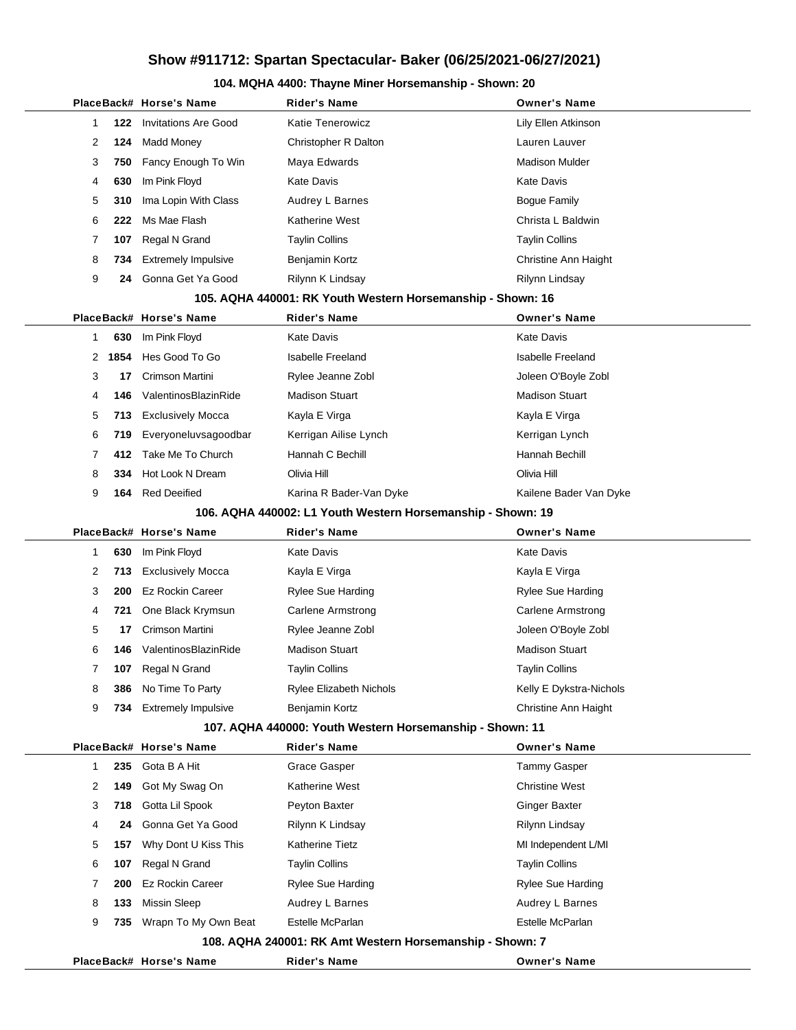# Show #911712: Spartan Spectacular- Baker (06/25/2021-06/27/2021)

### 104. MQHA 4400: Thayne Miner Horsemanship - Shown: 20

| Place | Back# | Horse's Name | Rider's Name | Owner's Name |
|---|---|---|---|---|
| 1 | 122 | Invitations Are Good | Katie Tenerowicz | Lily Ellen Atkinson |
| 2 | 124 | Madd Money | Christopher R Dalton | Lauren Lauver |
| 3 | 750 | Fancy Enough To Win | Maya Edwards | Madison Mulder |
| 4 | 630 | Im Pink Floyd | Kate Davis | Kate Davis |
| 5 | 310 | Ima Lopin With Class | Audrey L Barnes | Bogue Family |
| 6 | 222 | Ms Mae Flash | Katherine West | Christa L Baldwin |
| 7 | 107 | Regal N Grand | Taylin Collins | Taylin Collins |
| 8 | 734 | Extremely Impulsive | Benjamin Kortz | Christine Ann Haight |
| 9 | 24 | Gonna Get Ya Good | Rilynn K Lindsay | Rilynn Lindsay |

### 105. AQHA 440001: RK Youth Western Horsemanship - Shown: 16

| Place | Back# | Horse's Name | Rider's Name | Owner's Name |
|---|---|---|---|---|
| 1 | 630 | Im Pink Floyd | Kate Davis | Kate Davis |
| 2 | 1854 | Hes Good To Go | Isabelle Freeland | Isabelle Freeland |
| 3 | 17 | Crimson Martini | Rylee Jeanne Zobl | Joleen O'Boyle Zobl |
| 4 | 146 | ValentinosBlazinRide | Madison Stuart | Madison Stuart |
| 5 | 713 | Exclusively Mocca | Kayla E Virga | Kayla E Virga |
| 6 | 719 | Everyoneluvsagoodbar | Kerrigan Ailise Lynch | Kerrigan Lynch |
| 7 | 412 | Take Me To Church | Hannah C Bechill | Hannah Bechill |
| 8 | 334 | Hot Look N Dream | Olivia Hill | Olivia Hill |
| 9 | 164 | Red Deeified | Karina R Bader-Van Dyke | Kailene Bader Van Dyke |

### 106. AQHA 440002: L1 Youth Western Horsemanship - Shown: 19

| Place | Back# | Horse's Name | Rider's Name | Owner's Name |
|---|---|---|---|---|
| 1 | 630 | Im Pink Floyd | Kate Davis | Kate Davis |
| 2 | 713 | Exclusively Mocca | Kayla E Virga | Kayla E Virga |
| 3 | 200 | Ez Rockin Career | Rylee Sue Harding | Rylee Sue Harding |
| 4 | 721 | One Black Krymsun | Carlene Armstrong | Carlene Armstrong |
| 5 | 17 | Crimson Martini | Rylee Jeanne Zobl | Joleen O'Boyle Zobl |
| 6 | 146 | ValentinosBlazinRide | Madison Stuart | Madison Stuart |
| 7 | 107 | Regal N Grand | Taylin Collins | Taylin Collins |
| 8 | 386 | No Time To Party | Rylee Elizabeth Nichols | Kelly E Dykstra-Nichols |
| 9 | 734 | Extremely Impulsive | Benjamin Kortz | Christine Ann Haight |

### 107. AQHA 440000: Youth Western Horsemanship - Shown: 11

| Place | Back# | Horse's Name | Rider's Name | Owner's Name |
|---|---|---|---|---|
| 1 | 235 | Gota B A Hit | Grace Gasper | Tammy Gasper |
| 2 | 149 | Got My Swag On | Katherine West | Christine West |
| 3 | 718 | Gotta Lil Spook | Peyton Baxter | Ginger Baxter |
| 4 | 24 | Gonna Get Ya Good | Rilynn K Lindsay | Rilynn Lindsay |
| 5 | 157 | Why Dont U Kiss This | Katherine Tietz | MI Independent L/MI |
| 6 | 107 | Regal N Grand | Taylin Collins | Taylin Collins |
| 7 | 200 | Ez Rockin Career | Rylee Sue Harding | Rylee Sue Harding |
| 8 | 133 | Missin Sleep | Audrey L Barnes | Audrey L Barnes |
| 9 | 735 | Wrapn To My Own Beat | Estelle McParlan | Estelle McParlan |

### 108. AQHA 240001: RK Amt Western Horsemanship - Shown: 7

| Place | Back# | Horse's Name | Rider's Name | Owner's Name |
|---|---|---|---|---|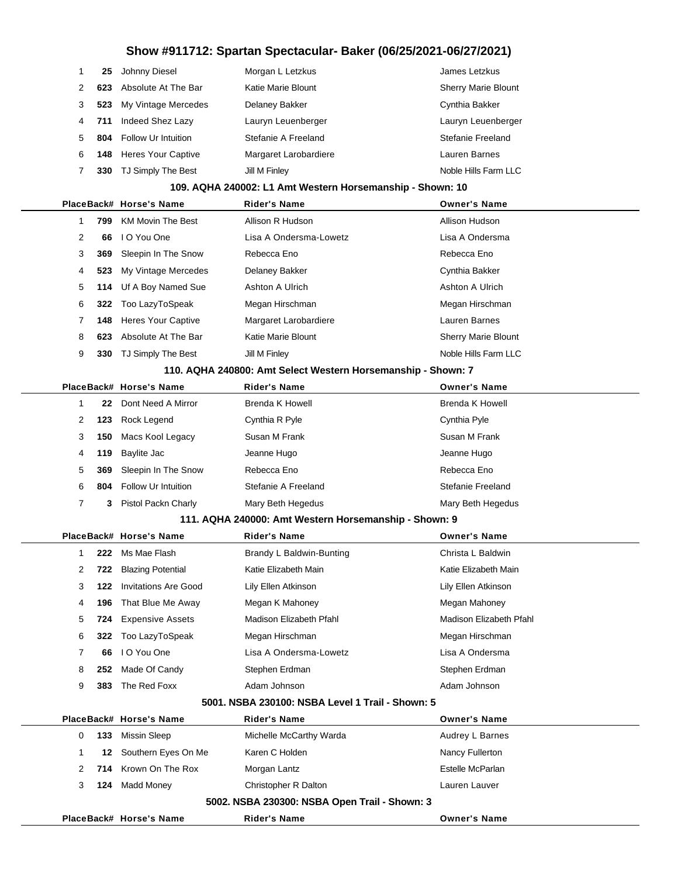# Show #911712: Spartan Spectacular- Baker (06/25/2021-06/27/2021)

| Place | Back# | Horse's Name | Rider's Name | Owner's Name |
|---|---|---|---|---|
| 1 | 25 | Johnny Diesel | Morgan L Letzkus | James Letzkus |
| 2 | 623 | Absolute At The Bar | Katie Marie Blount | Sherry Marie Blount |
| 3 | 523 | My Vintage Mercedes | Delaney Bakker | Cynthia Bakker |
| 4 | 711 | Indeed Shez Lazy | Lauryn Leuenberger | Lauryn Leuenberger |
| 5 | 804 | Follow Ur Intuition | Stefanie A Freeland | Stefanie Freeland |
| 6 | 148 | Heres Your Captive | Margaret Larobardiere | Lauren Barnes |
| 7 | 330 | TJ Simply The Best | Jill M Finley | Noble Hills Farm LLC |

### 109. AQHA 240002: L1 Amt Western Horsemanship - Shown: 10

| Place | Back# | Horse's Name | Rider's Name | Owner's Name |
|---|---|---|---|---|
| 1 | 799 | KM Movin The Best | Allison R Hudson | Allison Hudson |
| 2 | 66 | I O You One | Lisa A Ondersma-Lowetz | Lisa A Ondersma |
| 3 | 369 | Sleepin In The Snow | Rebecca Eno | Rebecca Eno |
| 4 | 523 | My Vintage Mercedes | Delaney Bakker | Cynthia Bakker |
| 5 | 114 | Uf A Boy Named Sue | Ashton A Ulrich | Ashton A Ulrich |
| 6 | 322 | Too LazyToSpeak | Megan Hirschman | Megan Hirschman |
| 7 | 148 | Heres Your Captive | Margaret Larobardiere | Lauren Barnes |
| 8 | 623 | Absolute At The Bar | Katie Marie Blount | Sherry Marie Blount |
| 9 | 330 | TJ Simply The Best | Jill M Finley | Noble Hills Farm LLC |

### 110. AQHA 240800: Amt Select Western Horsemanship - Shown: 7

| Place | Back# | Horse's Name | Rider's Name | Owner's Name |
|---|---|---|---|---|
| 1 | 22 | Dont Need A Mirror | Brenda K Howell | Brenda K Howell |
| 2 | 123 | Rock Legend | Cynthia R Pyle | Cynthia Pyle |
| 3 | 150 | Macs Kool Legacy | Susan M Frank | Susan M Frank |
| 4 | 119 | Baylite Jac | Jeanne Hugo | Jeanne Hugo |
| 5 | 369 | Sleepin In The Snow | Rebecca Eno | Rebecca Eno |
| 6 | 804 | Follow Ur Intuition | Stefanie A Freeland | Stefanie Freeland |
| 7 | 3 | Pistol Packn Charly | Mary Beth Hegedus | Mary Beth Hegedus |

### 111. AQHA 240000: Amt Western Horsemanship - Shown: 9

| Place | Back# | Horse's Name | Rider's Name | Owner's Name |
|---|---|---|---|---|
| 1 | 222 | Ms Mae Flash | Brandy L Baldwin-Bunting | Christa L Baldwin |
| 2 | 722 | Blazing Potential | Katie Elizabeth Main | Katie Elizabeth Main |
| 3 | 122 | Invitations Are Good | Lily Ellen Atkinson | Lily Ellen Atkinson |
| 4 | 196 | That Blue Me Away | Megan K Mahoney | Megan Mahoney |
| 5 | 724 | Expensive Assets | Madison Elizabeth Pfahl | Madison Elizabeth Pfahl |
| 6 | 322 | Too LazyToSpeak | Megan Hirschman | Megan Hirschman |
| 7 | 66 | I O You One | Lisa A Ondersma-Lowetz | Lisa A Ondersma |
| 8 | 252 | Made Of Candy | Stephen Erdman | Stephen Erdman |
| 9 | 383 | The Red Foxx | Adam Johnson | Adam Johnson |

### 5001. NSBA 230100: NSBA Level 1 Trail - Shown: 5

| Place | Back# | Horse's Name | Rider's Name | Owner's Name |
|---|---|---|---|---|
| 0 | 133 | Missin Sleep | Michelle McCarthy Warda | Audrey L Barnes |
| 1 | 12 | Southern Eyes On Me | Karen C Holden | Nancy Fullerton |
| 2 | 714 | Krown On The Rox | Morgan Lantz | Estelle McParlan |
| 3 | 124 | Madd Money | Christopher R Dalton | Lauren Lauver |

### 5002. NSBA 230300: NSBA Open Trail - Shown: 3

| Place | Back# | Horse's Name | Rider's Name | Owner's Name |
|---|---|---|---|---|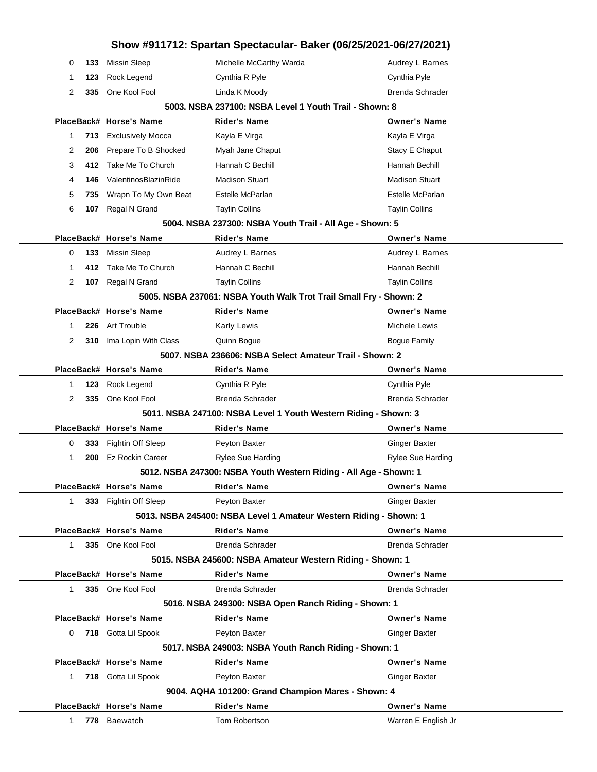# Show #911712: Spartan Spectacular- Baker (06/25/2021-06/27/2021)

| Place | Back# | Horse's Name | Rider's Name | Owner's Name |
|---|---|---|---|---|
| 0 | **133** | Missin Sleep | Michelle McCarthy Warda | Audrey L Barnes |
| 1 | **123** | Rock Legend | Cynthia R Pyle | Cynthia Pyle |
| 2 | **335** | One Kool Fool | Linda K Moody | Brenda Schrader |

### 5003. NSBA 237100: NSBA Level 1 Youth Trail - Shown: 8

| Place | Back# | Horse's Name | Rider's Name | Owner's Name |
|---|---|---|---|---|
| 1 | **713** | Exclusively Mocca | Kayla E Virga | Kayla E Virga |
| 2 | **206** | Prepare To B Shocked | Myah Jane Chaput | Stacy E Chaput |
| 3 | **412** | Take Me To Church | Hannah C Bechill | Hannah Bechill |
| 4 | **146** | ValentinosBlazinRide | Madison Stuart | Madison Stuart |
| 5 | **735** | Wrapn To My Own Beat | Estelle McParlan | Estelle McParlan |
| 6 | **107** | Regal N Grand | Taylin Collins | Taylin Collins |

### 5004. NSBA 237300: NSBA Youth Trail - All Age - Shown: 5

| Place | Back# | Horse's Name | Rider's Name | Owner's Name |
|---|---|---|---|---|
| 0 | **133** | Missin Sleep | Audrey L Barnes | Audrey L Barnes |
| 1 | **412** | Take Me To Church | Hannah C Bechill | Hannah Bechill |
| 2 | **107** | Regal N Grand | Taylin Collins | Taylin Collins |

### 5005. NSBA 237061: NSBA Youth Walk Trot Trail Small Fry - Shown: 2

| Place | Back# | Horse's Name | Rider's Name | Owner's Name |
|---|---|---|---|---|
| 1 | **226** | Art Trouble | Karly Lewis | Michele Lewis |
| 2 | **310** | Ima Lopin With Class | Quinn Bogue | Bogue Family |

### 5007. NSBA 236606: NSBA Select Amateur Trail - Shown: 2

| Place | Back# | Horse's Name | Rider's Name | Owner's Name |
|---|---|---|---|---|
| 1 | **123** | Rock Legend | Cynthia R Pyle | Cynthia Pyle |
| 2 | **335** | One Kool Fool | Brenda Schrader | Brenda Schrader |

### 5011. NSBA 247100: NSBA Level 1 Youth Western Riding - Shown: 3

| Place | Back# | Horse's Name | Rider's Name | Owner's Name |
|---|---|---|---|---|
| 0 | **333** | Fightin Off Sleep | Peyton Baxter | Ginger Baxter |
| 1 | **200** | Ez Rockin Career | Rylee Sue Harding | Rylee Sue Harding |

### 5012. NSBA 247300: NSBA Youth Western Riding - All Age - Shown: 1

| Place | Back# | Horse's Name | Rider's Name | Owner's Name |
|---|---|---|---|---|
| 1 | **333** | Fightin Off Sleep | Peyton Baxter | Ginger Baxter |

### 5013. NSBA 245400: NSBA Level 1 Amateur Western Riding - Shown: 1

| Place | Back# | Horse's Name | Rider's Name | Owner's Name |
|---|---|---|---|---|
| 1 | **335** | One Kool Fool | Brenda Schrader | Brenda Schrader |

### 5015. NSBA 245600: NSBA Amateur Western Riding - Shown: 1

| Place | Back# | Horse's Name | Rider's Name | Owner's Name |
|---|---|---|---|---|
| 1 | **335** | One Kool Fool | Brenda Schrader | Brenda Schrader |

### 5016. NSBA 249300: NSBA Open Ranch Riding - Shown: 1

| Place | Back# | Horse's Name | Rider's Name | Owner's Name |
|---|---|---|---|---|
| 0 | **718** | Gotta Lil Spook | Peyton Baxter | Ginger Baxter |

### 5017. NSBA 249003: NSBA Youth Ranch Riding - Shown: 1

| Place | Back# | Horse's Name | Rider's Name | Owner's Name |
|---|---|---|---|---|
| 1 | **718** | Gotta Lil Spook | Peyton Baxter | Ginger Baxter |

### 9004. AQHA 101200: Grand Champion Mares - Shown: 4

| Place | Back# | Horse's Name | Rider's Name | Owner's Name |
|---|---|---|---|---|
| 1 | **778** | Baewatch | Tom Robertson | Warren E English Jr |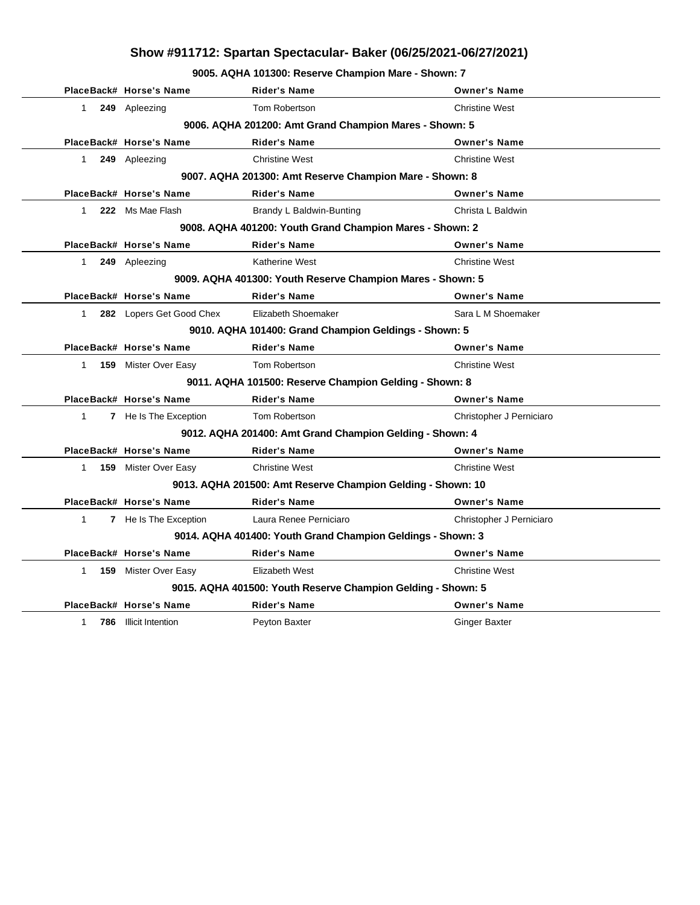# Show #911712: Spartan Spectacular- Baker (06/25/2021-06/27/2021)

### 9005. AQHA 101300: Reserve Champion Mare - Shown: 7

| Place | Back# | Horse's Name | Rider's Name | Owner's Name |
|---|---|---|---|---|
| 1 | 249 | Apleezing | Tom Robertson | Christine West |

### 9006. AQHA 201200: Amt Grand Champion Mares - Shown: 5

| Place | Back# | Horse's Name | Rider's Name | Owner's Name |
|---|---|---|---|---|
| 1 | 249 | Apleezing | Christine West | Christine West |

### 9007. AQHA 201300: Amt Reserve Champion Mare - Shown: 8

| Place | Back# | Horse's Name | Rider's Name | Owner's Name |
|---|---|---|---|---|
| 1 | 222 | Ms Mae Flash | Brandy L Baldwin-Bunting | Christa L Baldwin |

### 9008. AQHA 401200: Youth Grand Champion Mares - Shown: 2

| Place | Back# | Horse's Name | Rider's Name | Owner's Name |
|---|---|---|---|---|
| 1 | 249 | Apleezing | Katherine West | Christine West |

### 9009. AQHA 401300: Youth Reserve Champion Mares - Shown: 5

| Place | Back# | Horse's Name | Rider's Name | Owner's Name |
|---|---|---|---|---|
| 1 | 282 | Lopers Get Good Chex | Elizabeth Shoemaker | Sara L M Shoemaker |

### 9010. AQHA 101400: Grand Champion Geldings - Shown: 5

| Place | Back# | Horse's Name | Rider's Name | Owner's Name |
|---|---|---|---|---|
| 1 | 159 | Mister Over Easy | Tom Robertson | Christine West |

### 9011. AQHA 101500: Reserve Champion Gelding - Shown: 8

| Place | Back# | Horse's Name | Rider's Name | Owner's Name |
|---|---|---|---|---|
| 1 | 7 | He Is The Exception | Tom Robertson | Christopher J Perniciaro |

### 9012. AQHA 201400: Amt Grand Champion Gelding - Shown: 4

| Place | Back# | Horse's Name | Rider's Name | Owner's Name |
|---|---|---|---|---|
| 1 | 159 | Mister Over Easy | Christine West | Christine West |

### 9013. AQHA 201500: Amt Reserve Champion Gelding - Shown: 10

| Place | Back# | Horse's Name | Rider's Name | Owner's Name |
|---|---|---|---|---|
| 1 | 7 | He Is The Exception | Laura Renee Perniciaro | Christopher J Perniciaro |

### 9014. AQHA 401400: Youth Grand Champion Geldings - Shown: 3

| Place | Back# | Horse's Name | Rider's Name | Owner's Name |
|---|---|---|---|---|
| 1 | 159 | Mister Over Easy | Elizabeth West | Christine West |

### 9015. AQHA 401500: Youth Reserve Champion Gelding - Shown: 5

| Place | Back# | Horse's Name | Rider's Name | Owner's Name |
|---|---|---|---|---|
| 1 | 786 | Illicit Intention | Peyton Baxter | Ginger Baxter |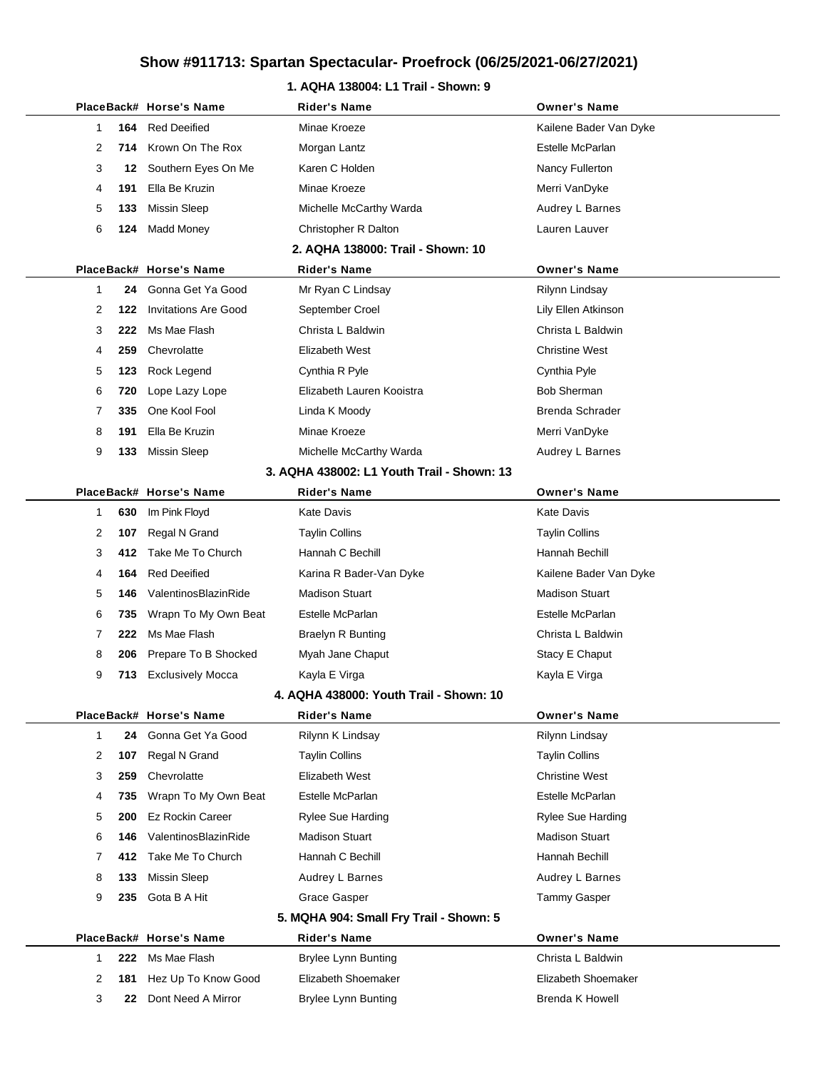# Show #911713: Spartan Spectacular- Proefrock (06/25/2021-06/27/2021)

### 1. AQHA 138004: L1 Trail - Shown: 9

| Place | Back# | Horse's Name | Rider's Name | Owner's Name |
|---|---|---|---|---|
| 1 | 164 | Red Deeified | Minae Kroeze | Kailene Bader Van Dyke |
| 2 | 714 | Krown On The Rox | Morgan Lantz | Estelle McParlan |
| 3 | 12 | Southern Eyes On Me | Karen C Holden | Nancy Fullerton |
| 4 | 191 | Ella Be Kruzin | Minae Kroeze | Merri VanDyke |
| 5 | 133 | Missin Sleep | Michelle McCarthy Warda | Audrey L Barnes |
| 6 | 124 | Madd Money | Christopher R Dalton | Lauren Lauver |

### 2. AQHA 138000: Trail - Shown: 10

| Place | Back# | Horse's Name | Rider's Name | Owner's Name |
|---|---|---|---|---|
| 1 | 24 | Gonna Get Ya Good | Mr Ryan C Lindsay | Rilynn Lindsay |
| 2 | 122 | Invitations Are Good | September Croel | Lily Ellen Atkinson |
| 3 | 222 | Ms Mae Flash | Christa L Baldwin | Christa L Baldwin |
| 4 | 259 | Chevrolatte | Elizabeth West | Christine West |
| 5 | 123 | Rock Legend | Cynthia R Pyle | Cynthia Pyle |
| 6 | 720 | Lope Lazy Lope | Elizabeth Lauren Kooistra | Bob Sherman |
| 7 | 335 | One Kool Fool | Linda K Moody | Brenda Schrader |
| 8 | 191 | Ella Be Kruzin | Minae Kroeze | Merri VanDyke |
| 9 | 133 | Missin Sleep | Michelle McCarthy Warda | Audrey L Barnes |

### 3. AQHA 438002: L1 Youth Trail - Shown: 13

| Place | Back# | Horse's Name | Rider's Name | Owner's Name |
|---|---|---|---|---|
| 1 | 630 | Im Pink Floyd | Kate Davis | Kate Davis |
| 2 | 107 | Regal N Grand | Taylin Collins | Taylin Collins |
| 3 | 412 | Take Me To Church | Hannah C Bechill | Hannah Bechill |
| 4 | 164 | Red Deeified | Karina R Bader-Van Dyke | Kailene Bader Van Dyke |
| 5 | 146 | ValentinosBlazinRide | Madison Stuart | Madison Stuart |
| 6 | 735 | Wrapn To My Own Beat | Estelle McParlan | Estelle McParlan |
| 7 | 222 | Ms Mae Flash | Braelyn R Bunting | Christa L Baldwin |
| 8 | 206 | Prepare To B Shocked | Myah Jane Chaput | Stacy E Chaput |
| 9 | 713 | Exclusively Mocca | Kayla E Virga | Kayla E Virga |

### 4. AQHA 438000: Youth Trail - Shown: 10

| Place | Back# | Horse's Name | Rider's Name | Owner's Name |
|---|---|---|---|---|
| 1 | 24 | Gonna Get Ya Good | Rilynn K Lindsay | Rilynn Lindsay |
| 2 | 107 | Regal N Grand | Taylin Collins | Taylin Collins |
| 3 | 259 | Chevrolatte | Elizabeth West | Christine West |
| 4 | 735 | Wrapn To My Own Beat | Estelle McParlan | Estelle McParlan |
| 5 | 200 | Ez Rockin Career | Rylee Sue Harding | Rylee Sue Harding |
| 6 | 146 | ValentinosBlazinRide | Madison Stuart | Madison Stuart |
| 7 | 412 | Take Me To Church | Hannah C Bechill | Hannah Bechill |
| 8 | 133 | Missin Sleep | Audrey L Barnes | Audrey L Barnes |
| 9 | 235 | Gota B A Hit | Grace Gasper | Tammy Gasper |

### 5. MQHA 904: Small Fry Trail - Shown: 5

| Place | Back# | Horse's Name | Rider's Name | Owner's Name |
|---|---|---|---|---|
| 1 | 222 | Ms Mae Flash | Brylee Lynn Bunting | Christa L Baldwin |
| 2 | 181 | Hez Up To Know Good | Elizabeth Shoemaker | Elizabeth Shoemaker |
| 3 | 22 | Dont Need A Mirror | Brylee Lynn Bunting | Brenda K Howell |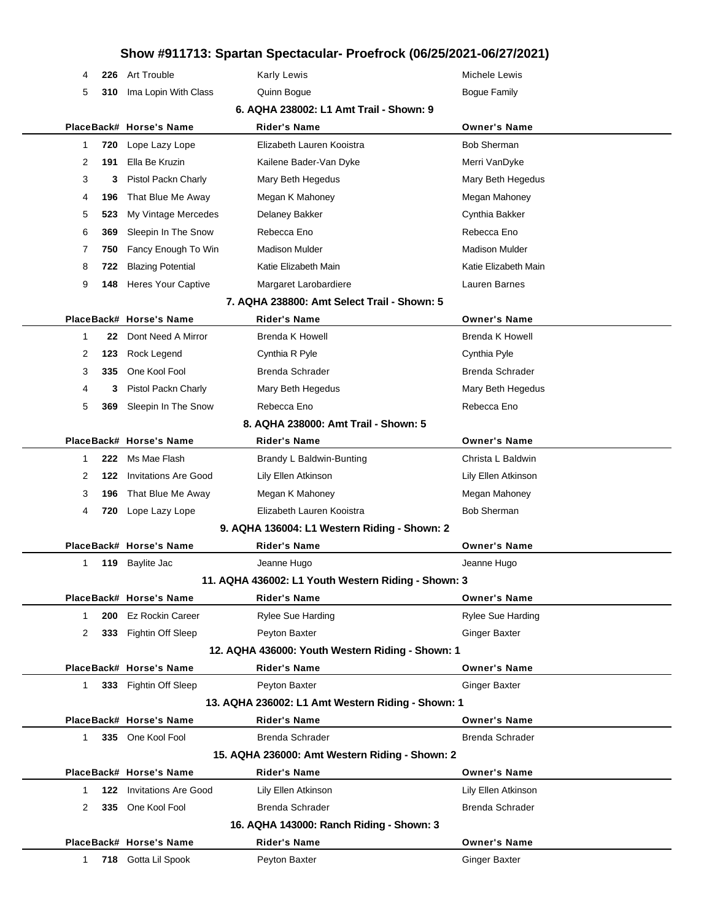# Show #911713: Spartan Spectacular- Proefrock (06/25/2021-06/27/2021)

| Place | Back# | Horse's Name | Rider's Name | Owner's Name |
|---|---|---|---|---|
| 4 | 226 | Art Trouble | Karly Lewis | Michele Lewis |
| 5 | 310 | Ima Lopin With Class | Quinn Bogue | Bogue Family |

### 6. AQHA 238002: L1 Amt Trail - Shown: 9

| Place | Back# | Horse's Name | Rider's Name | Owner's Name |
|---|---|---|---|---|
| 1 | 720 | Lope Lazy Lope | Elizabeth Lauren Kooistra | Bob Sherman |
| 2 | 191 | Ella Be Kruzin | Kailene Bader-Van Dyke | Merri VanDyke |
| 3 | 3 | Pistol Packn Charly | Mary Beth Hegedus | Mary Beth Hegedus |
| 4 | 196 | That Blue Me Away | Megan K Mahoney | Megan Mahoney |
| 5 | 523 | My Vintage Mercedes | Delaney Bakker | Cynthia Bakker |
| 6 | 369 | Sleepin In The Snow | Rebecca Eno | Rebecca Eno |
| 7 | 750 | Fancy Enough To Win | Madison Mulder | Madison Mulder |
| 8 | 722 | Blazing Potential | Katie Elizabeth Main | Katie Elizabeth Main |
| 9 | 148 | Heres Your Captive | Margaret Larobardiere | Lauren Barnes |

### 7. AQHA 238800: Amt Select Trail - Shown: 5

| Place | Back# | Horse's Name | Rider's Name | Owner's Name |
|---|---|---|---|---|
| 1 | 22 | Dont Need A Mirror | Brenda K Howell | Brenda K Howell |
| 2 | 123 | Rock Legend | Cynthia R Pyle | Cynthia Pyle |
| 3 | 335 | One Kool Fool | Brenda Schrader | Brenda Schrader |
| 4 | 3 | Pistol Packn Charly | Mary Beth Hegedus | Mary Beth Hegedus |
| 5 | 369 | Sleepin In The Snow | Rebecca Eno | Rebecca Eno |

### 8. AQHA 238000: Amt Trail - Shown: 5

| Place | Back# | Horse's Name | Rider's Name | Owner's Name |
|---|---|---|---|---|
| 1 | 222 | Ms Mae Flash | Brandy L Baldwin-Bunting | Christa L Baldwin |
| 2 | 122 | Invitations Are Good | Lily Ellen Atkinson | Lily Ellen Atkinson |
| 3 | 196 | That Blue Me Away | Megan K Mahoney | Megan Mahoney |
| 4 | 720 | Lope Lazy Lope | Elizabeth Lauren Kooistra | Bob Sherman |

### 9. AQHA 136004: L1 Western Riding - Shown: 2

| Place | Back# | Horse's Name | Rider's Name | Owner's Name |
|---|---|---|---|---|
| 1 | 119 | Baylite Jac | Jeanne Hugo | Jeanne Hugo |

### 11. AQHA 436002: L1 Youth Western Riding - Shown: 3

| Place | Back# | Horse's Name | Rider's Name | Owner's Name |
|---|---|---|---|---|
| 1 | 200 | Ez Rockin Career | Rylee Sue Harding | Rylee Sue Harding |
| 2 | 333 | Fightin Off Sleep | Peyton Baxter | Ginger Baxter |

### 12. AQHA 436000: Youth Western Riding - Shown: 1

| Place | Back# | Horse's Name | Rider's Name | Owner's Name |
|---|---|---|---|---|
| 1 | 333 | Fightin Off Sleep | Peyton Baxter | Ginger Baxter |

### 13. AQHA 236002: L1 Amt Western Riding - Shown: 1

| Place | Back# | Horse's Name | Rider's Name | Owner's Name |
|---|---|---|---|---|
| 1 | 335 | One Kool Fool | Brenda Schrader | Brenda Schrader |

### 15. AQHA 236000: Amt Western Riding - Shown: 2

| Place | Back# | Horse's Name | Rider's Name | Owner's Name |
|---|---|---|---|---|
| 1 | 122 | Invitations Are Good | Lily Ellen Atkinson | Lily Ellen Atkinson |
| 2 | 335 | One Kool Fool | Brenda Schrader | Brenda Schrader |

### 16. AQHA 143000: Ranch Riding - Shown: 3

| Place | Back# | Horse's Name | Rider's Name | Owner's Name |
|---|---|---|---|---|
| 1 | 718 | Gotta Lil Spook | Peyton Baxter | Ginger Baxter |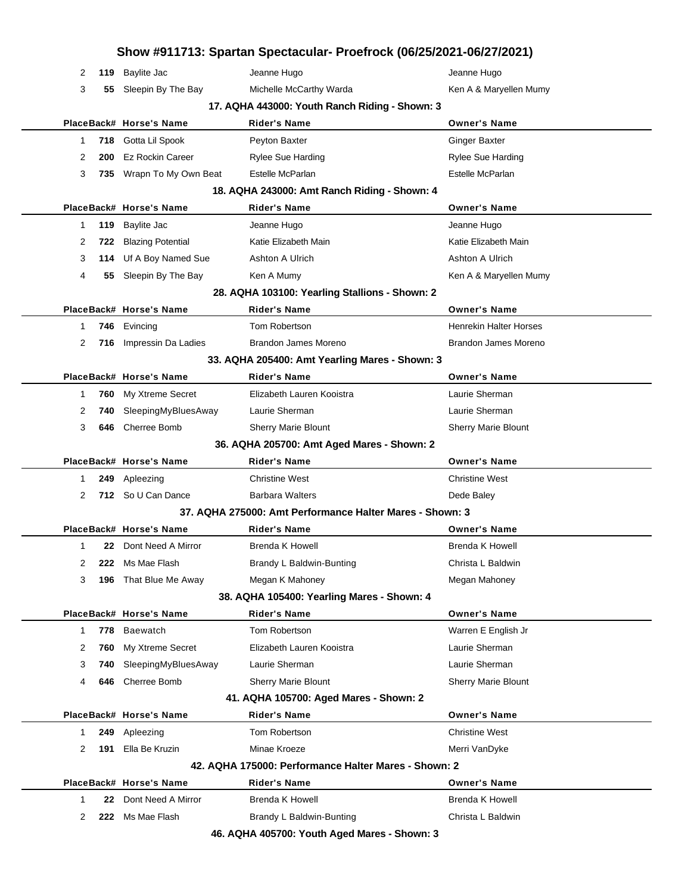# Show #911713: Spartan Spectacular- Proefrock (06/25/2021-06/27/2021)

| Place | Back# | Horse's Name | Rider's Name | Owner's Name |
|---|---|---|---|---|
| 2 | 119 | Baylite Jac | Jeanne Hugo | Jeanne Hugo |
| 3 | 55 | Sleepin By The Bay | Michelle McCarthy Warda | Ken A & Maryellen Mumy |

### 17. AQHA 443000: Youth Ranch Riding - Shown: 3

| Place | Back# | Horse's Name | Rider's Name | Owner's Name |
|---|---|---|---|---|
| 1 | 718 | Gotta Lil Spook | Peyton Baxter | Ginger Baxter |
| 2 | 200 | Ez Rockin Career | Rylee Sue Harding | Rylee Sue Harding |
| 3 | 735 | Wrapn To My Own Beat | Estelle McParlan | Estelle McParlan |

### 18. AQHA 243000: Amt Ranch Riding - Shown: 4

| Place | Back# | Horse's Name | Rider's Name | Owner's Name |
|---|---|---|---|---|
| 1 | 119 | Baylite Jac | Jeanne Hugo | Jeanne Hugo |
| 2 | 722 | Blazing Potential | Katie Elizabeth Main | Katie Elizabeth Main |
| 3 | 114 | Uf A Boy Named Sue | Ashton A Ulrich | Ashton A Ulrich |
| 4 | 55 | Sleepin By The Bay | Ken A Mumy | Ken A & Maryellen Mumy |

### 28. AQHA 103100: Yearling Stallions - Shown: 2

| Place | Back# | Horse's Name | Rider's Name | Owner's Name |
|---|---|---|---|---|
| 1 | 746 | Evincing | Tom Robertson | Henrekin Halter Horses |
| 2 | 716 | Impressin Da Ladies | Brandon James Moreno | Brandon James Moreno |

### 33. AQHA 205400: Amt Yearling Mares - Shown: 3

| Place | Back# | Horse's Name | Rider's Name | Owner's Name |
|---|---|---|---|---|
| 1 | 760 | My Xtreme Secret | Elizabeth Lauren Kooistra | Laurie Sherman |
| 2 | 740 | SleepingMyBluesAway | Laurie Sherman | Laurie Sherman |
| 3 | 646 | Cherree Bomb | Sherry Marie Blount | Sherry Marie Blount |

### 36. AQHA 205700: Amt Aged Mares - Shown: 2

| Place | Back# | Horse's Name | Rider's Name | Owner's Name |
|---|---|---|---|---|
| 1 | 249 | Apleezing | Christine West | Christine West |
| 2 | 712 | So U Can Dance | Barbara Walters | Dede Baley |

### 37. AQHA 275000: Amt Performance Halter Mares - Shown: 3

| Place | Back# | Horse's Name | Rider's Name | Owner's Name |
|---|---|---|---|---|
| 1 | 22 | Dont Need A Mirror | Brenda K Howell | Brenda K Howell |
| 2 | 222 | Ms Mae Flash | Brandy L Baldwin-Bunting | Christa L Baldwin |
| 3 | 196 | That Blue Me Away | Megan K Mahoney | Megan Mahoney |

### 38. AQHA 105400: Yearling Mares - Shown: 4

| Place | Back# | Horse's Name | Rider's Name | Owner's Name |
|---|---|---|---|---|
| 1 | 778 | Baewatch | Tom Robertson | Warren E English Jr |
| 2 | 760 | My Xtreme Secret | Elizabeth Lauren Kooistra | Laurie Sherman |
| 3 | 740 | SleepingMyBluesAway | Laurie Sherman | Laurie Sherman |
| 4 | 646 | Cherree Bomb | Sherry Marie Blount | Sherry Marie Blount |

### 41. AQHA 105700: Aged Mares - Shown: 2

| Place | Back# | Horse's Name | Rider's Name | Owner's Name |
|---|---|---|---|---|
| 1 | 249 | Apleezing | Tom Robertson | Christine West |
| 2 | 191 | Ella Be Kruzin | Minae Kroeze | Merri VanDyke |

### 42. AQHA 175000: Performance Halter Mares - Shown: 2

| Place | Back# | Horse's Name | Rider's Name | Owner's Name |
|---|---|---|---|---|
| 1 | 22 | Dont Need A Mirror | Brenda K Howell | Brenda K Howell |
| 2 | 222 | Ms Mae Flash | Brandy L Baldwin-Bunting | Christa L Baldwin |

### 46. AQHA 405700: Youth Aged Mares - Shown: 3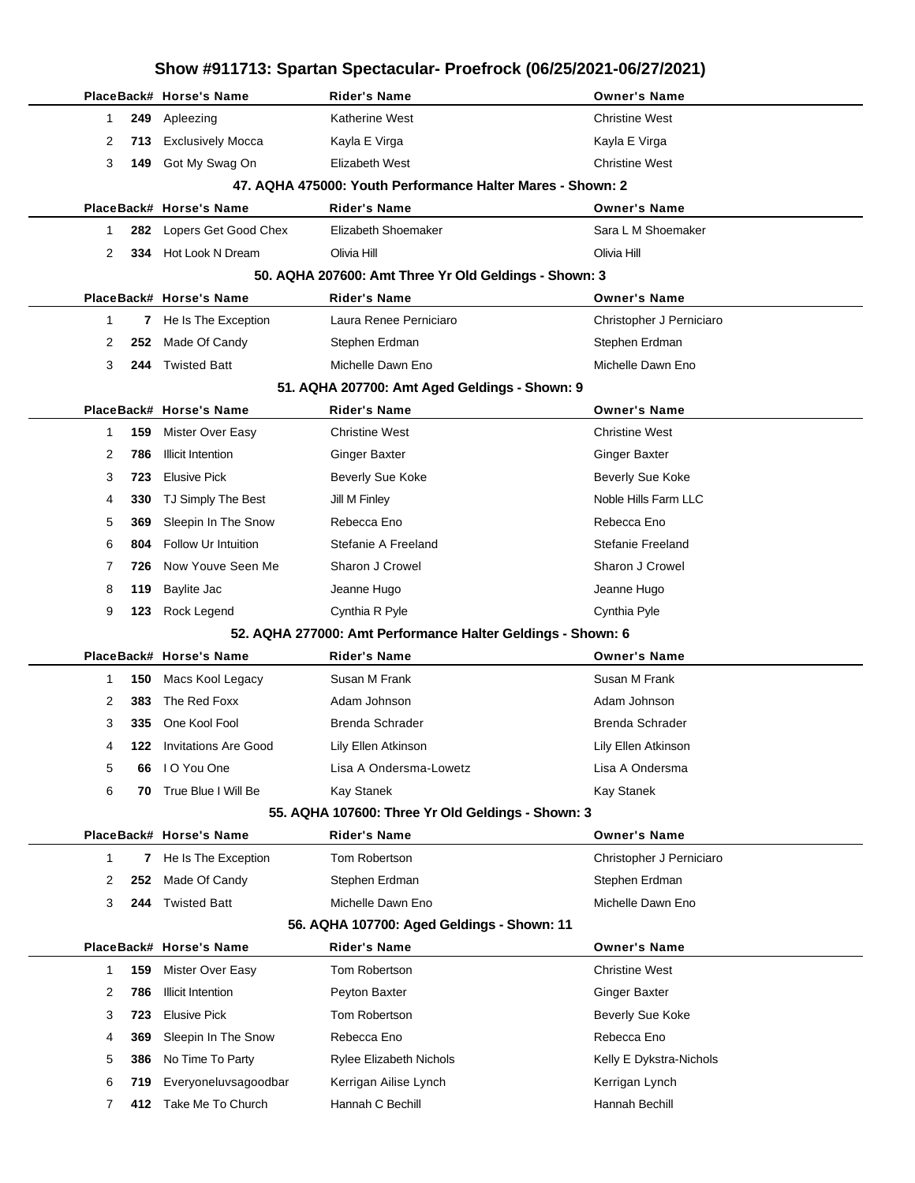# Show #911713: Spartan Spectacular- Proefrock (06/25/2021-06/27/2021)

| Place | Back# | Horse's Name | Rider's Name | Owner's Name |
|---|---|---|---|---|
| 1 | **249** | Apleezing | Katherine West | Christine West |
| 2 | **713** | Exclusively Mocca | Kayla E Virga | Kayla E Virga |
| 3 | **149** | Got My Swag On | Elizabeth West | Christine West |

### 47. AQHA 475000: Youth Performance Halter Mares - Shown: 2

| Place | Back# | Horse's Name | Rider's Name | Owner's Name |
|---|---|---|---|---|
| 1 | **282** | Lopers Get Good Chex | Elizabeth Shoemaker | Sara L M Shoemaker |
| 2 | **334** | Hot Look N Dream | Olivia Hill | Olivia Hill |

### 50. AQHA 207600: Amt Three Yr Old Geldings - Shown: 3

| Place | Back# | Horse's Name | Rider's Name | Owner's Name |
|---|---|---|---|---|
| 1 | **7** | He Is The Exception | Laura Renee Perniciaro | Christopher J Perniciaro |
| 2 | **252** | Made Of Candy | Stephen Erdman | Stephen Erdman |
| 3 | **244** | Twisted Batt | Michelle Dawn Eno | Michelle Dawn Eno |

### 51. AQHA 207700: Amt Aged Geldings - Shown: 9

| Place | Back# | Horse's Name | Rider's Name | Owner's Name |
|---|---|---|---|---|
| 1 | **159** | Mister Over Easy | Christine West | Christine West |
| 2 | **786** | Illicit Intention | Ginger Baxter | Ginger Baxter |
| 3 | **723** | Elusive Pick | Beverly Sue Koke | Beverly Sue Koke |
| 4 | **330** | TJ Simply The Best | Jill M Finley | Noble Hills Farm LLC |
| 5 | **369** | Sleepin In The Snow | Rebecca Eno | Rebecca Eno |
| 6 | **804** | Follow Ur Intuition | Stefanie A Freeland | Stefanie Freeland |
| 7 | **726** | Now Youve Seen Me | Sharon J Crowel | Sharon J Crowel |
| 8 | **119** | Baylite Jac | Jeanne Hugo | Jeanne Hugo |
| 9 | **123** | Rock Legend | Cynthia R Pyle | Cynthia Pyle |

### 52. AQHA 277000: Amt Performance Halter Geldings - Shown: 6

| Place | Back# | Horse's Name | Rider's Name | Owner's Name |
|---|---|---|---|---|
| 1 | **150** | Macs Kool Legacy | Susan M Frank | Susan M Frank |
| 2 | **383** | The Red Foxx | Adam Johnson | Adam Johnson |
| 3 | **335** | One Kool Fool | Brenda Schrader | Brenda Schrader |
| 4 | **122** | Invitations Are Good | Lily Ellen Atkinson | Lily Ellen Atkinson |
| 5 | **66** | I O You One | Lisa A Ondersma-Lowetz | Lisa A Ondersma |
| 6 | **70** | True Blue I Will Be | Kay Stanek | Kay Stanek |

### 55. AQHA 107600: Three Yr Old Geldings - Shown: 3

| Place | Back# | Horse's Name | Rider's Name | Owner's Name |
|---|---|---|---|---|
| 1 | **7** | He Is The Exception | Tom Robertson | Christopher J Perniciaro |
| 2 | **252** | Made Of Candy | Stephen Erdman | Stephen Erdman |
| 3 | **244** | Twisted Batt | Michelle Dawn Eno | Michelle Dawn Eno |

### 56. AQHA 107700: Aged Geldings - Shown: 11

| Place | Back# | Horse's Name | Rider's Name | Owner's Name |
|---|---|---|---|---|
| 1 | **159** | Mister Over Easy | Tom Robertson | Christine West |
| 2 | **786** | Illicit Intention | Peyton Baxter | Ginger Baxter |
| 3 | **723** | Elusive Pick | Tom Robertson | Beverly Sue Koke |
| 4 | **369** | Sleepin In The Snow | Rebecca Eno | Rebecca Eno |
| 5 | **386** | No Time To Party | Rylee Elizabeth Nichols | Kelly E Dykstra-Nichols |
| 6 | **719** | Everyoneluvsagoodbar | Kerrigan Ailise Lynch | Kerrigan Lynch |
| 7 | **412** | Take Me To Church | Hannah C Bechill | Hannah Bechill |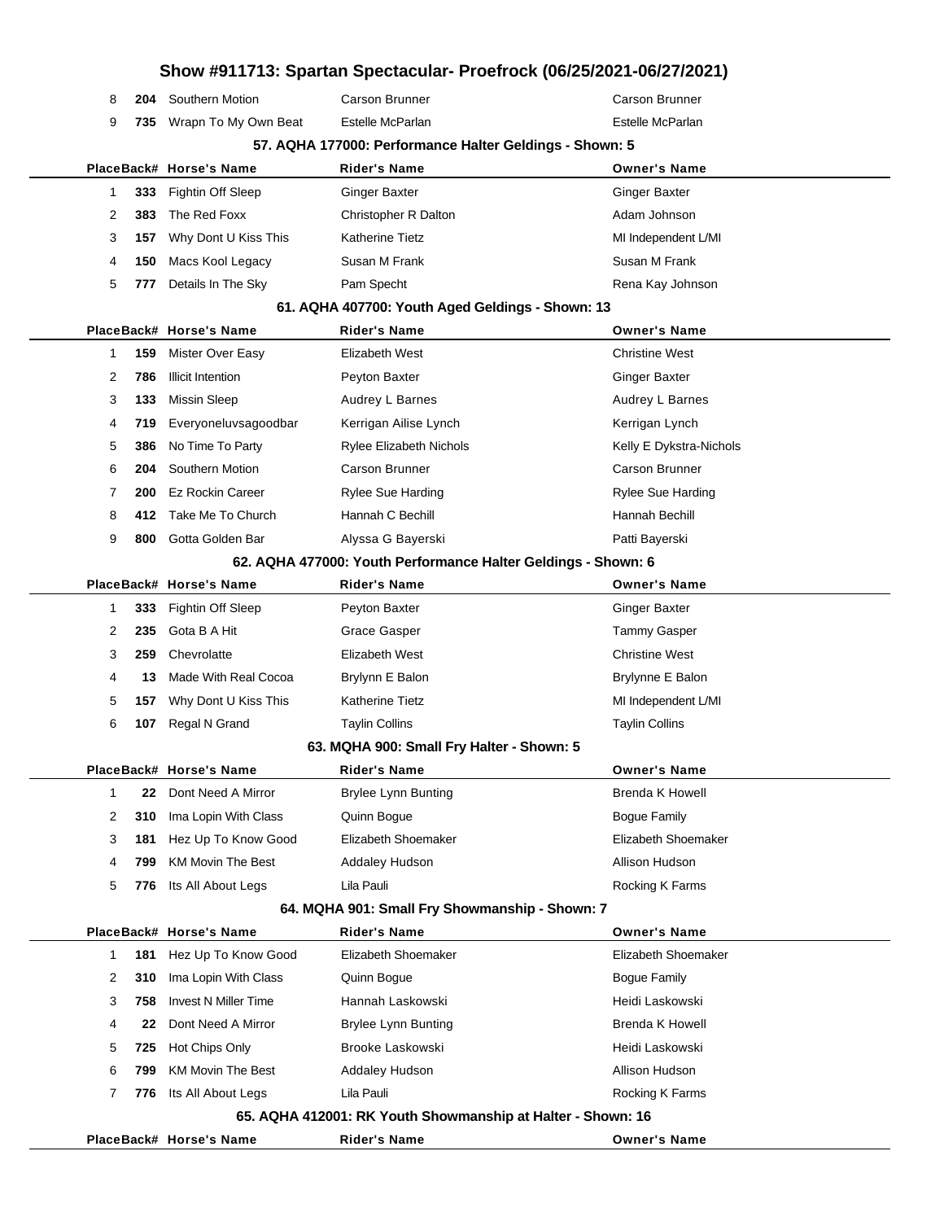| Place | Back# | Horse's Name | Rider's Name | Owner's Name |
|---|---|---|---|---|
| 8 | 204 | Southern Motion | Carson Brunner | Carson Brunner |
| 9 | 735 | Wrapn To My Own Beat | Estelle McParlan | Estelle McParlan |

### 57. AQHA 177000: Performance Halter Geldings - Shown: 5

| Place | Back# | Horse's Name | Rider's Name | Owner's Name |
|---|---|---|---|---|
| 1 | 333 | Fightin Off Sleep | Ginger Baxter | Ginger Baxter |
| 2 | 383 | The Red Foxx | Christopher R Dalton | Adam Johnson |
| 3 | 157 | Why Dont U Kiss This | Katherine Tietz | MI Independent L/MI |
| 4 | 150 | Macs Kool Legacy | Susan M Frank | Susan M Frank |
| 5 | 777 | Details In The Sky | Pam Specht | Rena Kay Johnson |

### 61. AQHA 407700: Youth Aged Geldings - Shown: 13

| Place | Back# | Horse's Name | Rider's Name | Owner's Name |
|---|---|---|---|---|
| 1 | 159 | Mister Over Easy | Elizabeth West | Christine West |
| 2 | 786 | Illicit Intention | Peyton Baxter | Ginger Baxter |
| 3 | 133 | Missin Sleep | Audrey L Barnes | Audrey L Barnes |
| 4 | 719 | Everyoneluvsagoodbar | Kerrigan Ailise Lynch | Kerrigan Lynch |
| 5 | 386 | No Time To Party | Rylee Elizabeth Nichols | Kelly E Dykstra-Nichols |
| 6 | 204 | Southern Motion | Carson Brunner | Carson Brunner |
| 7 | 200 | Ez Rockin Career | Rylee Sue Harding | Rylee Sue Harding |
| 8 | 412 | Take Me To Church | Hannah C Bechill | Hannah Bechill |
| 9 | 800 | Gotta Golden Bar | Alyssa G Bayerski | Patti Bayerski |

### 62. AQHA 477000: Youth Performance Halter Geldings - Shown: 6

| Place | Back# | Horse's Name | Rider's Name | Owner's Name |
|---|---|---|---|---|
| 1 | 333 | Fightin Off Sleep | Peyton Baxter | Ginger Baxter |
| 2 | 235 | Gota B A Hit | Grace Gasper | Tammy Gasper |
| 3 | 259 | Chevrolatte | Elizabeth West | Christine West |
| 4 | 13 | Made With Real Cocoa | Brylynn E Balon | Brylynne E Balon |
| 5 | 157 | Why Dont U Kiss This | Katherine Tietz | MI Independent L/MI |
| 6 | 107 | Regal N Grand | Taylin Collins | Taylin Collins |

### 63. MQHA 900: Small Fry Halter - Shown: 5

| Place | Back# | Horse's Name | Rider's Name | Owner's Name |
|---|---|---|---|---|
| 1 | 22 | Dont Need A Mirror | Brylee Lynn Bunting | Brenda K Howell |
| 2 | 310 | Ima Lopin With Class | Quinn Bogue | Bogue Family |
| 3 | 181 | Hez Up To Know Good | Elizabeth Shoemaker | Elizabeth Shoemaker |
| 4 | 799 | KM Movin The Best | Addaley Hudson | Allison Hudson |
| 5 | 776 | Its All About Legs | Lila Pauli | Rocking K Farms |

### 64. MQHA 901: Small Fry Showmanship - Shown: 7

| Place | Back# | Horse's Name | Rider's Name | Owner's Name |
|---|---|---|---|---|
| 1 | 181 | Hez Up To Know Good | Elizabeth Shoemaker | Elizabeth Shoemaker |
| 2 | 310 | Ima Lopin With Class | Quinn Bogue | Bogue Family |
| 3 | 758 | Invest N Miller Time | Hannah Laskowski | Heidi Laskowski |
| 4 | 22 | Dont Need A Mirror | Brylee Lynn Bunting | Brenda K Howell |
| 5 | 725 | Hot Chips Only | Brooke Laskowski | Heidi Laskowski |
| 6 | 799 | KM Movin The Best | Addaley Hudson | Allison Hudson |
| 7 | 776 | Its All About Legs | Lila Pauli | Rocking K Farms |

### 65. AQHA 412001: RK Youth Showmanship at Halter - Shown: 16

| Place | Back# | Horse's Name | Rider's Name | Owner's Name |
|---|---|---|---|---|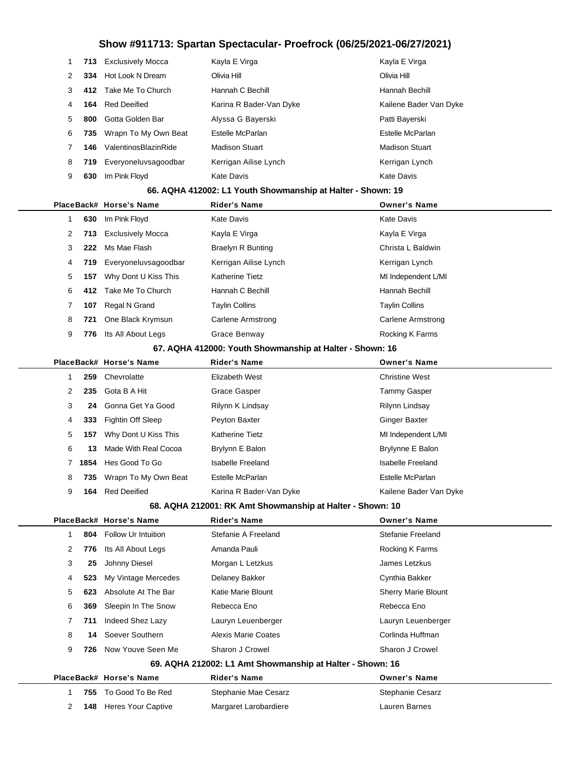# Show #911713: Spartan Spectacular- Proefrock (06/25/2021-06/27/2021)

| Place | Back# | Horse's Name | Rider's Name | Owner's Name |
|---|---|---|---|---|
| 1 | 713 | Exclusively Mocca | Kayla E Virga | Kayla E Virga |
| 2 | 334 | Hot Look N Dream | Olivia Hill | Olivia Hill |
| 3 | 412 | Take Me To Church | Hannah C Bechill | Hannah Bechill |
| 4 | 164 | Red Deeified | Karina R Bader-Van Dyke | Kailene Bader Van Dyke |
| 5 | 800 | Gotta Golden Bar | Alyssa G Bayerski | Patti Bayerski |
| 6 | 735 | Wrapn To My Own Beat | Estelle McParlan | Estelle McParlan |
| 7 | 146 | ValentinosBlazinRide | Madison Stuart | Madison Stuart |
| 8 | 719 | Everyoneluvsagoodbar | Kerrigan Ailise Lynch | Kerrigan Lynch |
| 9 | 630 | Im Pink Floyd | Kate Davis | Kate Davis |

### 66. AQHA 412002: L1 Youth Showmanship at Halter - Shown: 19

| Place | Back# | Horse's Name | Rider's Name | Owner's Name |
|---|---|---|---|---|
| 1 | 630 | Im Pink Floyd | Kate Davis | Kate Davis |
| 2 | 713 | Exclusively Mocca | Kayla E Virga | Kayla E Virga |
| 3 | 222 | Ms Mae Flash | Braelyn R Bunting | Christa L Baldwin |
| 4 | 719 | Everyoneluvsagoodbar | Kerrigan Ailise Lynch | Kerrigan Lynch |
| 5 | 157 | Why Dont U Kiss This | Katherine Tietz | MI Independent L/MI |
| 6 | 412 | Take Me To Church | Hannah C Bechill | Hannah Bechill |
| 7 | 107 | Regal N Grand | Taylin Collins | Taylin Collins |
| 8 | 721 | One Black Krymsun | Carlene Armstrong | Carlene Armstrong |
| 9 | 776 | Its All About Legs | Grace Benway | Rocking K Farms |

### 67. AQHA 412000: Youth Showmanship at Halter - Shown: 16

| Place | Back# | Horse's Name | Rider's Name | Owner's Name |
|---|---|---|---|---|
| 1 | 259 | Chevrolatte | Elizabeth West | Christine West |
| 2 | 235 | Gota B A Hit | Grace Gasper | Tammy Gasper |
| 3 | 24 | Gonna Get Ya Good | Rilynn K Lindsay | Rilynn Lindsay |
| 4 | 333 | Fightin Off Sleep | Peyton Baxter | Ginger Baxter |
| 5 | 157 | Why Dont U Kiss This | Katherine Tietz | MI Independent L/MI |
| 6 | 13 | Made With Real Cocoa | Brylynn E Balon | Brylynne E Balon |
| 7 | 1854 | Hes Good To Go | Isabelle Freeland | Isabelle Freeland |
| 8 | 735 | Wrapn To My Own Beat | Estelle McParlan | Estelle McParlan |
| 9 | 164 | Red Deeified | Karina R Bader-Van Dyke | Kailene Bader Van Dyke |

### 68. AQHA 212001: RK Amt Showmanship at Halter - Shown: 10

| Place | Back# | Horse's Name | Rider's Name | Owner's Name |
|---|---|---|---|---|
| 1 | 804 | Follow Ur Intuition | Stefanie A Freeland | Stefanie Freeland |
| 2 | 776 | Its All About Legs | Amanda Pauli | Rocking K Farms |
| 3 | 25 | Johnny Diesel | Morgan L Letzkus | James Letzkus |
| 4 | 523 | My Vintage Mercedes | Delaney Bakker | Cynthia Bakker |
| 5 | 623 | Absolute At The Bar | Katie Marie Blount | Sherry Marie Blount |
| 6 | 369 | Sleepin In The Snow | Rebecca Eno | Rebecca Eno |
| 7 | 711 | Indeed Shez Lazy | Lauryn Leuenberger | Lauryn Leuenberger |
| 8 | 14 | Soever Southern | Alexis Marie Coates | Corlinda Huffman |
| 9 | 726 | Now Youve Seen Me | Sharon J Crowel | Sharon J Crowel |

### 69. AQHA 212002: L1 Amt Showmanship at Halter - Shown: 16

| Place | Back# | Horse's Name | Rider's Name | Owner's Name |
|---|---|---|---|---|
| 1 | 755 | To Good To Be Red | Stephanie Mae Cesarz | Stephanie Cesarz |
| 2 | 148 | Heres Your Captive | Margaret Larobardiere | Lauren Barnes |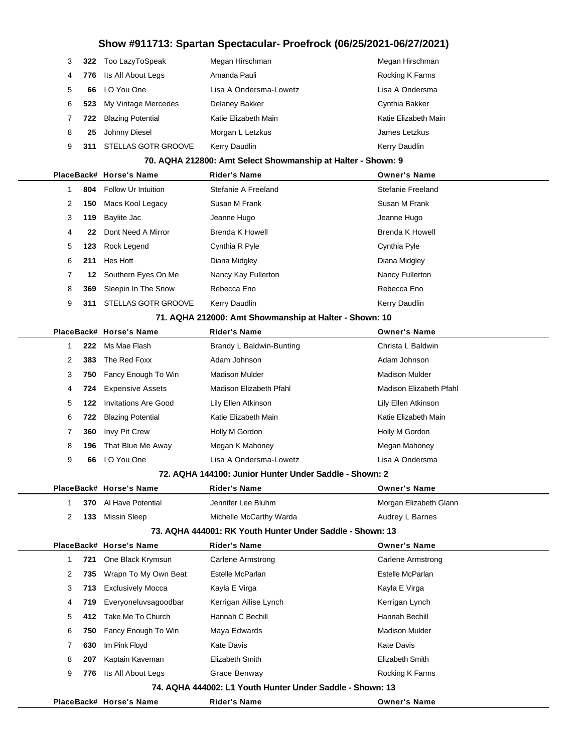| Place | Back# | Horse's Name | Rider's Name | Owner's Name |
|---|---|---|---|---|
| 3 | 322 | Too LazyToSpeak | Megan Hirschman | Megan Hirschman |
| 4 | 776 | Its All About Legs | Amanda Pauli | Rocking K Farms |
| 5 | 66 | I O You One | Lisa A Ondersma-Lowetz | Lisa A Ondersma |
| 6 | 523 | My Vintage Mercedes | Delaney Bakker | Cynthia Bakker |
| 7 | 722 | Blazing Potential | Katie Elizabeth Main | Katie Elizabeth Main |
| 8 | 25 | Johnny Diesel | Morgan L Letzkus | James Letzkus |
| 9 | 311 | STELLAS GOTR GROOVE | Kerry Daudlin | Kerry Daudlin |

### 70. AQHA 212800: Amt Select Showmanship at Halter - Shown: 9

| Place | Back# | Horse's Name | Rider's Name | Owner's Name |
|---|---|---|---|---|
| 1 | 804 | Follow Ur Intuition | Stefanie A Freeland | Stefanie Freeland |
| 2 | 150 | Macs Kool Legacy | Susan M Frank | Susan M Frank |
| 3 | 119 | Baylite Jac | Jeanne Hugo | Jeanne Hugo |
| 4 | 22 | Dont Need A Mirror | Brenda K Howell | Brenda K Howell |
| 5 | 123 | Rock Legend | Cynthia R Pyle | Cynthia Pyle |
| 6 | 211 | Hes Hott | Diana Midgley | Diana Midgley |
| 7 | 12 | Southern Eyes On Me | Nancy Kay Fullerton | Nancy Fullerton |
| 8 | 369 | Sleepin In The Snow | Rebecca Eno | Rebecca Eno |
| 9 | 311 | STELLAS GOTR GROOVE | Kerry Daudlin | Kerry Daudlin |

### 71. AQHA 212000: Amt Showmanship at Halter - Shown: 10

| Place | Back# | Horse's Name | Rider's Name | Owner's Name |
|---|---|---|---|---|
| 1 | 222 | Ms Mae Flash | Brandy L Baldwin-Bunting | Christa L Baldwin |
| 2 | 383 | The Red Foxx | Adam Johnson | Adam Johnson |
| 3 | 750 | Fancy Enough To Win | Madison Mulder | Madison Mulder |
| 4 | 724 | Expensive Assets | Madison Elizabeth Pfahl | Madison Elizabeth Pfahl |
| 5 | 122 | Invitations Are Good | Lily Ellen Atkinson | Lily Ellen Atkinson |
| 6 | 722 | Blazing Potential | Katie Elizabeth Main | Katie Elizabeth Main |
| 7 | 360 | Invy Pit Crew | Holly M Gordon | Holly M Gordon |
| 8 | 196 | That Blue Me Away | Megan K Mahoney | Megan Mahoney |
| 9 | 66 | I O You One | Lisa A Ondersma-Lowetz | Lisa A Ondersma |

### 72. AQHA 144100: Junior Hunter Under Saddle - Shown: 2

| Place | Back# | Horse's Name | Rider's Name | Owner's Name |
|---|---|---|---|---|
| 1 | 370 | Al Have Potential | Jennifer Lee Bluhm | Morgan Elizabeth Glann |
| 2 | 133 | Missin Sleep | Michelle McCarthy Warda | Audrey L Barnes |

### 73. AQHA 444001: RK Youth Hunter Under Saddle - Shown: 13

| Place | Back# | Horse's Name | Rider's Name | Owner's Name |
|---|---|---|---|---|
| 1 | 721 | One Black Krymsun | Carlene Armstrong | Carlene Armstrong |
| 2 | 735 | Wrapn To My Own Beat | Estelle McParlan | Estelle McParlan |
| 3 | 713 | Exclusively Mocca | Kayla E Virga | Kayla E Virga |
| 4 | 719 | Everyoneluvsagoodbar | Kerrigan Ailise Lynch | Kerrigan Lynch |
| 5 | 412 | Take Me To Church | Hannah C Bechill | Hannah Bechill |
| 6 | 750 | Fancy Enough To Win | Maya Edwards | Madison Mulder |
| 7 | 630 | Im Pink Floyd | Kate Davis | Kate Davis |
| 8 | 207 | Kaptain Kaveman | Elizabeth Smith | Elizabeth Smith |
| 9 | 776 | Its All About Legs | Grace Benway | Rocking K Farms |

### 74. AQHA 444002: L1 Youth Hunter Under Saddle - Shown: 13

| Place | Back# | Horse's Name | Rider's Name | Owner's Name |
|---|---|---|---|---|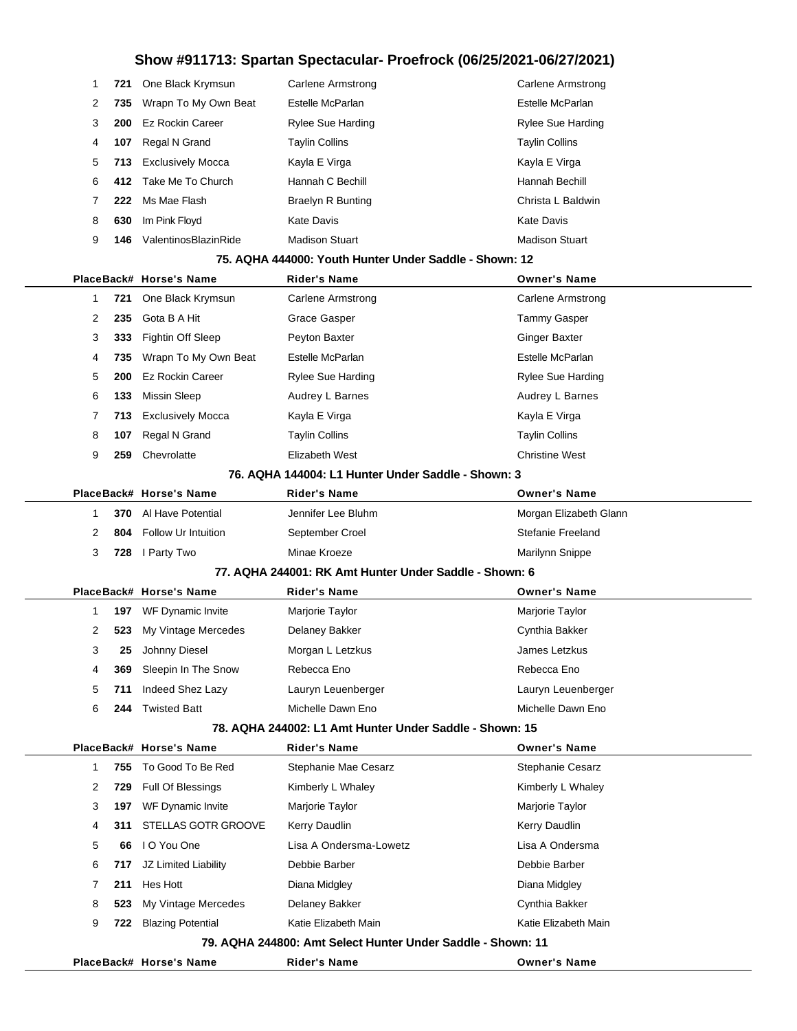# Show #911713: Spartan Spectacular- Proefrock (06/25/2021-06/27/2021)

| Place | Back# | Horse's Name | Rider's Name | Owner's Name |
|---|---|---|---|---|
| 1 | 721 | One Black Krymsun | Carlene Armstrong | Carlene Armstrong |
| 2 | 735 | Wrapn To My Own Beat | Estelle McParlan | Estelle McParlan |
| 3 | 200 | Ez Rockin Career | Rylee Sue Harding | Rylee Sue Harding |
| 4 | 107 | Regal N Grand | Taylin Collins | Taylin Collins |
| 5 | 713 | Exclusively Mocca | Kayla E Virga | Kayla E Virga |
| 6 | 412 | Take Me To Church | Hannah C Bechill | Hannah Bechill |
| 7 | 222 | Ms Mae Flash | Braelyn R Bunting | Christa L Baldwin |
| 8 | 630 | Im Pink Floyd | Kate Davis | Kate Davis |
| 9 | 146 | ValentinosBlazinRide | Madison Stuart | Madison Stuart |

### 75. AQHA 444000: Youth Hunter Under Saddle - Shown: 12

| Place | Back# | Horse's Name | Rider's Name | Owner's Name |
|---|---|---|---|---|
| 1 | 721 | One Black Krymsun | Carlene Armstrong | Carlene Armstrong |
| 2 | 235 | Gota B A Hit | Grace Gasper | Tammy Gasper |
| 3 | 333 | Fightin Off Sleep | Peyton Baxter | Ginger Baxter |
| 4 | 735 | Wrapn To My Own Beat | Estelle McParlan | Estelle McParlan |
| 5 | 200 | Ez Rockin Career | Rylee Sue Harding | Rylee Sue Harding |
| 6 | 133 | Missin Sleep | Audrey L Barnes | Audrey L Barnes |
| 7 | 713 | Exclusively Mocca | Kayla E Virga | Kayla E Virga |
| 8 | 107 | Regal N Grand | Taylin Collins | Taylin Collins |
| 9 | 259 | Chevrolatte | Elizabeth West | Christine West |

### 76. AQHA 144004: L1 Hunter Under Saddle - Shown: 3

| Place | Back# | Horse's Name | Rider's Name | Owner's Name |
|---|---|---|---|---|
| 1 | 370 | Al Have Potential | Jennifer Lee Bluhm | Morgan Elizabeth Glann |
| 2 | 804 | Follow Ur Intuition | September Croel | Stefanie Freeland |
| 3 | 728 | I Party Two | Minae Kroeze | Marilynn Snippe |

### 77. AQHA 244001: RK Amt Hunter Under Saddle - Shown: 6

| Place | Back# | Horse's Name | Rider's Name | Owner's Name |
|---|---|---|---|---|
| 1 | 197 | WF Dynamic Invite | Marjorie Taylor | Marjorie Taylor |
| 2 | 523 | My Vintage Mercedes | Delaney Bakker | Cynthia Bakker |
| 3 | 25 | Johnny Diesel | Morgan L Letzkus | James Letzkus |
| 4 | 369 | Sleepin In The Snow | Rebecca Eno | Rebecca Eno |
| 5 | 711 | Indeed Shez Lazy | Lauryn Leuenberger | Lauryn Leuenberger |
| 6 | 244 | Twisted Batt | Michelle Dawn Eno | Michelle Dawn Eno |

### 78. AQHA 244002: L1 Amt Hunter Under Saddle - Shown: 15

| Place | Back# | Horse's Name | Rider's Name | Owner's Name |
|---|---|---|---|---|
| 1 | 755 | To Good To Be Red | Stephanie Mae Cesarz | Stephanie Cesarz |
| 2 | 729 | Full Of Blessings | Kimberly L Whaley | Kimberly L Whaley |
| 3 | 197 | WF Dynamic Invite | Marjorie Taylor | Marjorie Taylor |
| 4 | 311 | STELLAS GOTR GROOVE | Kerry Daudlin | Kerry Daudlin |
| 5 | 66 | I O You One | Lisa A Ondersma-Lowetz | Lisa A Ondersma |
| 6 | 717 | JZ Limited Liability | Debbie Barber | Debbie Barber |
| 7 | 211 | Hes Hott | Diana Midgley | Diana Midgley |
| 8 | 523 | My Vintage Mercedes | Delaney Bakker | Cynthia Bakker |
| 9 | 722 | Blazing Potential | Katie Elizabeth Main | Katie Elizabeth Main |

### 79. AQHA 244800: Amt Select Hunter Under Saddle - Shown: 11

| Place | Back# | Horse's Name | Rider's Name | Owner's Name |
|---|---|---|---|---|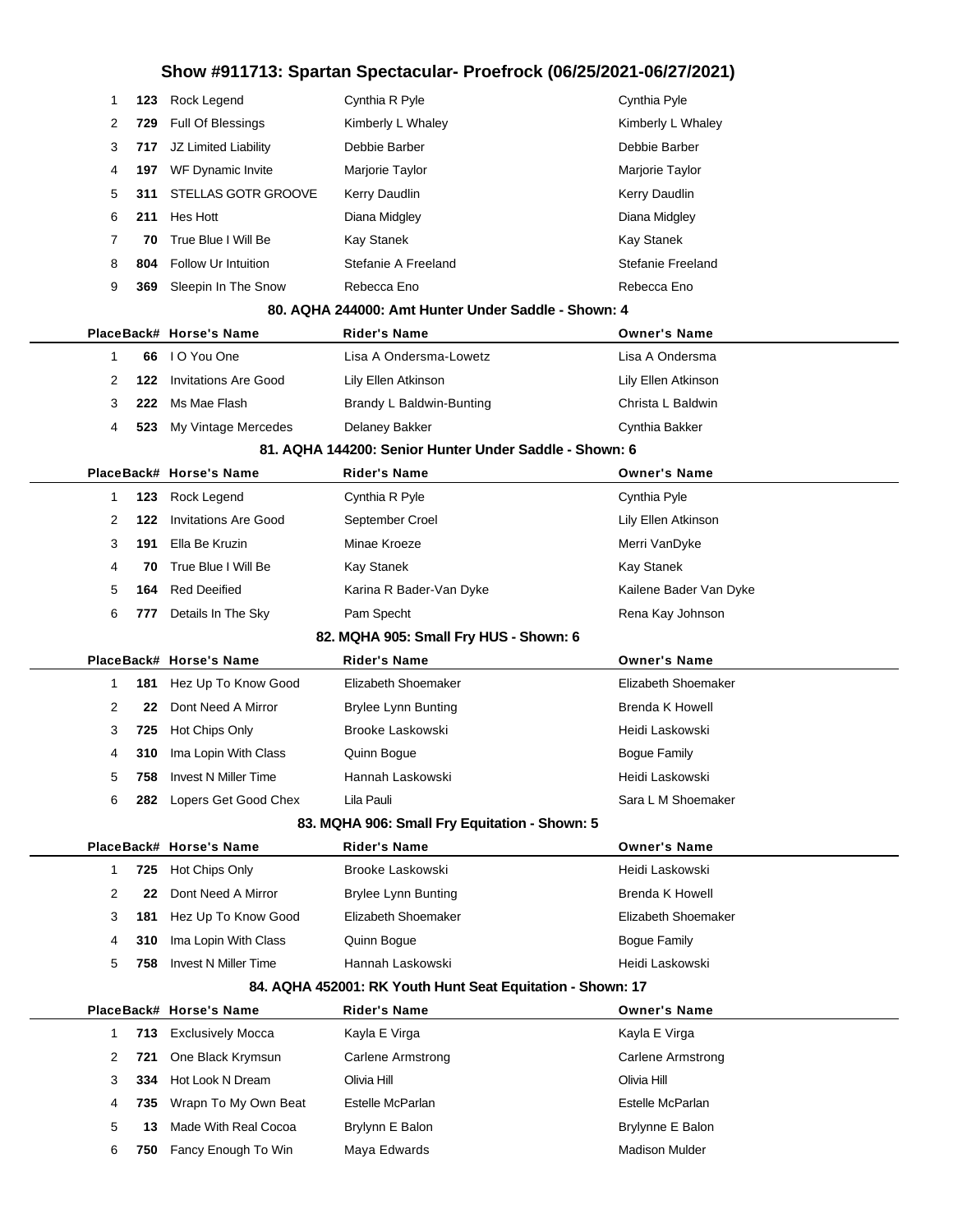# Show #911713: Spartan Spectacular- Proefrock (06/25/2021-06/27/2021)

| Place | Back# | Horse's Name | Rider's Name | Owner's Name |
|---|---|---|---|---|
| 1 | 123 | Rock Legend | Cynthia R Pyle | Cynthia Pyle |
| 2 | 729 | Full Of Blessings | Kimberly L Whaley | Kimberly L Whaley |
| 3 | 717 | JZ Limited Liability | Debbie Barber | Debbie Barber |
| 4 | 197 | WF Dynamic Invite | Marjorie Taylor | Marjorie Taylor |
| 5 | 311 | STELLAS GOTR GROOVE | Kerry Daudlin | Kerry Daudlin |
| 6 | 211 | Hes Hott | Diana Midgley | Diana Midgley |
| 7 | 70 | True Blue I Will Be | Kay Stanek | Kay Stanek |
| 8 | 804 | Follow Ur Intuition | Stefanie A Freeland | Stefanie Freeland |
| 9 | 369 | Sleepin In The Snow | Rebecca Eno | Rebecca Eno |

### 80. AQHA 244000: Amt Hunter Under Saddle - Shown: 4

| Place | Back# | Horse's Name | Rider's Name | Owner's Name |
|---|---|---|---|---|
| 1 | 66 | I O You One | Lisa A Ondersma-Lowetz | Lisa A Ondersma |
| 2 | 122 | Invitations Are Good | Lily Ellen Atkinson | Lily Ellen Atkinson |
| 3 | 222 | Ms Mae Flash | Brandy L Baldwin-Bunting | Christa L Baldwin |
| 4 | 523 | My Vintage Mercedes | Delaney Bakker | Cynthia Bakker |

### 81. AQHA 144200: Senior Hunter Under Saddle - Shown: 6

| Place | Back# | Horse's Name | Rider's Name | Owner's Name |
|---|---|---|---|---|
| 1 | 123 | Rock Legend | Cynthia R Pyle | Cynthia Pyle |
| 2 | 122 | Invitations Are Good | September Croel | Lily Ellen Atkinson |
| 3 | 191 | Ella Be Kruzin | Minae Kroeze | Merri VanDyke |
| 4 | 70 | True Blue I Will Be | Kay Stanek | Kay Stanek |
| 5 | 164 | Red Deeified | Karina R Bader-Van Dyke | Kailene Bader Van Dyke |
| 6 | 777 | Details In The Sky | Pam Specht | Rena Kay Johnson |

### 82. MQHA 905: Small Fry HUS - Shown: 6

| Place | Back# | Horse's Name | Rider's Name | Owner's Name |
|---|---|---|---|---|
| 1 | 181 | Hez Up To Know Good | Elizabeth Shoemaker | Elizabeth Shoemaker |
| 2 | 22 | Dont Need A Mirror | Brylee Lynn Bunting | Brenda K Howell |
| 3 | 725 | Hot Chips Only | Brooke Laskowski | Heidi Laskowski |
| 4 | 310 | Ima Lopin With Class | Quinn Bogue | Bogue Family |
| 5 | 758 | Invest N Miller Time | Hannah Laskowski | Heidi Laskowski |
| 6 | 282 | Lopers Get Good Chex | Lila Pauli | Sara L M Shoemaker |

### 83. MQHA 906: Small Fry Equitation - Shown: 5

| Place | Back# | Horse's Name | Rider's Name | Owner's Name |
|---|---|---|---|---|
| 1 | 725 | Hot Chips Only | Brooke Laskowski | Heidi Laskowski |
| 2 | 22 | Dont Need A Mirror | Brylee Lynn Bunting | Brenda K Howell |
| 3 | 181 | Hez Up To Know Good | Elizabeth Shoemaker | Elizabeth Shoemaker |
| 4 | 310 | Ima Lopin With Class | Quinn Bogue | Bogue Family |
| 5 | 758 | Invest N Miller Time | Hannah Laskowski | Heidi Laskowski |

### 84. AQHA 452001: RK Youth Hunt Seat Equitation - Shown: 17

| Place | Back# | Horse's Name | Rider's Name | Owner's Name |
|---|---|---|---|---|
| 1 | 713 | Exclusively Mocca | Kayla E Virga | Kayla E Virga |
| 2 | 721 | One Black Krymsun | Carlene Armstrong | Carlene Armstrong |
| 3 | 334 | Hot Look N Dream | Olivia Hill | Olivia Hill |
| 4 | 735 | Wrapn To My Own Beat | Estelle McParlan | Estelle McParlan |
| 5 | 13 | Made With Real Cocoa | Brylynn E Balon | Brylynne E Balon |
| 6 | 750 | Fancy Enough To Win | Maya Edwards | Madison Mulder |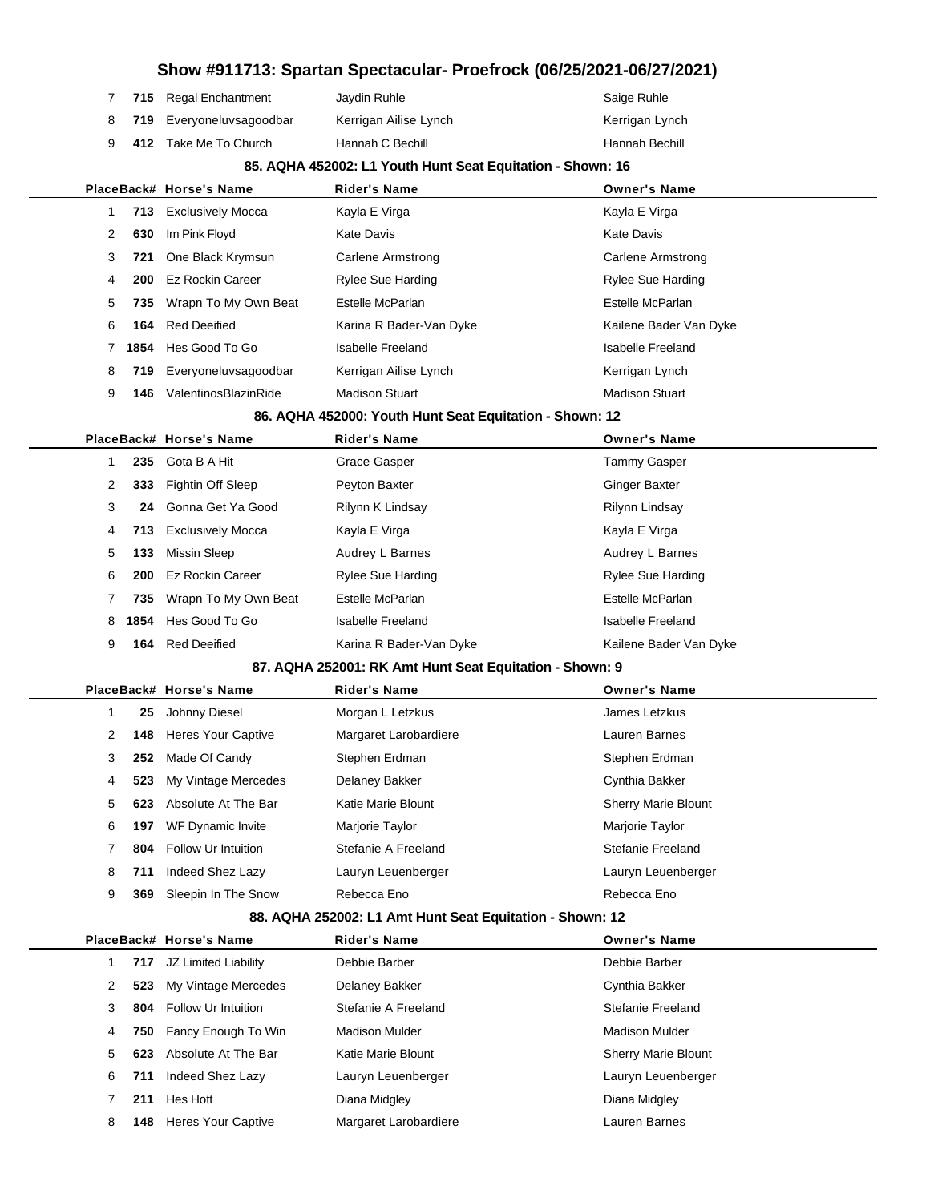# Show #911713: Spartan Spectacular- Proefrock (06/25/2021-06/27/2021)

| Place | Back# | Horse's Name | Rider's Name | Owner's Name |
|---|---|---|---|---|
| 7 | 715 | Regal Enchantment | Jaydin Ruhle | Saige Ruhle |
| 8 | 719 | Everyoneluvsagoodbar | Kerrigan Ailise Lynch | Kerrigan Lynch |
| 9 | 412 | Take Me To Church | Hannah C Bechill | Hannah Bechill |

### 85. AQHA 452002: L1 Youth Hunt Seat Equitation - Shown: 16

| Place | Back# | Horse's Name | Rider's Name | Owner's Name |
|---|---|---|---|---|
| 1 | 713 | Exclusively Mocca | Kayla E Virga | Kayla E Virga |
| 2 | 630 | Im Pink Floyd | Kate Davis | Kate Davis |
| 3 | 721 | One Black Krymsun | Carlene Armstrong | Carlene Armstrong |
| 4 | 200 | Ez Rockin Career | Rylee Sue Harding | Rylee Sue Harding |
| 5 | 735 | Wrapn To My Own Beat | Estelle McParlan | Estelle McParlan |
| 6 | 164 | Red Deeified | Karina R Bader-Van Dyke | Kailene Bader Van Dyke |
| 7 | 1854 | Hes Good To Go | Isabelle Freeland | Isabelle Freeland |
| 8 | 719 | Everyoneluvsagoodbar | Kerrigan Ailise Lynch | Kerrigan Lynch |
| 9 | 146 | ValentinosBlazinRide | Madison Stuart | Madison Stuart |

### 86. AQHA 452000: Youth Hunt Seat Equitation - Shown: 12

| Place | Back# | Horse's Name | Rider's Name | Owner's Name |
|---|---|---|---|---|
| 1 | 235 | Gota B A Hit | Grace Gasper | Tammy Gasper |
| 2 | 333 | Fightin Off Sleep | Peyton Baxter | Ginger Baxter |
| 3 | 24 | Gonna Get Ya Good | Rilynn K Lindsay | Rilynn Lindsay |
| 4 | 713 | Exclusively Mocca | Kayla E Virga | Kayla E Virga |
| 5 | 133 | Missin Sleep | Audrey L Barnes | Audrey L Barnes |
| 6 | 200 | Ez Rockin Career | Rylee Sue Harding | Rylee Sue Harding |
| 7 | 735 | Wrapn To My Own Beat | Estelle McParlan | Estelle McParlan |
| 8 | 1854 | Hes Good To Go | Isabelle Freeland | Isabelle Freeland |
| 9 | 164 | Red Deeified | Karina R Bader-Van Dyke | Kailene Bader Van Dyke |

### 87. AQHA 252001: RK Amt Hunt Seat Equitation - Shown: 9

| Place | Back# | Horse's Name | Rider's Name | Owner's Name |
|---|---|---|---|---|
| 1 | 25 | Johnny Diesel | Morgan L Letzkus | James Letzkus |
| 2 | 148 | Heres Your Captive | Margaret Larobardiere | Lauren Barnes |
| 3 | 252 | Made Of Candy | Stephen Erdman | Stephen Erdman |
| 4 | 523 | My Vintage Mercedes | Delaney Bakker | Cynthia Bakker |
| 5 | 623 | Absolute At The Bar | Katie Marie Blount | Sherry Marie Blount |
| 6 | 197 | WF Dynamic Invite | Marjorie Taylor | Marjorie Taylor |
| 7 | 804 | Follow Ur Intuition | Stefanie A Freeland | Stefanie Freeland |
| 8 | 711 | Indeed Shez Lazy | Lauryn Leuenberger | Lauryn Leuenberger |
| 9 | 369 | Sleepin In The Snow | Rebecca Eno | Rebecca Eno |

### 88. AQHA 252002: L1 Amt Hunt Seat Equitation - Shown: 12

| Place | Back# | Horse's Name | Rider's Name | Owner's Name |
|---|---|---|---|---|
| 1 | 717 | JZ Limited Liability | Debbie Barber | Debbie Barber |
| 2 | 523 | My Vintage Mercedes | Delaney Bakker | Cynthia Bakker |
| 3 | 804 | Follow Ur Intuition | Stefanie A Freeland | Stefanie Freeland |
| 4 | 750 | Fancy Enough To Win | Madison Mulder | Madison Mulder |
| 5 | 623 | Absolute At The Bar | Katie Marie Blount | Sherry Marie Blount |
| 6 | 711 | Indeed Shez Lazy | Lauryn Leuenberger | Lauryn Leuenberger |
| 7 | 211 | Hes Hott | Diana Midgley | Diana Midgley |
| 8 | 148 | Heres Your Captive | Margaret Larobardiere | Lauren Barnes |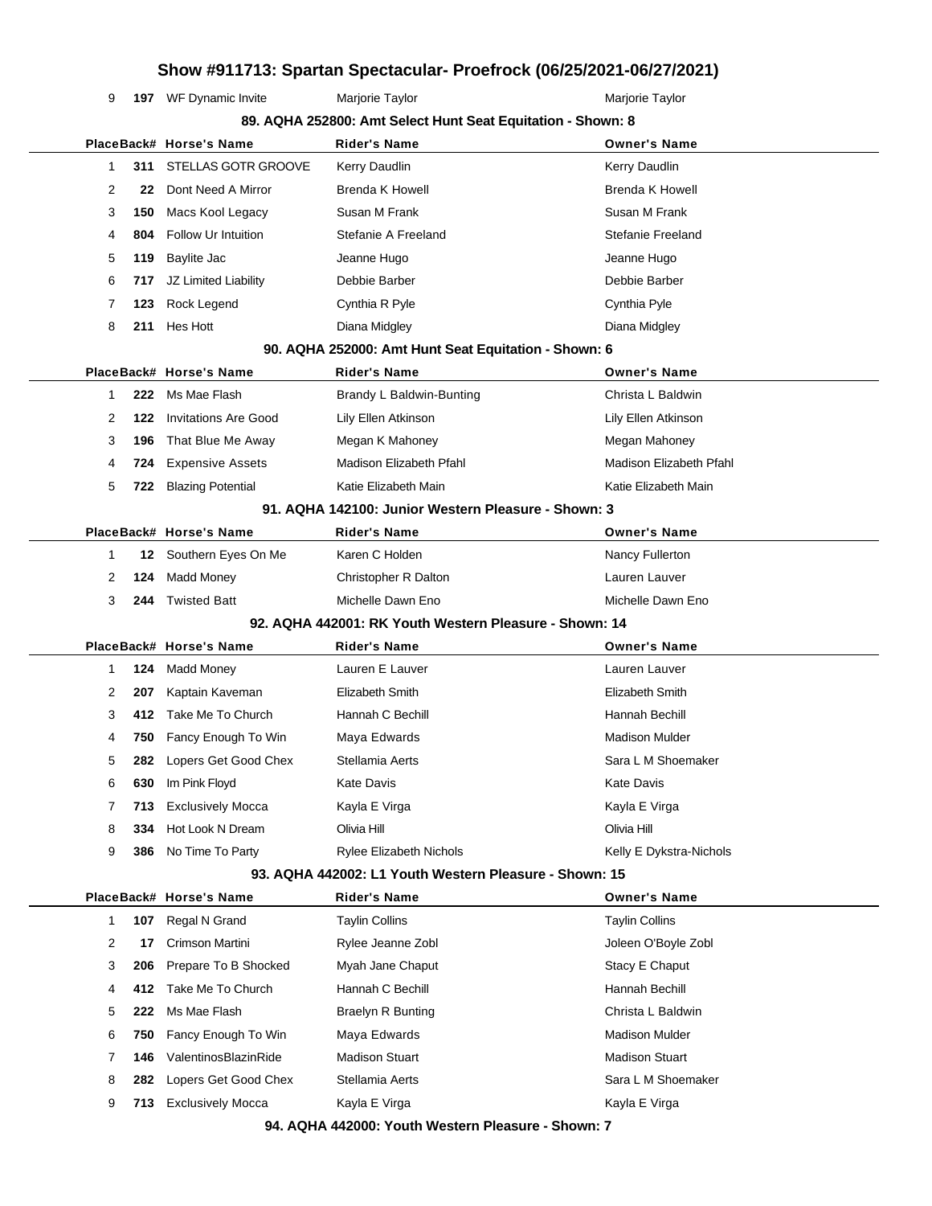# Show #911713: Spartan Spectacular- Proefrock (06/25/2021-06/27/2021)

| 9 | 197 | WF Dynamic Invite | Marjorie Taylor | Marjorie Taylor |
|---|---|---|---|---|

### 89. AQHA 252800: Amt Select Hunt Seat Equitation - Shown: 8

| Place | Back# | Horse's Name | Rider's Name | Owner's Name |
|---|---|---|---|---|
| 1 | 311 | STELLAS GOTR GROOVE | Kerry Daudlin | Kerry Daudlin |
| 2 | 22 | Dont Need A Mirror | Brenda K Howell | Brenda K Howell |
| 3 | 150 | Macs Kool Legacy | Susan M Frank | Susan M Frank |
| 4 | 804 | Follow Ur Intuition | Stefanie A Freeland | Stefanie Freeland |
| 5 | 119 | Baylite Jac | Jeanne Hugo | Jeanne Hugo |
| 6 | 717 | JZ Limited Liability | Debbie Barber | Debbie Barber |
| 7 | 123 | Rock Legend | Cynthia R Pyle | Cynthia Pyle |
| 8 | 211 | Hes Hott | Diana Midgley | Diana Midgley |

### 90. AQHA 252000: Amt Hunt Seat Equitation - Shown: 6

| Place | Back# | Horse's Name | Rider's Name | Owner's Name |
|---|---|---|---|---|
| 1 | 222 | Ms Mae Flash | Brandy L Baldwin-Bunting | Christa L Baldwin |
| 2 | 122 | Invitations Are Good | Lily Ellen Atkinson | Lily Ellen Atkinson |
| 3 | 196 | That Blue Me Away | Megan K Mahoney | Megan Mahoney |
| 4 | 724 | Expensive Assets | Madison Elizabeth Pfahl | Madison Elizabeth Pfahl |
| 5 | 722 | Blazing Potential | Katie Elizabeth Main | Katie Elizabeth Main |

### 91. AQHA 142100: Junior Western Pleasure - Shown: 3

| Place | Back# | Horse's Name | Rider's Name | Owner's Name |
|---|---|---|---|---|
| 1 | 12 | Southern Eyes On Me | Karen C Holden | Nancy Fullerton |
| 2 | 124 | Madd Money | Christopher R Dalton | Lauren Lauver |
| 3 | 244 | Twisted Batt | Michelle Dawn Eno | Michelle Dawn Eno |

### 92. AQHA 442001: RK Youth Western Pleasure - Shown: 14

| Place | Back# | Horse's Name | Rider's Name | Owner's Name |
|---|---|---|---|---|
| 1 | 124 | Madd Money | Lauren E Lauver | Lauren Lauver |
| 2 | 207 | Kaptain Kaveman | Elizabeth Smith | Elizabeth Smith |
| 3 | 412 | Take Me To Church | Hannah C Bechill | Hannah Bechill |
| 4 | 750 | Fancy Enough To Win | Maya Edwards | Madison Mulder |
| 5 | 282 | Lopers Get Good Chex | Stellamia Aerts | Sara L M Shoemaker |
| 6 | 630 | Im Pink Floyd | Kate Davis | Kate Davis |
| 7 | 713 | Exclusively Mocca | Kayla E Virga | Kayla E Virga |
| 8 | 334 | Hot Look N Dream | Olivia Hill | Olivia Hill |
| 9 | 386 | No Time To Party | Rylee Elizabeth Nichols | Kelly E Dykstra-Nichols |

### 93. AQHA 442002: L1 Youth Western Pleasure - Shown: 15

| Place | Back# | Horse's Name | Rider's Name | Owner's Name |
|---|---|---|---|---|
| 1 | 107 | Regal N Grand | Taylin Collins | Taylin Collins |
| 2 | 17 | Crimson Martini | Rylee Jeanne Zobl | Joleen O'Boyle Zobl |
| 3 | 206 | Prepare To B Shocked | Myah Jane Chaput | Stacy E Chaput |
| 4 | 412 | Take Me To Church | Hannah C Bechill | Hannah Bechill |
| 5 | 222 | Ms Mae Flash | Braelyn R Bunting | Christa L Baldwin |
| 6 | 750 | Fancy Enough To Win | Maya Edwards | Madison Mulder |
| 7 | 146 | ValentinosBlazinRide | Madison Stuart | Madison Stuart |
| 8 | 282 | Lopers Get Good Chex | Stellamia Aerts | Sara L M Shoemaker |
| 9 | 713 | Exclusively Mocca | Kayla E Virga | Kayla E Virga |

### 94. AQHA 442000: Youth Western Pleasure - Shown: 7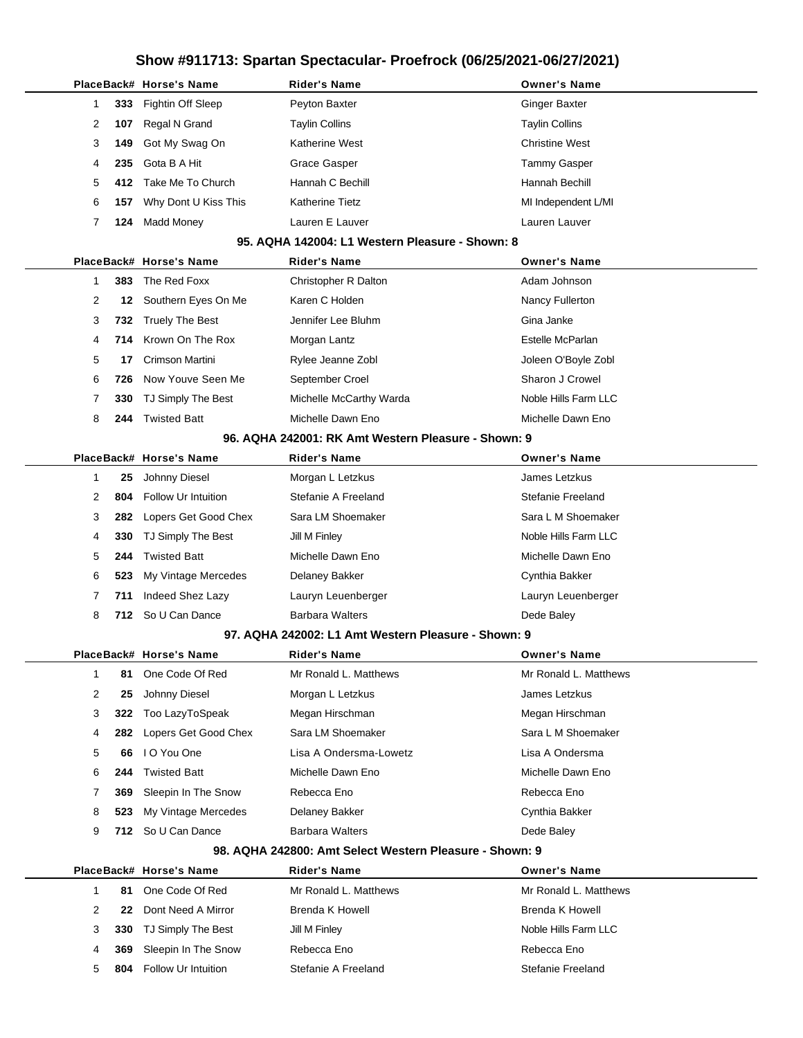# Show #911713: Spartan Spectacular- Proefrock (06/25/2021-06/27/2021)

| Place | Back# | Horse's Name | Rider's Name | Owner's Name |
|---|---|---|---|---|
| 1 | 333 | Fightin Off Sleep | Peyton Baxter | Ginger Baxter |
| 2 | 107 | Regal N Grand | Taylin Collins | Taylin Collins |
| 3 | 149 | Got My Swag On | Katherine West | Christine West |
| 4 | 235 | Gota B A Hit | Grace Gasper | Tammy Gasper |
| 5 | 412 | Take Me To Church | Hannah C Bechill | Hannah Bechill |
| 6 | 157 | Why Dont U Kiss This | Katherine Tietz | MI Independent L/MI |
| 7 | 124 | Madd Money | Lauren E Lauver | Lauren Lauver |

### 95. AQHA 142004: L1 Western Pleasure - Shown: 8

| Place | Back# | Horse's Name | Rider's Name | Owner's Name |
|---|---|---|---|---|
| 1 | 383 | The Red Foxx | Christopher R Dalton | Adam Johnson |
| 2 | 12 | Southern Eyes On Me | Karen C Holden | Nancy Fullerton |
| 3 | 732 | Truely The Best | Jennifer Lee Bluhm | Gina Janke |
| 4 | 714 | Krown On The Rox | Morgan Lantz | Estelle McParlan |
| 5 | 17 | Crimson Martini | Rylee Jeanne Zobl | Joleen O'Boyle Zobl |
| 6 | 726 | Now Youve Seen Me | September Croel | Sharon J Crowel |
| 7 | 330 | TJ Simply The Best | Michelle McCarthy Warda | Noble Hills Farm LLC |
| 8 | 244 | Twisted Batt | Michelle Dawn Eno | Michelle Dawn Eno |

### 96. AQHA 242001: RK Amt Western Pleasure - Shown: 9

| Place | Back# | Horse's Name | Rider's Name | Owner's Name |
|---|---|---|---|---|
| 1 | 25 | Johnny Diesel | Morgan L Letzkus | James Letzkus |
| 2 | 804 | Follow Ur Intuition | Stefanie A Freeland | Stefanie Freeland |
| 3 | 282 | Lopers Get Good Chex | Sara LM Shoemaker | Sara L M Shoemaker |
| 4 | 330 | TJ Simply The Best | Jill M Finley | Noble Hills Farm LLC |
| 5 | 244 | Twisted Batt | Michelle Dawn Eno | Michelle Dawn Eno |
| 6 | 523 | My Vintage Mercedes | Delaney Bakker | Cynthia Bakker |
| 7 | 711 | Indeed Shez Lazy | Lauryn Leuenberger | Lauryn Leuenberger |
| 8 | 712 | So U Can Dance | Barbara Walters | Dede Baley |

### 97. AQHA 242002: L1 Amt Western Pleasure - Shown: 9

| Place | Back# | Horse's Name | Rider's Name | Owner's Name |
|---|---|---|---|---|
| 1 | 81 | One Code Of Red | Mr Ronald L. Matthews | Mr Ronald L. Matthews |
| 2 | 25 | Johnny Diesel | Morgan L Letzkus | James Letzkus |
| 3 | 322 | Too LazyToSpeak | Megan Hirschman | Megan Hirschman |
| 4 | 282 | Lopers Get Good Chex | Sara LM Shoemaker | Sara L M Shoemaker |
| 5 | 66 | I O You One | Lisa A Ondersma-Lowetz | Lisa A Ondersma |
| 6 | 244 | Twisted Batt | Michelle Dawn Eno | Michelle Dawn Eno |
| 7 | 369 | Sleepin In The Snow | Rebecca Eno | Rebecca Eno |
| 8 | 523 | My Vintage Mercedes | Delaney Bakker | Cynthia Bakker |
| 9 | 712 | So U Can Dance | Barbara Walters | Dede Baley |

### 98. AQHA 242800: Amt Select Western Pleasure - Shown: 9

| Place | Back# | Horse's Name | Rider's Name | Owner's Name |
|---|---|---|---|---|
| 1 | 81 | One Code Of Red | Mr Ronald L. Matthews | Mr Ronald L. Matthews |
| 2 | 22 | Dont Need A Mirror | Brenda K Howell | Brenda K Howell |
| 3 | 330 | TJ Simply The Best | Jill M Finley | Noble Hills Farm LLC |
| 4 | 369 | Sleepin In The Snow | Rebecca Eno | Rebecca Eno |
| 5 | 804 | Follow Ur Intuition | Stefanie A Freeland | Stefanie Freeland |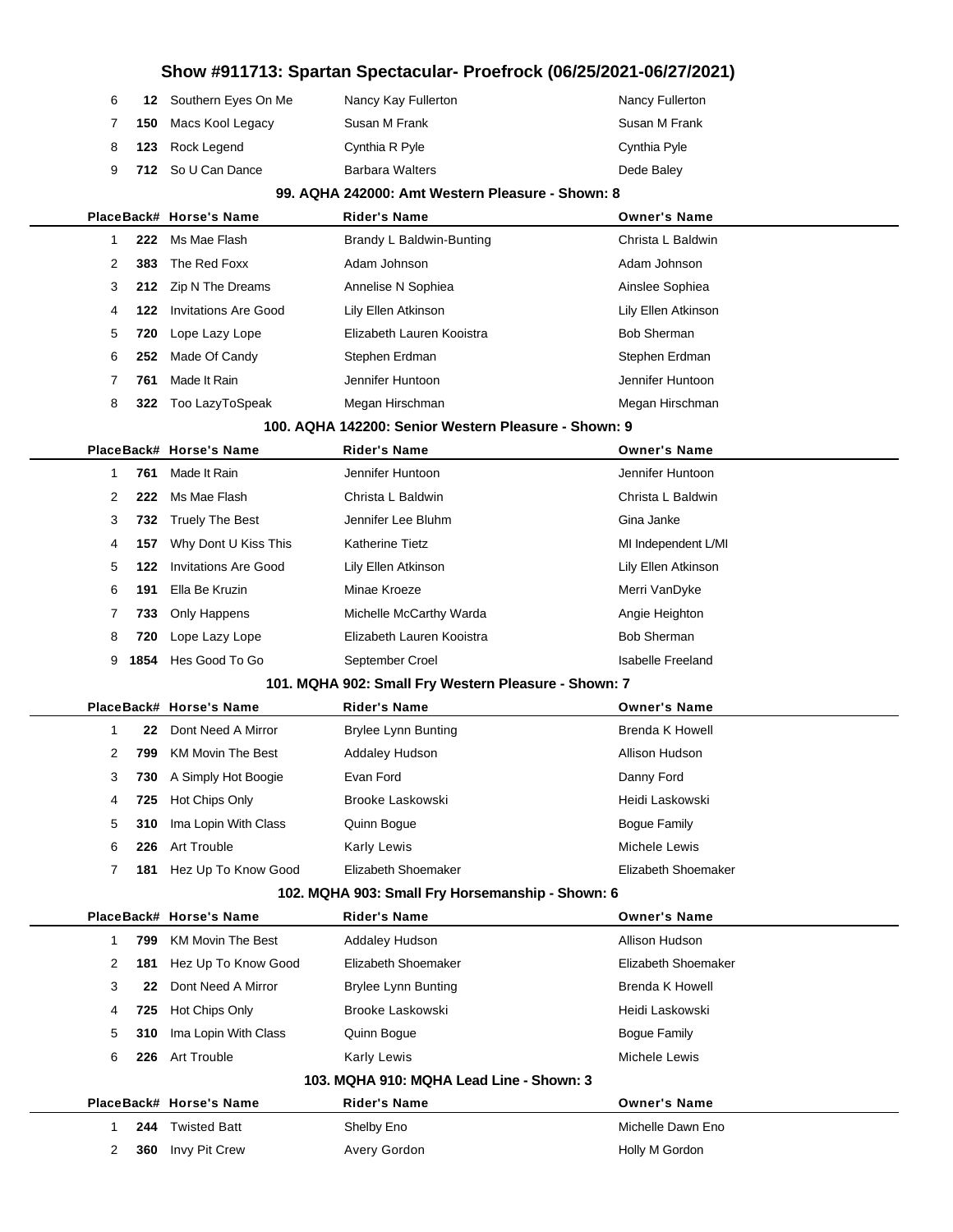# Show #911713: Spartan Spectacular- Proefrock (06/25/2021-06/27/2021)

| Place | Back# | Horse's Name | Rider's Name | Owner's Name |
|---|---|---|---|---|
| 6 | 12 | Southern Eyes On Me | Nancy Kay Fullerton | Nancy Fullerton |
| 7 | 150 | Macs Kool Legacy | Susan M Frank | Susan M Frank |
| 8 | 123 | Rock Legend | Cynthia R Pyle | Cynthia Pyle |
| 9 | 712 | So U Can Dance | Barbara Walters | Dede Baley |

### 99. AQHA 242000: Amt Western Pleasure - Shown: 8

| Place | Back# | Horse's Name | Rider's Name | Owner's Name |
|---|---|---|---|---|
| 1 | 222 | Ms Mae Flash | Brandy L Baldwin-Bunting | Christa L Baldwin |
| 2 | 383 | The Red Foxx | Adam Johnson | Adam Johnson |
| 3 | 212 | Zip N The Dreams | Annelise N Sophiea | Ainslee Sophiea |
| 4 | 122 | Invitations Are Good | Lily Ellen Atkinson | Lily Ellen Atkinson |
| 5 | 720 | Lope Lazy Lope | Elizabeth Lauren Kooistra | Bob Sherman |
| 6 | 252 | Made Of Candy | Stephen Erdman | Stephen Erdman |
| 7 | 761 | Made It Rain | Jennifer Huntoon | Jennifer Huntoon |
| 8 | 322 | Too LazyToSpeak | Megan Hirschman | Megan Hirschman |

### 100. AQHA 142200: Senior Western Pleasure - Shown: 9

| Place | Back# | Horse's Name | Rider's Name | Owner's Name |
|---|---|---|---|---|
| 1 | 761 | Made It Rain | Jennifer Huntoon | Jennifer Huntoon |
| 2 | 222 | Ms Mae Flash | Christa L Baldwin | Christa L Baldwin |
| 3 | 732 | Truely The Best | Jennifer Lee Bluhm | Gina Janke |
| 4 | 157 | Why Dont U Kiss This | Katherine Tietz | MI Independent L/MI |
| 5 | 122 | Invitations Are Good | Lily Ellen Atkinson | Lily Ellen Atkinson |
| 6 | 191 | Ella Be Kruzin | Minae Kroeze | Merri VanDyke |
| 7 | 733 | Only Happens | Michelle McCarthy Warda | Angie Heighton |
| 8 | 720 | Lope Lazy Lope | Elizabeth Lauren Kooistra | Bob Sherman |
| 9 | 1854 | Hes Good To Go | September Croel | Isabelle Freeland |

### 101. MQHA 902: Small Fry Western Pleasure - Shown: 7

| Place | Back# | Horse's Name | Rider's Name | Owner's Name |
|---|---|---|---|---|
| 1 | 22 | Dont Need A Mirror | Brylee Lynn Bunting | Brenda K Howell |
| 2 | 799 | KM Movin The Best | Addaley Hudson | Allison Hudson |
| 3 | 730 | A Simply Hot Boogie | Evan Ford | Danny Ford |
| 4 | 725 | Hot Chips Only | Brooke Laskowski | Heidi Laskowski |
| 5 | 310 | Ima Lopin With Class | Quinn Bogue | Bogue Family |
| 6 | 226 | Art Trouble | Karly Lewis | Michele Lewis |
| 7 | 181 | Hez Up To Know Good | Elizabeth Shoemaker | Elizabeth Shoemaker |

### 102. MQHA 903: Small Fry Horsemanship - Shown: 6

| Place | Back# | Horse's Name | Rider's Name | Owner's Name |
|---|---|---|---|---|
| 1 | 799 | KM Movin The Best | Addaley Hudson | Allison Hudson |
| 2 | 181 | Hez Up To Know Good | Elizabeth Shoemaker | Elizabeth Shoemaker |
| 3 | 22 | Dont Need A Mirror | Brylee Lynn Bunting | Brenda K Howell |
| 4 | 725 | Hot Chips Only | Brooke Laskowski | Heidi Laskowski |
| 5 | 310 | Ima Lopin With Class | Quinn Bogue | Bogue Family |
| 6 | 226 | Art Trouble | Karly Lewis | Michele Lewis |

### 103. MQHA 910: MQHA Lead Line - Shown: 3

| Place | Back# | Horse's Name | Rider's Name | Owner's Name |
|---|---|---|---|---|
| 1 | 244 | Twisted Batt | Shelby Eno | Michelle Dawn Eno |
| 2 | 360 | Invy Pit Crew | Avery Gordon | Holly M Gordon |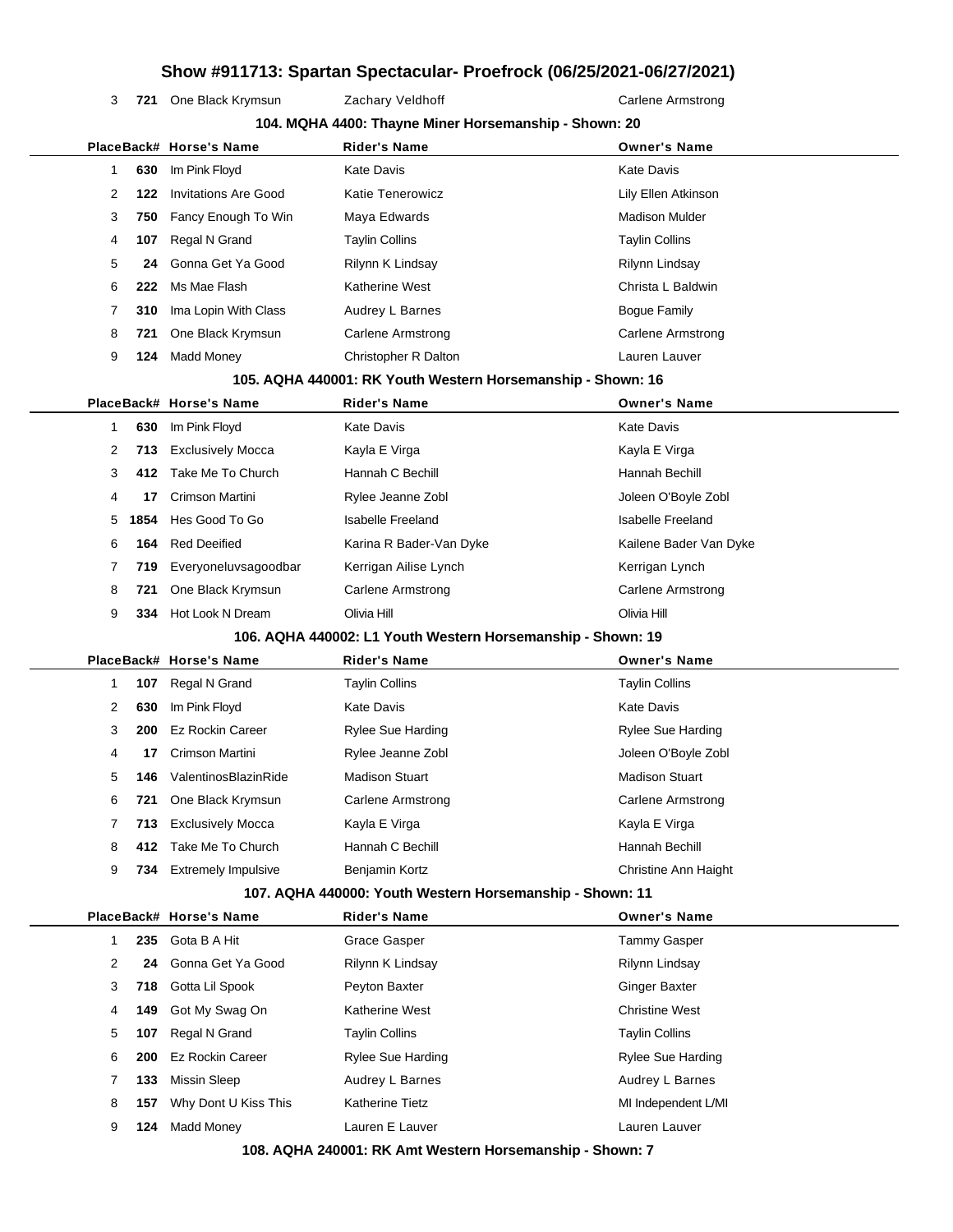# Show #911713: Spartan Spectacular- Proefrock (06/25/2021-06/27/2021)

| Place | Back# | Horse's Name | Rider's Name | Owner's Name |
|---|---|---|---|---|
| 3 | 721 | One Black Krymsun | Zachary Veldhoff | Carlene Armstrong |

### 104. MQHA 4400: Thayne Miner Horsemanship - Shown: 20

| Place | Back# | Horse's Name | Rider's Name | Owner's Name |
|---|---|---|---|---|
| 1 | 630 | Im Pink Floyd | Kate Davis | Kate Davis |
| 2 | 122 | Invitations Are Good | Katie Tenerowicz | Lily Ellen Atkinson |
| 3 | 750 | Fancy Enough To Win | Maya Edwards | Madison Mulder |
| 4 | 107 | Regal N Grand | Taylin Collins | Taylin Collins |
| 5 | 24 | Gonna Get Ya Good | Rilynn K Lindsay | Rilynn Lindsay |
| 6 | 222 | Ms Mae Flash | Katherine West | Christa L Baldwin |
| 7 | 310 | Ima Lopin With Class | Audrey L Barnes | Bogue Family |
| 8 | 721 | One Black Krymsun | Carlene Armstrong | Carlene Armstrong |
| 9 | 124 | Madd Money | Christopher R Dalton | Lauren Lauver |

### 105. AQHA 440001: RK Youth Western Horsemanship - Shown: 16

| Place | Back# | Horse's Name | Rider's Name | Owner's Name |
|---|---|---|---|---|
| 1 | 630 | Im Pink Floyd | Kate Davis | Kate Davis |
| 2 | 713 | Exclusively Mocca | Kayla E Virga | Kayla E Virga |
| 3 | 412 | Take Me To Church | Hannah C Bechill | Hannah Bechill |
| 4 | 17 | Crimson Martini | Rylee Jeanne Zobl | Joleen O'Boyle Zobl |
| 5 | 1854 | Hes Good To Go | Isabelle Freeland | Isabelle Freeland |
| 6 | 164 | Red Deeified | Karina R Bader-Van Dyke | Kailene Bader Van Dyke |
| 7 | 719 | Everyoneluvsagoodbar | Kerrigan Ailise Lynch | Kerrigan Lynch |
| 8 | 721 | One Black Krymsun | Carlene Armstrong | Carlene Armstrong |
| 9 | 334 | Hot Look N Dream | Olivia Hill | Olivia Hill |

### 106. AQHA 440002: L1 Youth Western Horsemanship - Shown: 19

| Place | Back# | Horse's Name | Rider's Name | Owner's Name |
|---|---|---|---|---|
| 1 | 107 | Regal N Grand | Taylin Collins | Taylin Collins |
| 2 | 630 | Im Pink Floyd | Kate Davis | Kate Davis |
| 3 | 200 | Ez Rockin Career | Rylee Sue Harding | Rylee Sue Harding |
| 4 | 17 | Crimson Martini | Rylee Jeanne Zobl | Joleen O'Boyle Zobl |
| 5 | 146 | ValentinosBlazinRide | Madison Stuart | Madison Stuart |
| 6 | 721 | One Black Krymsun | Carlene Armstrong | Carlene Armstrong |
| 7 | 713 | Exclusively Mocca | Kayla E Virga | Kayla E Virga |
| 8 | 412 | Take Me To Church | Hannah C Bechill | Hannah Bechill |
| 9 | 734 | Extremely Impulsive | Benjamin Kortz | Christine Ann Haight |

### 107. AQHA 440000: Youth Western Horsemanship - Shown: 11

| Place | Back# | Horse's Name | Rider's Name | Owner's Name |
|---|---|---|---|---|
| 1 | 235 | Gota B A Hit | Grace Gasper | Tammy Gasper |
| 2 | 24 | Gonna Get Ya Good | Rilynn K Lindsay | Rilynn Lindsay |
| 3 | 718 | Gotta Lil Spook | Peyton Baxter | Ginger Baxter |
| 4 | 149 | Got My Swag On | Katherine West | Christine West |
| 5 | 107 | Regal N Grand | Taylin Collins | Taylin Collins |
| 6 | 200 | Ez Rockin Career | Rylee Sue Harding | Rylee Sue Harding |
| 7 | 133 | Missin Sleep | Audrey L Barnes | Audrey L Barnes |
| 8 | 157 | Why Dont U Kiss This | Katherine Tietz | MI Independent L/MI |
| 9 | 124 | Madd Money | Lauren E Lauver | Lauren Lauver |

### 108. AQHA 240001: RK Amt Western Horsemanship - Shown: 7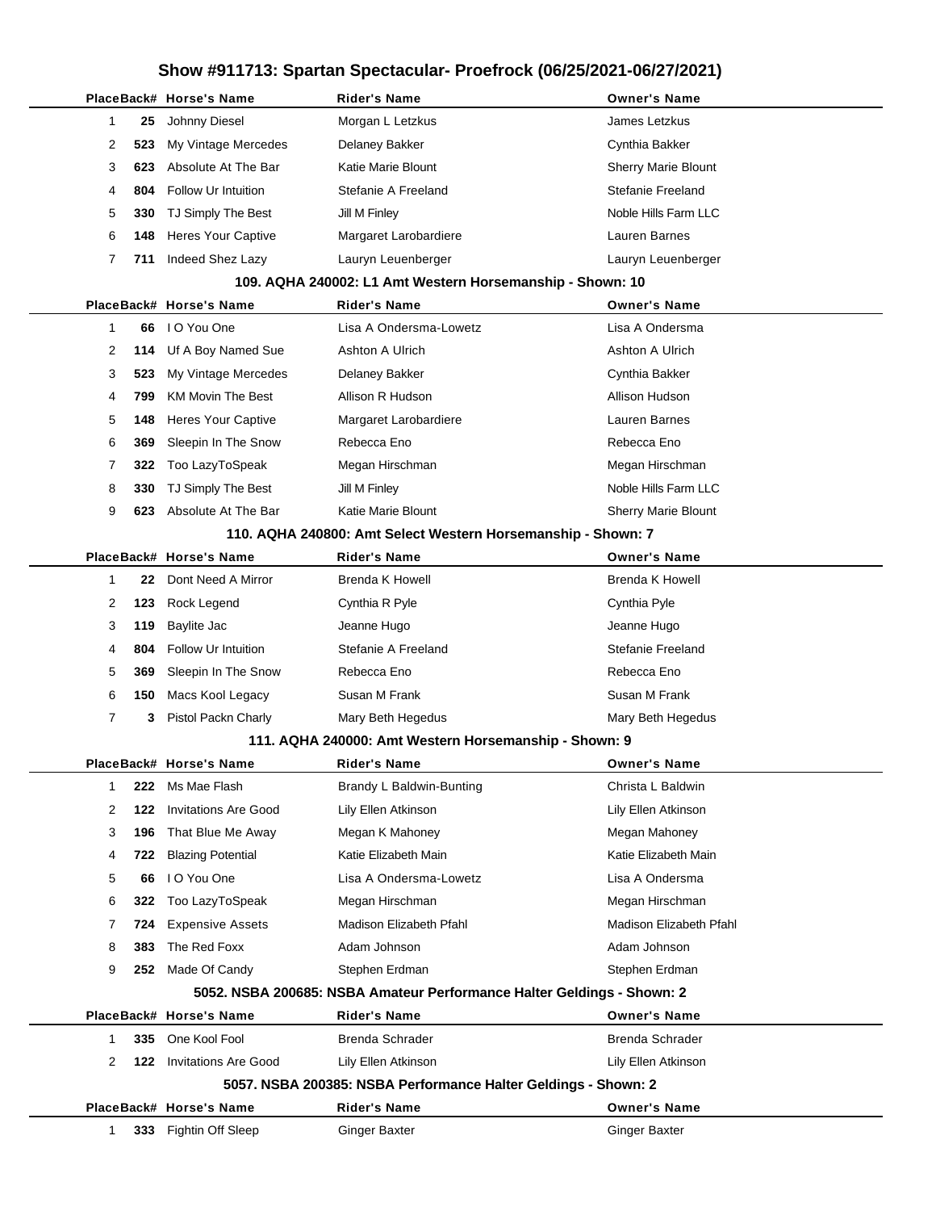# Show #911713: Spartan Spectacular- Proefrock (06/25/2021-06/27/2021)

| Place | Back# | Horse's Name | Rider's Name | Owner's Name |
|---|---|---|---|---|
| 1 | 25 | Johnny Diesel | Morgan L Letzkus | James Letzkus |
| 2 | 523 | My Vintage Mercedes | Delaney Bakker | Cynthia Bakker |
| 3 | 623 | Absolute At The Bar | Katie Marie Blount | Sherry Marie Blount |
| 4 | 804 | Follow Ur Intuition | Stefanie A Freeland | Stefanie Freeland |
| 5 | 330 | TJ Simply The Best | Jill M Finley | Noble Hills Farm LLC |
| 6 | 148 | Heres Your Captive | Margaret Larobardiere | Lauren Barnes |
| 7 | 711 | Indeed Shez Lazy | Lauryn Leuenberger | Lauryn Leuenberger |

### 109. AQHA 240002: L1 Amt Western Horsemanship - Shown: 10

| Place | Back# | Horse's Name | Rider's Name | Owner's Name |
|---|---|---|---|---|
| 1 | 66 | I O You One | Lisa A Ondersma-Lowetz | Lisa A Ondersma |
| 2 | 114 | Uf A Boy Named Sue | Ashton A Ulrich | Ashton A Ulrich |
| 3 | 523 | My Vintage Mercedes | Delaney Bakker | Cynthia Bakker |
| 4 | 799 | KM Movin The Best | Allison R Hudson | Allison Hudson |
| 5 | 148 | Heres Your Captive | Margaret Larobardiere | Lauren Barnes |
| 6 | 369 | Sleepin In The Snow | Rebecca Eno | Rebecca Eno |
| 7 | 322 | Too LazyToSpeak | Megan Hirschman | Megan Hirschman |
| 8 | 330 | TJ Simply The Best | Jill M Finley | Noble Hills Farm LLC |
| 9 | 623 | Absolute At The Bar | Katie Marie Blount | Sherry Marie Blount |

### 110. AQHA 240800: Amt Select Western Horsemanship - Shown: 7

| Place | Back# | Horse's Name | Rider's Name | Owner's Name |
|---|---|---|---|---|
| 1 | 22 | Dont Need A Mirror | Brenda K Howell | Brenda K Howell |
| 2 | 123 | Rock Legend | Cynthia R Pyle | Cynthia Pyle |
| 3 | 119 | Baylite Jac | Jeanne Hugo | Jeanne Hugo |
| 4 | 804 | Follow Ur Intuition | Stefanie A Freeland | Stefanie Freeland |
| 5 | 369 | Sleepin In The Snow | Rebecca Eno | Rebecca Eno |
| 6 | 150 | Macs Kool Legacy | Susan M Frank | Susan M Frank |
| 7 | 3 | Pistol Packn Charly | Mary Beth Hegedus | Mary Beth Hegedus |

### 111. AQHA 240000: Amt Western Horsemanship - Shown: 9

| Place | Back# | Horse's Name | Rider's Name | Owner's Name |
|---|---|---|---|---|
| 1 | 222 | Ms Mae Flash | Brandy L Baldwin-Bunting | Christa L Baldwin |
| 2 | 122 | Invitations Are Good | Lily Ellen Atkinson | Lily Ellen Atkinson |
| 3 | 196 | That Blue Me Away | Megan K Mahoney | Megan Mahoney |
| 4 | 722 | Blazing Potential | Katie Elizabeth Main | Katie Elizabeth Main |
| 5 | 66 | I O You One | Lisa A Ondersma-Lowetz | Lisa A Ondersma |
| 6 | 322 | Too LazyToSpeak | Megan Hirschman | Megan Hirschman |
| 7 | 724 | Expensive Assets | Madison Elizabeth Pfahl | Madison Elizabeth Pfahl |
| 8 | 383 | The Red Foxx | Adam Johnson | Adam Johnson |
| 9 | 252 | Made Of Candy | Stephen Erdman | Stephen Erdman |

### 5052. NSBA 200685: NSBA Amateur Performance Halter Geldings - Shown: 2

| Place | Back# | Horse's Name | Rider's Name | Owner's Name |
|---|---|---|---|---|
| 1 | 335 | One Kool Fool | Brenda Schrader | Brenda Schrader |
| 2 | 122 | Invitations Are Good | Lily Ellen Atkinson | Lily Ellen Atkinson |

### 5057. NSBA 200385: NSBA Performance Halter Geldings - Shown: 2

| Place | Back# | Horse's Name | Rider's Name | Owner's Name |
|---|---|---|---|---|
| 1 | 333 | Fightin Off Sleep | Ginger Baxter | Ginger Baxter |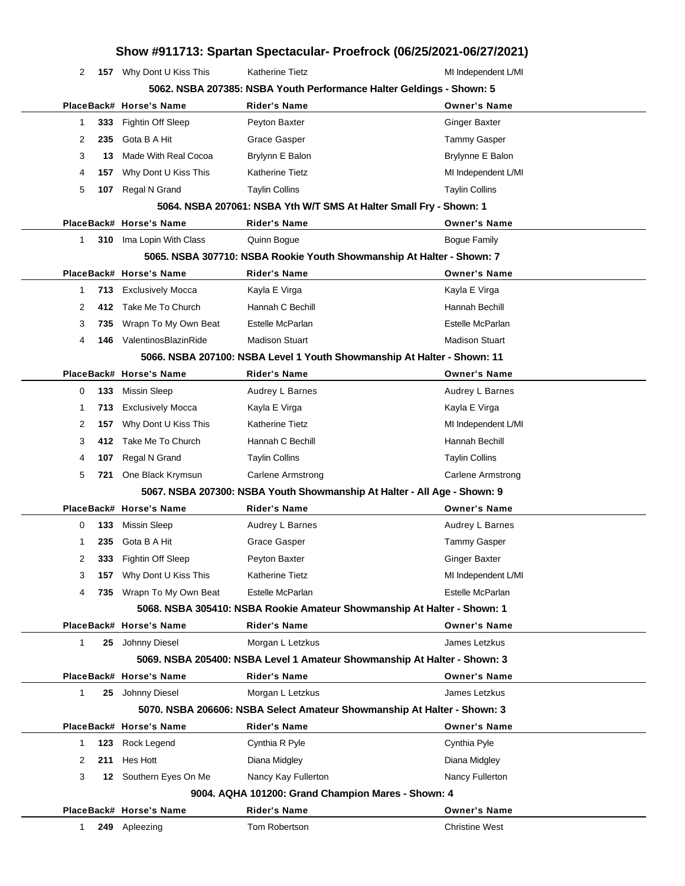# Show #911713: Spartan Spectacular- Proefrock (06/25/2021-06/27/2021)

| Place | Back# | Horse's Name | Rider's Name | Owner's Name |
|---|---|---|---|---|
| 2 | 157 | Why Dont U Kiss This | Katherine Tietz | MI Independent L/MI |

### 5062. NSBA 207385: NSBA Youth Performance Halter Geldings - Shown: 5

| Place | Back# | Horse's Name | Rider's Name | Owner's Name |
|---|---|---|---|---|
| 1 | 333 | Fightin Off Sleep | Peyton Baxter | Ginger Baxter |
| 2 | 235 | Gota B A Hit | Grace Gasper | Tammy Gasper |
| 3 | 13 | Made With Real Cocoa | Brylynn E Balon | Brylynne E Balon |
| 4 | 157 | Why Dont U Kiss This | Katherine Tietz | MI Independent L/MI |
| 5 | 107 | Regal N Grand | Taylin Collins | Taylin Collins |

### 5064. NSBA 207061: NSBA Yth W/T SMS At Halter Small Fry - Shown: 1

| Place | Back# | Horse's Name | Rider's Name | Owner's Name |
|---|---|---|---|---|
| 1 | 310 | Ima Lopin With Class | Quinn Bogue | Bogue Family |

### 5065. NSBA 307710: NSBA Rookie Youth Showmanship At Halter - Shown: 7

| Place | Back# | Horse's Name | Rider's Name | Owner's Name |
|---|---|---|---|---|
| 1 | 713 | Exclusively Mocca | Kayla E Virga | Kayla E Virga |
| 2 | 412 | Take Me To Church | Hannah C Bechill | Hannah Bechill |
| 3 | 735 | Wrapn To My Own Beat | Estelle McParlan | Estelle McParlan |
| 4 | 146 | ValentinosBlazinRide | Madison Stuart | Madison Stuart |

### 5066. NSBA 207100: NSBA Level 1 Youth Showmanship At Halter - Shown: 11

| Place | Back# | Horse's Name | Rider's Name | Owner's Name |
|---|---|---|---|---|
| 0 | 133 | Missin Sleep | Audrey L Barnes | Audrey L Barnes |
| 1 | 713 | Exclusively Mocca | Kayla E Virga | Kayla E Virga |
| 2 | 157 | Why Dont U Kiss This | Katherine Tietz | MI Independent L/MI |
| 3 | 412 | Take Me To Church | Hannah C Bechill | Hannah Bechill |
| 4 | 107 | Regal N Grand | Taylin Collins | Taylin Collins |
| 5 | 721 | One Black Krymsun | Carlene Armstrong | Carlene Armstrong |

### 5067. NSBA 207300: NSBA Youth Showmanship At Halter - All Age - Shown: 9

| Place | Back# | Horse's Name | Rider's Name | Owner's Name |
|---|---|---|---|---|
| 0 | 133 | Missin Sleep | Audrey L Barnes | Audrey L Barnes |
| 1 | 235 | Gota B A Hit | Grace Gasper | Tammy Gasper |
| 2 | 333 | Fightin Off Sleep | Peyton Baxter | Ginger Baxter |
| 3 | 157 | Why Dont U Kiss This | Katherine Tietz | MI Independent L/MI |
| 4 | 735 | Wrapn To My Own Beat | Estelle McParlan | Estelle McParlan |

### 5068. NSBA 305410: NSBA Rookie Amateur Showmanship At Halter - Shown: 1

| Place | Back# | Horse's Name | Rider's Name | Owner's Name |
|---|---|---|---|---|
| 1 | 25 | Johnny Diesel | Morgan L Letzkus | James Letzkus |

### 5069. NSBA 205400: NSBA Level 1 Amateur Showmanship At Halter - Shown: 3

| Place | Back# | Horse's Name | Rider's Name | Owner's Name |
|---|---|---|---|---|
| 1 | 25 | Johnny Diesel | Morgan L Letzkus | James Letzkus |

### 5070. NSBA 206606: NSBA Select Amateur Showmanship At Halter - Shown: 3

| Place | Back# | Horse's Name | Rider's Name | Owner's Name |
|---|---|---|---|---|
| 1 | 123 | Rock Legend | Cynthia R Pyle | Cynthia Pyle |
| 2 | 211 | Hes Hott | Diana Midgley | Diana Midgley |
| 3 | 12 | Southern Eyes On Me | Nancy Kay Fullerton | Nancy Fullerton |

### 9004. AQHA 101200: Grand Champion Mares - Shown: 4

| Place | Back# | Horse's Name | Rider's Name | Owner's Name |
|---|---|---|---|---|
| 1 | 249 | Apleezing | Tom Robertson | Christine West |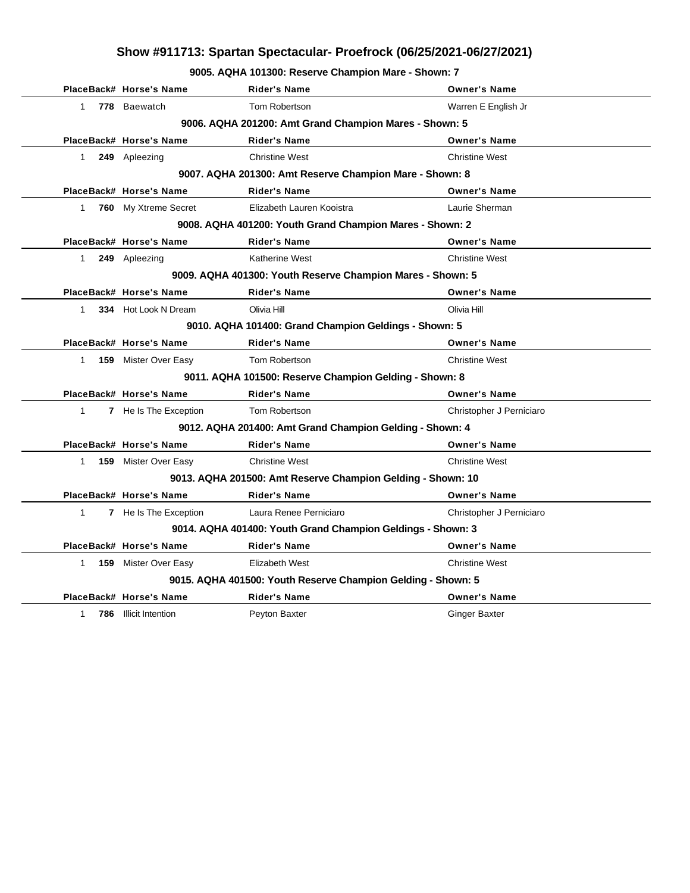# Show #911713: Spartan Spectacular- Proefrock (06/25/2021-06/27/2021)

### 9005. AQHA 101300: Reserve Champion Mare - Shown: 7

| Place | Back# | Horse's Name | Rider's Name | Owner's Name |
|---|---|---|---|---|
| 1 | 778 | Baewatch | Tom Robertson | Warren E English Jr |

### 9006. AQHA 201200: Amt Grand Champion Mares - Shown: 5

| Place | Back# | Horse's Name | Rider's Name | Owner's Name |
|---|---|---|---|---|
| 1 | 249 | Apleezing | Christine West | Christine West |

### 9007. AQHA 201300: Amt Reserve Champion Mare - Shown: 8

| Place | Back# | Horse's Name | Rider's Name | Owner's Name |
|---|---|---|---|---|
| 1 | 760 | My Xtreme Secret | Elizabeth Lauren Kooistra | Laurie Sherman |

### 9008. AQHA 401200: Youth Grand Champion Mares - Shown: 2

| Place | Back# | Horse's Name | Rider's Name | Owner's Name |
|---|---|---|---|---|
| 1 | 249 | Apleezing | Katherine West | Christine West |

### 9009. AQHA 401300: Youth Reserve Champion Mares - Shown: 5

| Place | Back# | Horse's Name | Rider's Name | Owner's Name |
|---|---|---|---|---|
| 1 | 334 | Hot Look N Dream | Olivia Hill | Olivia Hill |

### 9010. AQHA 101400: Grand Champion Geldings - Shown: 5

| Place | Back# | Horse's Name | Rider's Name | Owner's Name |
|---|---|---|---|---|
| 1 | 159 | Mister Over Easy | Tom Robertson | Christine West |

### 9011. AQHA 101500: Reserve Champion Gelding - Shown: 8

| Place | Back# | Horse's Name | Rider's Name | Owner's Name |
|---|---|---|---|---|
| 1 | 7 | He Is The Exception | Tom Robertson | Christopher J Perniciaro |

### 9012. AQHA 201400: Amt Grand Champion Gelding - Shown: 4

| Place | Back# | Horse's Name | Rider's Name | Owner's Name |
|---|---|---|---|---|
| 1 | 159 | Mister Over Easy | Christine West | Christine West |

### 9013. AQHA 201500: Amt Reserve Champion Gelding - Shown: 10

| Place | Back# | Horse's Name | Rider's Name | Owner's Name |
|---|---|---|---|---|
| 1 | 7 | He Is The Exception | Laura Renee Perniciaro | Christopher J Perniciaro |

### 9014. AQHA 401400: Youth Grand Champion Geldings - Shown: 3

| Place | Back# | Horse's Name | Rider's Name | Owner's Name |
|---|---|---|---|---|
| 1 | 159 | Mister Over Easy | Elizabeth West | Christine West |

### 9015. AQHA 401500: Youth Reserve Champion Gelding - Shown: 5

| Place | Back# | Horse's Name | Rider's Name | Owner's Name |
|---|---|---|---|---|
| 1 | 786 | Illicit Intention | Peyton Baxter | Ginger Baxter |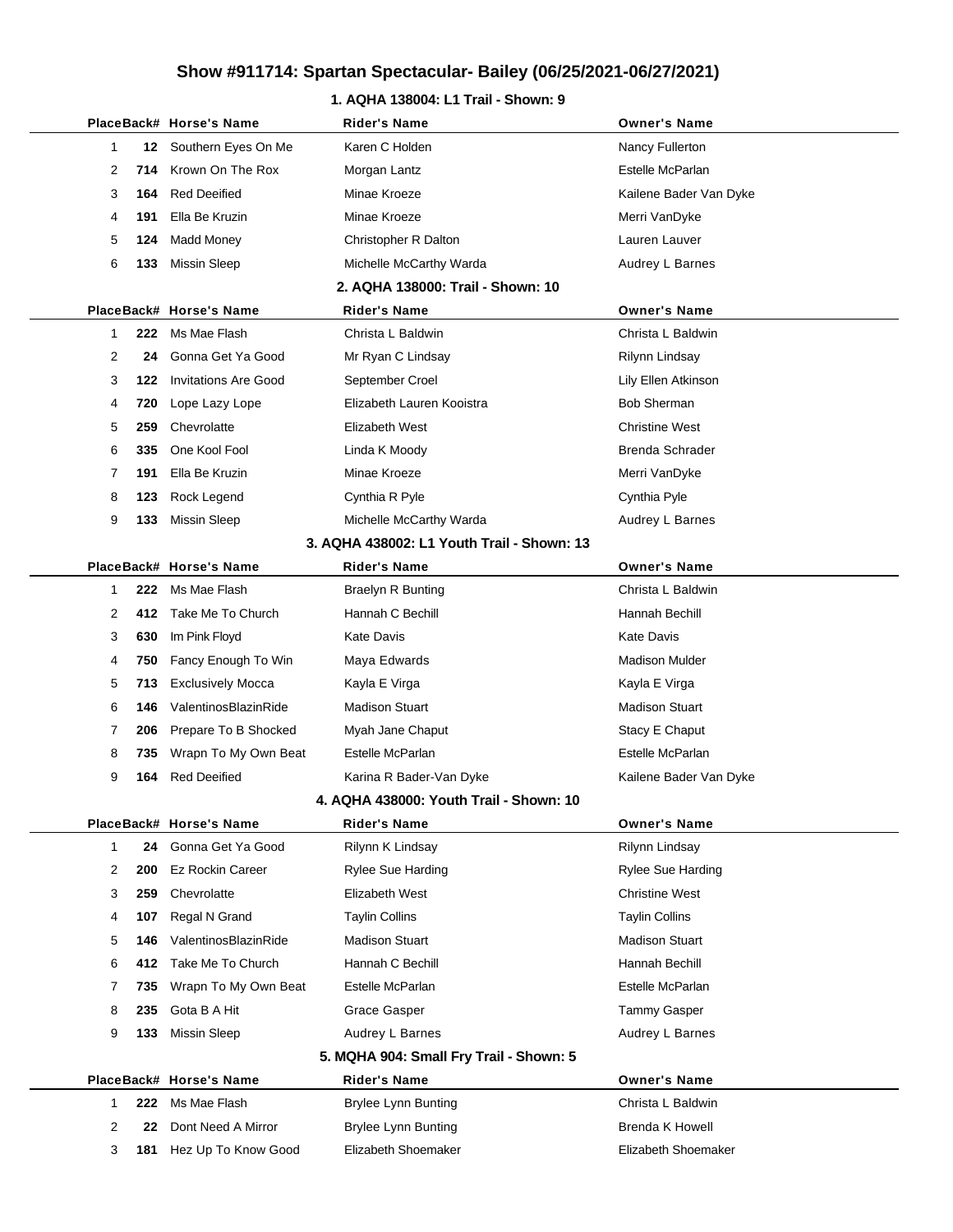# Show #911714: Spartan Spectacular- Bailey (06/25/2021-06/27/2021)

### 1. AQHA 138004: L1 Trail - Shown: 9

| Place | Back# | Horse's Name | Rider's Name | Owner's Name |
|---|---|---|---|---|
| 1 | 12 | Southern Eyes On Me | Karen C Holden | Nancy Fullerton |
| 2 | 714 | Krown On The Rox | Morgan Lantz | Estelle McParlan |
| 3 | 164 | Red Deeified | Minae Kroeze | Kailene Bader Van Dyke |
| 4 | 191 | Ella Be Kruzin | Minae Kroeze | Merri VanDyke |
| 5 | 124 | Madd Money | Christopher R Dalton | Lauren Lauver |
| 6 | 133 | Missin Sleep | Michelle McCarthy Warda | Audrey L Barnes |

### 2. AQHA 138000: Trail - Shown: 10

| Place | Back# | Horse's Name | Rider's Name | Owner's Name |
|---|---|---|---|---|
| 1 | 222 | Ms Mae Flash | Christa L Baldwin | Christa L Baldwin |
| 2 | 24 | Gonna Get Ya Good | Mr Ryan C Lindsay | Rilynn Lindsay |
| 3 | 122 | Invitations Are Good | September Croel | Lily Ellen Atkinson |
| 4 | 720 | Lope Lazy Lope | Elizabeth Lauren Kooistra | Bob Sherman |
| 5 | 259 | Chevrolatte | Elizabeth West | Christine West |
| 6 | 335 | One Kool Fool | Linda K Moody | Brenda Schrader |
| 7 | 191 | Ella Be Kruzin | Minae Kroeze | Merri VanDyke |
| 8 | 123 | Rock Legend | Cynthia R Pyle | Cynthia Pyle |
| 9 | 133 | Missin Sleep | Michelle McCarthy Warda | Audrey L Barnes |

### 3. AQHA 438002: L1 Youth Trail - Shown: 13

| Place | Back# | Horse's Name | Rider's Name | Owner's Name |
|---|---|---|---|---|
| 1 | 222 | Ms Mae Flash | Braelyn R Bunting | Christa L Baldwin |
| 2 | 412 | Take Me To Church | Hannah C Bechill | Hannah Bechill |
| 3 | 630 | Im Pink Floyd | Kate Davis | Kate Davis |
| 4 | 750 | Fancy Enough To Win | Maya Edwards | Madison Mulder |
| 5 | 713 | Exclusively Mocca | Kayla E Virga | Kayla E Virga |
| 6 | 146 | ValentinosBlazinRide | Madison Stuart | Madison Stuart |
| 7 | 206 | Prepare To B Shocked | Myah Jane Chaput | Stacy E Chaput |
| 8 | 735 | Wrapn To My Own Beat | Estelle McParlan | Estelle McParlan |
| 9 | 164 | Red Deeified | Karina R Bader-Van Dyke | Kailene Bader Van Dyke |

### 4. AQHA 438000: Youth Trail - Shown: 10

| Place | Back# | Horse's Name | Rider's Name | Owner's Name |
|---|---|---|---|---|
| 1 | 24 | Gonna Get Ya Good | Rilynn K Lindsay | Rilynn Lindsay |
| 2 | 200 | Ez Rockin Career | Rylee Sue Harding | Rylee Sue Harding |
| 3 | 259 | Chevrolatte | Elizabeth West | Christine West |
| 4 | 107 | Regal N Grand | Taylin Collins | Taylin Collins |
| 5 | 146 | ValentinosBlazinRide | Madison Stuart | Madison Stuart |
| 6 | 412 | Take Me To Church | Hannah C Bechill | Hannah Bechill |
| 7 | 735 | Wrapn To My Own Beat | Estelle McParlan | Estelle McParlan |
| 8 | 235 | Gota B A Hit | Grace Gasper | Tammy Gasper |
| 9 | 133 | Missin Sleep | Audrey L Barnes | Audrey L Barnes |

### 5. MQHA 904: Small Fry Trail - Shown: 5

| Place | Back# | Horse's Name | Rider's Name | Owner's Name |
|---|---|---|---|---|
| 1 | 222 | Ms Mae Flash | Brylee Lynn Bunting | Christa L Baldwin |
| 2 | 22 | Dont Need A Mirror | Brylee Lynn Bunting | Brenda K Howell |
| 3 | 181 | Hez Up To Know Good | Elizabeth Shoemaker | Elizabeth Shoemaker |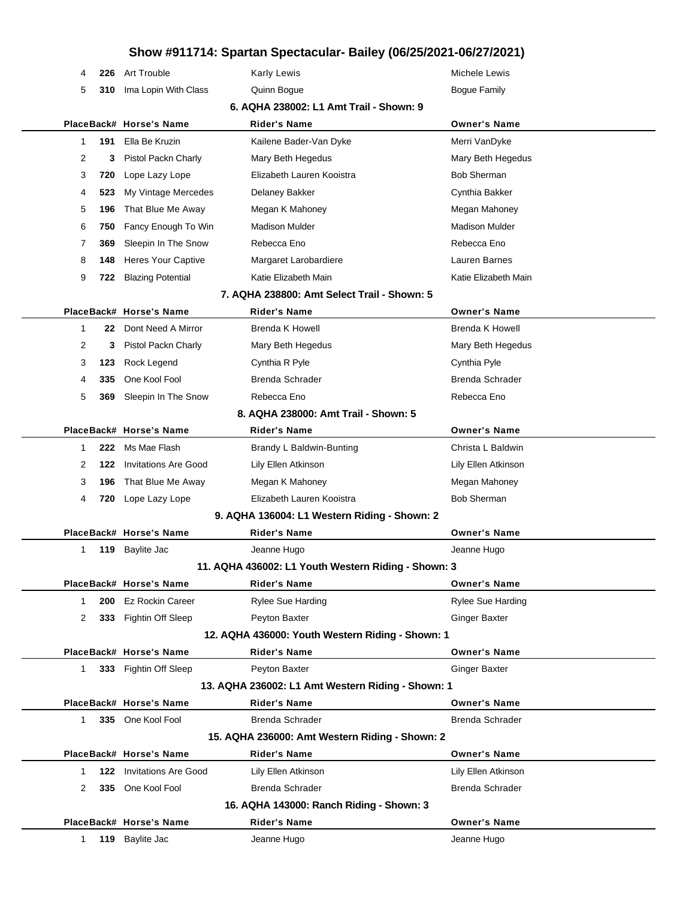# Show #911714: Spartan Spectacular- Bailey (06/25/2021-06/27/2021)

| Place | Back# | Horse's Name | Rider's Name | Owner's Name |
|---|---|---|---|---|
| 4 | **226** | Art Trouble | Karly Lewis | Michele Lewis |
| 5 | **310** | Ima Lopin With Class | Quinn Bogue | Bogue Family |

### 6. AQHA 238002: L1 Amt Trail - Shown: 9

| Place | Back# | Horse's Name | Rider's Name | Owner's Name |
|---|---|---|---|---|
| 1 | **191** | Ella Be Kruzin | Kailene Bader-Van Dyke | Merri VanDyke |
| 2 | **3** | Pistol Packn Charly | Mary Beth Hegedus | Mary Beth Hegedus |
| 3 | **720** | Lope Lazy Lope | Elizabeth Lauren Kooistra | Bob Sherman |
| 4 | **523** | My Vintage Mercedes | Delaney Bakker | Cynthia Bakker |
| 5 | **196** | That Blue Me Away | Megan K Mahoney | Megan Mahoney |
| 6 | **750** | Fancy Enough To Win | Madison Mulder | Madison Mulder |
| 7 | **369** | Sleepin In The Snow | Rebecca Eno | Rebecca Eno |
| 8 | **148** | Heres Your Captive | Margaret Larobardiere | Lauren Barnes |
| 9 | **722** | Blazing Potential | Katie Elizabeth Main | Katie Elizabeth Main |

### 7. AQHA 238800: Amt Select Trail - Shown: 5

| Place | Back# | Horse's Name | Rider's Name | Owner's Name |
|---|---|---|---|---|
| 1 | **22** | Dont Need A Mirror | Brenda K Howell | Brenda K Howell |
| 2 | **3** | Pistol Packn Charly | Mary Beth Hegedus | Mary Beth Hegedus |
| 3 | **123** | Rock Legend | Cynthia R Pyle | Cynthia Pyle |
| 4 | **335** | One Kool Fool | Brenda Schrader | Brenda Schrader |
| 5 | **369** | Sleepin In The Snow | Rebecca Eno | Rebecca Eno |

### 8. AQHA 238000: Amt Trail - Shown: 5

| Place | Back# | Horse's Name | Rider's Name | Owner's Name |
|---|---|---|---|---|
| 1 | **222** | Ms Mae Flash | Brandy L Baldwin-Bunting | Christa L Baldwin |
| 2 | **122** | Invitations Are Good | Lily Ellen Atkinson | Lily Ellen Atkinson |
| 3 | **196** | That Blue Me Away | Megan K Mahoney | Megan Mahoney |
| 4 | **720** | Lope Lazy Lope | Elizabeth Lauren Kooistra | Bob Sherman |

### 9. AQHA 136004: L1 Western Riding - Shown: 2

| Place | Back# | Horse's Name | Rider's Name | Owner's Name |
|---|---|---|---|---|
| 1 | **119** | Baylite Jac | Jeanne Hugo | Jeanne Hugo |

### 11. AQHA 436002: L1 Youth Western Riding - Shown: 3

| Place | Back# | Horse's Name | Rider's Name | Owner's Name |
|---|---|---|---|---|
| 1 | **200** | Ez Rockin Career | Rylee Sue Harding | Rylee Sue Harding |
| 2 | **333** | Fightin Off Sleep | Peyton Baxter | Ginger Baxter |

### 12. AQHA 436000: Youth Western Riding - Shown: 1

| Place | Back# | Horse's Name | Rider's Name | Owner's Name |
|---|---|---|---|---|
| 1 | **333** | Fightin Off Sleep | Peyton Baxter | Ginger Baxter |

### 13. AQHA 236002: L1 Amt Western Riding - Shown: 1

| Place | Back# | Horse's Name | Rider's Name | Owner's Name |
|---|---|---|---|---|
| 1 | **335** | One Kool Fool | Brenda Schrader | Brenda Schrader |

### 15. AQHA 236000: Amt Western Riding - Shown: 2

| Place | Back# | Horse's Name | Rider's Name | Owner's Name |
|---|---|---|---|---|
| 1 | **122** | Invitations Are Good | Lily Ellen Atkinson | Lily Ellen Atkinson |
| 2 | **335** | One Kool Fool | Brenda Schrader | Brenda Schrader |

### 16. AQHA 143000: Ranch Riding - Shown: 3

| Place | Back# | Horse's Name | Rider's Name | Owner's Name |
|---|---|---|---|---|
| 1 | **119** | Baylite Jac | Jeanne Hugo | Jeanne Hugo |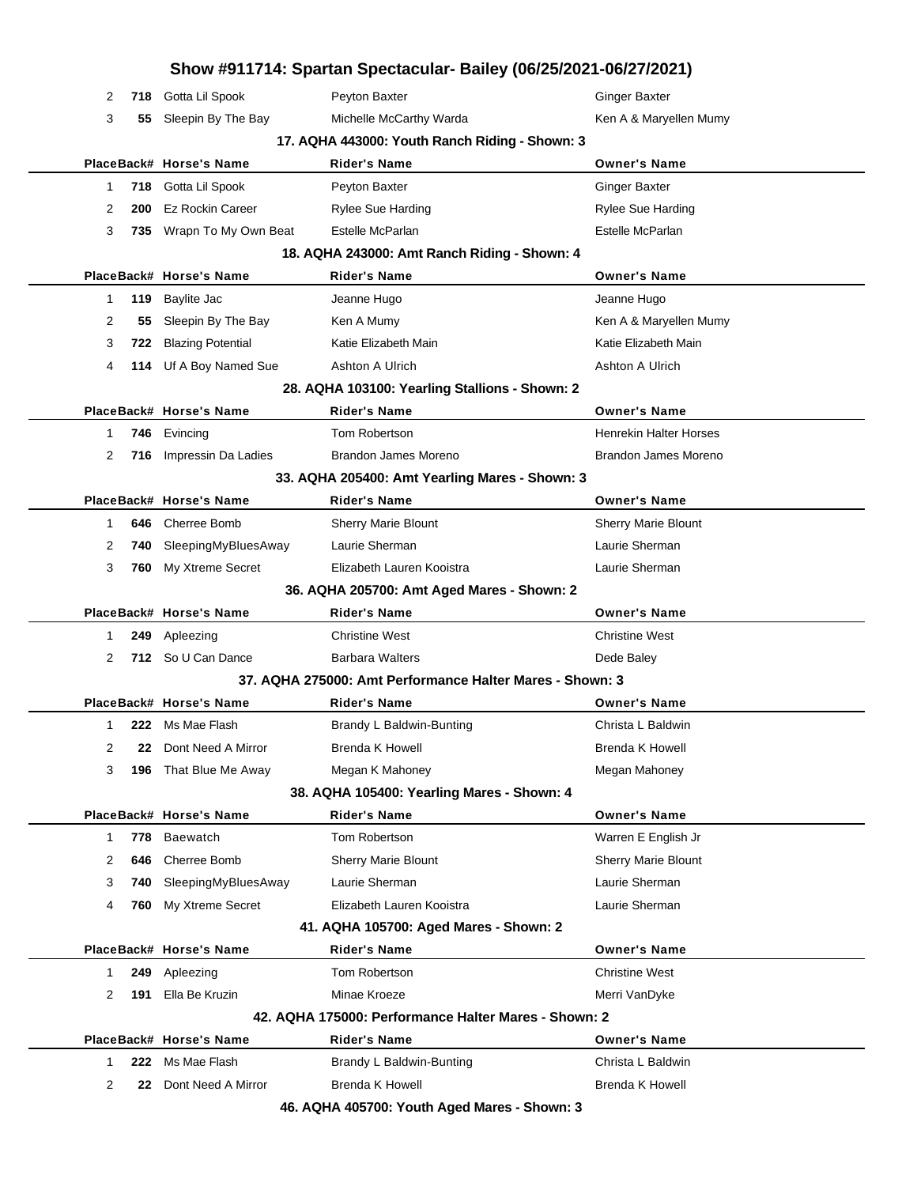# Show #911714: Spartan Spectacular- Bailey (06/25/2021-06/27/2021)

| Place | Back# | Horse's Name | Rider's Name | Owner's Name |
|---|---|---|---|---|
| 2 | 718 | Gotta Lil Spook | Peyton Baxter | Ginger Baxter |
| 3 | 55 | Sleepin By The Bay | Michelle McCarthy Warda | Ken A & Maryellen Mumy |

### 17. AQHA 443000: Youth Ranch Riding - Shown: 3

| Place | Back# | Horse's Name | Rider's Name | Owner's Name |
|---|---|---|---|---|
| 1 | 718 | Gotta Lil Spook | Peyton Baxter | Ginger Baxter |
| 2 | 200 | Ez Rockin Career | Rylee Sue Harding | Rylee Sue Harding |
| 3 | 735 | Wrapn To My Own Beat | Estelle McParlan | Estelle McParlan |

### 18. AQHA 243000: Amt Ranch Riding - Shown: 4

| Place | Back# | Horse's Name | Rider's Name | Owner's Name |
|---|---|---|---|---|
| 1 | 119 | Baylite Jac | Jeanne Hugo | Jeanne Hugo |
| 2 | 55 | Sleepin By The Bay | Ken A Mumy | Ken A & Maryellen Mumy |
| 3 | 722 | Blazing Potential | Katie Elizabeth Main | Katie Elizabeth Main |
| 4 | 114 | Uf A Boy Named Sue | Ashton A Ulrich | Ashton A Ulrich |

### 28. AQHA 103100: Yearling Stallions - Shown: 2

| Place | Back# | Horse's Name | Rider's Name | Owner's Name |
|---|---|---|---|---|
| 1 | 746 | Evincing | Tom Robertson | Henrekin Halter Horses |
| 2 | 716 | Impressin Da Ladies | Brandon James Moreno | Brandon James Moreno |

### 33. AQHA 205400: Amt Yearling Mares - Shown: 3

| Place | Back# | Horse's Name | Rider's Name | Owner's Name |
|---|---|---|---|---|
| 1 | 646 | Cherree Bomb | Sherry Marie Blount | Sherry Marie Blount |
| 2 | 740 | SleepingMyBluesAway | Laurie Sherman | Laurie Sherman |
| 3 | 760 | My Xtreme Secret | Elizabeth Lauren Kooistra | Laurie Sherman |

### 36. AQHA 205700: Amt Aged Mares - Shown: 2

| Place | Back# | Horse's Name | Rider's Name | Owner's Name |
|---|---|---|---|---|
| 1 | 249 | Apleezing | Christine West | Christine West |
| 2 | 712 | So U Can Dance | Barbara Walters | Dede Baley |

### 37. AQHA 275000: Amt Performance Halter Mares - Shown: 3

| Place | Back# | Horse's Name | Rider's Name | Owner's Name |
|---|---|---|---|---|
| 1 | 222 | Ms Mae Flash | Brandy L Baldwin-Bunting | Christa L Baldwin |
| 2 | 22 | Dont Need A Mirror | Brenda K Howell | Brenda K Howell |
| 3 | 196 | That Blue Me Away | Megan K Mahoney | Megan Mahoney |

### 38. AQHA 105400: Yearling Mares - Shown: 4

| Place | Back# | Horse's Name | Rider's Name | Owner's Name |
|---|---|---|---|---|
| 1 | 778 | Baewatch | Tom Robertson | Warren E English Jr |
| 2 | 646 | Cherree Bomb | Sherry Marie Blount | Sherry Marie Blount |
| 3 | 740 | SleepingMyBluesAway | Laurie Sherman | Laurie Sherman |
| 4 | 760 | My Xtreme Secret | Elizabeth Lauren Kooistra | Laurie Sherman |

### 41. AQHA 105700: Aged Mares - Shown: 2

| Place | Back# | Horse's Name | Rider's Name | Owner's Name |
|---|---|---|---|---|
| 1 | 249 | Apleezing | Tom Robertson | Christine West |
| 2 | 191 | Ella Be Kruzin | Minae Kroeze | Merri VanDyke |

### 42. AQHA 175000: Performance Halter Mares - Shown: 2

| Place | Back# | Horse's Name | Rider's Name | Owner's Name |
|---|---|---|---|---|
| 1 | 222 | Ms Mae Flash | Brandy L Baldwin-Bunting | Christa L Baldwin |
| 2 | 22 | Dont Need A Mirror | Brenda K Howell | Brenda K Howell |

### 46. AQHA 405700: Youth Aged Mares - Shown: 3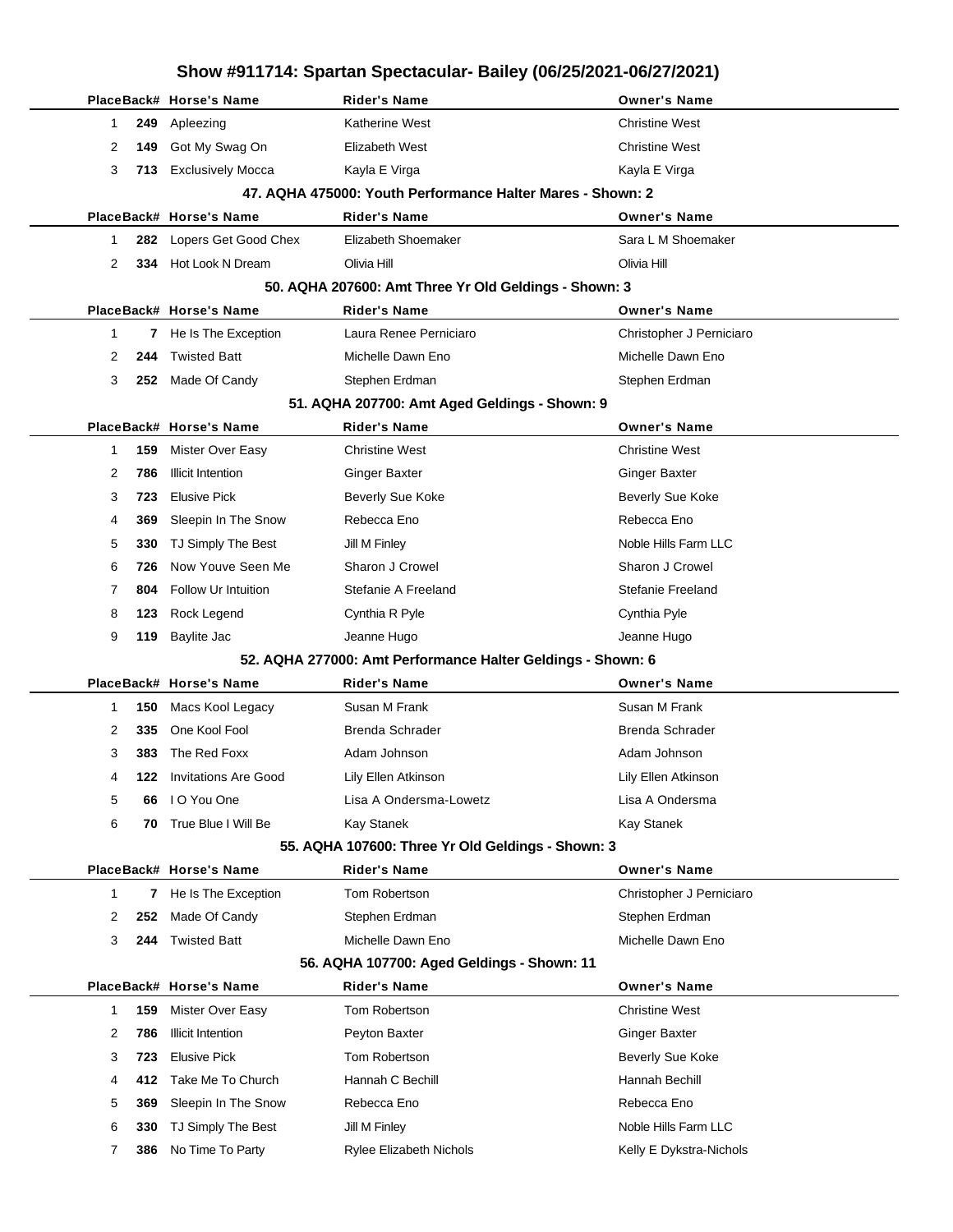# Show #911714: Spartan Spectacular- Bailey (06/25/2021-06/27/2021)

| Place | Back# | Horse's Name | Rider's Name | Owner's Name |
|---|---|---|---|---|
| 1 | 249 | Apleezing | Katherine West | Christine West |
| 2 | 149 | Got My Swag On | Elizabeth West | Christine West |
| 3 | 713 | Exclusively Mocca | Kayla E Virga | Kayla E Virga |

### 47. AQHA 475000: Youth Performance Halter Mares - Shown: 2

| Place | Back# | Horse's Name | Rider's Name | Owner's Name |
|---|---|---|---|---|
| 1 | 282 | Lopers Get Good Chex | Elizabeth Shoemaker | Sara L M Shoemaker |
| 2 | 334 | Hot Look N Dream | Olivia Hill | Olivia Hill |

### 50. AQHA 207600: Amt Three Yr Old Geldings - Shown: 3

| Place | Back# | Horse's Name | Rider's Name | Owner's Name |
|---|---|---|---|---|
| 1 | 7 | He Is The Exception | Laura Renee Perniciaro | Christopher J Perniciaro |
| 2 | 244 | Twisted Batt | Michelle Dawn Eno | Michelle Dawn Eno |
| 3 | 252 | Made Of Candy | Stephen Erdman | Stephen Erdman |

### 51. AQHA 207700: Amt Aged Geldings - Shown: 9

| Place | Back# | Horse's Name | Rider's Name | Owner's Name |
|---|---|---|---|---|
| 1 | 159 | Mister Over Easy | Christine West | Christine West |
| 2 | 786 | Illicit Intention | Ginger Baxter | Ginger Baxter |
| 3 | 723 | Elusive Pick | Beverly Sue Koke | Beverly Sue Koke |
| 4 | 369 | Sleepin In The Snow | Rebecca Eno | Rebecca Eno |
| 5 | 330 | TJ Simply The Best | Jill M Finley | Noble Hills Farm LLC |
| 6 | 726 | Now Youve Seen Me | Sharon J Crowel | Sharon J Crowel |
| 7 | 804 | Follow Ur Intuition | Stefanie A Freeland | Stefanie Freeland |
| 8 | 123 | Rock Legend | Cynthia R Pyle | Cynthia Pyle |
| 9 | 119 | Baylite Jac | Jeanne Hugo | Jeanne Hugo |

### 52. AQHA 277000: Amt Performance Halter Geldings - Shown: 6

| Place | Back# | Horse's Name | Rider's Name | Owner's Name |
|---|---|---|---|---|
| 1 | 150 | Macs Kool Legacy | Susan M Frank | Susan M Frank |
| 2 | 335 | One Kool Fool | Brenda Schrader | Brenda Schrader |
| 3 | 383 | The Red Foxx | Adam Johnson | Adam Johnson |
| 4 | 122 | Invitations Are Good | Lily Ellen Atkinson | Lily Ellen Atkinson |
| 5 | 66 | I O You One | Lisa A Ondersma-Lowetz | Lisa A Ondersma |
| 6 | 70 | True Blue I Will Be | Kay Stanek | Kay Stanek |

### 55. AQHA 107600: Three Yr Old Geldings - Shown: 3

| Place | Back# | Horse's Name | Rider's Name | Owner's Name |
|---|---|---|---|---|
| 1 | 7 | He Is The Exception | Tom Robertson | Christopher J Perniciaro |
| 2 | 252 | Made Of Candy | Stephen Erdman | Stephen Erdman |
| 3 | 244 | Twisted Batt | Michelle Dawn Eno | Michelle Dawn Eno |

### 56. AQHA 107700: Aged Geldings - Shown: 11

| Place | Back# | Horse's Name | Rider's Name | Owner's Name |
|---|---|---|---|---|
| 1 | 159 | Mister Over Easy | Tom Robertson | Christine West |
| 2 | 786 | Illicit Intention | Peyton Baxter | Ginger Baxter |
| 3 | 723 | Elusive Pick | Tom Robertson | Beverly Sue Koke |
| 4 | 412 | Take Me To Church | Hannah C Bechill | Hannah Bechill |
| 5 | 369 | Sleepin In The Snow | Rebecca Eno | Rebecca Eno |
| 6 | 330 | TJ Simply The Best | Jill M Finley | Noble Hills Farm LLC |
| 7 | 386 | No Time To Party | Rylee Elizabeth Nichols | Kelly E Dykstra-Nichols |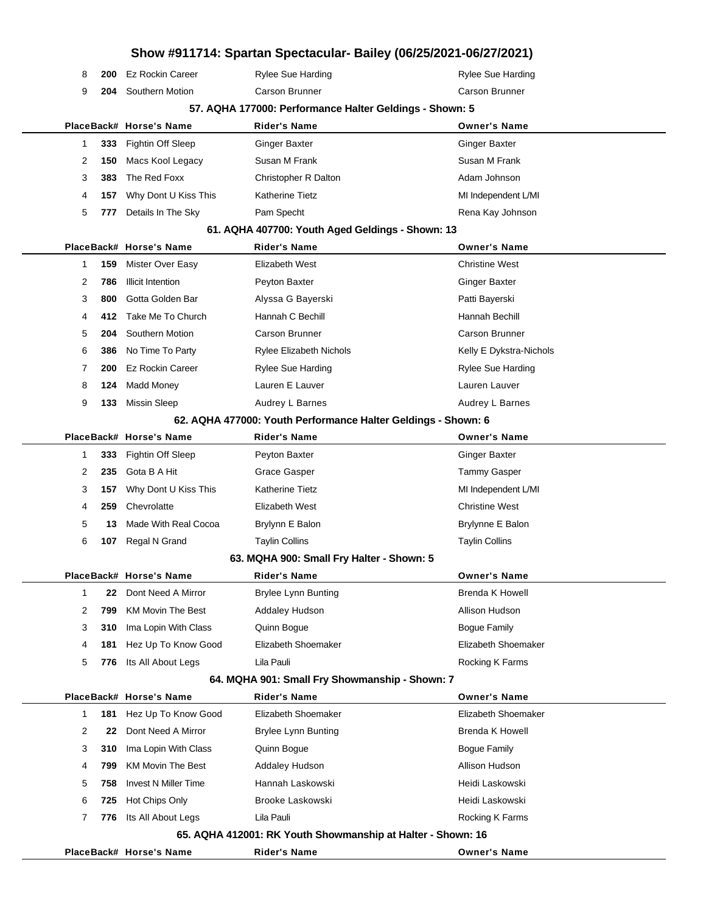# Show #911714: Spartan Spectacular- Bailey (06/25/2021-06/27/2021)

| Place | Back# | Horse's Name | Rider's Name | Owner's Name |
|---|---|---|---|---|
| 8 | 200 | Ez Rockin Career | Rylee Sue Harding | Rylee Sue Harding |
| 9 | 204 | Southern Motion | Carson Brunner | Carson Brunner |

### 57. AQHA 177000: Performance Halter Geldings - Shown: 5

| Place | Back# | Horse's Name | Rider's Name | Owner's Name |
|---|---|---|---|---|
| 1 | 333 | Fightin Off Sleep | Ginger Baxter | Ginger Baxter |
| 2 | 150 | Macs Kool Legacy | Susan M Frank | Susan M Frank |
| 3 | 383 | The Red Foxx | Christopher R Dalton | Adam Johnson |
| 4 | 157 | Why Dont U Kiss This | Katherine Tietz | MI Independent L/MI |
| 5 | 777 | Details In The Sky | Pam Specht | Rena Kay Johnson |

### 61. AQHA 407700: Youth Aged Geldings - Shown: 13

| Place | Back# | Horse's Name | Rider's Name | Owner's Name |
|---|---|---|---|---|
| 1 | 159 | Mister Over Easy | Elizabeth West | Christine West |
| 2 | 786 | Illicit Intention | Peyton Baxter | Ginger Baxter |
| 3 | 800 | Gotta Golden Bar | Alyssa G Bayerski | Patti Bayerski |
| 4 | 412 | Take Me To Church | Hannah C Bechill | Hannah Bechill |
| 5 | 204 | Southern Motion | Carson Brunner | Carson Brunner |
| 6 | 386 | No Time To Party | Rylee Elizabeth Nichols | Kelly E Dykstra-Nichols |
| 7 | 200 | Ez Rockin Career | Rylee Sue Harding | Rylee Sue Harding |
| 8 | 124 | Madd Money | Lauren E Lauver | Lauren Lauver |
| 9 | 133 | Missin Sleep | Audrey L Barnes | Audrey L Barnes |

### 62. AQHA 477000: Youth Performance Halter Geldings - Shown: 6

| Place | Back# | Horse's Name | Rider's Name | Owner's Name |
|---|---|---|---|---|
| 1 | 333 | Fightin Off Sleep | Peyton Baxter | Ginger Baxter |
| 2 | 235 | Gota B A Hit | Grace Gasper | Tammy Gasper |
| 3 | 157 | Why Dont U Kiss This | Katherine Tietz | MI Independent L/MI |
| 4 | 259 | Chevrolatte | Elizabeth West | Christine West |
| 5 | 13 | Made With Real Cocoa | Brylynn E Balon | Brylynne E Balon |
| 6 | 107 | Regal N Grand | Taylin Collins | Taylin Collins |

### 63. MQHA 900: Small Fry Halter - Shown: 5

| Place | Back# | Horse's Name | Rider's Name | Owner's Name |
|---|---|---|---|---|
| 1 | 22 | Dont Need A Mirror | Brylee Lynn Bunting | Brenda K Howell |
| 2 | 799 | KM Movin The Best | Addaley Hudson | Allison Hudson |
| 3 | 310 | Ima Lopin With Class | Quinn Bogue | Bogue Family |
| 4 | 181 | Hez Up To Know Good | Elizabeth Shoemaker | Elizabeth Shoemaker |
| 5 | 776 | Its All About Legs | Lila Pauli | Rocking K Farms |

### 64. MQHA 901: Small Fry Showmanship - Shown: 7

| Place | Back# | Horse's Name | Rider's Name | Owner's Name |
|---|---|---|---|---|
| 1 | 181 | Hez Up To Know Good | Elizabeth Shoemaker | Elizabeth Shoemaker |
| 2 | 22 | Dont Need A Mirror | Brylee Lynn Bunting | Brenda K Howell |
| 3 | 310 | Ima Lopin With Class | Quinn Bogue | Bogue Family |
| 4 | 799 | KM Movin The Best | Addaley Hudson | Allison Hudson |
| 5 | 758 | Invest N Miller Time | Hannah Laskowski | Heidi Laskowski |
| 6 | 725 | Hot Chips Only | Brooke Laskowski | Heidi Laskowski |
| 7 | 776 | Its All About Legs | Lila Pauli | Rocking K Farms |

### 65. AQHA 412001: RK Youth Showmanship at Halter - Shown: 16

| Place | Back# | Horse's Name | Rider's Name | Owner's Name |
|---|---|---|---|---|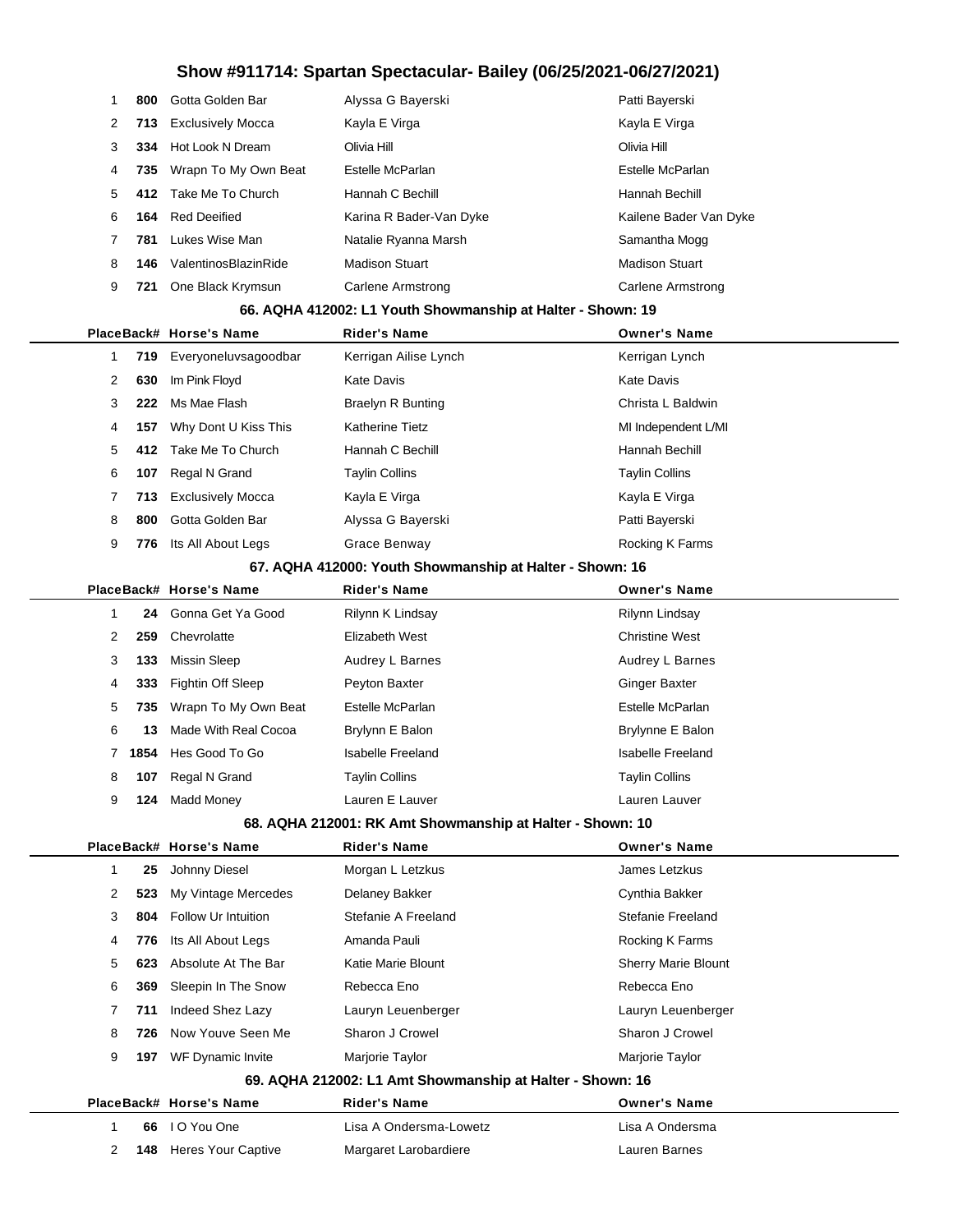# Show #911714: Spartan Spectacular- Bailey (06/25/2021-06/27/2021)

| Place | Back# | Horse's Name | Rider's Name | Owner's Name |
|---|---|---|---|---|
| 1 | 800 | Gotta Golden Bar | Alyssa G Bayerski | Patti Bayerski |
| 2 | 713 | Exclusively Mocca | Kayla E Virga | Kayla E Virga |
| 3 | 334 | Hot Look N Dream | Olivia Hill | Olivia Hill |
| 4 | 735 | Wrapn To My Own Beat | Estelle McParlan | Estelle McParlan |
| 5 | 412 | Take Me To Church | Hannah C Bechill | Hannah Bechill |
| 6 | 164 | Red Deeified | Karina R Bader-Van Dyke | Kailene Bader Van Dyke |
| 7 | 781 | Lukes Wise Man | Natalie Ryanna Marsh | Samantha Mogg |
| 8 | 146 | ValentinosBlazinRide | Madison Stuart | Madison Stuart |
| 9 | 721 | One Black Krymsun | Carlene Armstrong | Carlene Armstrong |

### 66. AQHA 412002: L1 Youth Showmanship at Halter - Shown: 19

| Place | Back# | Horse's Name | Rider's Name | Owner's Name |
|---|---|---|---|---|
| 1 | 719 | Everyoneluvsagoodbar | Kerrigan Ailise Lynch | Kerrigan Lynch |
| 2 | 630 | Im Pink Floyd | Kate Davis | Kate Davis |
| 3 | 222 | Ms Mae Flash | Braelyn R Bunting | Christa L Baldwin |
| 4 | 157 | Why Dont U Kiss This | Katherine Tietz | MI Independent L/MI |
| 5 | 412 | Take Me To Church | Hannah C Bechill | Hannah Bechill |
| 6 | 107 | Regal N Grand | Taylin Collins | Taylin Collins |
| 7 | 713 | Exclusively Mocca | Kayla E Virga | Kayla E Virga |
| 8 | 800 | Gotta Golden Bar | Alyssa G Bayerski | Patti Bayerski |
| 9 | 776 | Its All About Legs | Grace Benway | Rocking K Farms |

### 67. AQHA 412000: Youth Showmanship at Halter - Shown: 16

| Place | Back# | Horse's Name | Rider's Name | Owner's Name |
|---|---|---|---|---|
| 1 | 24 | Gonna Get Ya Good | Rilynn K Lindsay | Rilynn Lindsay |
| 2 | 259 | Chevrolatte | Elizabeth West | Christine West |
| 3 | 133 | Missin Sleep | Audrey L Barnes | Audrey L Barnes |
| 4 | 333 | Fightin Off Sleep | Peyton Baxter | Ginger Baxter |
| 5 | 735 | Wrapn To My Own Beat | Estelle McParlan | Estelle McParlan |
| 6 | 13 | Made With Real Cocoa | Brylynn E Balon | Brylynne E Balon |
| 7 | 1854 | Hes Good To Go | Isabelle Freeland | Isabelle Freeland |
| 8 | 107 | Regal N Grand | Taylin Collins | Taylin Collins |
| 9 | 124 | Madd Money | Lauren E Lauver | Lauren Lauver |

### 68. AQHA 212001: RK Amt Showmanship at Halter - Shown: 10

| Place | Back# | Horse's Name | Rider's Name | Owner's Name |
|---|---|---|---|---|
| 1 | 25 | Johnny Diesel | Morgan L Letzkus | James Letzkus |
| 2 | 523 | My Vintage Mercedes | Delaney Bakker | Cynthia Bakker |
| 3 | 804 | Follow Ur Intuition | Stefanie A Freeland | Stefanie Freeland |
| 4 | 776 | Its All About Legs | Amanda Pauli | Rocking K Farms |
| 5 | 623 | Absolute At The Bar | Katie Marie Blount | Sherry Marie Blount |
| 6 | 369 | Sleepin In The Snow | Rebecca Eno | Rebecca Eno |
| 7 | 711 | Indeed Shez Lazy | Lauryn Leuenberger | Lauryn Leuenberger |
| 8 | 726 | Now Youve Seen Me | Sharon J Crowel | Sharon J Crowel |
| 9 | 197 | WF Dynamic Invite | Marjorie Taylor | Marjorie Taylor |

### 69. AQHA 212002: L1 Amt Showmanship at Halter - Shown: 16

| Place | Back# | Horse's Name | Rider's Name | Owner's Name |
|---|---|---|---|---|
| 1 | 66 | I O You One | Lisa A Ondersma-Lowetz | Lisa A Ondersma |
| 2 | 148 | Heres Your Captive | Margaret Larobardiere | Lauren Barnes |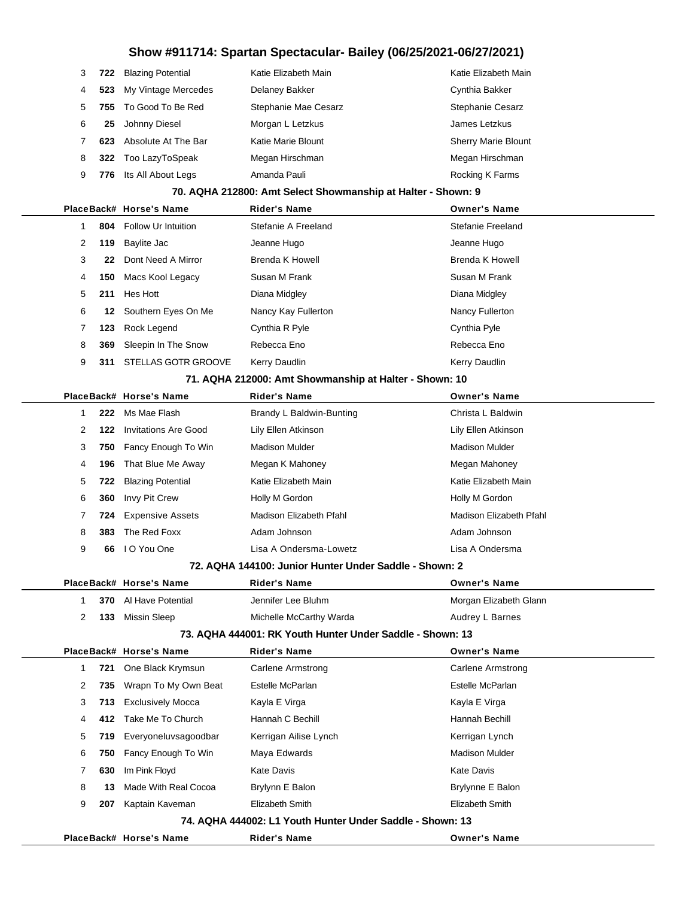# Show #911714: Spartan Spectacular- Bailey (06/25/2021-06/27/2021)

| Place | Back# | Horse's Name | Rider's Name | Owner's Name |
|---|---|---|---|---|
| 3 | 722 | Blazing Potential | Katie Elizabeth Main | Katie Elizabeth Main |
| 4 | 523 | My Vintage Mercedes | Delaney Bakker | Cynthia Bakker |
| 5 | 755 | To Good To Be Red | Stephanie Mae Cesarz | Stephanie Cesarz |
| 6 | 25 | Johnny Diesel | Morgan L Letzkus | James Letzkus |
| 7 | 623 | Absolute At The Bar | Katie Marie Blount | Sherry Marie Blount |
| 8 | 322 | Too LazyToSpeak | Megan Hirschman | Megan Hirschman |
| 9 | 776 | Its All About Legs | Amanda Pauli | Rocking K Farms |

### 70. AQHA 212800: Amt Select Showmanship at Halter - Shown: 9

| Place | Back# | Horse's Name | Rider's Name | Owner's Name |
|---|---|---|---|---|
| 1 | 804 | Follow Ur Intuition | Stefanie A Freeland | Stefanie Freeland |
| 2 | 119 | Baylite Jac | Jeanne Hugo | Jeanne Hugo |
| 3 | 22 | Dont Need A Mirror | Brenda K Howell | Brenda K Howell |
| 4 | 150 | Macs Kool Legacy | Susan M Frank | Susan M Frank |
| 5 | 211 | Hes Hott | Diana Midgley | Diana Midgley |
| 6 | 12 | Southern Eyes On Me | Nancy Kay Fullerton | Nancy Fullerton |
| 7 | 123 | Rock Legend | Cynthia R Pyle | Cynthia Pyle |
| 8 | 369 | Sleepin In The Snow | Rebecca Eno | Rebecca Eno |
| 9 | 311 | STELLAS GOTR GROOVE | Kerry Daudlin | Kerry Daudlin |

### 71. AQHA 212000: Amt Showmanship at Halter - Shown: 10

| Place | Back# | Horse's Name | Rider's Name | Owner's Name |
|---|---|---|---|---|
| 1 | 222 | Ms Mae Flash | Brandy L Baldwin-Bunting | Christa L Baldwin |
| 2 | 122 | Invitations Are Good | Lily Ellen Atkinson | Lily Ellen Atkinson |
| 3 | 750 | Fancy Enough To Win | Madison Mulder | Madison Mulder |
| 4 | 196 | That Blue Me Away | Megan K Mahoney | Megan Mahoney |
| 5 | 722 | Blazing Potential | Katie Elizabeth Main | Katie Elizabeth Main |
| 6 | 360 | Invy Pit Crew | Holly M Gordon | Holly M Gordon |
| 7 | 724 | Expensive Assets | Madison Elizabeth Pfahl | Madison Elizabeth Pfahl |
| 8 | 383 | The Red Foxx | Adam Johnson | Adam Johnson |
| 9 | 66 | I O You One | Lisa A Ondersma-Lowetz | Lisa A Ondersma |

### 72. AQHA 144100: Junior Hunter Under Saddle - Shown: 2

| Place | Back# | Horse's Name | Rider's Name | Owner's Name |
|---|---|---|---|---|
| 1 | 370 | Al Have Potential | Jennifer Lee Bluhm | Morgan Elizabeth Glann |
| 2 | 133 | Missin Sleep | Michelle McCarthy Warda | Audrey L Barnes |

### 73. AQHA 444001: RK Youth Hunter Under Saddle - Shown: 13

| Place | Back# | Horse's Name | Rider's Name | Owner's Name |
|---|---|---|---|---|
| 1 | 721 | One Black Krymsun | Carlene Armstrong | Carlene Armstrong |
| 2 | 735 | Wrapn To My Own Beat | Estelle McParlan | Estelle McParlan |
| 3 | 713 | Exclusively Mocca | Kayla E Virga | Kayla E Virga |
| 4 | 412 | Take Me To Church | Hannah C Bechill | Hannah Bechill |
| 5 | 719 | Everyoneluvsagoodbar | Kerrigan Ailise Lynch | Kerrigan Lynch |
| 6 | 750 | Fancy Enough To Win | Maya Edwards | Madison Mulder |
| 7 | 630 | Im Pink Floyd | Kate Davis | Kate Davis |
| 8 | 13 | Made With Real Cocoa | Brylynn E Balon | Brylynne E Balon |
| 9 | 207 | Kaptain Kaveman | Elizabeth Smith | Elizabeth Smith |

### 74. AQHA 444002: L1 Youth Hunter Under Saddle - Shown: 13

| Place | Back# | Horse's Name | Rider's Name | Owner's Name |
|---|---|---|---|---|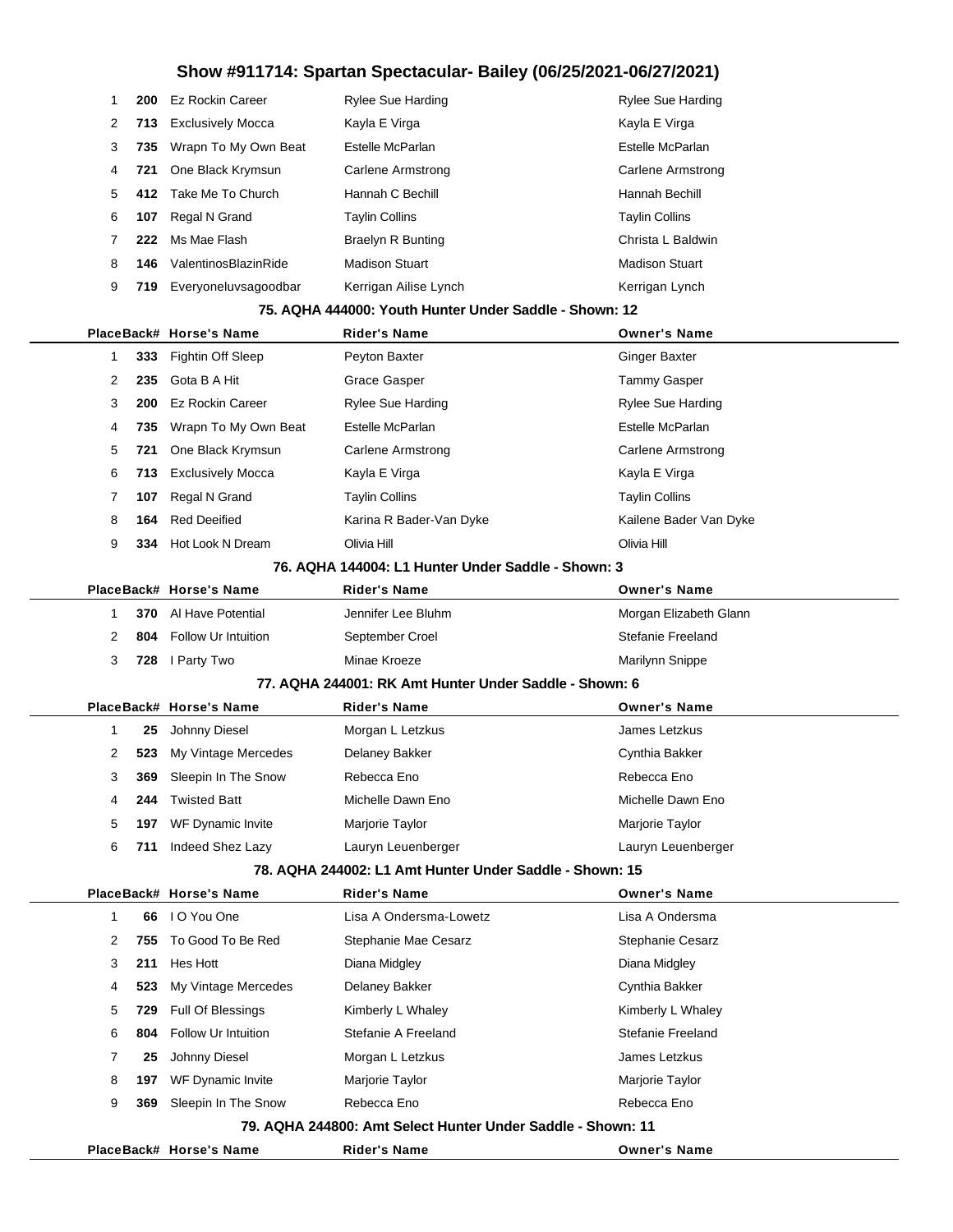| Place | Back# | Horse's Name | Rider's Name | Owner's Name |
|---|---|---|---|---|
| 1 | 200 | Ez Rockin Career | Rylee Sue Harding | Rylee Sue Harding |
| 2 | 713 | Exclusively Mocca | Kayla E Virga | Kayla E Virga |
| 3 | 735 | Wrapn To My Own Beat | Estelle McParlan | Estelle McParlan |
| 4 | 721 | One Black Krymsun | Carlene Armstrong | Carlene Armstrong |
| 5 | 412 | Take Me To Church | Hannah C Bechill | Hannah Bechill |
| 6 | 107 | Regal N Grand | Taylin Collins | Taylin Collins |
| 7 | 222 | Ms Mae Flash | Braelyn R Bunting | Christa L Baldwin |
| 8 | 146 | ValentinosBlazinRide | Madison Stuart | Madison Stuart |
| 9 | 719 | Everyoneluvsagoodbar | Kerrigan Ailise Lynch | Kerrigan Lynch |

### 75. AQHA 444000: Youth Hunter Under Saddle - Shown: 12

| Place | Back# | Horse's Name | Rider's Name | Owner's Name |
|---|---|---|---|---|
| 1 | 333 | Fightin Off Sleep | Peyton Baxter | Ginger Baxter |
| 2 | 235 | Gota B A Hit | Grace Gasper | Tammy Gasper |
| 3 | 200 | Ez Rockin Career | Rylee Sue Harding | Rylee Sue Harding |
| 4 | 735 | Wrapn To My Own Beat | Estelle McParlan | Estelle McParlan |
| 5 | 721 | One Black Krymsun | Carlene Armstrong | Carlene Armstrong |
| 6 | 713 | Exclusively Mocca | Kayla E Virga | Kayla E Virga |
| 7 | 107 | Regal N Grand | Taylin Collins | Taylin Collins |
| 8 | 164 | Red Deeified | Karina R Bader-Van Dyke | Kailene Bader Van Dyke |
| 9 | 334 | Hot Look N Dream | Olivia Hill | Olivia Hill |

### 76. AQHA 144004: L1 Hunter Under Saddle - Shown: 3

| Place | Back# | Horse's Name | Rider's Name | Owner's Name |
|---|---|---|---|---|
| 1 | 370 | Al Have Potential | Jennifer Lee Bluhm | Morgan Elizabeth Glann |
| 2 | 804 | Follow Ur Intuition | September Croel | Stefanie Freeland |
| 3 | 728 | I Party Two | Minae Kroeze | Marilynn Snippe |

### 77. AQHA 244001: RK Amt Hunter Under Saddle - Shown: 6

| Place | Back# | Horse's Name | Rider's Name | Owner's Name |
|---|---|---|---|---|
| 1 | 25 | Johnny Diesel | Morgan L Letzkus | James Letzkus |
| 2 | 523 | My Vintage Mercedes | Delaney Bakker | Cynthia Bakker |
| 3 | 369 | Sleepin In The Snow | Rebecca Eno | Rebecca Eno |
| 4 | 244 | Twisted Batt | Michelle Dawn Eno | Michelle Dawn Eno |
| 5 | 197 | WF Dynamic Invite | Marjorie Taylor | Marjorie Taylor |
| 6 | 711 | Indeed Shez Lazy | Lauryn Leuenberger | Lauryn Leuenberger |

### 78. AQHA 244002: L1 Amt Hunter Under Saddle - Shown: 15

| Place | Back# | Horse's Name | Rider's Name | Owner's Name |
|---|---|---|---|---|
| 1 | 66 | I O You One | Lisa A Ondersma-Lowetz | Lisa A Ondersma |
| 2 | 755 | To Good To Be Red | Stephanie Mae Cesarz | Stephanie Cesarz |
| 3 | 211 | Hes Hott | Diana Midgley | Diana Midgley |
| 4 | 523 | My Vintage Mercedes | Delaney Bakker | Cynthia Bakker |
| 5 | 729 | Full Of Blessings | Kimberly L Whaley | Kimberly L Whaley |
| 6 | 804 | Follow Ur Intuition | Stefanie A Freeland | Stefanie Freeland |
| 7 | 25 | Johnny Diesel | Morgan L Letzkus | James Letzkus |
| 8 | 197 | WF Dynamic Invite | Marjorie Taylor | Marjorie Taylor |
| 9 | 369 | Sleepin In The Snow | Rebecca Eno | Rebecca Eno |

### 79. AQHA 244800: Amt Select Hunter Under Saddle - Shown: 11

| Place | Back# | Horse's Name | Rider's Name | Owner's Name |
|---|---|---|---|---|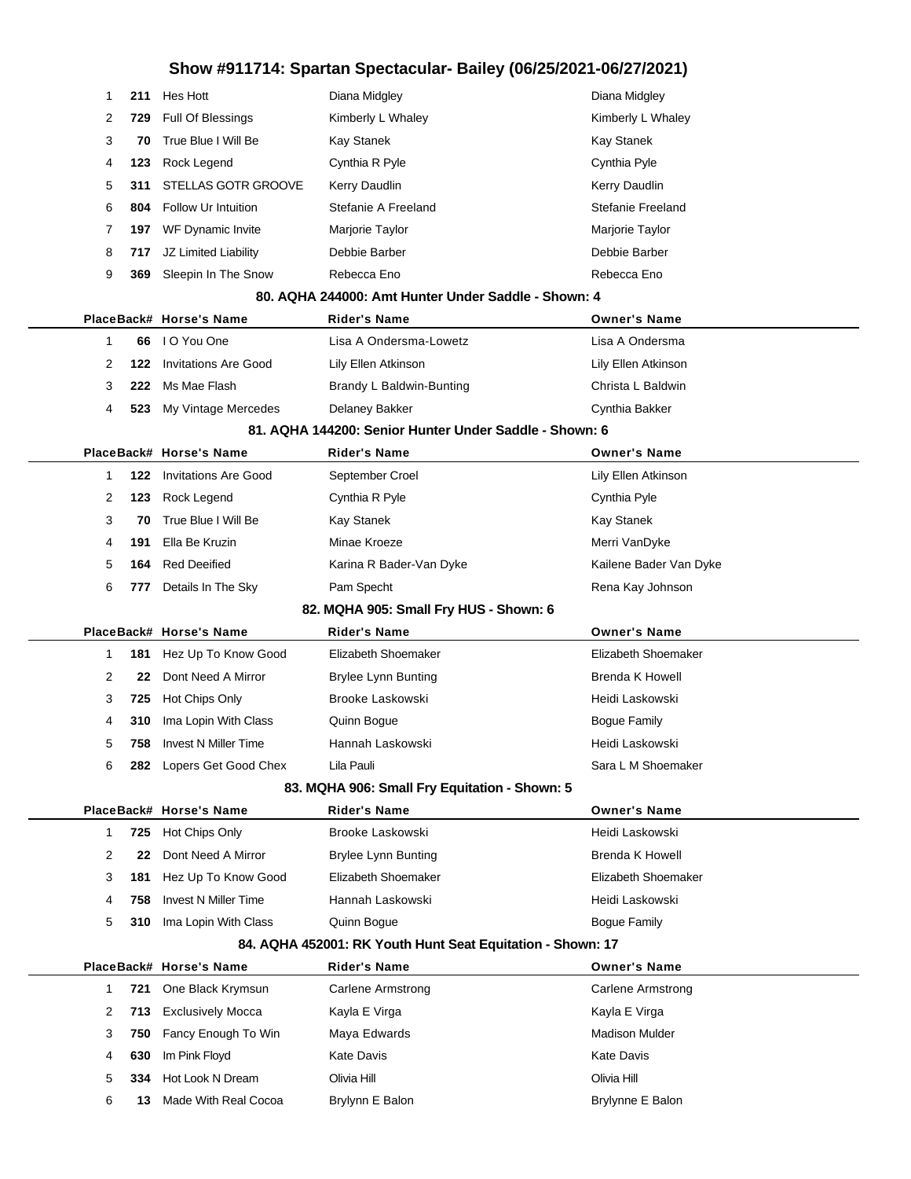# Show #911714: Spartan Spectacular- Bailey (06/25/2021-06/27/2021)

| Place | Back# | Horse's Name | Rider's Name | Owner's Name |
|---|---|---|---|---|
| 1 | 211 | Hes Hott | Diana Midgley | Diana Midgley |
| 2 | 729 | Full Of Blessings | Kimberly L Whaley | Kimberly L Whaley |
| 3 | 70 | True Blue I Will Be | Kay Stanek | Kay Stanek |
| 4 | 123 | Rock Legend | Cynthia R Pyle | Cynthia Pyle |
| 5 | 311 | STELLAS GOTR GROOVE | Kerry Daudlin | Kerry Daudlin |
| 6 | 804 | Follow Ur Intuition | Stefanie A Freeland | Stefanie Freeland |
| 7 | 197 | WF Dynamic Invite | Marjorie Taylor | Marjorie Taylor |
| 8 | 717 | JZ Limited Liability | Debbie Barber | Debbie Barber |
| 9 | 369 | Sleepin In The Snow | Rebecca Eno | Rebecca Eno |

### 80. AQHA 244000: Amt Hunter Under Saddle - Shown: 4

| Place | Back# | Horse's Name | Rider's Name | Owner's Name |
|---|---|---|---|---|
| 1 | 66 | I O You One | Lisa A Ondersma-Lowetz | Lisa A Ondersma |
| 2 | 122 | Invitations Are Good | Lily Ellen Atkinson | Lily Ellen Atkinson |
| 3 | 222 | Ms Mae Flash | Brandy L Baldwin-Bunting | Christa L Baldwin |
| 4 | 523 | My Vintage Mercedes | Delaney Bakker | Cynthia Bakker |

### 81. AQHA 144200: Senior Hunter Under Saddle - Shown: 6

| Place | Back# | Horse's Name | Rider's Name | Owner's Name |
|---|---|---|---|---|
| 1 | 122 | Invitations Are Good | September Croel | Lily Ellen Atkinson |
| 2 | 123 | Rock Legend | Cynthia R Pyle | Cynthia Pyle |
| 3 | 70 | True Blue I Will Be | Kay Stanek | Kay Stanek |
| 4 | 191 | Ella Be Kruzin | Minae Kroeze | Merri VanDyke |
| 5 | 164 | Red Deeified | Karina R Bader-Van Dyke | Kailene Bader Van Dyke |
| 6 | 777 | Details In The Sky | Pam Specht | Rena Kay Johnson |

### 82. MQHA 905: Small Fry HUS - Shown: 6

| Place | Back# | Horse's Name | Rider's Name | Owner's Name |
|---|---|---|---|---|
| 1 | 181 | Hez Up To Know Good | Elizabeth Shoemaker | Elizabeth Shoemaker |
| 2 | 22 | Dont Need A Mirror | Brylee Lynn Bunting | Brenda K Howell |
| 3 | 725 | Hot Chips Only | Brooke Laskowski | Heidi Laskowski |
| 4 | 310 | Ima Lopin With Class | Quinn Bogue | Bogue Family |
| 5 | 758 | Invest N Miller Time | Hannah Laskowski | Heidi Laskowski |
| 6 | 282 | Lopers Get Good Chex | Lila Pauli | Sara L M Shoemaker |

### 83. MQHA 906: Small Fry Equitation - Shown: 5

| Place | Back# | Horse's Name | Rider's Name | Owner's Name |
|---|---|---|---|---|
| 1 | 725 | Hot Chips Only | Brooke Laskowski | Heidi Laskowski |
| 2 | 22 | Dont Need A Mirror | Brylee Lynn Bunting | Brenda K Howell |
| 3 | 181 | Hez Up To Know Good | Elizabeth Shoemaker | Elizabeth Shoemaker |
| 4 | 758 | Invest N Miller Time | Hannah Laskowski | Heidi Laskowski |
| 5 | 310 | Ima Lopin With Class | Quinn Bogue | Bogue Family |

### 84. AQHA 452001: RK Youth Hunt Seat Equitation - Shown: 17

| Place | Back# | Horse's Name | Rider's Name | Owner's Name |
|---|---|---|---|---|
| 1 | 721 | One Black Krymsun | Carlene Armstrong | Carlene Armstrong |
| 2 | 713 | Exclusively Mocca | Kayla E Virga | Kayla E Virga |
| 3 | 750 | Fancy Enough To Win | Maya Edwards | Madison Mulder |
| 4 | 630 | Im Pink Floyd | Kate Davis | Kate Davis |
| 5 | 334 | Hot Look N Dream | Olivia Hill | Olivia Hill |
| 6 | 13 | Made With Real Cocoa | Brylynn E Balon | Brylynne E Balon |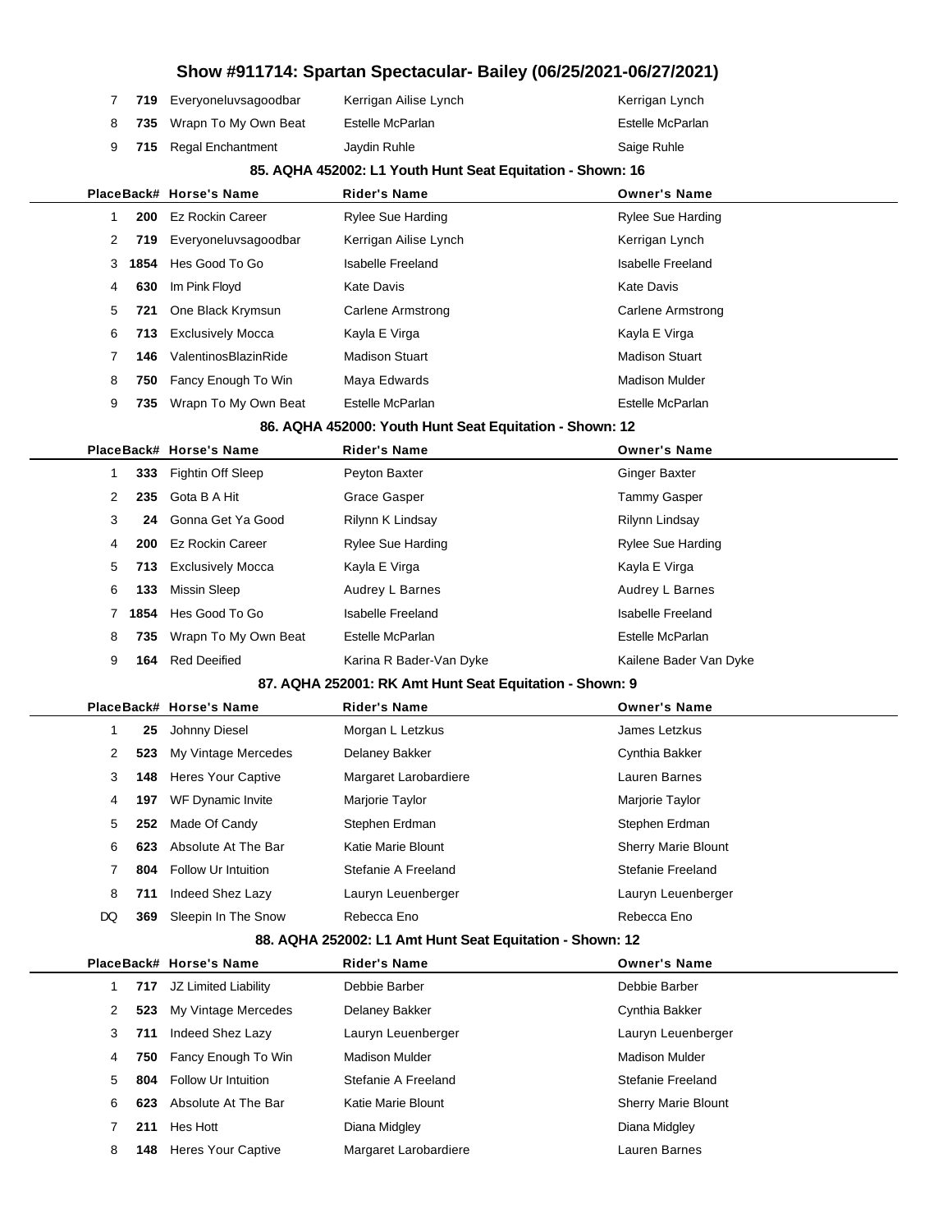| Place | Back# | Horse's Name | Rider's Name | Owner's Name |
|---|---|---|---|---|
| 7 | 719 | Everyoneluvsagoodbar | Kerrigan Ailise Lynch | Kerrigan Lynch |
| 8 | 735 | Wrapn To My Own Beat | Estelle McParlan | Estelle McParlan |
| 9 | 715 | Regal Enchantment | Jaydin Ruhle | Saige Ruhle |

### 85. AQHA 452002: L1 Youth Hunt Seat Equitation - Shown: 16

| Place | Back# | Horse's Name | Rider's Name | Owner's Name |
|---|---|---|---|---|
| 1 | 200 | Ez Rockin Career | Rylee Sue Harding | Rylee Sue Harding |
| 2 | 719 | Everyoneluvsagoodbar | Kerrigan Ailise Lynch | Kerrigan Lynch |
| 3 | 1854 | Hes Good To Go | Isabelle Freeland | Isabelle Freeland |
| 4 | 630 | Im Pink Floyd | Kate Davis | Kate Davis |
| 5 | 721 | One Black Krymsun | Carlene Armstrong | Carlene Armstrong |
| 6 | 713 | Exclusively Mocca | Kayla E Virga | Kayla E Virga |
| 7 | 146 | ValentinosBlazinRide | Madison Stuart | Madison Stuart |
| 8 | 750 | Fancy Enough To Win | Maya Edwards | Madison Mulder |
| 9 | 735 | Wrapn To My Own Beat | Estelle McParlan | Estelle McParlan |

### 86. AQHA 452000: Youth Hunt Seat Equitation - Shown: 12

| Place | Back# | Horse's Name | Rider's Name | Owner's Name |
|---|---|---|---|---|
| 1 | 333 | Fightin Off Sleep | Peyton Baxter | Ginger Baxter |
| 2 | 235 | Gota B A Hit | Grace Gasper | Tammy Gasper |
| 3 | 24 | Gonna Get Ya Good | Rilynn K Lindsay | Rilynn Lindsay |
| 4 | 200 | Ez Rockin Career | Rylee Sue Harding | Rylee Sue Harding |
| 5 | 713 | Exclusively Mocca | Kayla E Virga | Kayla E Virga |
| 6 | 133 | Missin Sleep | Audrey L Barnes | Audrey L Barnes |
| 7 | 1854 | Hes Good To Go | Isabelle Freeland | Isabelle Freeland |
| 8 | 735 | Wrapn To My Own Beat | Estelle McParlan | Estelle McParlan |
| 9 | 164 | Red Deeified | Karina R Bader-Van Dyke | Kailene Bader Van Dyke |

### 87. AQHA 252001: RK Amt Hunt Seat Equitation - Shown: 9

| Place | Back# | Horse's Name | Rider's Name | Owner's Name |
|---|---|---|---|---|
| 1 | 25 | Johnny Diesel | Morgan L Letzkus | James Letzkus |
| 2 | 523 | My Vintage Mercedes | Delaney Bakker | Cynthia Bakker |
| 3 | 148 | Heres Your Captive | Margaret Larobardiere | Lauren Barnes |
| 4 | 197 | WF Dynamic Invite | Marjorie Taylor | Marjorie Taylor |
| 5 | 252 | Made Of Candy | Stephen Erdman | Stephen Erdman |
| 6 | 623 | Absolute At The Bar | Katie Marie Blount | Sherry Marie Blount |
| 7 | 804 | Follow Ur Intuition | Stefanie A Freeland | Stefanie Freeland |
| 8 | 711 | Indeed Shez Lazy | Lauryn Leuenberger | Lauryn Leuenberger |
| DQ | 369 | Sleepin In The Snow | Rebecca Eno | Rebecca Eno |

### 88. AQHA 252002: L1 Amt Hunt Seat Equitation - Shown: 12

| Place | Back# | Horse's Name | Rider's Name | Owner's Name |
|---|---|---|---|---|
| 1 | 717 | JZ Limited Liability | Debbie Barber | Debbie Barber |
| 2 | 523 | My Vintage Mercedes | Delaney Bakker | Cynthia Bakker |
| 3 | 711 | Indeed Shez Lazy | Lauryn Leuenberger | Lauryn Leuenberger |
| 4 | 750 | Fancy Enough To Win | Madison Mulder | Madison Mulder |
| 5 | 804 | Follow Ur Intuition | Stefanie A Freeland | Stefanie Freeland |
| 6 | 623 | Absolute At The Bar | Katie Marie Blount | Sherry Marie Blount |
| 7 | 211 | Hes Hott | Diana Midgley | Diana Midgley |
| 8 | 148 | Heres Your Captive | Margaret Larobardiere | Lauren Barnes |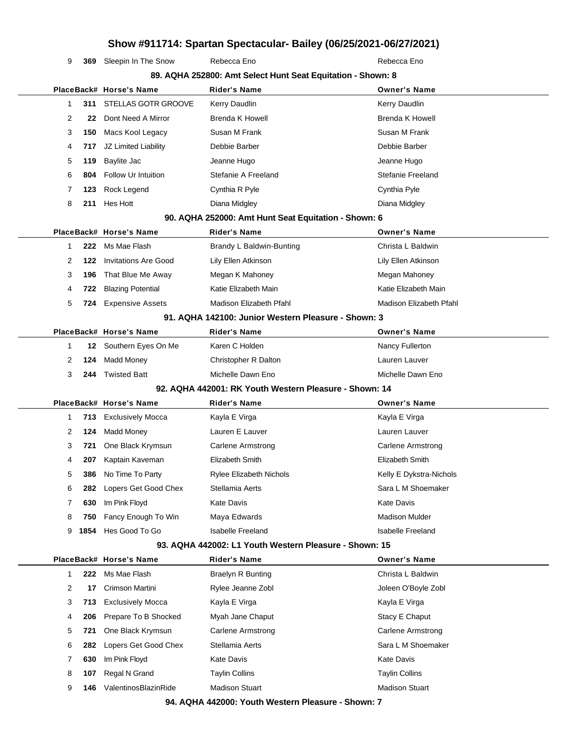# Show #911714: Spartan Spectacular- Bailey (06/25/2021-06/27/2021)

| Place | Back# | Horse's Name | Rider's Name | Owner's Name |
|---|---|---|---|---|
| 9 | 369 | Sleepin In The Snow | Rebecca Eno | Rebecca Eno |

### 89. AQHA 252800: Amt Select Hunt Seat Equitation - Shown: 8

| Place | Back# | Horse's Name | Rider's Name | Owner's Name |
|---|---|---|---|---|
| 1 | 311 | STELLAS GOTR GROOVE | Kerry Daudlin | Kerry Daudlin |
| 2 | 22 | Dont Need A Mirror | Brenda K Howell | Brenda K Howell |
| 3 | 150 | Macs Kool Legacy | Susan M Frank | Susan M Frank |
| 4 | 717 | JZ Limited Liability | Debbie Barber | Debbie Barber |
| 5 | 119 | Baylite Jac | Jeanne Hugo | Jeanne Hugo |
| 6 | 804 | Follow Ur Intuition | Stefanie A Freeland | Stefanie Freeland |
| 7 | 123 | Rock Legend | Cynthia R Pyle | Cynthia Pyle |
| 8 | 211 | Hes Hott | Diana Midgley | Diana Midgley |

### 90. AQHA 252000: Amt Hunt Seat Equitation - Shown: 6

| Place | Back# | Horse's Name | Rider's Name | Owner's Name |
|---|---|---|---|---|
| 1 | 222 | Ms Mae Flash | Brandy L Baldwin-Bunting | Christa L Baldwin |
| 2 | 122 | Invitations Are Good | Lily Ellen Atkinson | Lily Ellen Atkinson |
| 3 | 196 | That Blue Me Away | Megan K Mahoney | Megan Mahoney |
| 4 | 722 | Blazing Potential | Katie Elizabeth Main | Katie Elizabeth Main |
| 5 | 724 | Expensive Assets | Madison Elizabeth Pfahl | Madison Elizabeth Pfahl |

### 91. AQHA 142100: Junior Western Pleasure - Shown: 3

| Place | Back# | Horse's Name | Rider's Name | Owner's Name |
|---|---|---|---|---|
| 1 | 12 | Southern Eyes On Me | Karen C Holden | Nancy Fullerton |
| 2 | 124 | Madd Money | Christopher R Dalton | Lauren Lauver |
| 3 | 244 | Twisted Batt | Michelle Dawn Eno | Michelle Dawn Eno |

### 92. AQHA 442001: RK Youth Western Pleasure - Shown: 14

| Place | Back# | Horse's Name | Rider's Name | Owner's Name |
|---|---|---|---|---|
| 1 | 713 | Exclusively Mocca | Kayla E Virga | Kayla E Virga |
| 2 | 124 | Madd Money | Lauren E Lauver | Lauren Lauver |
| 3 | 721 | One Black Krymsun | Carlene Armstrong | Carlene Armstrong |
| 4 | 207 | Kaptain Kaveman | Elizabeth Smith | Elizabeth Smith |
| 5 | 386 | No Time To Party | Rylee Elizabeth Nichols | Kelly E Dykstra-Nichols |
| 6 | 282 | Lopers Get Good Chex | Stellamia Aerts | Sara L M Shoemaker |
| 7 | 630 | Im Pink Floyd | Kate Davis | Kate Davis |
| 8 | 750 | Fancy Enough To Win | Maya Edwards | Madison Mulder |
| 9 | 1854 | Hes Good To Go | Isabelle Freeland | Isabelle Freeland |

### 93. AQHA 442002: L1 Youth Western Pleasure - Shown: 15

| Place | Back# | Horse's Name | Rider's Name | Owner's Name |
|---|---|---|---|---|
| 1 | 222 | Ms Mae Flash | Braelyn R Bunting | Christa L Baldwin |
| 2 | 17 | Crimson Martini | Rylee Jeanne Zobl | Joleen O'Boyle Zobl |
| 3 | 713 | Exclusively Mocca | Kayla E Virga | Kayla E Virga |
| 4 | 206 | Prepare To B Shocked | Myah Jane Chaput | Stacy E Chaput |
| 5 | 721 | One Black Krymsun | Carlene Armstrong | Carlene Armstrong |
| 6 | 282 | Lopers Get Good Chex | Stellamia Aerts | Sara L M Shoemaker |
| 7 | 630 | Im Pink Floyd | Kate Davis | Kate Davis |
| 8 | 107 | Regal N Grand | Taylin Collins | Taylin Collins |
| 9 | 146 | ValentinosBlazinRide | Madison Stuart | Madison Stuart |

### 94. AQHA 442000: Youth Western Pleasure - Shown: 7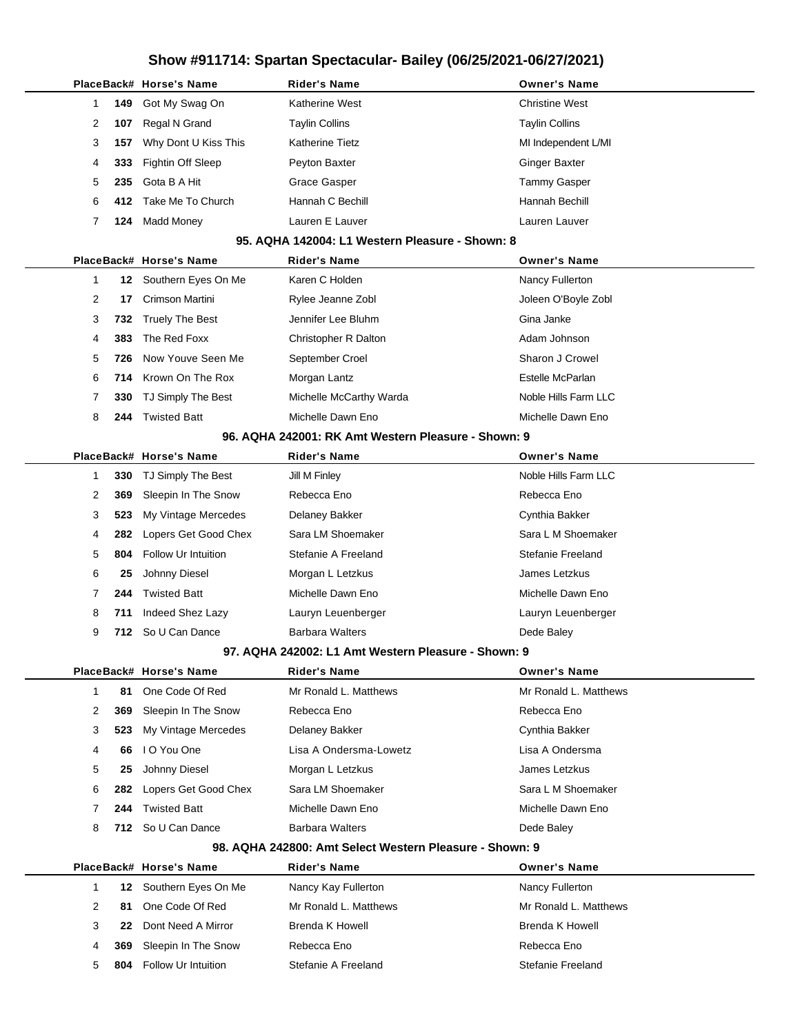# Show #911714: Spartan Spectacular- Bailey (06/25/2021-06/27/2021)

| Place | Back# | Horse's Name | Rider's Name | Owner's Name |
|---|---|---|---|---|
| 1 | 149 | Got My Swag On | Katherine West | Christine West |
| 2 | 107 | Regal N Grand | Taylin Collins | Taylin Collins |
| 3 | 157 | Why Dont U Kiss This | Katherine Tietz | MI Independent L/MI |
| 4 | 333 | Fightin Off Sleep | Peyton Baxter | Ginger Baxter |
| 5 | 235 | Gota B A Hit | Grace Gasper | Tammy Gasper |
| 6 | 412 | Take Me To Church | Hannah C Bechill | Hannah Bechill |
| 7 | 124 | Madd Money | Lauren E Lauver | Lauren Lauver |

### 95. AQHA 142004: L1 Western Pleasure - Shown: 8

| Place | Back# | Horse's Name | Rider's Name | Owner's Name |
|---|---|---|---|---|
| 1 | 12 | Southern Eyes On Me | Karen C Holden | Nancy Fullerton |
| 2 | 17 | Crimson Martini | Rylee Jeanne Zobl | Joleen O'Boyle Zobl |
| 3 | 732 | Truely The Best | Jennifer Lee Bluhm | Gina Janke |
| 4 | 383 | The Red Foxx | Christopher R Dalton | Adam Johnson |
| 5 | 726 | Now Youve Seen Me | September Croel | Sharon J Crowel |
| 6 | 714 | Krown On The Rox | Morgan Lantz | Estelle McParlan |
| 7 | 330 | TJ Simply The Best | Michelle McCarthy Warda | Noble Hills Farm LLC |
| 8 | 244 | Twisted Batt | Michelle Dawn Eno | Michelle Dawn Eno |

### 96. AQHA 242001: RK Amt Western Pleasure - Shown: 9

| Place | Back# | Horse's Name | Rider's Name | Owner's Name |
|---|---|---|---|---|
| 1 | 330 | TJ Simply The Best | Jill M Finley | Noble Hills Farm LLC |
| 2 | 369 | Sleepin In The Snow | Rebecca Eno | Rebecca Eno |
| 3 | 523 | My Vintage Mercedes | Delaney Bakker | Cynthia Bakker |
| 4 | 282 | Lopers Get Good Chex | Sara LM Shoemaker | Sara L M Shoemaker |
| 5 | 804 | Follow Ur Intuition | Stefanie A Freeland | Stefanie Freeland |
| 6 | 25 | Johnny Diesel | Morgan L Letzkus | James Letzkus |
| 7 | 244 | Twisted Batt | Michelle Dawn Eno | Michelle Dawn Eno |
| 8 | 711 | Indeed Shez Lazy | Lauryn Leuenberger | Lauryn Leuenberger |
| 9 | 712 | So U Can Dance | Barbara Walters | Dede Baley |

### 97. AQHA 242002: L1 Amt Western Pleasure - Shown: 9

| Place | Back# | Horse's Name | Rider's Name | Owner's Name |
|---|---|---|---|---|
| 1 | 81 | One Code Of Red | Mr Ronald L. Matthews | Mr Ronald L. Matthews |
| 2 | 369 | Sleepin In The Snow | Rebecca Eno | Rebecca Eno |
| 3 | 523 | My Vintage Mercedes | Delaney Bakker | Cynthia Bakker |
| 4 | 66 | I O You One | Lisa A Ondersma-Lowetz | Lisa A Ondersma |
| 5 | 25 | Johnny Diesel | Morgan L Letzkus | James Letzkus |
| 6 | 282 | Lopers Get Good Chex | Sara LM Shoemaker | Sara L M Shoemaker |
| 7 | 244 | Twisted Batt | Michelle Dawn Eno | Michelle Dawn Eno |
| 8 | 712 | So U Can Dance | Barbara Walters | Dede Baley |

### 98. AQHA 242800: Amt Select Western Pleasure - Shown: 9

| Place | Back# | Horse's Name | Rider's Name | Owner's Name |
|---|---|---|---|---|
| 1 | 12 | Southern Eyes On Me | Nancy Kay Fullerton | Nancy Fullerton |
| 2 | 81 | One Code Of Red | Mr Ronald L. Matthews | Mr Ronald L. Matthews |
| 3 | 22 | Dont Need A Mirror | Brenda K Howell | Brenda K Howell |
| 4 | 369 | Sleepin In The Snow | Rebecca Eno | Rebecca Eno |
| 5 | 804 | Follow Ur Intuition | Stefanie A Freeland | Stefanie Freeland |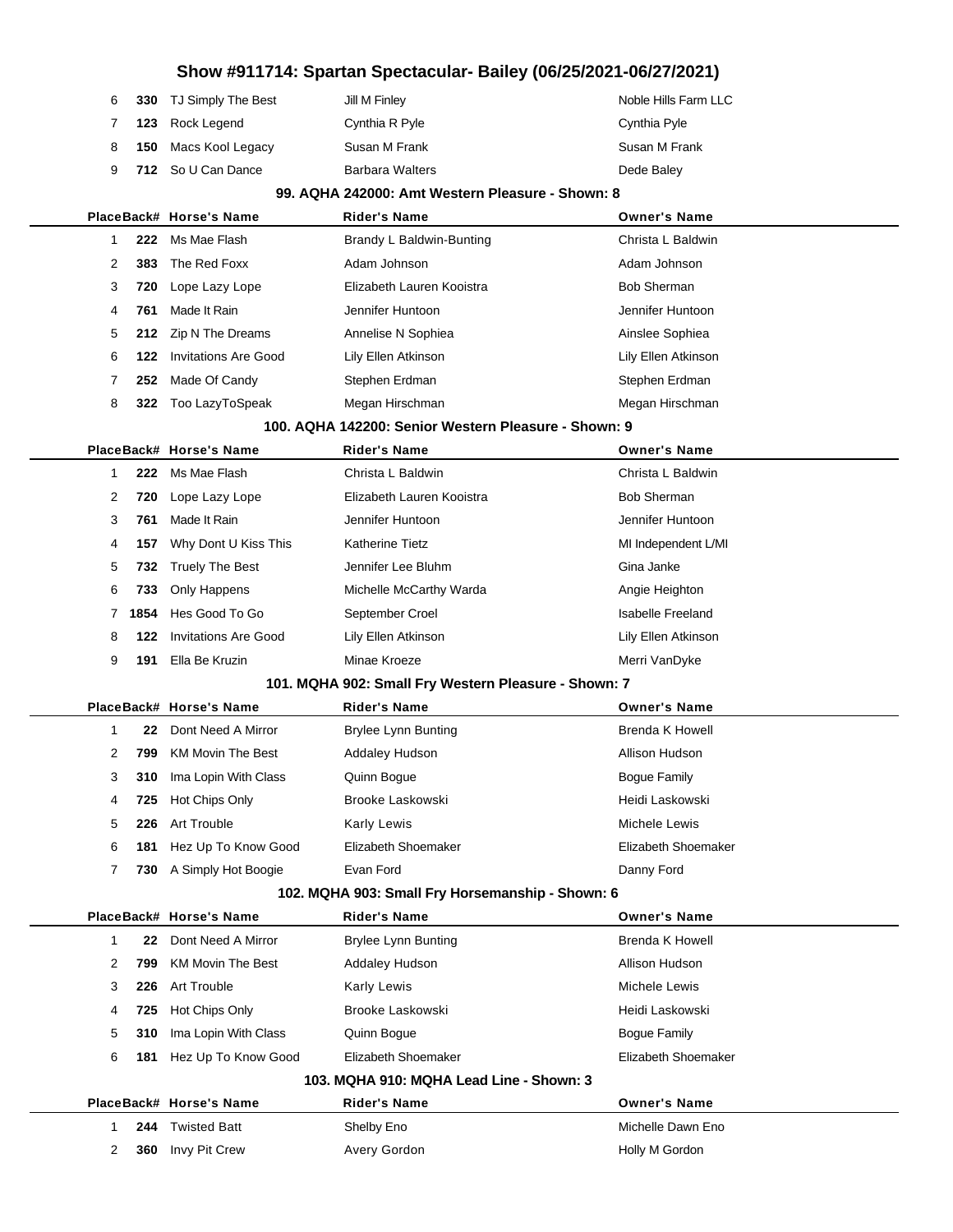# Show #911714: Spartan Spectacular- Bailey (06/25/2021-06/27/2021)

| Place | Back# | Horse's Name | Rider's Name | Owner's Name |
|---|---|---|---|---|
| 6 | 330 | TJ Simply The Best | Jill M Finley | Noble Hills Farm LLC |
| 7 | 123 | Rock Legend | Cynthia R Pyle | Cynthia Pyle |
| 8 | 150 | Macs Kool Legacy | Susan M Frank | Susan M Frank |
| 9 | 712 | So U Can Dance | Barbara Walters | Dede Baley |

### 99. AQHA 242000: Amt Western Pleasure - Shown: 8

| Place | Back# | Horse's Name | Rider's Name | Owner's Name |
|---|---|---|---|---|
| 1 | 222 | Ms Mae Flash | Brandy L Baldwin-Bunting | Christa L Baldwin |
| 2 | 383 | The Red Foxx | Adam Johnson | Adam Johnson |
| 3 | 720 | Lope Lazy Lope | Elizabeth Lauren Kooistra | Bob Sherman |
| 4 | 761 | Made It Rain | Jennifer Huntoon | Jennifer Huntoon |
| 5 | 212 | Zip N The Dreams | Annelise N Sophiea | Ainslee Sophiea |
| 6 | 122 | Invitations Are Good | Lily Ellen Atkinson | Lily Ellen Atkinson |
| 7 | 252 | Made Of Candy | Stephen Erdman | Stephen Erdman |
| 8 | 322 | Too LazyToSpeak | Megan Hirschman | Megan Hirschman |

### 100. AQHA 142200: Senior Western Pleasure - Shown: 9

| Place | Back# | Horse's Name | Rider's Name | Owner's Name |
|---|---|---|---|---|
| 1 | 222 | Ms Mae Flash | Christa L Baldwin | Christa L Baldwin |
| 2 | 720 | Lope Lazy Lope | Elizabeth Lauren Kooistra | Bob Sherman |
| 3 | 761 | Made It Rain | Jennifer Huntoon | Jennifer Huntoon |
| 4 | 157 | Why Dont U Kiss This | Katherine Tietz | MI Independent L/MI |
| 5 | 732 | Truely The Best | Jennifer Lee Bluhm | Gina Janke |
| 6 | 733 | Only Happens | Michelle McCarthy Warda | Angie Heighton |
| 7 | 1854 | Hes Good To Go | September Croel | Isabelle Freeland |
| 8 | 122 | Invitations Are Good | Lily Ellen Atkinson | Lily Ellen Atkinson |
| 9 | 191 | Ella Be Kruzin | Minae Kroeze | Merri VanDyke |

### 101. MQHA 902: Small Fry Western Pleasure - Shown: 7

| Place | Back# | Horse's Name | Rider's Name | Owner's Name |
|---|---|---|---|---|
| 1 | 22 | Dont Need A Mirror | Brylee Lynn Bunting | Brenda K Howell |
| 2 | 799 | KM Movin The Best | Addaley Hudson | Allison Hudson |
| 3 | 310 | Ima Lopin With Class | Quinn Bogue | Bogue Family |
| 4 | 725 | Hot Chips Only | Brooke Laskowski | Heidi Laskowski |
| 5 | 226 | Art Trouble | Karly Lewis | Michele Lewis |
| 6 | 181 | Hez Up To Know Good | Elizabeth Shoemaker | Elizabeth Shoemaker |
| 7 | 730 | A Simply Hot Boogie | Evan Ford | Danny Ford |

### 102. MQHA 903: Small Fry Horsemanship - Shown: 6

| Place | Back# | Horse's Name | Rider's Name | Owner's Name |
|---|---|---|---|---|
| 1 | 22 | Dont Need A Mirror | Brylee Lynn Bunting | Brenda K Howell |
| 2 | 799 | KM Movin The Best | Addaley Hudson | Allison Hudson |
| 3 | 226 | Art Trouble | Karly Lewis | Michele Lewis |
| 4 | 725 | Hot Chips Only | Brooke Laskowski | Heidi Laskowski |
| 5 | 310 | Ima Lopin With Class | Quinn Bogue | Bogue Family |
| 6 | 181 | Hez Up To Know Good | Elizabeth Shoemaker | Elizabeth Shoemaker |

### 103. MQHA 910: MQHA Lead Line - Shown: 3

| Place | Back# | Horse's Name | Rider's Name | Owner's Name |
|---|---|---|---|---|
| 1 | 244 | Twisted Batt | Shelby Eno | Michelle Dawn Eno |
| 2 | 360 | Invy Pit Crew | Avery Gordon | Holly M Gordon |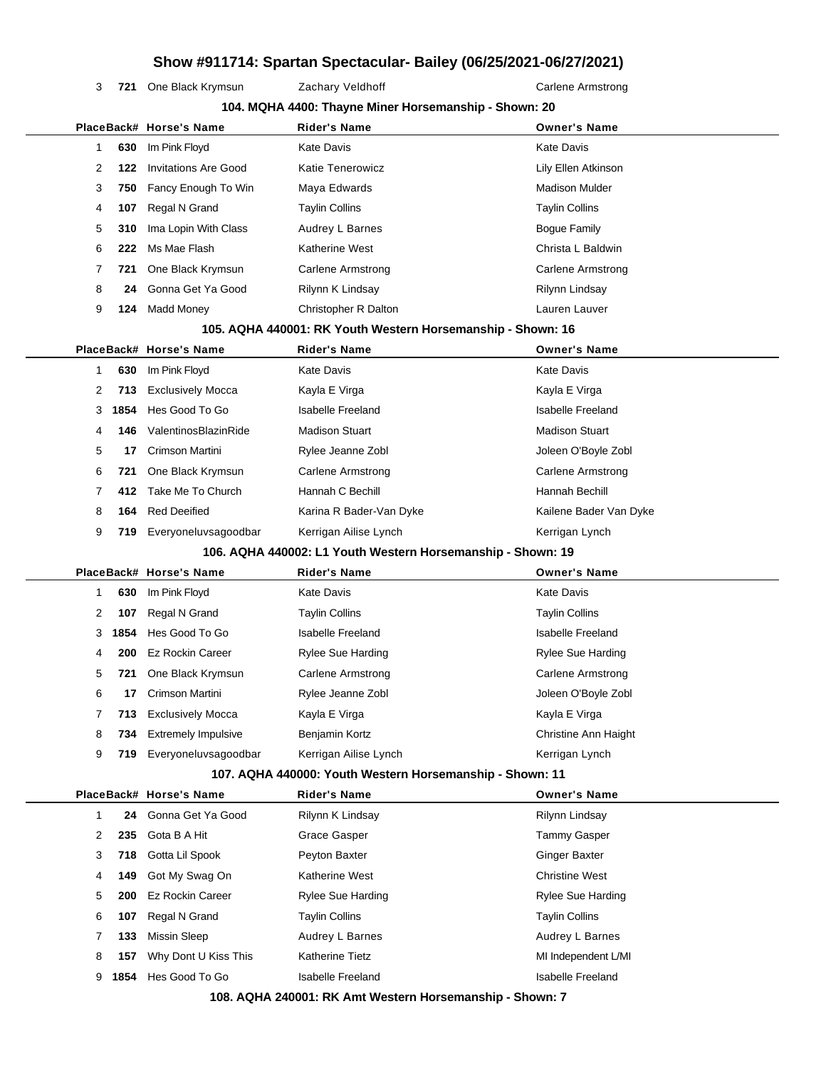# Show #911714: Spartan Spectacular- Bailey (06/25/2021-06/27/2021)

| 3 | 721 | One Black Krymsun | Zachary Veldhoff | Carlene Armstrong |
|---|---|---|---|---|

### 104. MQHA 4400: Thayne Miner Horsemanship - Shown: 20

| Place | Back# | Horse's Name | Rider's Name | Owner's Name |
|---|---|---|---|---|
| 1 | 630 | Im Pink Floyd | Kate Davis | Kate Davis |
| 2 | 122 | Invitations Are Good | Katie Tenerowicz | Lily Ellen Atkinson |
| 3 | 750 | Fancy Enough To Win | Maya Edwards | Madison Mulder |
| 4 | 107 | Regal N Grand | Taylin Collins | Taylin Collins |
| 5 | 310 | Ima Lopin With Class | Audrey L Barnes | Bogue Family |
| 6 | 222 | Ms Mae Flash | Katherine West | Christa L Baldwin |
| 7 | 721 | One Black Krymsun | Carlene Armstrong | Carlene Armstrong |
| 8 | 24 | Gonna Get Ya Good | Rilynn K Lindsay | Rilynn Lindsay |
| 9 | 124 | Madd Money | Christopher R Dalton | Lauren Lauver |

### 105. AQHA 440001: RK Youth Western Horsemanship - Shown: 16

| Place | Back# | Horse's Name | Rider's Name | Owner's Name |
|---|---|---|---|---|
| 1 | 630 | Im Pink Floyd | Kate Davis | Kate Davis |
| 2 | 713 | Exclusively Mocca | Kayla E Virga | Kayla E Virga |
| 3 | 1854 | Hes Good To Go | Isabelle Freeland | Isabelle Freeland |
| 4 | 146 | ValentinosBlazinRide | Madison Stuart | Madison Stuart |
| 5 | 17 | Crimson Martini | Rylee Jeanne Zobl | Joleen O'Boyle Zobl |
| 6 | 721 | One Black Krymsun | Carlene Armstrong | Carlene Armstrong |
| 7 | 412 | Take Me To Church | Hannah C Bechill | Hannah Bechill |
| 8 | 164 | Red Deeified | Karina R Bader-Van Dyke | Kailene Bader Van Dyke |
| 9 | 719 | Everyoneluvsagoodbar | Kerrigan Ailise Lynch | Kerrigan Lynch |

### 106. AQHA 440002: L1 Youth Western Horsemanship - Shown: 19

| Place | Back# | Horse's Name | Rider's Name | Owner's Name |
|---|---|---|---|---|
| 1 | 630 | Im Pink Floyd | Kate Davis | Kate Davis |
| 2 | 107 | Regal N Grand | Taylin Collins | Taylin Collins |
| 3 | 1854 | Hes Good To Go | Isabelle Freeland | Isabelle Freeland |
| 4 | 200 | Ez Rockin Career | Rylee Sue Harding | Rylee Sue Harding |
| 5 | 721 | One Black Krymsun | Carlene Armstrong | Carlene Armstrong |
| 6 | 17 | Crimson Martini | Rylee Jeanne Zobl | Joleen O'Boyle Zobl |
| 7 | 713 | Exclusively Mocca | Kayla E Virga | Kayla E Virga |
| 8 | 734 | Extremely Impulsive | Benjamin Kortz | Christine Ann Haight |
| 9 | 719 | Everyoneluvsagoodbar | Kerrigan Ailise Lynch | Kerrigan Lynch |

### 107. AQHA 440000: Youth Western Horsemanship - Shown: 11

| Place | Back# | Horse's Name | Rider's Name | Owner's Name |
|---|---|---|---|---|
| 1 | 24 | Gonna Get Ya Good | Rilynn K Lindsay | Rilynn Lindsay |
| 2 | 235 | Gota B A Hit | Grace Gasper | Tammy Gasper |
| 3 | 718 | Gotta Lil Spook | Peyton Baxter | Ginger Baxter |
| 4 | 149 | Got My Swag On | Katherine West | Christine West |
| 5 | 200 | Ez Rockin Career | Rylee Sue Harding | Rylee Sue Harding |
| 6 | 107 | Regal N Grand | Taylin Collins | Taylin Collins |
| 7 | 133 | Missin Sleep | Audrey L Barnes | Audrey L Barnes |
| 8 | 157 | Why Dont U Kiss This | Katherine Tietz | MI Independent L/MI |
| 9 | 1854 | Hes Good To Go | Isabelle Freeland | Isabelle Freeland |

### 108. AQHA 240001: RK Amt Western Horsemanship - Shown: 7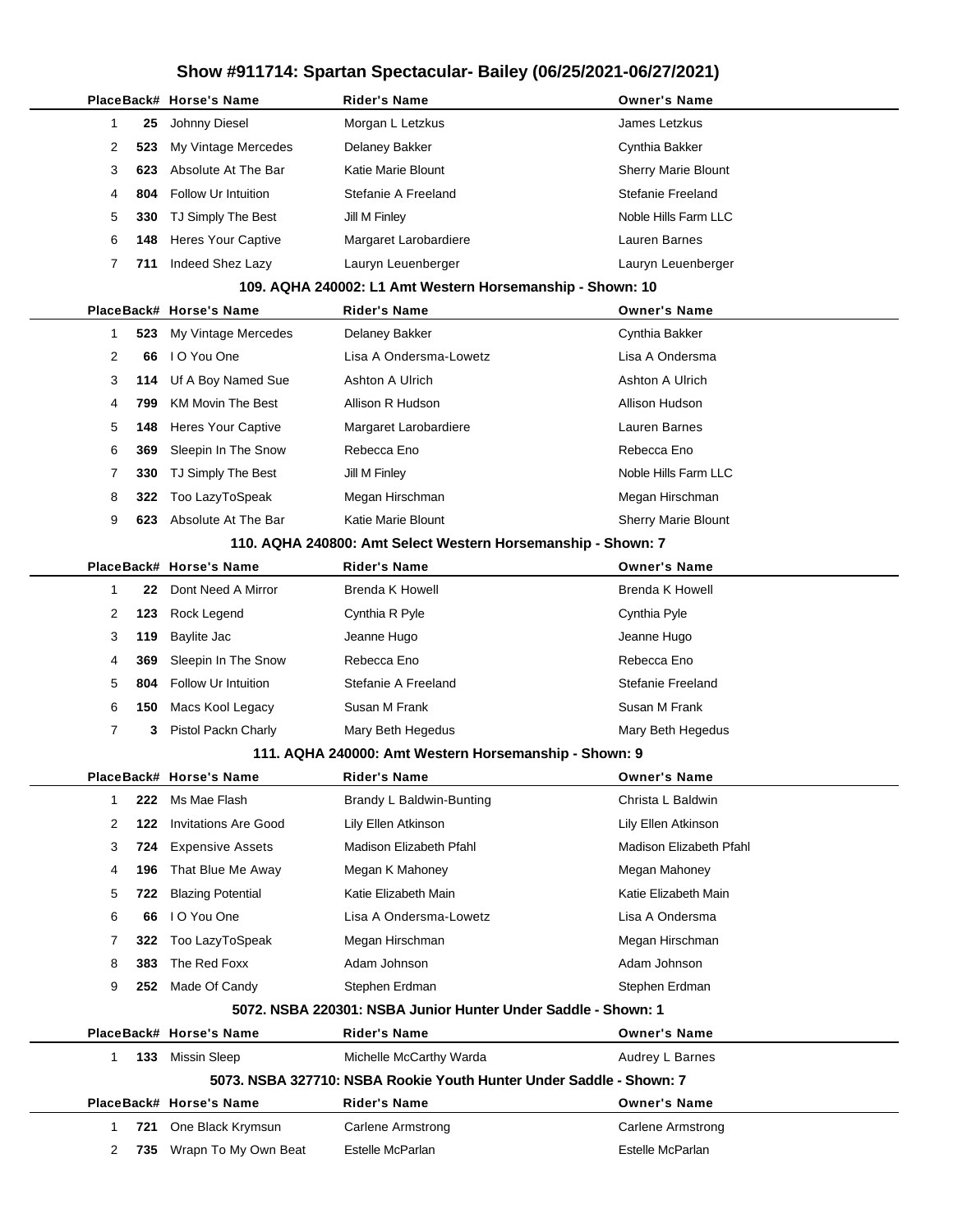# Show #911714: Spartan Spectacular- Bailey (06/25/2021-06/27/2021)

| Place | Back# | Horse's Name | Rider's Name | Owner's Name |
|---|---|---|---|---|
| 1 | 25 | Johnny Diesel | Morgan L Letzkus | James Letzkus |
| 2 | 523 | My Vintage Mercedes | Delaney Bakker | Cynthia Bakker |
| 3 | 623 | Absolute At The Bar | Katie Marie Blount | Sherry Marie Blount |
| 4 | 804 | Follow Ur Intuition | Stefanie A Freeland | Stefanie Freeland |
| 5 | 330 | TJ Simply The Best | Jill M Finley | Noble Hills Farm LLC |
| 6 | 148 | Heres Your Captive | Margaret Larobardiere | Lauren Barnes |
| 7 | 711 | Indeed Shez Lazy | Lauryn Leuenberger | Lauryn Leuenberger |

### 109. AQHA 240002: L1 Amt Western Horsemanship - Shown: 10

| Place | Back# | Horse's Name | Rider's Name | Owner's Name |
|---|---|---|---|---|
| 1 | 523 | My Vintage Mercedes | Delaney Bakker | Cynthia Bakker |
| 2 | 66 | I O You One | Lisa A Ondersma-Lowetz | Lisa A Ondersma |
| 3 | 114 | Uf A Boy Named Sue | Ashton A Ulrich | Ashton A Ulrich |
| 4 | 799 | KM Movin The Best | Allison R Hudson | Allison Hudson |
| 5 | 148 | Heres Your Captive | Margaret Larobardiere | Lauren Barnes |
| 6 | 369 | Sleepin In The Snow | Rebecca Eno | Rebecca Eno |
| 7 | 330 | TJ Simply The Best | Jill M Finley | Noble Hills Farm LLC |
| 8 | 322 | Too LazyToSpeak | Megan Hirschman | Megan Hirschman |
| 9 | 623 | Absolute At The Bar | Katie Marie Blount | Sherry Marie Blount |

### 110. AQHA 240800: Amt Select Western Horsemanship - Shown: 7

| Place | Back# | Horse's Name | Rider's Name | Owner's Name |
|---|---|---|---|---|
| 1 | 22 | Dont Need A Mirror | Brenda K Howell | Brenda K Howell |
| 2 | 123 | Rock Legend | Cynthia R Pyle | Cynthia Pyle |
| 3 | 119 | Baylite Jac | Jeanne Hugo | Jeanne Hugo |
| 4 | 369 | Sleepin In The Snow | Rebecca Eno | Rebecca Eno |
| 5 | 804 | Follow Ur Intuition | Stefanie A Freeland | Stefanie Freeland |
| 6 | 150 | Macs Kool Legacy | Susan M Frank | Susan M Frank |
| 7 | 3 | Pistol Packn Charly | Mary Beth Hegedus | Mary Beth Hegedus |

### 111. AQHA 240000: Amt Western Horsemanship - Shown: 9

| Place | Back# | Horse's Name | Rider's Name | Owner's Name |
|---|---|---|---|---|
| 1 | 222 | Ms Mae Flash | Brandy L Baldwin-Bunting | Christa L Baldwin |
| 2 | 122 | Invitations Are Good | Lily Ellen Atkinson | Lily Ellen Atkinson |
| 3 | 724 | Expensive Assets | Madison Elizabeth Pfahl | Madison Elizabeth Pfahl |
| 4 | 196 | That Blue Me Away | Megan K Mahoney | Megan Mahoney |
| 5 | 722 | Blazing Potential | Katie Elizabeth Main | Katie Elizabeth Main |
| 6 | 66 | I O You One | Lisa A Ondersma-Lowetz | Lisa A Ondersma |
| 7 | 322 | Too LazyToSpeak | Megan Hirschman | Megan Hirschman |
| 8 | 383 | The Red Foxx | Adam Johnson | Adam Johnson |
| 9 | 252 | Made Of Candy | Stephen Erdman | Stephen Erdman |

### 5072. NSBA 220301: NSBA Junior Hunter Under Saddle - Shown: 1

| Place | Back# | Horse's Name | Rider's Name | Owner's Name |
|---|---|---|---|---|
| 1 | 133 | Missin Sleep | Michelle McCarthy Warda | Audrey L Barnes |

### 5073. NSBA 327710: NSBA Rookie Youth Hunter Under Saddle - Shown: 7

| Place | Back# | Horse's Name | Rider's Name | Owner's Name |
|---|---|---|---|---|
| 1 | 721 | One Black Krymsun | Carlene Armstrong | Carlene Armstrong |
| 2 | 735 | Wrapn To My Own Beat | Estelle McParlan | Estelle McParlan |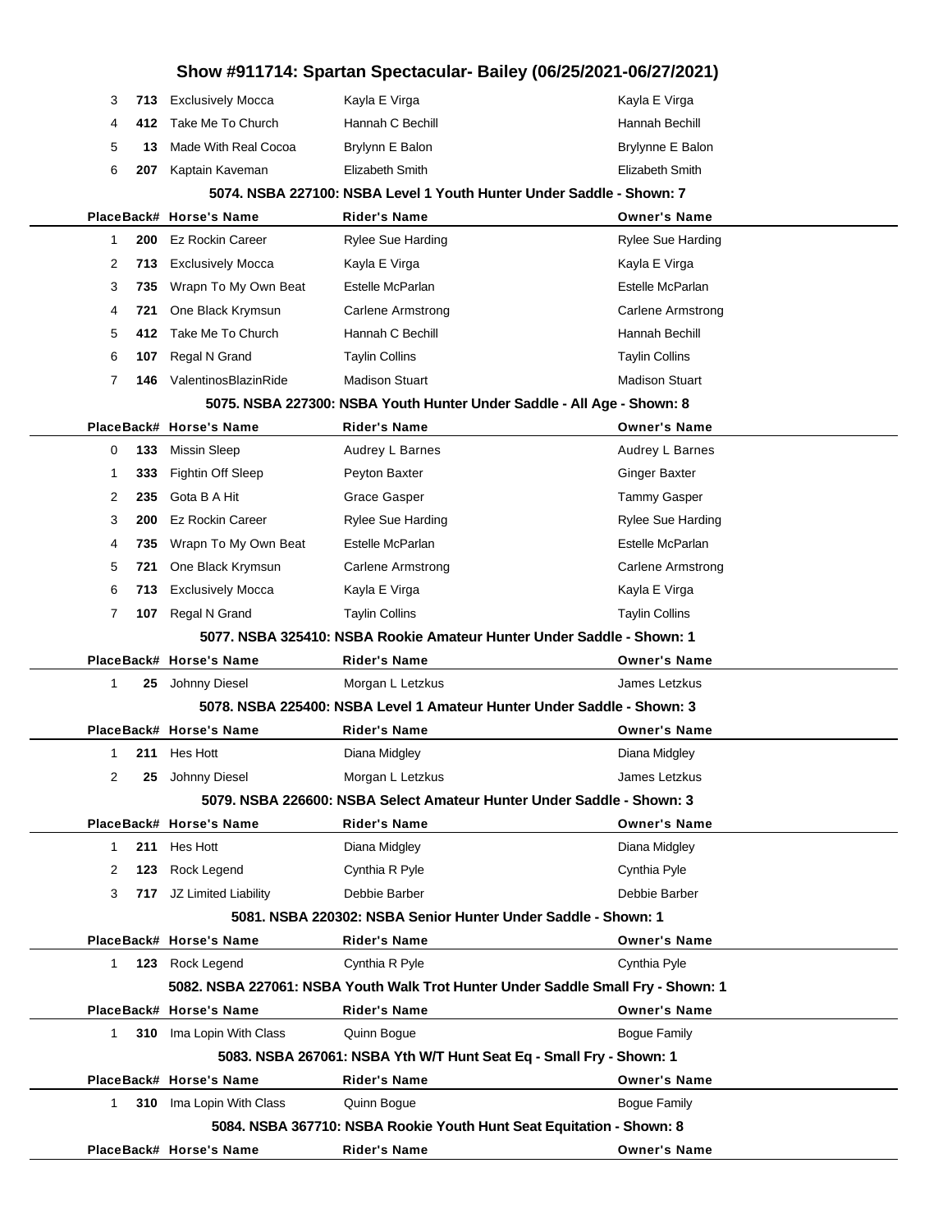# Show #911714: Spartan Spectacular- Bailey (06/25/2021-06/27/2021)

| Place | Back# | Horse's Name | Rider's Name | Owner's Name |
|---|---|---|---|---|
| 3 | 713 | Exclusively Mocca | Kayla E Virga | Kayla E Virga |
| 4 | 412 | Take Me To Church | Hannah C Bechill | Hannah Bechill |
| 5 | 13 | Made With Real Cocoa | Brylynn E Balon | Brylynne E Balon |
| 6 | 207 | Kaptain Kaveman | Elizabeth Smith | Elizabeth Smith |

### 5074. NSBA 227100: NSBA Level 1 Youth Hunter Under Saddle - Shown: 7

| Place | Back# | Horse's Name | Rider's Name | Owner's Name |
|---|---|---|---|---|
| 1 | 200 | Ez Rockin Career | Rylee Sue Harding | Rylee Sue Harding |
| 2 | 713 | Exclusively Mocca | Kayla E Virga | Kayla E Virga |
| 3 | 735 | Wrapn To My Own Beat | Estelle McParlan | Estelle McParlan |
| 4 | 721 | One Black Krymsun | Carlene Armstrong | Carlene Armstrong |
| 5 | 412 | Take Me To Church | Hannah C Bechill | Hannah Bechill |
| 6 | 107 | Regal N Grand | Taylin Collins | Taylin Collins |
| 7 | 146 | ValentinosBlazinRide | Madison Stuart | Madison Stuart |

### 5075. NSBA 227300: NSBA Youth Hunter Under Saddle - All Age - Shown: 8

| Place | Back# | Horse's Name | Rider's Name | Owner's Name |
|---|---|---|---|---|
| 0 | 133 | Missin Sleep | Audrey L Barnes | Audrey L Barnes |
| 1 | 333 | Fightin Off Sleep | Peyton Baxter | Ginger Baxter |
| 2 | 235 | Gota B A Hit | Grace Gasper | Tammy Gasper |
| 3 | 200 | Ez Rockin Career | Rylee Sue Harding | Rylee Sue Harding |
| 4 | 735 | Wrapn To My Own Beat | Estelle McParlan | Estelle McParlan |
| 5 | 721 | One Black Krymsun | Carlene Armstrong | Carlene Armstrong |
| 6 | 713 | Exclusively Mocca | Kayla E Virga | Kayla E Virga |
| 7 | 107 | Regal N Grand | Taylin Collins | Taylin Collins |

### 5077. NSBA 325410: NSBA Rookie Amateur Hunter Under Saddle - Shown: 1

| Place | Back# | Horse's Name | Rider's Name | Owner's Name |
|---|---|---|---|---|
| 1 | 25 | Johnny Diesel | Morgan L Letzkus | James Letzkus |

### 5078. NSBA 225400: NSBA Level 1 Amateur Hunter Under Saddle - Shown: 3

| Place | Back# | Horse's Name | Rider's Name | Owner's Name |
|---|---|---|---|---|
| 1 | 211 | Hes Hott | Diana Midgley | Diana Midgley |
| 2 | 25 | Johnny Diesel | Morgan L Letzkus | James Letzkus |

### 5079. NSBA 226600: NSBA Select Amateur Hunter Under Saddle - Shown: 3

| Place | Back# | Horse's Name | Rider's Name | Owner's Name |
|---|---|---|---|---|
| 1 | 211 | Hes Hott | Diana Midgley | Diana Midgley |
| 2 | 123 | Rock Legend | Cynthia R Pyle | Cynthia Pyle |
| 3 | 717 | JZ Limited Liability | Debbie Barber | Debbie Barber |

### 5081. NSBA 220302: NSBA Senior Hunter Under Saddle - Shown: 1

| Place | Back# | Horse's Name | Rider's Name | Owner's Name |
|---|---|---|---|---|
| 1 | 123 | Rock Legend | Cynthia R Pyle | Cynthia Pyle |

### 5082. NSBA 227061: NSBA Youth Walk Trot Hunter Under Saddle Small Fry - Shown: 1

| Place | Back# | Horse's Name | Rider's Name | Owner's Name |
|---|---|---|---|---|
| 1 | 310 | Ima Lopin With Class | Quinn Bogue | Bogue Family |

### 5083. NSBA 267061: NSBA Yth W/T Hunt Seat Eq - Small Fry - Shown: 1

| Place | Back# | Horse's Name | Rider's Name | Owner's Name |
|---|---|---|---|---|
| 1 | 310 | Ima Lopin With Class | Quinn Bogue | Bogue Family |

### 5084. NSBA 367710: NSBA Rookie Youth Hunt Seat Equitation - Shown: 8

| Place | Back# | Horse's Name | Rider's Name | Owner's Name |
|---|---|---|---|---|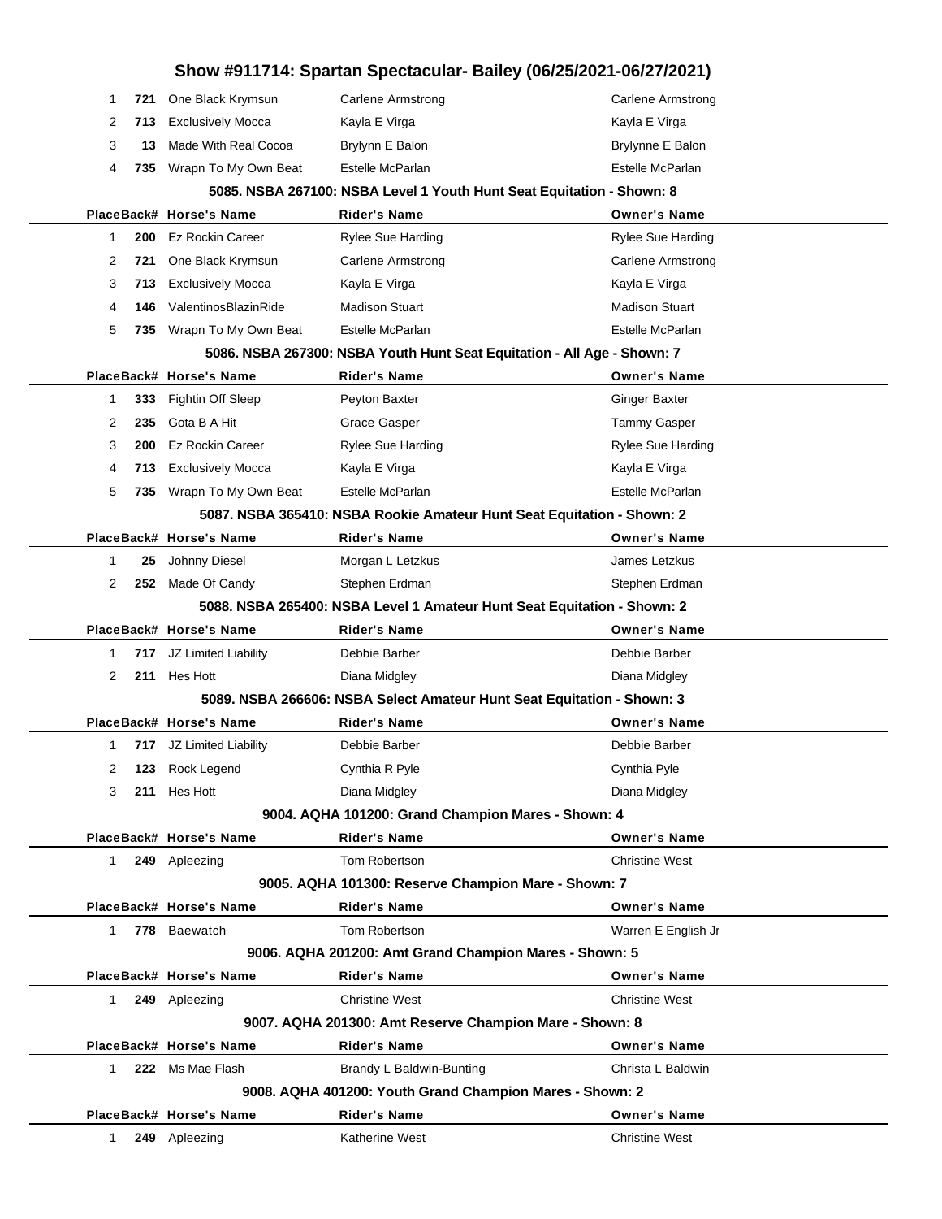# Show #911714: Spartan Spectacular- Bailey (06/25/2021-06/27/2021)

| Place | Back# | Horse's Name | Rider's Name | Owner's Name |
|---|---|---|---|---|
| 1 | 721 | One Black Krymsun | Carlene Armstrong | Carlene Armstrong |
| 2 | 713 | Exclusively Mocca | Kayla E Virga | Kayla E Virga |
| 3 | 13 | Made With Real Cocoa | Brylynn E Balon | Brylynne E Balon |
| 4 | 735 | Wrapn To My Own Beat | Estelle McParlan | Estelle McParlan |

### 5085. NSBA 267100: NSBA Level 1 Youth Hunt Seat Equitation - Shown: 8

| Place | Back# | Horse's Name | Rider's Name | Owner's Name |
|---|---|---|---|---|
| 1 | 200 | Ez Rockin Career | Rylee Sue Harding | Rylee Sue Harding |
| 2 | 721 | One Black Krymsun | Carlene Armstrong | Carlene Armstrong |
| 3 | 713 | Exclusively Mocca | Kayla E Virga | Kayla E Virga |
| 4 | 146 | ValentinosBlazinRide | Madison Stuart | Madison Stuart |
| 5 | 735 | Wrapn To My Own Beat | Estelle McParlan | Estelle McParlan |

### 5086. NSBA 267300: NSBA Youth Hunt Seat Equitation - All Age - Shown: 7

| Place | Back# | Horse's Name | Rider's Name | Owner's Name |
|---|---|---|---|---|
| 1 | 333 | Fightin Off Sleep | Peyton Baxter | Ginger Baxter |
| 2 | 235 | Gota B A Hit | Grace Gasper | Tammy Gasper |
| 3 | 200 | Ez Rockin Career | Rylee Sue Harding | Rylee Sue Harding |
| 4 | 713 | Exclusively Mocca | Kayla E Virga | Kayla E Virga |
| 5 | 735 | Wrapn To My Own Beat | Estelle McParlan | Estelle McParlan |

### 5087. NSBA 365410: NSBA Rookie Amateur Hunt Seat Equitation - Shown: 2

| Place | Back# | Horse's Name | Rider's Name | Owner's Name |
|---|---|---|---|---|
| 1 | 25 | Johnny Diesel | Morgan L Letzkus | James Letzkus |
| 2 | 252 | Made Of Candy | Stephen Erdman | Stephen Erdman |

### 5088. NSBA 265400: NSBA Level 1 Amateur Hunt Seat Equitation - Shown: 2

| Place | Back# | Horse's Name | Rider's Name | Owner's Name |
|---|---|---|---|---|
| 1 | 717 | JZ Limited Liability | Debbie Barber | Debbie Barber |
| 2 | 211 | Hes Hott | Diana Midgley | Diana Midgley |

### 5089. NSBA 266606: NSBA Select Amateur Hunt Seat Equitation - Shown: 3

| Place | Back# | Horse's Name | Rider's Name | Owner's Name |
|---|---|---|---|---|
| 1 | 717 | JZ Limited Liability | Debbie Barber | Debbie Barber |
| 2 | 123 | Rock Legend | Cynthia R Pyle | Cynthia Pyle |
| 3 | 211 | Hes Hott | Diana Midgley | Diana Midgley |

### 9004. AQHA 101200: Grand Champion Mares - Shown: 4

| Place | Back# | Horse's Name | Rider's Name | Owner's Name |
|---|---|---|---|---|
| 1 | 249 | Apleezing | Tom Robertson | Christine West |

### 9005. AQHA 101300: Reserve Champion Mare - Shown: 7

| Place | Back# | Horse's Name | Rider's Name | Owner's Name |
|---|---|---|---|---|
| 1 | 778 | Baewatch | Tom Robertson | Warren E English Jr |

### 9006. AQHA 201200: Amt Grand Champion Mares - Shown: 5

| Place | Back# | Horse's Name | Rider's Name | Owner's Name |
|---|---|---|---|---|
| 1 | 249 | Apleezing | Christine West | Christine West |

### 9007. AQHA 201300: Amt Reserve Champion Mare - Shown: 8

| Place | Back# | Horse's Name | Rider's Name | Owner's Name |
|---|---|---|---|---|
| 1 | 222 | Ms Mae Flash | Brandy L Baldwin-Bunting | Christa L Baldwin |

### 9008. AQHA 401200: Youth Grand Champion Mares - Shown: 2

| Place | Back# | Horse's Name | Rider's Name | Owner's Name |
|---|---|---|---|---|
| 1 | 249 | Apleezing | Katherine West | Christine West |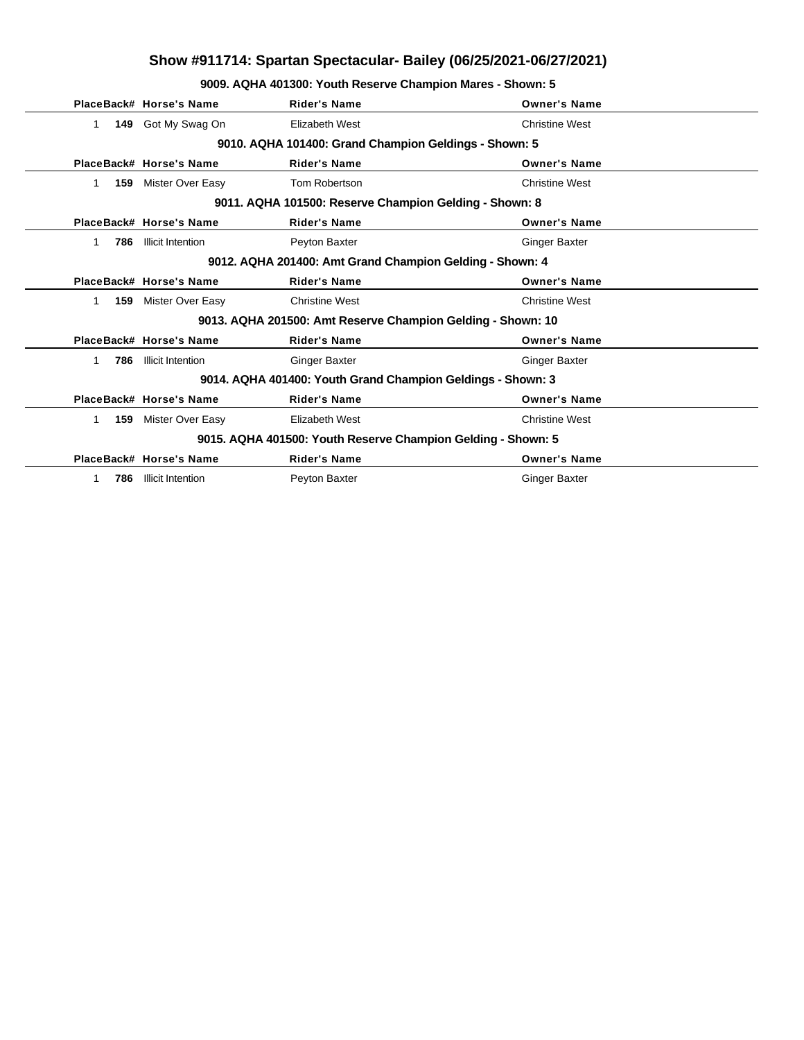# Show #911714: Spartan Spectacular- Bailey (06/25/2021-06/27/2021)

### 9009. AQHA 401300: Youth Reserve Champion Mares - Shown: 5

| Place | Back# | Horse's Name | Rider's Name | Owner's Name |
|---|---|---|---|---|
| 1 | **149** | Got My Swag On | Elizabeth West | Christine West |

### 9010. AQHA 101400: Grand Champion Geldings - Shown: 5

| Place | Back# | Horse's Name | Rider's Name | Owner's Name |
|---|---|---|---|---|
| 1 | **159** | Mister Over Easy | Tom Robertson | Christine West |

### 9011. AQHA 101500: Reserve Champion Gelding - Shown: 8

| Place | Back# | Horse's Name | Rider's Name | Owner's Name |
|---|---|---|---|---|
| 1 | **786** | Illicit Intention | Peyton Baxter | Ginger Baxter |

### 9012. AQHA 201400: Amt Grand Champion Gelding - Shown: 4

| Place | Back# | Horse's Name | Rider's Name | Owner's Name |
|---|---|---|---|---|
| 1 | **159** | Mister Over Easy | Christine West | Christine West |

### 9013. AQHA 201500: Amt Reserve Champion Gelding - Shown: 10

| Place | Back# | Horse's Name | Rider's Name | Owner's Name |
|---|---|---|---|---|
| 1 | **786** | Illicit Intention | Ginger Baxter | Ginger Baxter |

### 9014. AQHA 401400: Youth Grand Champion Geldings - Shown: 3

| Place | Back# | Horse's Name | Rider's Name | Owner's Name |
|---|---|---|---|---|
| 1 | **159** | Mister Over Easy | Elizabeth West | Christine West |

### 9015. AQHA 401500: Youth Reserve Champion Gelding - Shown: 5

| Place | Back# | Horse's Name | Rider's Name | Owner's Name |
|---|---|---|---|---|
| 1 | **786** | Illicit Intention | Peyton Baxter | Ginger Baxter |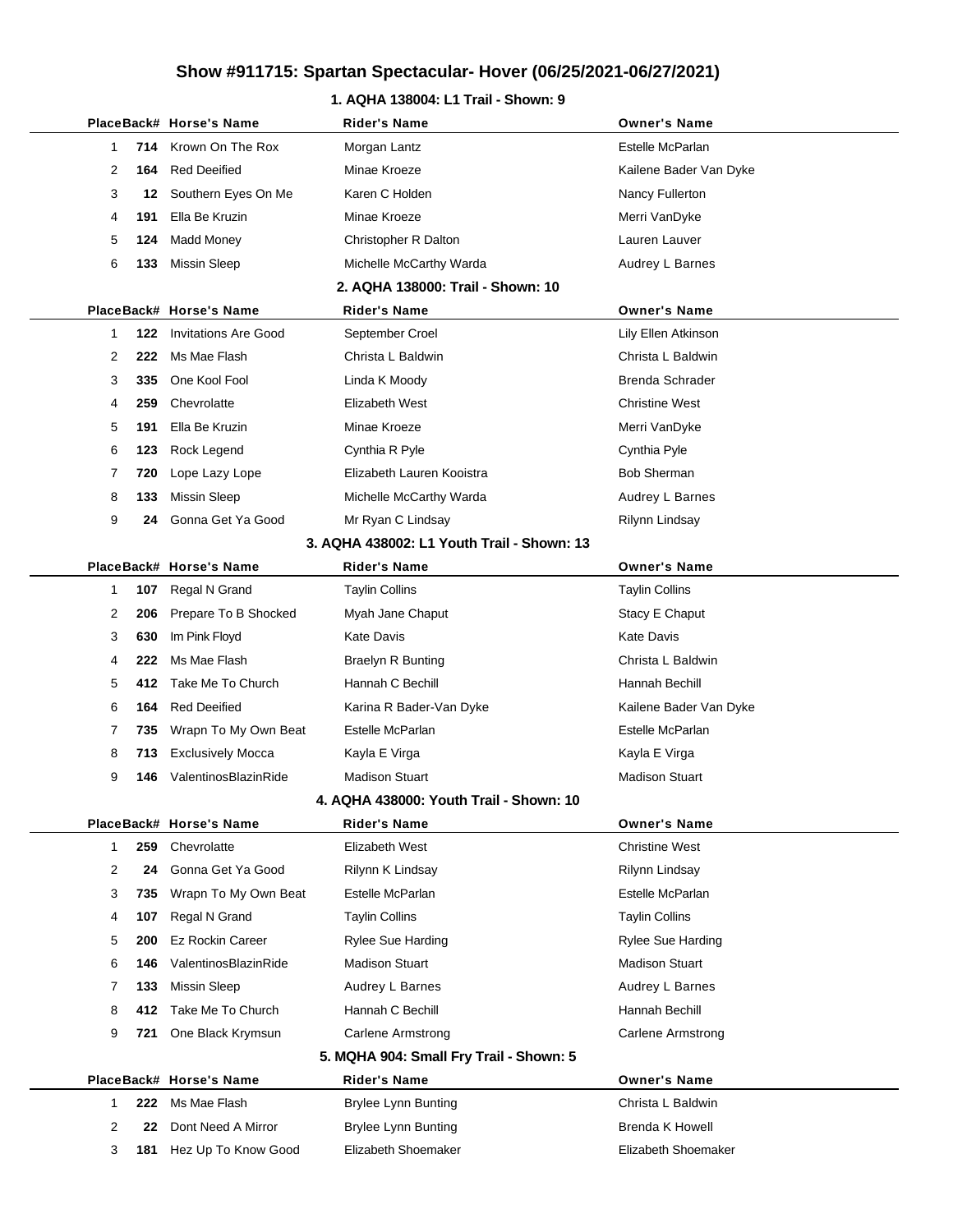# Show #911715: Spartan Spectacular- Hover (06/25/2021-06/27/2021)

## 1. AQHA 138004: L1 Trail - Shown: 9

| Place | Back# | Horse's Name | Rider's Name | Owner's Name |
|---|---|---|---|---|
| 1 | 714 | Krown On The Rox | Morgan Lantz | Estelle McParlan |
| 2 | 164 | Red Deeified | Minae Kroeze | Kailene Bader Van Dyke |
| 3 | 12 | Southern Eyes On Me | Karen C Holden | Nancy Fullerton |
| 4 | 191 | Ella Be Kruzin | Minae Kroeze | Merri VanDyke |
| 5 | 124 | Madd Money | Christopher R Dalton | Lauren Lauver |
| 6 | 133 | Missin Sleep | Michelle McCarthy Warda | Audrey L Barnes |

## 2. AQHA 138000: Trail - Shown: 10

| Place | Back# | Horse's Name | Rider's Name | Owner's Name |
|---|---|---|---|---|
| 1 | 122 | Invitations Are Good | September Croel | Lily Ellen Atkinson |
| 2 | 222 | Ms Mae Flash | Christa L Baldwin | Christa L Baldwin |
| 3 | 335 | One Kool Fool | Linda K Moody | Brenda Schrader |
| 4 | 259 | Chevrolatte | Elizabeth West | Christine West |
| 5 | 191 | Ella Be Kruzin | Minae Kroeze | Merri VanDyke |
| 6 | 123 | Rock Legend | Cynthia R Pyle | Cynthia Pyle |
| 7 | 720 | Lope Lazy Lope | Elizabeth Lauren Kooistra | Bob Sherman |
| 8 | 133 | Missin Sleep | Michelle McCarthy Warda | Audrey L Barnes |
| 9 | 24 | Gonna Get Ya Good | Mr Ryan C Lindsay | Rilynn Lindsay |

## 3. AQHA 438002: L1 Youth Trail - Shown: 13

| Place | Back# | Horse's Name | Rider's Name | Owner's Name |
|---|---|---|---|---|
| 1 | 107 | Regal N Grand | Taylin Collins | Taylin Collins |
| 2 | 206 | Prepare To B Shocked | Myah Jane Chaput | Stacy E Chaput |
| 3 | 630 | Im Pink Floyd | Kate Davis | Kate Davis |
| 4 | 222 | Ms Mae Flash | Braelyn R Bunting | Christa L Baldwin |
| 5 | 412 | Take Me To Church | Hannah C Bechill | Hannah Bechill |
| 6 | 164 | Red Deeified | Karina R Bader-Van Dyke | Kailene Bader Van Dyke |
| 7 | 735 | Wrapn To My Own Beat | Estelle McParlan | Estelle McParlan |
| 8 | 713 | Exclusively Mocca | Kayla E Virga | Kayla E Virga |
| 9 | 146 | ValentinosBlazinRide | Madison Stuart | Madison Stuart |

## 4. AQHA 438000: Youth Trail - Shown: 10

| Place | Back# | Horse's Name | Rider's Name | Owner's Name |
|---|---|---|---|---|
| 1 | 259 | Chevrolatte | Elizabeth West | Christine West |
| 2 | 24 | Gonna Get Ya Good | Rilynn K Lindsay | Rilynn Lindsay |
| 3 | 735 | Wrapn To My Own Beat | Estelle McParlan | Estelle McParlan |
| 4 | 107 | Regal N Grand | Taylin Collins | Taylin Collins |
| 5 | 200 | Ez Rockin Career | Rylee Sue Harding | Rylee Sue Harding |
| 6 | 146 | ValentinosBlazinRide | Madison Stuart | Madison Stuart |
| 7 | 133 | Missin Sleep | Audrey L Barnes | Audrey L Barnes |
| 8 | 412 | Take Me To Church | Hannah C Bechill | Hannah Bechill |
| 9 | 721 | One Black Krymsun | Carlene Armstrong | Carlene Armstrong |

## 5. MQHA 904: Small Fry Trail - Shown: 5

| Place | Back# | Horse's Name | Rider's Name | Owner's Name |
|---|---|---|---|---|
| 1 | 222 | Ms Mae Flash | Brylee Lynn Bunting | Christa L Baldwin |
| 2 | 22 | Dont Need A Mirror | Brylee Lynn Bunting | Brenda K Howell |
| 3 | 181 | Hez Up To Know Good | Elizabeth Shoemaker | Elizabeth Shoemaker |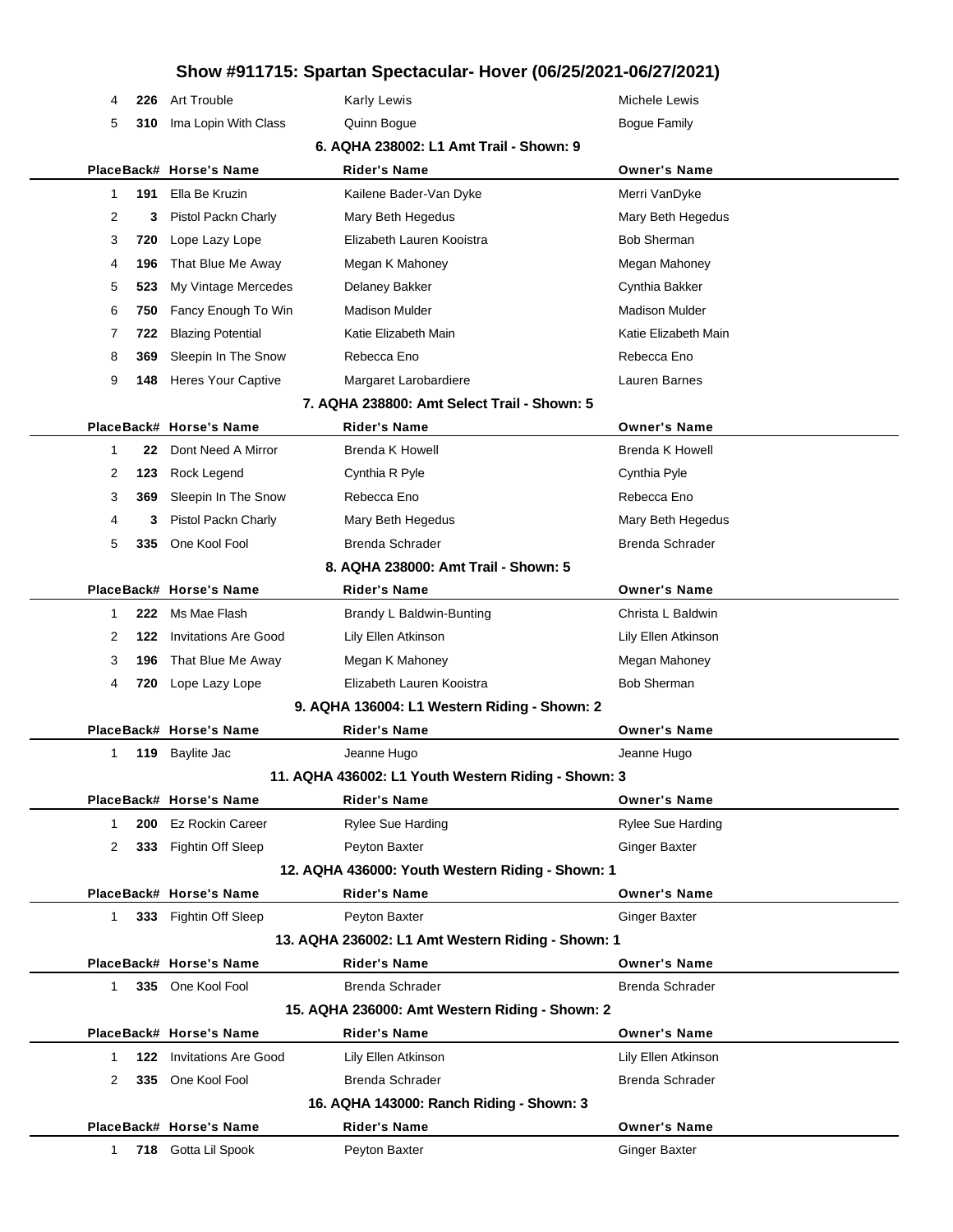# Show #911715: Spartan Spectacular- Hover (06/25/2021-06/27/2021)

| Place | Back# | Horse's Name | Rider's Name | Owner's Name |
|---|---|---|---|---|
| 4 | **226** | Art Trouble | Karly Lewis | Michele Lewis |
| 5 | **310** | Ima Lopin With Class | Quinn Bogue | Bogue Family |

### 6. AQHA 238002: L1 Amt Trail - Shown: 9

| Place | Back# | Horse's Name | Rider's Name | Owner's Name |
|---|---|---|---|---|
| 1 | **191** | Ella Be Kruzin | Kailene Bader-Van Dyke | Merri VanDyke |
| 2 | **3** | Pistol Packn Charly | Mary Beth Hegedus | Mary Beth Hegedus |
| 3 | **720** | Lope Lazy Lope | Elizabeth Lauren Kooistra | Bob Sherman |
| 4 | **196** | That Blue Me Away | Megan K Mahoney | Megan Mahoney |
| 5 | **523** | My Vintage Mercedes | Delaney Bakker | Cynthia Bakker |
| 6 | **750** | Fancy Enough To Win | Madison Mulder | Madison Mulder |
| 7 | **722** | Blazing Potential | Katie Elizabeth Main | Katie Elizabeth Main |
| 8 | **369** | Sleepin In The Snow | Rebecca Eno | Rebecca Eno |
| 9 | **148** | Heres Your Captive | Margaret Larobardiere | Lauren Barnes |

### 7. AQHA 238800: Amt Select Trail - Shown: 5

| Place | Back# | Horse's Name | Rider's Name | Owner's Name |
|---|---|---|---|---|
| 1 | **22** | Dont Need A Mirror | Brenda K Howell | Brenda K Howell |
| 2 | **123** | Rock Legend | Cynthia R Pyle | Cynthia Pyle |
| 3 | **369** | Sleepin In The Snow | Rebecca Eno | Rebecca Eno |
| 4 | **3** | Pistol Packn Charly | Mary Beth Hegedus | Mary Beth Hegedus |
| 5 | **335** | One Kool Fool | Brenda Schrader | Brenda Schrader |

### 8. AQHA 238000: Amt Trail - Shown: 5

| Place | Back# | Horse's Name | Rider's Name | Owner's Name |
|---|---|---|---|---|
| 1 | **222** | Ms Mae Flash | Brandy L Baldwin-Bunting | Christa L Baldwin |
| 2 | **122** | Invitations Are Good | Lily Ellen Atkinson | Lily Ellen Atkinson |
| 3 | **196** | That Blue Me Away | Megan K Mahoney | Megan Mahoney |
| 4 | **720** | Lope Lazy Lope | Elizabeth Lauren Kooistra | Bob Sherman |

### 9. AQHA 136004: L1 Western Riding - Shown: 2

| Place | Back# | Horse's Name | Rider's Name | Owner's Name |
|---|---|---|---|---|
| 1 | **119** | Baylite Jac | Jeanne Hugo | Jeanne Hugo |

### 11. AQHA 436002: L1 Youth Western Riding - Shown: 3

| Place | Back# | Horse's Name | Rider's Name | Owner's Name |
|---|---|---|---|---|
| 1 | **200** | Ez Rockin Career | Rylee Sue Harding | Rylee Sue Harding |
| 2 | **333** | Fightin Off Sleep | Peyton Baxter | Ginger Baxter |

### 12. AQHA 436000: Youth Western Riding - Shown: 1

| Place | Back# | Horse's Name | Rider's Name | Owner's Name |
|---|---|---|---|---|
| 1 | **333** | Fightin Off Sleep | Peyton Baxter | Ginger Baxter |

### 13. AQHA 236002: L1 Amt Western Riding - Shown: 1

| Place | Back# | Horse's Name | Rider's Name | Owner's Name |
|---|---|---|---|---|
| 1 | **335** | One Kool Fool | Brenda Schrader | Brenda Schrader |

### 15. AQHA 236000: Amt Western Riding - Shown: 2

| Place | Back# | Horse's Name | Rider's Name | Owner's Name |
|---|---|---|---|---|
| 1 | **122** | Invitations Are Good | Lily Ellen Atkinson | Lily Ellen Atkinson |
| 2 | **335** | One Kool Fool | Brenda Schrader | Brenda Schrader |

### 16. AQHA 143000: Ranch Riding - Shown: 3

| Place | Back# | Horse's Name | Rider's Name | Owner's Name |
|---|---|---|---|---|
| 1 | **718** | Gotta Lil Spook | Peyton Baxter | Ginger Baxter |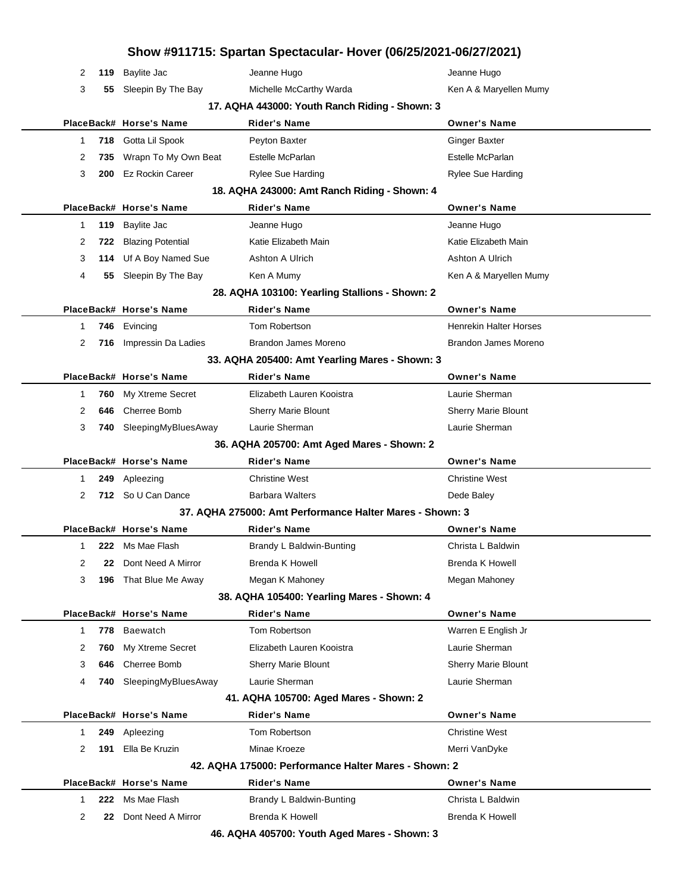# Show #911715: Spartan Spectacular- Hover (06/25/2021-06/27/2021)

| Place | Back# | Horse's Name | Rider's Name | Owner's Name |
|---|---|---|---|---|
| 2 | 119 | Baylite Jac | Jeanne Hugo | Jeanne Hugo |
| 3 | 55 | Sleepin By The Bay | Michelle McCarthy Warda | Ken A & Maryellen Mumy |

### 17. AQHA 443000: Youth Ranch Riding - Shown: 3

| Place | Back# | Horse's Name | Rider's Name | Owner's Name |
|---|---|---|---|---|
| 1 | 718 | Gotta Lil Spook | Peyton Baxter | Ginger Baxter |
| 2 | 735 | Wrapn To My Own Beat | Estelle McParlan | Estelle McParlan |
| 3 | 200 | Ez Rockin Career | Rylee Sue Harding | Rylee Sue Harding |

### 18. AQHA 243000: Amt Ranch Riding - Shown: 4

| Place | Back# | Horse's Name | Rider's Name | Owner's Name |
|---|---|---|---|---|
| 1 | 119 | Baylite Jac | Jeanne Hugo | Jeanne Hugo |
| 2 | 722 | Blazing Potential | Katie Elizabeth Main | Katie Elizabeth Main |
| 3 | 114 | Uf A Boy Named Sue | Ashton A Ulrich | Ashton A Ulrich |
| 4 | 55 | Sleepin By The Bay | Ken A Mumy | Ken A & Maryellen Mumy |

### 28. AQHA 103100: Yearling Stallions - Shown: 2

| Place | Back# | Horse's Name | Rider's Name | Owner's Name |
|---|---|---|---|---|
| 1 | 746 | Evincing | Tom Robertson | Henrekin Halter Horses |
| 2 | 716 | Impressin Da Ladies | Brandon James Moreno | Brandon James Moreno |

### 33. AQHA 205400: Amt Yearling Mares - Shown: 3

| Place | Back# | Horse's Name | Rider's Name | Owner's Name |
|---|---|---|---|---|
| 1 | 760 | My Xtreme Secret | Elizabeth Lauren Kooistra | Laurie Sherman |
| 2 | 646 | Cherree Bomb | Sherry Marie Blount | Sherry Marie Blount |
| 3 | 740 | SleepingMyBluesAway | Laurie Sherman | Laurie Sherman |

### 36. AQHA 205700: Amt Aged Mares - Shown: 2

| Place | Back# | Horse's Name | Rider's Name | Owner's Name |
|---|---|---|---|---|
| 1 | 249 | Apleezing | Christine West | Christine West |
| 2 | 712 | So U Can Dance | Barbara Walters | Dede Baley |

### 37. AQHA 275000: Amt Performance Halter Mares - Shown: 3

| Place | Back# | Horse's Name | Rider's Name | Owner's Name |
|---|---|---|---|---|
| 1 | 222 | Ms Mae Flash | Brandy L Baldwin-Bunting | Christa L Baldwin |
| 2 | 22 | Dont Need A Mirror | Brenda K Howell | Brenda K Howell |
| 3 | 196 | That Blue Me Away | Megan K Mahoney | Megan Mahoney |

### 38. AQHA 105400: Yearling Mares - Shown: 4

| Place | Back# | Horse's Name | Rider's Name | Owner's Name |
|---|---|---|---|---|
| 1 | 778 | Baewatch | Tom Robertson | Warren E English Jr |
| 2 | 760 | My Xtreme Secret | Elizabeth Lauren Kooistra | Laurie Sherman |
| 3 | 646 | Cherree Bomb | Sherry Marie Blount | Sherry Marie Blount |
| 4 | 740 | SleepingMyBluesAway | Laurie Sherman | Laurie Sherman |

### 41. AQHA 105700: Aged Mares - Shown: 2

| Place | Back# | Horse's Name | Rider's Name | Owner's Name |
|---|---|---|---|---|
| 1 | 249 | Apleezing | Tom Robertson | Christine West |
| 2 | 191 | Ella Be Kruzin | Minae Kroeze | Merri VanDyke |

### 42. AQHA 175000: Performance Halter Mares - Shown: 2

| Place | Back# | Horse's Name | Rider's Name | Owner's Name |
|---|---|---|---|---|
| 1 | 222 | Ms Mae Flash | Brandy L Baldwin-Bunting | Christa L Baldwin |
| 2 | 22 | Dont Need A Mirror | Brenda K Howell | Brenda K Howell |

### 46. AQHA 405700: Youth Aged Mares - Shown: 3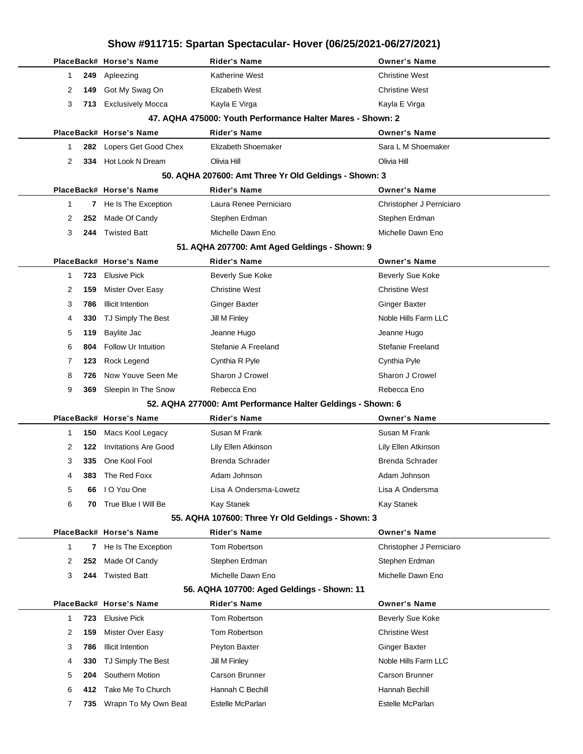# Show #911715: Spartan Spectacular- Hover (06/25/2021-06/27/2021)

| Place | Back# | Horse's Name | Rider's Name | Owner's Name |
|---|---|---|---|---|
| 1 | 249 | Apleezing | Katherine West | Christine West |
| 2 | 149 | Got My Swag On | Elizabeth West | Christine West |
| 3 | 713 | Exclusively Mocca | Kayla E Virga | Kayla E Virga |

### 47. AQHA 475000: Youth Performance Halter Mares - Shown: 2

| Place | Back# | Horse's Name | Rider's Name | Owner's Name |
|---|---|---|---|---|
| 1 | 282 | Lopers Get Good Chex | Elizabeth Shoemaker | Sara L M Shoemaker |
| 2 | 334 | Hot Look N Dream | Olivia Hill | Olivia Hill |

### 50. AQHA 207600: Amt Three Yr Old Geldings - Shown: 3

| Place | Back# | Horse's Name | Rider's Name | Owner's Name |
|---|---|---|---|---|
| 1 | 7 | He Is The Exception | Laura Renee Perniciaro | Christopher J Perniciaro |
| 2 | 252 | Made Of Candy | Stephen Erdman | Stephen Erdman |
| 3 | 244 | Twisted Batt | Michelle Dawn Eno | Michelle Dawn Eno |

### 51. AQHA 207700: Amt Aged Geldings - Shown: 9

| Place | Back# | Horse's Name | Rider's Name | Owner's Name |
|---|---|---|---|---|
| 1 | 723 | Elusive Pick | Beverly Sue Koke | Beverly Sue Koke |
| 2 | 159 | Mister Over Easy | Christine West | Christine West |
| 3 | 786 | Illicit Intention | Ginger Baxter | Ginger Baxter |
| 4 | 330 | TJ Simply The Best | Jill M Finley | Noble Hills Farm LLC |
| 5 | 119 | Baylite Jac | Jeanne Hugo | Jeanne Hugo |
| 6 | 804 | Follow Ur Intuition | Stefanie A Freeland | Stefanie Freeland |
| 7 | 123 | Rock Legend | Cynthia R Pyle | Cynthia Pyle |
| 8 | 726 | Now Youve Seen Me | Sharon J Crowel | Sharon J Crowel |
| 9 | 369 | Sleepin In The Snow | Rebecca Eno | Rebecca Eno |

### 52. AQHA 277000: Amt Performance Halter Geldings - Shown: 6

| Place | Back# | Horse's Name | Rider's Name | Owner's Name |
|---|---|---|---|---|
| 1 | 150 | Macs Kool Legacy | Susan M Frank | Susan M Frank |
| 2 | 122 | Invitations Are Good | Lily Ellen Atkinson | Lily Ellen Atkinson |
| 3 | 335 | One Kool Fool | Brenda Schrader | Brenda Schrader |
| 4 | 383 | The Red Foxx | Adam Johnson | Adam Johnson |
| 5 | 66 | I O You One | Lisa A Ondersma-Lowetz | Lisa A Ondersma |
| 6 | 70 | True Blue I Will Be | Kay Stanek | Kay Stanek |

### 55. AQHA 107600: Three Yr Old Geldings - Shown: 3

| Place | Back# | Horse's Name | Rider's Name | Owner's Name |
|---|---|---|---|---|
| 1 | 7 | He Is The Exception | Tom Robertson | Christopher J Perniciaro |
| 2 | 252 | Made Of Candy | Stephen Erdman | Stephen Erdman |
| 3 | 244 | Twisted Batt | Michelle Dawn Eno | Michelle Dawn Eno |

### 56. AQHA 107700: Aged Geldings - Shown: 11

| Place | Back# | Horse's Name | Rider's Name | Owner's Name |
|---|---|---|---|---|
| 1 | 723 | Elusive Pick | Tom Robertson | Beverly Sue Koke |
| 2 | 159 | Mister Over Easy | Tom Robertson | Christine West |
| 3 | 786 | Illicit Intention | Peyton Baxter | Ginger Baxter |
| 4 | 330 | TJ Simply The Best | Jill M Finley | Noble Hills Farm LLC |
| 5 | 204 | Southern Motion | Carson Brunner | Carson Brunner |
| 6 | 412 | Take Me To Church | Hannah C Bechill | Hannah Bechill |
| 7 | 735 | Wrapn To My Own Beat | Estelle McParlan | Estelle McParlan |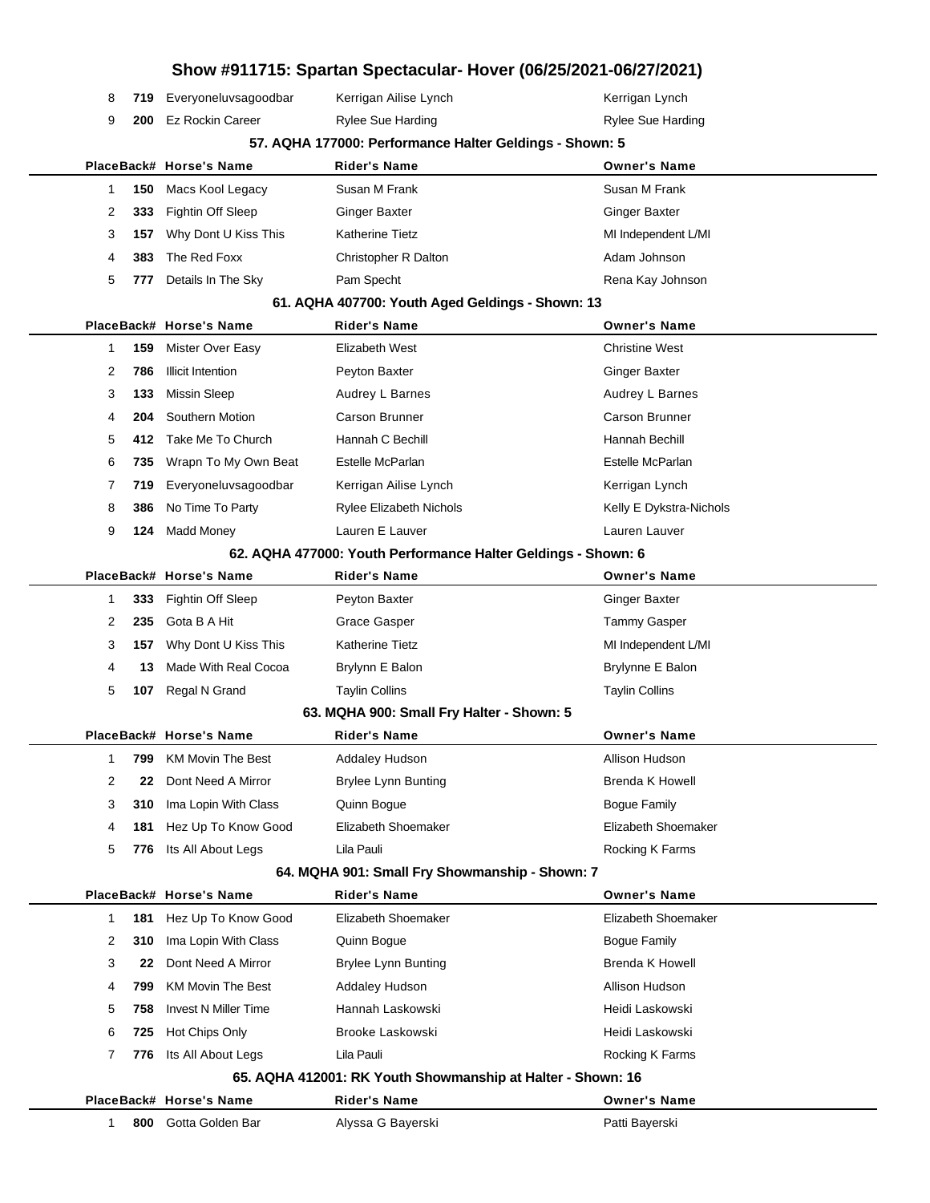# Show #911715: Spartan Spectacular- Hover (06/25/2021-06/27/2021)

| Place | Back# | Horse's Name | Rider's Name | Owner's Name |
|---|---|---|---|---|
| 8 | 719 | Everyoneluvsagoodbar | Kerrigan Ailise Lynch | Kerrigan Lynch |
| 9 | 200 | Ez Rockin Career | Rylee Sue Harding | Rylee Sue Harding |

### 57. AQHA 177000: Performance Halter Geldings - Shown: 5

| Place | Back# | Horse's Name | Rider's Name | Owner's Name |
|---|---|---|---|---|
| 1 | 150 | Macs Kool Legacy | Susan M Frank | Susan M Frank |
| 2 | 333 | Fightin Off Sleep | Ginger Baxter | Ginger Baxter |
| 3 | 157 | Why Dont U Kiss This | Katherine Tietz | MI Independent L/MI |
| 4 | 383 | The Red Foxx | Christopher R Dalton | Adam Johnson |
| 5 | 777 | Details In The Sky | Pam Specht | Rena Kay Johnson |

### 61. AQHA 407700: Youth Aged Geldings - Shown: 13

| Place | Back# | Horse's Name | Rider's Name | Owner's Name |
|---|---|---|---|---|
| 1 | 159 | Mister Over Easy | Elizabeth West | Christine West |
| 2 | 786 | Illicit Intention | Peyton Baxter | Ginger Baxter |
| 3 | 133 | Missin Sleep | Audrey L Barnes | Audrey L Barnes |
| 4 | 204 | Southern Motion | Carson Brunner | Carson Brunner |
| 5 | 412 | Take Me To Church | Hannah C Bechill | Hannah Bechill |
| 6 | 735 | Wrapn To My Own Beat | Estelle McParlan | Estelle McParlan |
| 7 | 719 | Everyoneluvsagoodbar | Kerrigan Ailise Lynch | Kerrigan Lynch |
| 8 | 386 | No Time To Party | Rylee Elizabeth Nichols | Kelly E Dykstra-Nichols |
| 9 | 124 | Madd Money | Lauren E Lauver | Lauren Lauver |

### 62. AQHA 477000: Youth Performance Halter Geldings - Shown: 6

| Place | Back# | Horse's Name | Rider's Name | Owner's Name |
|---|---|---|---|---|
| 1 | 333 | Fightin Off Sleep | Peyton Baxter | Ginger Baxter |
| 2 | 235 | Gota B A Hit | Grace Gasper | Tammy Gasper |
| 3 | 157 | Why Dont U Kiss This | Katherine Tietz | MI Independent L/MI |
| 4 | 13 | Made With Real Cocoa | Brylynn E Balon | Brylynne E Balon |
| 5 | 107 | Regal N Grand | Taylin Collins | Taylin Collins |

### 63. MQHA 900: Small Fry Halter - Shown: 5

| Place | Back# | Horse's Name | Rider's Name | Owner's Name |
|---|---|---|---|---|
| 1 | 799 | KM Movin The Best | Addaley Hudson | Allison Hudson |
| 2 | 22 | Dont Need A Mirror | Brylee Lynn Bunting | Brenda K Howell |
| 3 | 310 | Ima Lopin With Class | Quinn Bogue | Bogue Family |
| 4 | 181 | Hez Up To Know Good | Elizabeth Shoemaker | Elizabeth Shoemaker |
| 5 | 776 | Its All About Legs | Lila Pauli | Rocking K Farms |

### 64. MQHA 901: Small Fry Showmanship - Shown: 7

| Place | Back# | Horse's Name | Rider's Name | Owner's Name |
|---|---|---|---|---|
| 1 | 181 | Hez Up To Know Good | Elizabeth Shoemaker | Elizabeth Shoemaker |
| 2 | 310 | Ima Lopin With Class | Quinn Bogue | Bogue Family |
| 3 | 22 | Dont Need A Mirror | Brylee Lynn Bunting | Brenda K Howell |
| 4 | 799 | KM Movin The Best | Addaley Hudson | Allison Hudson |
| 5 | 758 | Invest N Miller Time | Hannah Laskowski | Heidi Laskowski |
| 6 | 725 | Hot Chips Only | Brooke Laskowski | Heidi Laskowski |
| 7 | 776 | Its All About Legs | Lila Pauli | Rocking K Farms |

### 65. AQHA 412001: RK Youth Showmanship at Halter - Shown: 16

| Place | Back# | Horse's Name | Rider's Name | Owner's Name |
|---|---|---|---|---|
| 1 | 800 | Gotta Golden Bar | Alyssa G Bayerski | Patti Bayerski |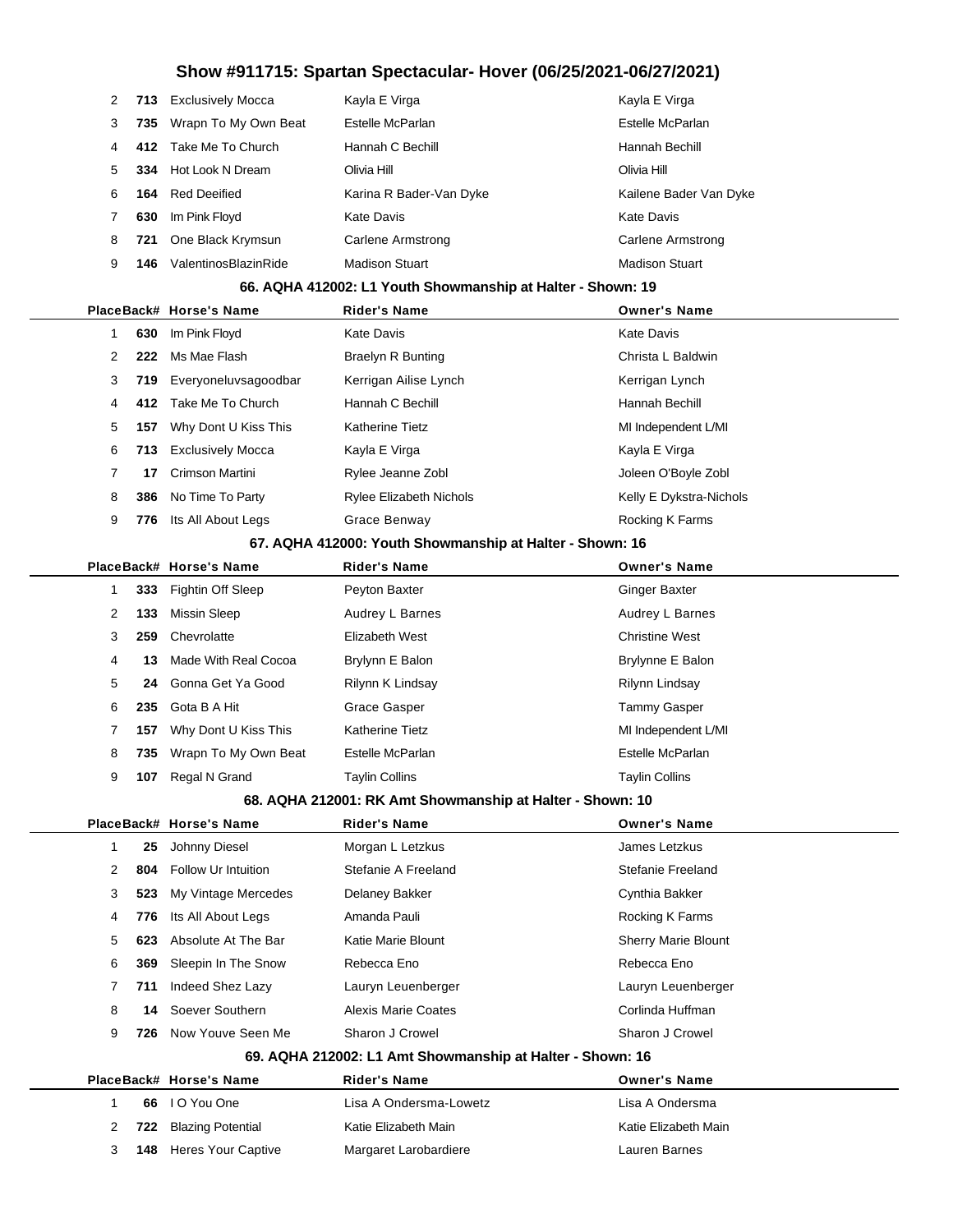# Show #911715: Spartan Spectacular- Hover (06/25/2021-06/27/2021)

| Place | Back# | Horse's Name | Rider's Name | Owner's Name |
|---|---|---|---|---|
| 2 | 713 | Exclusively Mocca | Kayla E Virga | Kayla E Virga |
| 3 | 735 | Wrapn To My Own Beat | Estelle McParlan | Estelle McParlan |
| 4 | 412 | Take Me To Church | Hannah C Bechill | Hannah Bechill |
| 5 | 334 | Hot Look N Dream | Olivia Hill | Olivia Hill |
| 6 | 164 | Red Deeified | Karina R Bader-Van Dyke | Kailene Bader Van Dyke |
| 7 | 630 | Im Pink Floyd | Kate Davis | Kate Davis |
| 8 | 721 | One Black Krymsun | Carlene Armstrong | Carlene Armstrong |
| 9 | 146 | ValentinosBlazinRide | Madison Stuart | Madison Stuart |

### 66. AQHA 412002: L1 Youth Showmanship at Halter - Shown: 19

| Place | Back# | Horse's Name | Rider's Name | Owner's Name |
|---|---|---|---|---|
| 1 | 630 | Im Pink Floyd | Kate Davis | Kate Davis |
| 2 | 222 | Ms Mae Flash | Braelyn R Bunting | Christa L Baldwin |
| 3 | 719 | Everyoneluvsagoodbar | Kerrigan Ailise Lynch | Kerrigan Lynch |
| 4 | 412 | Take Me To Church | Hannah C Bechill | Hannah Bechill |
| 5 | 157 | Why Dont U Kiss This | Katherine Tietz | MI Independent L/MI |
| 6 | 713 | Exclusively Mocca | Kayla E Virga | Kayla E Virga |
| 7 | 17 | Crimson Martini | Rylee Jeanne Zobl | Joleen O'Boyle Zobl |
| 8 | 386 | No Time To Party | Rylee Elizabeth Nichols | Kelly E Dykstra-Nichols |
| 9 | 776 | Its All About Legs | Grace Benway | Rocking K Farms |

### 67. AQHA 412000: Youth Showmanship at Halter - Shown: 16

| Place | Back# | Horse's Name | Rider's Name | Owner's Name |
|---|---|---|---|---|
| 1 | 333 | Fightin Off Sleep | Peyton Baxter | Ginger Baxter |
| 2 | 133 | Missin Sleep | Audrey L Barnes | Audrey L Barnes |
| 3 | 259 | Chevrolatte | Elizabeth West | Christine West |
| 4 | 13 | Made With Real Cocoa | Brylynn E Balon | Brylynne E Balon |
| 5 | 24 | Gonna Get Ya Good | Rilynn K Lindsay | Rilynn Lindsay |
| 6 | 235 | Gota B A Hit | Grace Gasper | Tammy Gasper |
| 7 | 157 | Why Dont U Kiss This | Katherine Tietz | MI Independent L/MI |
| 8 | 735 | Wrapn To My Own Beat | Estelle McParlan | Estelle McParlan |
| 9 | 107 | Regal N Grand | Taylin Collins | Taylin Collins |

### 68. AQHA 212001: RK Amt Showmanship at Halter - Shown: 10

| Place | Back# | Horse's Name | Rider's Name | Owner's Name |
|---|---|---|---|---|
| 1 | 25 | Johnny Diesel | Morgan L Letzkus | James Letzkus |
| 2 | 804 | Follow Ur Intuition | Stefanie A Freeland | Stefanie Freeland |
| 3 | 523 | My Vintage Mercedes | Delaney Bakker | Cynthia Bakker |
| 4 | 776 | Its All About Legs | Amanda Pauli | Rocking K Farms |
| 5 | 623 | Absolute At The Bar | Katie Marie Blount | Sherry Marie Blount |
| 6 | 369 | Sleepin In The Snow | Rebecca Eno | Rebecca Eno |
| 7 | 711 | Indeed Shez Lazy | Lauryn Leuenberger | Lauryn Leuenberger |
| 8 | 14 | Soever Southern | Alexis Marie Coates | Corlinda Huffman |
| 9 | 726 | Now Youve Seen Me | Sharon J Crowel | Sharon J Crowel |

### 69. AQHA 212002: L1 Amt Showmanship at Halter - Shown: 16

| Place | Back# | Horse's Name | Rider's Name | Owner's Name |
|---|---|---|---|---|
| 1 | 66 | I O You One | Lisa A Ondersma-Lowetz | Lisa A Ondersma |
| 2 | 722 | Blazing Potential | Katie Elizabeth Main | Katie Elizabeth Main |
| 3 | 148 | Heres Your Captive | Margaret Larobardiere | Lauren Barnes |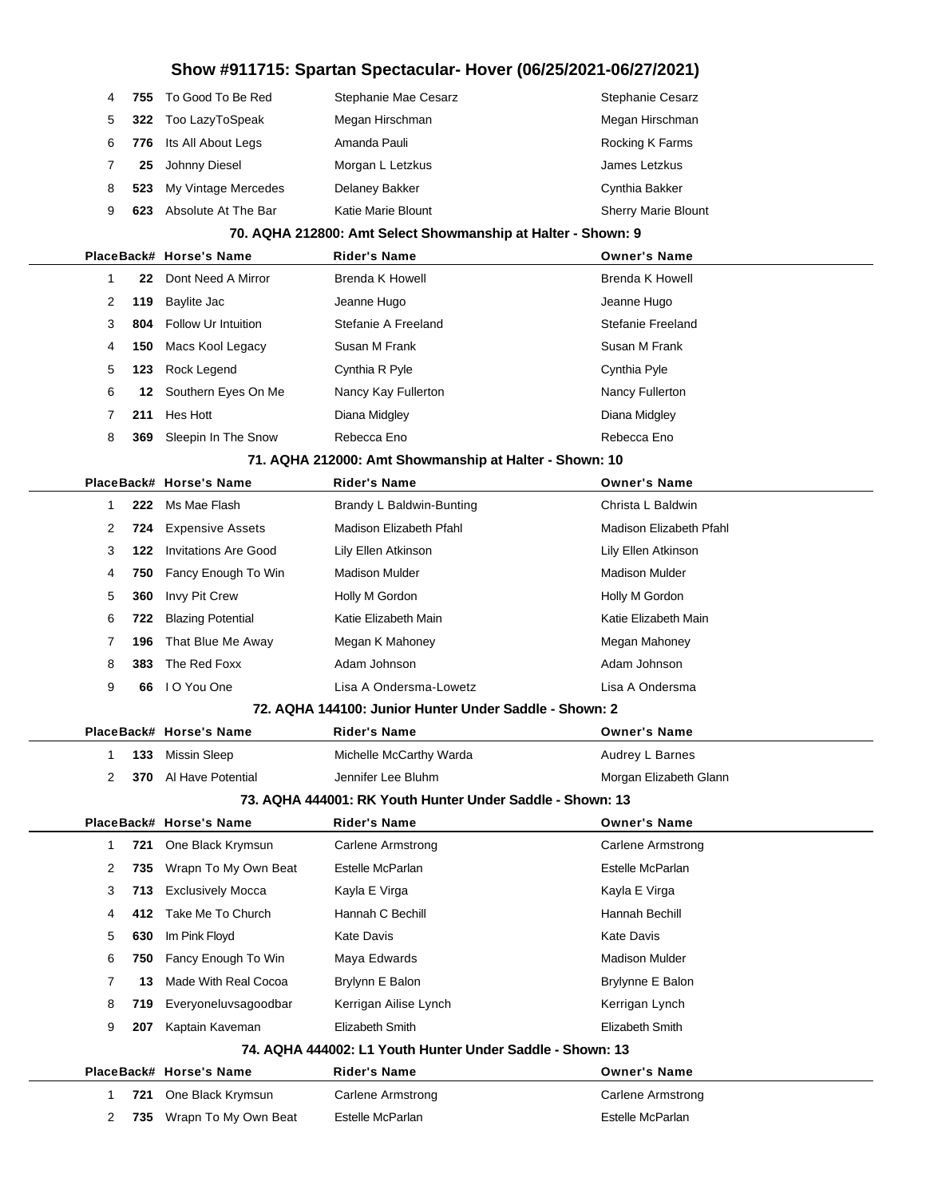| Place | Back# | Horse's Name | Rider's Name | Owner's Name |
|---|---|---|---|---|
| 4 | 755 | To Good To Be Red | Stephanie Mae Cesarz | Stephanie Cesarz |
| 5 | 322 | Too LazyToSpeak | Megan Hirschman | Megan Hirschman |
| 6 | 776 | Its All About Legs | Amanda Pauli | Rocking K Farms |
| 7 | 25 | Johnny Diesel | Morgan L Letzkus | James Letzkus |
| 8 | 523 | My Vintage Mercedes | Delaney Bakker | Cynthia Bakker |
| 9 | 623 | Absolute At The Bar | Katie Marie Blount | Sherry Marie Blount |

### 70. AQHA 212800: Amt Select Showmanship at Halter - Shown: 9

| Place | Back# | Horse's Name | Rider's Name | Owner's Name |
|---|---|---|---|---|
| 1 | 22 | Dont Need A Mirror | Brenda K Howell | Brenda K Howell |
| 2 | 119 | Baylite Jac | Jeanne Hugo | Jeanne Hugo |
| 3 | 804 | Follow Ur Intuition | Stefanie A Freeland | Stefanie Freeland |
| 4 | 150 | Macs Kool Legacy | Susan M Frank | Susan M Frank |
| 5 | 123 | Rock Legend | Cynthia R Pyle | Cynthia Pyle |
| 6 | 12 | Southern Eyes On Me | Nancy Kay Fullerton | Nancy Fullerton |
| 7 | 211 | Hes Hott | Diana Midgley | Diana Midgley |
| 8 | 369 | Sleepin In The Snow | Rebecca Eno | Rebecca Eno |

### 71. AQHA 212000: Amt Showmanship at Halter - Shown: 10

| Place | Back# | Horse's Name | Rider's Name | Owner's Name |
|---|---|---|---|---|
| 1 | 222 | Ms Mae Flash | Brandy L Baldwin-Bunting | Christa L Baldwin |
| 2 | 724 | Expensive Assets | Madison Elizabeth Pfahl | Madison Elizabeth Pfahl |
| 3 | 122 | Invitations Are Good | Lily Ellen Atkinson | Lily Ellen Atkinson |
| 4 | 750 | Fancy Enough To Win | Madison Mulder | Madison Mulder |
| 5 | 360 | Invy Pit Crew | Holly M Gordon | Holly M Gordon |
| 6 | 722 | Blazing Potential | Katie Elizabeth Main | Katie Elizabeth Main |
| 7 | 196 | That Blue Me Away | Megan K Mahoney | Megan Mahoney |
| 8 | 383 | The Red Foxx | Adam Johnson | Adam Johnson |
| 9 | 66 | I O You One | Lisa A Ondersma-Lowetz | Lisa A Ondersma |

### 72. AQHA 144100: Junior Hunter Under Saddle - Shown: 2

| Place | Back# | Horse's Name | Rider's Name | Owner's Name |
|---|---|---|---|---|
| 1 | 133 | Missin Sleep | Michelle McCarthy Warda | Audrey L Barnes |
| 2 | 370 | Al Have Potential | Jennifer Lee Bluhm | Morgan Elizabeth Glann |

### 73. AQHA 444001: RK Youth Hunter Under Saddle - Shown: 13

| Place | Back# | Horse's Name | Rider's Name | Owner's Name |
|---|---|---|---|---|
| 1 | 721 | One Black Krymsun | Carlene Armstrong | Carlene Armstrong |
| 2 | 735 | Wrapn To My Own Beat | Estelle McParlan | Estelle McParlan |
| 3 | 713 | Exclusively Mocca | Kayla E Virga | Kayla E Virga |
| 4 | 412 | Take Me To Church | Hannah C Bechill | Hannah Bechill |
| 5 | 630 | Im Pink Floyd | Kate Davis | Kate Davis |
| 6 | 750 | Fancy Enough To Win | Maya Edwards | Madison Mulder |
| 7 | 13 | Made With Real Cocoa | Brylynn E Balon | Brylynne E Balon |
| 8 | 719 | Everyoneluvsagoodbar | Kerrigan Ailise Lynch | Kerrigan Lynch |
| 9 | 207 | Kaptain Kaveman | Elizabeth Smith | Elizabeth Smith |

### 74. AQHA 444002: L1 Youth Hunter Under Saddle - Shown: 13

| Place | Back# | Horse's Name | Rider's Name | Owner's Name |
|---|---|---|---|---|
| 1 | 721 | One Black Krymsun | Carlene Armstrong | Carlene Armstrong |
| 2 | 735 | Wrapn To My Own Beat | Estelle McParlan | Estelle McParlan |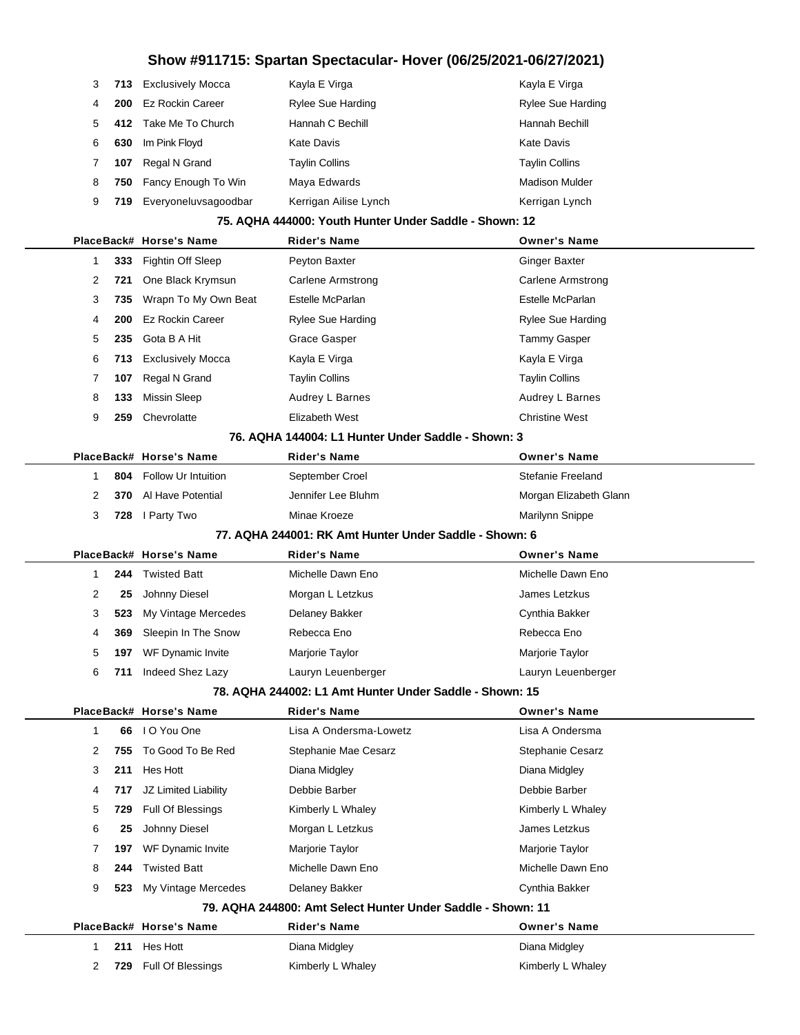| Place | Back# | Horse's Name | Rider's Name | Owner's Name |
|---|---|---|---|---|
| 3 | 713 | Exclusively Mocca | Kayla E Virga | Kayla E Virga |
| 4 | 200 | Ez Rockin Career | Rylee Sue Harding | Rylee Sue Harding |
| 5 | 412 | Take Me To Church | Hannah C Bechill | Hannah Bechill |
| 6 | 630 | Im Pink Floyd | Kate Davis | Kate Davis |
| 7 | 107 | Regal N Grand | Taylin Collins | Taylin Collins |
| 8 | 750 | Fancy Enough To Win | Maya Edwards | Madison Mulder |
| 9 | 719 | Everyoneluvsagoodbar | Kerrigan Ailise Lynch | Kerrigan Lynch |

### 75. AQHA 444000: Youth Hunter Under Saddle - Shown: 12

| Place | Back# | Horse's Name | Rider's Name | Owner's Name |
|---|---|---|---|---|
| 1 | 333 | Fightin Off Sleep | Peyton Baxter | Ginger Baxter |
| 2 | 721 | One Black Krymsun | Carlene Armstrong | Carlene Armstrong |
| 3 | 735 | Wrapn To My Own Beat | Estelle McParlan | Estelle McParlan |
| 4 | 200 | Ez Rockin Career | Rylee Sue Harding | Rylee Sue Harding |
| 5 | 235 | Gota B A Hit | Grace Gasper | Tammy Gasper |
| 6 | 713 | Exclusively Mocca | Kayla E Virga | Kayla E Virga |
| 7 | 107 | Regal N Grand | Taylin Collins | Taylin Collins |
| 8 | 133 | Missin Sleep | Audrey L Barnes | Audrey L Barnes |
| 9 | 259 | Chevrolatte | Elizabeth West | Christine West |

### 76. AQHA 144004: L1 Hunter Under Saddle - Shown: 3

| Place | Back# | Horse's Name | Rider's Name | Owner's Name |
|---|---|---|---|---|
| 1 | 804 | Follow Ur Intuition | September Croel | Stefanie Freeland |
| 2 | 370 | Al Have Potential | Jennifer Lee Bluhm | Morgan Elizabeth Glann |
| 3 | 728 | I Party Two | Minae Kroeze | Marilynn Snippe |

### 77. AQHA 244001: RK Amt Hunter Under Saddle - Shown: 6

| Place | Back# | Horse's Name | Rider's Name | Owner's Name |
|---|---|---|---|---|
| 1 | 244 | Twisted Batt | Michelle Dawn Eno | Michelle Dawn Eno |
| 2 | 25 | Johnny Diesel | Morgan L Letzkus | James Letzkus |
| 3 | 523 | My Vintage Mercedes | Delaney Bakker | Cynthia Bakker |
| 4 | 369 | Sleepin In The Snow | Rebecca Eno | Rebecca Eno |
| 5 | 197 | WF Dynamic Invite | Marjorie Taylor | Marjorie Taylor |
| 6 | 711 | Indeed Shez Lazy | Lauryn Leuenberger | Lauryn Leuenberger |

### 78. AQHA 244002: L1 Amt Hunter Under Saddle - Shown: 15

| Place | Back# | Horse's Name | Rider's Name | Owner's Name |
|---|---|---|---|---|
| 1 | 66 | I O You One | Lisa A Ondersma-Lowetz | Lisa A Ondersma |
| 2 | 755 | To Good To Be Red | Stephanie Mae Cesarz | Stephanie Cesarz |
| 3 | 211 | Hes Hott | Diana Midgley | Diana Midgley |
| 4 | 717 | JZ Limited Liability | Debbie Barber | Debbie Barber |
| 5 | 729 | Full Of Blessings | Kimberly L Whaley | Kimberly L Whaley |
| 6 | 25 | Johnny Diesel | Morgan L Letzkus | James Letzkus |
| 7 | 197 | WF Dynamic Invite | Marjorie Taylor | Marjorie Taylor |
| 8 | 244 | Twisted Batt | Michelle Dawn Eno | Michelle Dawn Eno |
| 9 | 523 | My Vintage Mercedes | Delaney Bakker | Cynthia Bakker |

### 79. AQHA 244800: Amt Select Hunter Under Saddle - Shown: 11

| Place | Back# | Horse's Name | Rider's Name | Owner's Name |
|---|---|---|---|---|
| 1 | 211 | Hes Hott | Diana Midgley | Diana Midgley |
| 2 | 729 | Full Of Blessings | Kimberly L Whaley | Kimberly L Whaley |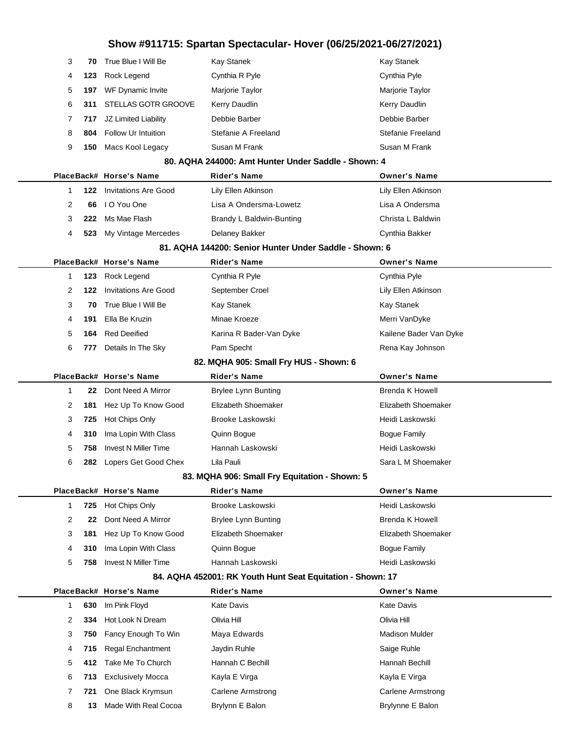# Show #911715: Spartan Spectacular- Hover (06/25/2021-06/27/2021)

| Place | Back# | Horse's Name | Rider's Name | Owner's Name |
|---|---|---|---|---|
| 3 | 70 | True Blue I Will Be | Kay Stanek | Kay Stanek |
| 4 | 123 | Rock Legend | Cynthia R Pyle | Cynthia Pyle |
| 5 | 197 | WF Dynamic Invite | Marjorie Taylor | Marjorie Taylor |
| 6 | 311 | STELLAS GOTR GROOVE | Kerry Daudlin | Kerry Daudlin |
| 7 | 717 | JZ Limited Liability | Debbie Barber | Debbie Barber |
| 8 | 804 | Follow Ur Intuition | Stefanie A Freeland | Stefanie Freeland |
| 9 | 150 | Macs Kool Legacy | Susan M Frank | Susan M Frank |

### 80. AQHA 244000: Amt Hunter Under Saddle - Shown: 4

| Place | Back# | Horse's Name | Rider's Name | Owner's Name |
|---|---|---|---|---|
| 1 | 122 | Invitations Are Good | Lily Ellen Atkinson | Lily Ellen Atkinson |
| 2 | 66 | I O You One | Lisa A Ondersma-Lowetz | Lisa A Ondersma |
| 3 | 222 | Ms Mae Flash | Brandy L Baldwin-Bunting | Christa L Baldwin |
| 4 | 523 | My Vintage Mercedes | Delaney Bakker | Cynthia Bakker |

### 81. AQHA 144200: Senior Hunter Under Saddle - Shown: 6

| Place | Back# | Horse's Name | Rider's Name | Owner's Name |
|---|---|---|---|---|
| 1 | 123 | Rock Legend | Cynthia R Pyle | Cynthia Pyle |
| 2 | 122 | Invitations Are Good | September Croel | Lily Ellen Atkinson |
| 3 | 70 | True Blue I Will Be | Kay Stanek | Kay Stanek |
| 4 | 191 | Ella Be Kruzin | Minae Kroeze | Merri VanDyke |
| 5 | 164 | Red Deeified | Karina R Bader-Van Dyke | Kailene Bader Van Dyke |
| 6 | 777 | Details In The Sky | Pam Specht | Rena Kay Johnson |

### 82. MQHA 905: Small Fry HUS - Shown: 6

| Place | Back# | Horse's Name | Rider's Name | Owner's Name |
|---|---|---|---|---|
| 1 | 22 | Dont Need A Mirror | Brylee Lynn Bunting | Brenda K Howell |
| 2 | 181 | Hez Up To Know Good | Elizabeth Shoemaker | Elizabeth Shoemaker |
| 3 | 725 | Hot Chips Only | Brooke Laskowski | Heidi Laskowski |
| 4 | 310 | Ima Lopin With Class | Quinn Bogue | Bogue Family |
| 5 | 758 | Invest N Miller Time | Hannah Laskowski | Heidi Laskowski |
| 6 | 282 | Lopers Get Good Chex | Lila Pauli | Sara L M Shoemaker |

### 83. MQHA 906: Small Fry Equitation - Shown: 5

| Place | Back# | Horse's Name | Rider's Name | Owner's Name |
|---|---|---|---|---|
| 1 | 725 | Hot Chips Only | Brooke Laskowski | Heidi Laskowski |
| 2 | 22 | Dont Need A Mirror | Brylee Lynn Bunting | Brenda K Howell |
| 3 | 181 | Hez Up To Know Good | Elizabeth Shoemaker | Elizabeth Shoemaker |
| 4 | 310 | Ima Lopin With Class | Quinn Bogue | Bogue Family |
| 5 | 758 | Invest N Miller Time | Hannah Laskowski | Heidi Laskowski |

### 84. AQHA 452001: RK Youth Hunt Seat Equitation - Shown: 17

| Place | Back# | Horse's Name | Rider's Name | Owner's Name |
|---|---|---|---|---|
| 1 | 630 | Im Pink Floyd | Kate Davis | Kate Davis |
| 2 | 334 | Hot Look N Dream | Olivia Hill | Olivia Hill |
| 3 | 750 | Fancy Enough To Win | Maya Edwards | Madison Mulder |
| 4 | 715 | Regal Enchantment | Jaydin Ruhle | Saige Ruhle |
| 5 | 412 | Take Me To Church | Hannah C Bechill | Hannah Bechill |
| 6 | 713 | Exclusively Mocca | Kayla E Virga | Kayla E Virga |
| 7 | 721 | One Black Krymsun | Carlene Armstrong | Carlene Armstrong |
| 8 | 13 | Made With Real Cocoa | Brylynn E Balon | Brylynne E Balon |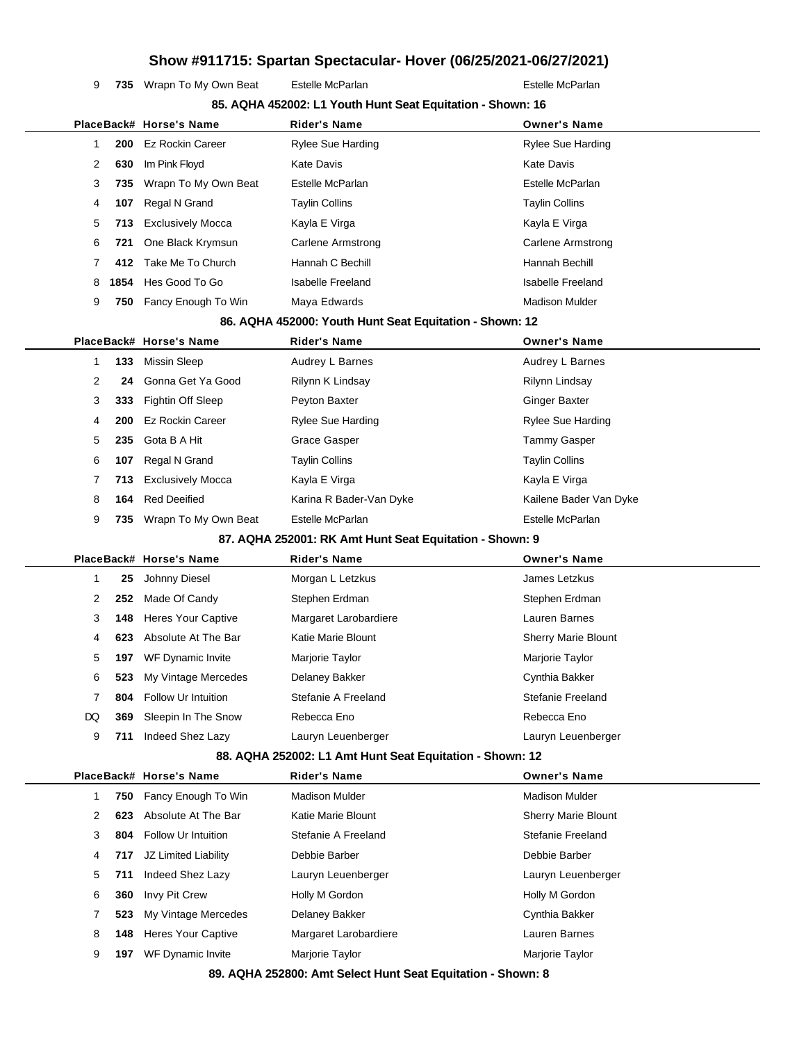# Show #911715: Spartan Spectacular- Hover (06/25/2021-06/27/2021)

| 9 | 735 | Wrapn To My Own Beat | Estelle McParlan | Estelle McParlan |
|---|---|---|---|---|

## 85. AQHA 452002: L1 Youth Hunt Seat Equitation - Shown: 16

| Place | Back# | Horse's Name | Rider's Name | Owner's Name |
|---|---|---|---|---|
| 1 | 200 | Ez Rockin Career | Rylee Sue Harding | Rylee Sue Harding |
| 2 | 630 | Im Pink Floyd | Kate Davis | Kate Davis |
| 3 | 735 | Wrapn To My Own Beat | Estelle McParlan | Estelle McParlan |
| 4 | 107 | Regal N Grand | Taylin Collins | Taylin Collins |
| 5 | 713 | Exclusively Mocca | Kayla E Virga | Kayla E Virga |
| 6 | 721 | One Black Krymsun | Carlene Armstrong | Carlene Armstrong |
| 7 | 412 | Take Me To Church | Hannah C Bechill | Hannah Bechill |
| 8 | 1854 | Hes Good To Go | Isabelle Freeland | Isabelle Freeland |
| 9 | 750 | Fancy Enough To Win | Maya Edwards | Madison Mulder |

## 86. AQHA 452000: Youth Hunt Seat Equitation - Shown: 12

| Place | Back# | Horse's Name | Rider's Name | Owner's Name |
|---|---|---|---|---|
| 1 | 133 | Missin Sleep | Audrey L Barnes | Audrey L Barnes |
| 2 | 24 | Gonna Get Ya Good | Rilynn K Lindsay | Rilynn Lindsay |
| 3 | 333 | Fightin Off Sleep | Peyton Baxter | Ginger Baxter |
| 4 | 200 | Ez Rockin Career | Rylee Sue Harding | Rylee Sue Harding |
| 5 | 235 | Gota B A Hit | Grace Gasper | Tammy Gasper |
| 6 | 107 | Regal N Grand | Taylin Collins | Taylin Collins |
| 7 | 713 | Exclusively Mocca | Kayla E Virga | Kayla E Virga |
| 8 | 164 | Red Deeified | Karina R Bader-Van Dyke | Kailene Bader Van Dyke |
| 9 | 735 | Wrapn To My Own Beat | Estelle McParlan | Estelle McParlan |

## 87. AQHA 252001: RK Amt Hunt Seat Equitation - Shown: 9

| Place | Back# | Horse's Name | Rider's Name | Owner's Name |
|---|---|---|---|---|
| 1 | 25 | Johnny Diesel | Morgan L Letzkus | James Letzkus |
| 2 | 252 | Made Of Candy | Stephen Erdman | Stephen Erdman |
| 3 | 148 | Heres Your Captive | Margaret Larobardiere | Lauren Barnes |
| 4 | 623 | Absolute At The Bar | Katie Marie Blount | Sherry Marie Blount |
| 5 | 197 | WF Dynamic Invite | Marjorie Taylor | Marjorie Taylor |
| 6 | 523 | My Vintage Mercedes | Delaney Bakker | Cynthia Bakker |
| 7 | 804 | Follow Ur Intuition | Stefanie A Freeland | Stefanie Freeland |
| DQ | 369 | Sleepin In The Snow | Rebecca Eno | Rebecca Eno |
| 9 | 711 | Indeed Shez Lazy | Lauryn Leuenberger | Lauryn Leuenberger |

## 88. AQHA 252002: L1 Amt Hunt Seat Equitation - Shown: 12

| Place | Back# | Horse's Name | Rider's Name | Owner's Name |
|---|---|---|---|---|
| 1 | 750 | Fancy Enough To Win | Madison Mulder | Madison Mulder |
| 2 | 623 | Absolute At The Bar | Katie Marie Blount | Sherry Marie Blount |
| 3 | 804 | Follow Ur Intuition | Stefanie A Freeland | Stefanie Freeland |
| 4 | 717 | JZ Limited Liability | Debbie Barber | Debbie Barber |
| 5 | 711 | Indeed Shez Lazy | Lauryn Leuenberger | Lauryn Leuenberger |
| 6 | 360 | Invy Pit Crew | Holly M Gordon | Holly M Gordon |
| 7 | 523 | My Vintage Mercedes | Delaney Bakker | Cynthia Bakker |
| 8 | 148 | Heres Your Captive | Margaret Larobardiere | Lauren Barnes |
| 9 | 197 | WF Dynamic Invite | Marjorie Taylor | Marjorie Taylor |

## 89. AQHA 252800: Amt Select Hunt Seat Equitation - Shown: 8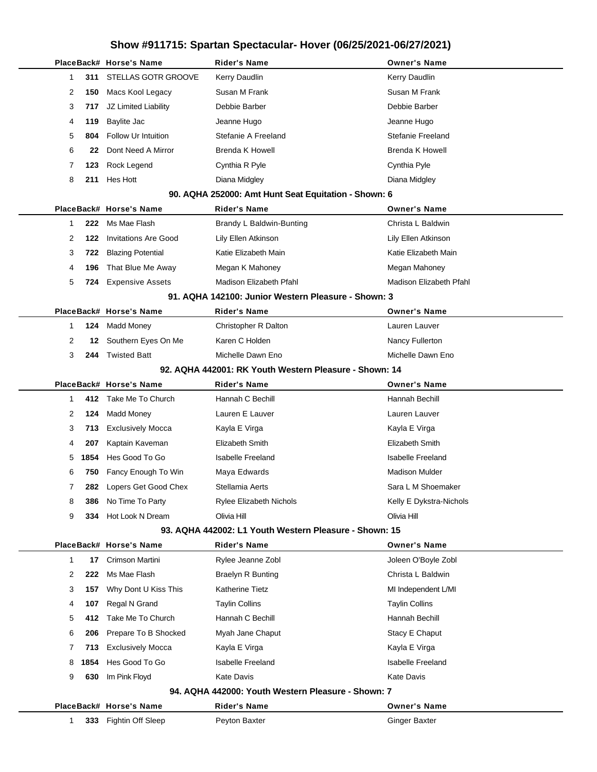# Show #911715: Spartan Spectacular- Hover (06/25/2021-06/27/2021)

| Place | Back# | Horse's Name | Rider's Name | Owner's Name |
|---|---|---|---|---|
| 1 | 311 | STELLAS GOTR GROOVE | Kerry Daudlin | Kerry Daudlin |
| 2 | 150 | Macs Kool Legacy | Susan M Frank | Susan M Frank |
| 3 | 717 | JZ Limited Liability | Debbie Barber | Debbie Barber |
| 4 | 119 | Baylite Jac | Jeanne Hugo | Jeanne Hugo |
| 5 | 804 | Follow Ur Intuition | Stefanie A Freeland | Stefanie Freeland |
| 6 | 22 | Dont Need A Mirror | Brenda K Howell | Brenda K Howell |
| 7 | 123 | Rock Legend | Cynthia R Pyle | Cynthia Pyle |
| 8 | 211 | Hes Hott | Diana Midgley | Diana Midgley |

## 90. AQHA 252000: Amt Hunt Seat Equitation - Shown: 6

| Place | Back# | Horse's Name | Rider's Name | Owner's Name |
|---|---|---|---|---|
| 1 | 222 | Ms Mae Flash | Brandy L Baldwin-Bunting | Christa L Baldwin |
| 2 | 122 | Invitations Are Good | Lily Ellen Atkinson | Lily Ellen Atkinson |
| 3 | 722 | Blazing Potential | Katie Elizabeth Main | Katie Elizabeth Main |
| 4 | 196 | That Blue Me Away | Megan K Mahoney | Megan Mahoney |
| 5 | 724 | Expensive Assets | Madison Elizabeth Pfahl | Madison Elizabeth Pfahl |

## 91. AQHA 142100: Junior Western Pleasure - Shown: 3

| Place | Back# | Horse's Name | Rider's Name | Owner's Name |
|---|---|---|---|---|
| 1 | 124 | Madd Money | Christopher R Dalton | Lauren Lauver |
| 2 | 12 | Southern Eyes On Me | Karen C Holden | Nancy Fullerton |
| 3 | 244 | Twisted Batt | Michelle Dawn Eno | Michelle Dawn Eno |

## 92. AQHA 442001: RK Youth Western Pleasure - Shown: 14

| Place | Back# | Horse's Name | Rider's Name | Owner's Name |
|---|---|---|---|---|
| 1 | 412 | Take Me To Church | Hannah C Bechill | Hannah Bechill |
| 2 | 124 | Madd Money | Lauren E Lauver | Lauren Lauver |
| 3 | 713 | Exclusively Mocca | Kayla E Virga | Kayla E Virga |
| 4 | 207 | Kaptain Kaveman | Elizabeth Smith | Elizabeth Smith |
| 5 | 1854 | Hes Good To Go | Isabelle Freeland | Isabelle Freeland |
| 6 | 750 | Fancy Enough To Win | Maya Edwards | Madison Mulder |
| 7 | 282 | Lopers Get Good Chex | Stellamia Aerts | Sara L M Shoemaker |
| 8 | 386 | No Time To Party | Rylee Elizabeth Nichols | Kelly E Dykstra-Nichols |
| 9 | 334 | Hot Look N Dream | Olivia Hill | Olivia Hill |

## 93. AQHA 442002: L1 Youth Western Pleasure - Shown: 15

| Place | Back# | Horse's Name | Rider's Name | Owner's Name |
|---|---|---|---|---|
| 1 | 17 | Crimson Martini | Rylee Jeanne Zobl | Joleen O'Boyle Zobl |
| 2 | 222 | Ms Mae Flash | Braelyn R Bunting | Christa L Baldwin |
| 3 | 157 | Why Dont U Kiss This | Katherine Tietz | MI Independent L/MI |
| 4 | 107 | Regal N Grand | Taylin Collins | Taylin Collins |
| 5 | 412 | Take Me To Church | Hannah C Bechill | Hannah Bechill |
| 6 | 206 | Prepare To B Shocked | Myah Jane Chaput | Stacy E Chaput |
| 7 | 713 | Exclusively Mocca | Kayla E Virga | Kayla E Virga |
| 8 | 1854 | Hes Good To Go | Isabelle Freeland | Isabelle Freeland |
| 9 | 630 | Im Pink Floyd | Kate Davis | Kate Davis |

## 94. AQHA 442000: Youth Western Pleasure - Shown: 7

| Place | Back# | Horse's Name | Rider's Name | Owner's Name |
|---|---|---|---|---|
| 1 | 333 | Fightin Off Sleep | Peyton Baxter | Ginger Baxter |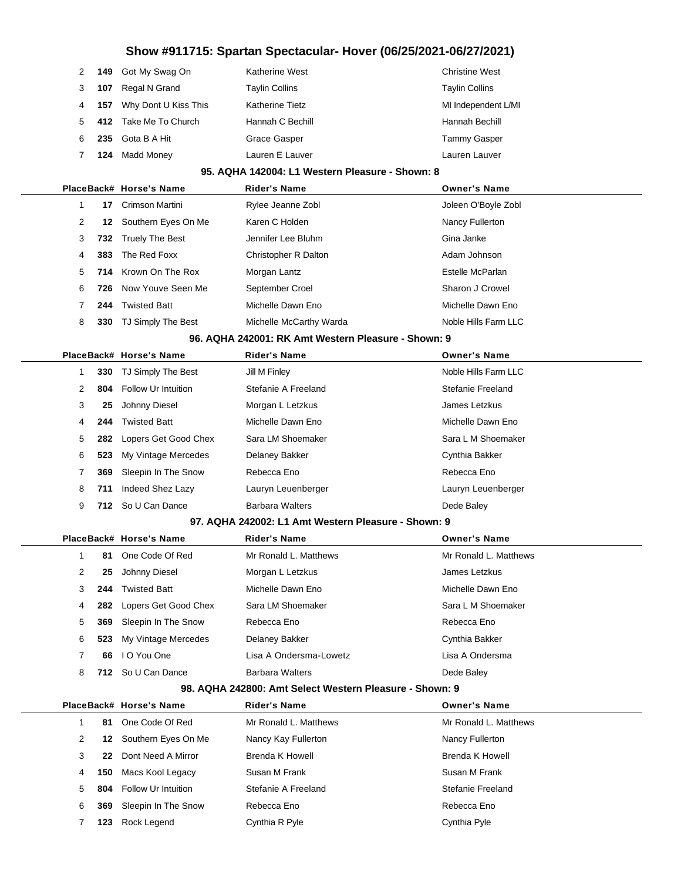| Place | Back# | Horse's Name | Rider's Name | Owner's Name |
|---|---|---|---|---|
| 2 | 149 | Got My Swag On | Katherine West | Christine West |
| 3 | 107 | Regal N Grand | Taylin Collins | Taylin Collins |
| 4 | 157 | Why Dont U Kiss This | Katherine Tietz | MI Independent L/MI |
| 5 | 412 | Take Me To Church | Hannah C Bechill | Hannah Bechill |
| 6 | 235 | Gota B A Hit | Grace Gasper | Tammy Gasper |
| 7 | 124 | Madd Money | Lauren E Lauver | Lauren Lauver |

### 95. AQHA 142004: L1 Western Pleasure - Shown: 8

| Place | Back# | Horse's Name | Rider's Name | Owner's Name |
|---|---|---|---|---|
| 1 | 17 | Crimson Martini | Rylee Jeanne Zobl | Joleen O'Boyle Zobl |
| 2 | 12 | Southern Eyes On Me | Karen C Holden | Nancy Fullerton |
| 3 | 732 | Truely The Best | Jennifer Lee Bluhm | Gina Janke |
| 4 | 383 | The Red Foxx | Christopher R Dalton | Adam Johnson |
| 5 | 714 | Krown On The Rox | Morgan Lantz | Estelle McParlan |
| 6 | 726 | Now Youve Seen Me | September Croel | Sharon J Crowel |
| 7 | 244 | Twisted Batt | Michelle Dawn Eno | Michelle Dawn Eno |
| 8 | 330 | TJ Simply The Best | Michelle McCarthy Warda | Noble Hills Farm LLC |

### 96. AQHA 242001: RK Amt Western Pleasure - Shown: 9

| Place | Back# | Horse's Name | Rider's Name | Owner's Name |
|---|---|---|---|---|
| 1 | 330 | TJ Simply The Best | Jill M Finley | Noble Hills Farm LLC |
| 2 | 804 | Follow Ur Intuition | Stefanie A Freeland | Stefanie Freeland |
| 3 | 25 | Johnny Diesel | Morgan L Letzkus | James Letzkus |
| 4 | 244 | Twisted Batt | Michelle Dawn Eno | Michelle Dawn Eno |
| 5 | 282 | Lopers Get Good Chex | Sara LM Shoemaker | Sara L M Shoemaker |
| 6 | 523 | My Vintage Mercedes | Delaney Bakker | Cynthia Bakker |
| 7 | 369 | Sleepin In The Snow | Rebecca Eno | Rebecca Eno |
| 8 | 711 | Indeed Shez Lazy | Lauryn Leuenberger | Lauryn Leuenberger |
| 9 | 712 | So U Can Dance | Barbara Walters | Dede Baley |

### 97. AQHA 242002: L1 Amt Western Pleasure - Shown: 9

| Place | Back# | Horse's Name | Rider's Name | Owner's Name |
|---|---|---|---|---|
| 1 | 81 | One Code Of Red | Mr Ronald L. Matthews | Mr Ronald L. Matthews |
| 2 | 25 | Johnny Diesel | Morgan L Letzkus | James Letzkus |
| 3 | 244 | Twisted Batt | Michelle Dawn Eno | Michelle Dawn Eno |
| 4 | 282 | Lopers Get Good Chex | Sara LM Shoemaker | Sara L M Shoemaker |
| 5 | 369 | Sleepin In The Snow | Rebecca Eno | Rebecca Eno |
| 6 | 523 | My Vintage Mercedes | Delaney Bakker | Cynthia Bakker |
| 7 | 66 | I O You One | Lisa A Ondersma-Lowetz | Lisa A Ondersma |
| 8 | 712 | So U Can Dance | Barbara Walters | Dede Baley |

### 98. AQHA 242800: Amt Select Western Pleasure - Shown: 9

| Place | Back# | Horse's Name | Rider's Name | Owner's Name |
|---|---|---|---|---|
| 1 | 81 | One Code Of Red | Mr Ronald L. Matthews | Mr Ronald L. Matthews |
| 2 | 12 | Southern Eyes On Me | Nancy Kay Fullerton | Nancy Fullerton |
| 3 | 22 | Dont Need A Mirror | Brenda K Howell | Brenda K Howell |
| 4 | 150 | Macs Kool Legacy | Susan M Frank | Susan M Frank |
| 5 | 804 | Follow Ur Intuition | Stefanie A Freeland | Stefanie Freeland |
| 6 | 369 | Sleepin In The Snow | Rebecca Eno | Rebecca Eno |
| 7 | 123 | Rock Legend | Cynthia R Pyle | Cynthia Pyle |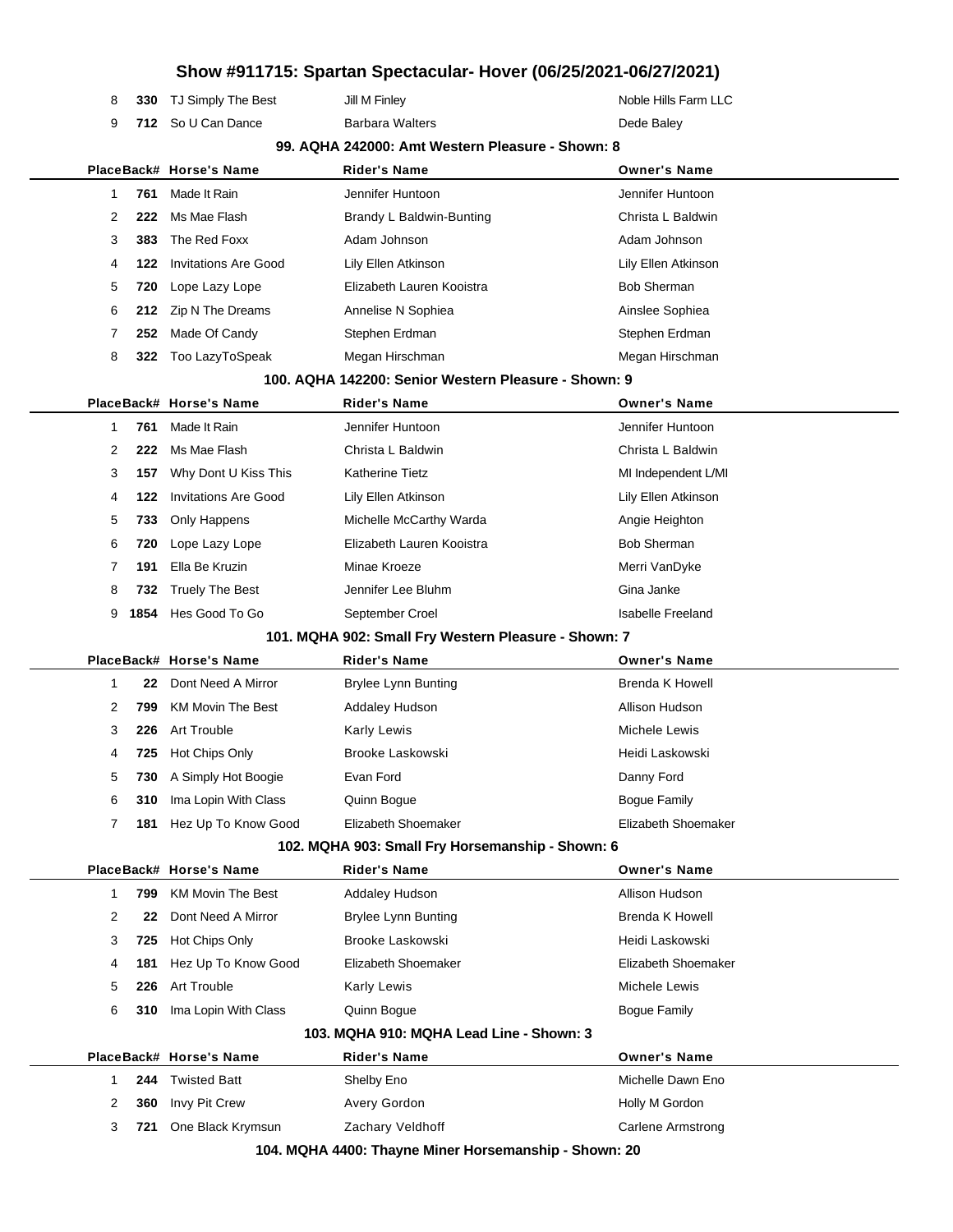| Place | Back# | Horse's Name | Rider's Name | Owner's Name |
|---|---|---|---|---|
| 8 | 330 | TJ Simply The Best | Jill M Finley | Noble Hills Farm LLC |
| 9 | 712 | So U Can Dance | Barbara Walters | Dede Baley |

### 99. AQHA 242000: Amt Western Pleasure - Shown: 8

| Place | Back# | Horse's Name | Rider's Name | Owner's Name |
|---|---|---|---|---|
| 1 | 761 | Made It Rain | Jennifer Huntoon | Jennifer Huntoon |
| 2 | 222 | Ms Mae Flash | Brandy L Baldwin-Bunting | Christa L Baldwin |
| 3 | 383 | The Red Foxx | Adam Johnson | Adam Johnson |
| 4 | 122 | Invitations Are Good | Lily Ellen Atkinson | Lily Ellen Atkinson |
| 5 | 720 | Lope Lazy Lope | Elizabeth Lauren Kooistra | Bob Sherman |
| 6 | 212 | Zip N The Dreams | Annelise N Sophiea | Ainslee Sophiea |
| 7 | 252 | Made Of Candy | Stephen Erdman | Stephen Erdman |
| 8 | 322 | Too LazyToSpeak | Megan Hirschman | Megan Hirschman |

### 100. AQHA 142200: Senior Western Pleasure - Shown: 9

| Place | Back# | Horse's Name | Rider's Name | Owner's Name |
|---|---|---|---|---|
| 1 | 761 | Made It Rain | Jennifer Huntoon | Jennifer Huntoon |
| 2 | 222 | Ms Mae Flash | Christa L Baldwin | Christa L Baldwin |
| 3 | 157 | Why Dont U Kiss This | Katherine Tietz | MI Independent L/MI |
| 4 | 122 | Invitations Are Good | Lily Ellen Atkinson | Lily Ellen Atkinson |
| 5 | 733 | Only Happens | Michelle McCarthy Warda | Angie Heighton |
| 6 | 720 | Lope Lazy Lope | Elizabeth Lauren Kooistra | Bob Sherman |
| 7 | 191 | Ella Be Kruzin | Minae Kroeze | Merri VanDyke |
| 8 | 732 | Truely The Best | Jennifer Lee Bluhm | Gina Janke |
| 9 | 1854 | Hes Good To Go | September Croel | Isabelle Freeland |

### 101. MQHA 902: Small Fry Western Pleasure - Shown: 7

| Place | Back# | Horse's Name | Rider's Name | Owner's Name |
|---|---|---|---|---|
| 1 | 22 | Dont Need A Mirror | Brylee Lynn Bunting | Brenda K Howell |
| 2 | 799 | KM Movin The Best | Addaley Hudson | Allison Hudson |
| 3 | 226 | Art Trouble | Karly Lewis | Michele Lewis |
| 4 | 725 | Hot Chips Only | Brooke Laskowski | Heidi Laskowski |
| 5 | 730 | A Simply Hot Boogie | Evan Ford | Danny Ford |
| 6 | 310 | Ima Lopin With Class | Quinn Bogue | Bogue Family |
| 7 | 181 | Hez Up To Know Good | Elizabeth Shoemaker | Elizabeth Shoemaker |

### 102. MQHA 903: Small Fry Horsemanship - Shown: 6

| Place | Back# | Horse's Name | Rider's Name | Owner's Name |
|---|---|---|---|---|
| 1 | 799 | KM Movin The Best | Addaley Hudson | Allison Hudson |
| 2 | 22 | Dont Need A Mirror | Brylee Lynn Bunting | Brenda K Howell |
| 3 | 725 | Hot Chips Only | Brooke Laskowski | Heidi Laskowski |
| 4 | 181 | Hez Up To Know Good | Elizabeth Shoemaker | Elizabeth Shoemaker |
| 5 | 226 | Art Trouble | Karly Lewis | Michele Lewis |
| 6 | 310 | Ima Lopin With Class | Quinn Bogue | Bogue Family |

### 103. MQHA 910: MQHA Lead Line - Shown: 3

| Place | Back# | Horse's Name | Rider's Name | Owner's Name |
|---|---|---|---|---|
| 1 | 244 | Twisted Batt | Shelby Eno | Michelle Dawn Eno |
| 2 | 360 | Invy Pit Crew | Avery Gordon | Holly M Gordon |
| 3 | 721 | One Black Krymsun | Zachary Veldhoff | Carlene Armstrong |

### 104. MQHA 4400: Thayne Miner Horsemanship - Shown: 20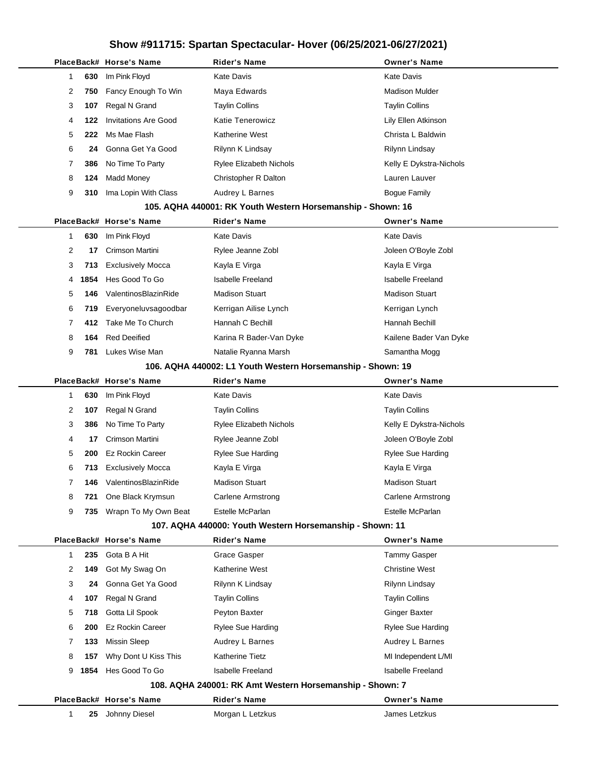# Show #911715: Spartan Spectacular- Hover (06/25/2021-06/27/2021)

| Place | Back# | Horse's Name | Rider's Name | Owner's Name |
|---|---|---|---|---|
| 1 | 630 | Im Pink Floyd | Kate Davis | Kate Davis |
| 2 | 750 | Fancy Enough To Win | Maya Edwards | Madison Mulder |
| 3 | 107 | Regal N Grand | Taylin Collins | Taylin Collins |
| 4 | 122 | Invitations Are Good | Katie Tenerowicz | Lily Ellen Atkinson |
| 5 | 222 | Ms Mae Flash | Katherine West | Christa L Baldwin |
| 6 | 24 | Gonna Get Ya Good | Rilynn K Lindsay | Rilynn Lindsay |
| 7 | 386 | No Time To Party | Rylee Elizabeth Nichols | Kelly E Dykstra-Nichols |
| 8 | 124 | Madd Money | Christopher R Dalton | Lauren Lauver |
| 9 | 310 | Ima Lopin With Class | Audrey L Barnes | Bogue Family |

### 105. AQHA 440001: RK Youth Western Horsemanship - Shown: 16

| Place | Back# | Horse's Name | Rider's Name | Owner's Name |
|---|---|---|---|---|
| 1 | 630 | Im Pink Floyd | Kate Davis | Kate Davis |
| 2 | 17 | Crimson Martini | Rylee Jeanne Zobl | Joleen O'Boyle Zobl |
| 3 | 713 | Exclusively Mocca | Kayla E Virga | Kayla E Virga |
| 4 | 1854 | Hes Good To Go | Isabelle Freeland | Isabelle Freeland |
| 5 | 146 | ValentinosBlazinRide | Madison Stuart | Madison Stuart |
| 6 | 719 | Everyoneluvsagoodbar | Kerrigan Ailise Lynch | Kerrigan Lynch |
| 7 | 412 | Take Me To Church | Hannah C Bechill | Hannah Bechill |
| 8 | 164 | Red Deeified | Karina R Bader-Van Dyke | Kailene Bader Van Dyke |
| 9 | 781 | Lukes Wise Man | Natalie Ryanna Marsh | Samantha Mogg |

### 106. AQHA 440002: L1 Youth Western Horsemanship - Shown: 19

| Place | Back# | Horse's Name | Rider's Name | Owner's Name |
|---|---|---|---|---|
| 1 | 630 | Im Pink Floyd | Kate Davis | Kate Davis |
| 2 | 107 | Regal N Grand | Taylin Collins | Taylin Collins |
| 3 | 386 | No Time To Party | Rylee Elizabeth Nichols | Kelly E Dykstra-Nichols |
| 4 | 17 | Crimson Martini | Rylee Jeanne Zobl | Joleen O'Boyle Zobl |
| 5 | 200 | Ez Rockin Career | Rylee Sue Harding | Rylee Sue Harding |
| 6 | 713 | Exclusively Mocca | Kayla E Virga | Kayla E Virga |
| 7 | 146 | ValentinosBlazinRide | Madison Stuart | Madison Stuart |
| 8 | 721 | One Black Krymsun | Carlene Armstrong | Carlene Armstrong |
| 9 | 735 | Wrapn To My Own Beat | Estelle McParlan | Estelle McParlan |

### 107. AQHA 440000: Youth Western Horsemanship - Shown: 11

| Place | Back# | Horse's Name | Rider's Name | Owner's Name |
|---|---|---|---|---|
| 1 | 235 | Gota B A Hit | Grace Gasper | Tammy Gasper |
| 2 | 149 | Got My Swag On | Katherine West | Christine West |
| 3 | 24 | Gonna Get Ya Good | Rilynn K Lindsay | Rilynn Lindsay |
| 4 | 107 | Regal N Grand | Taylin Collins | Taylin Collins |
| 5 | 718 | Gotta Lil Spook | Peyton Baxter | Ginger Baxter |
| 6 | 200 | Ez Rockin Career | Rylee Sue Harding | Rylee Sue Harding |
| 7 | 133 | Missin Sleep | Audrey L Barnes | Audrey L Barnes |
| 8 | 157 | Why Dont U Kiss This | Katherine Tietz | MI Independent L/MI |
| 9 | 1854 | Hes Good To Go | Isabelle Freeland | Isabelle Freeland |

### 108. AQHA 240001: RK Amt Western Horsemanship - Shown: 7

| Place | Back# | Horse's Name | Rider's Name | Owner's Name |
|---|---|---|---|---|
| 1 | 25 | Johnny Diesel | Morgan L Letzkus | James Letzkus |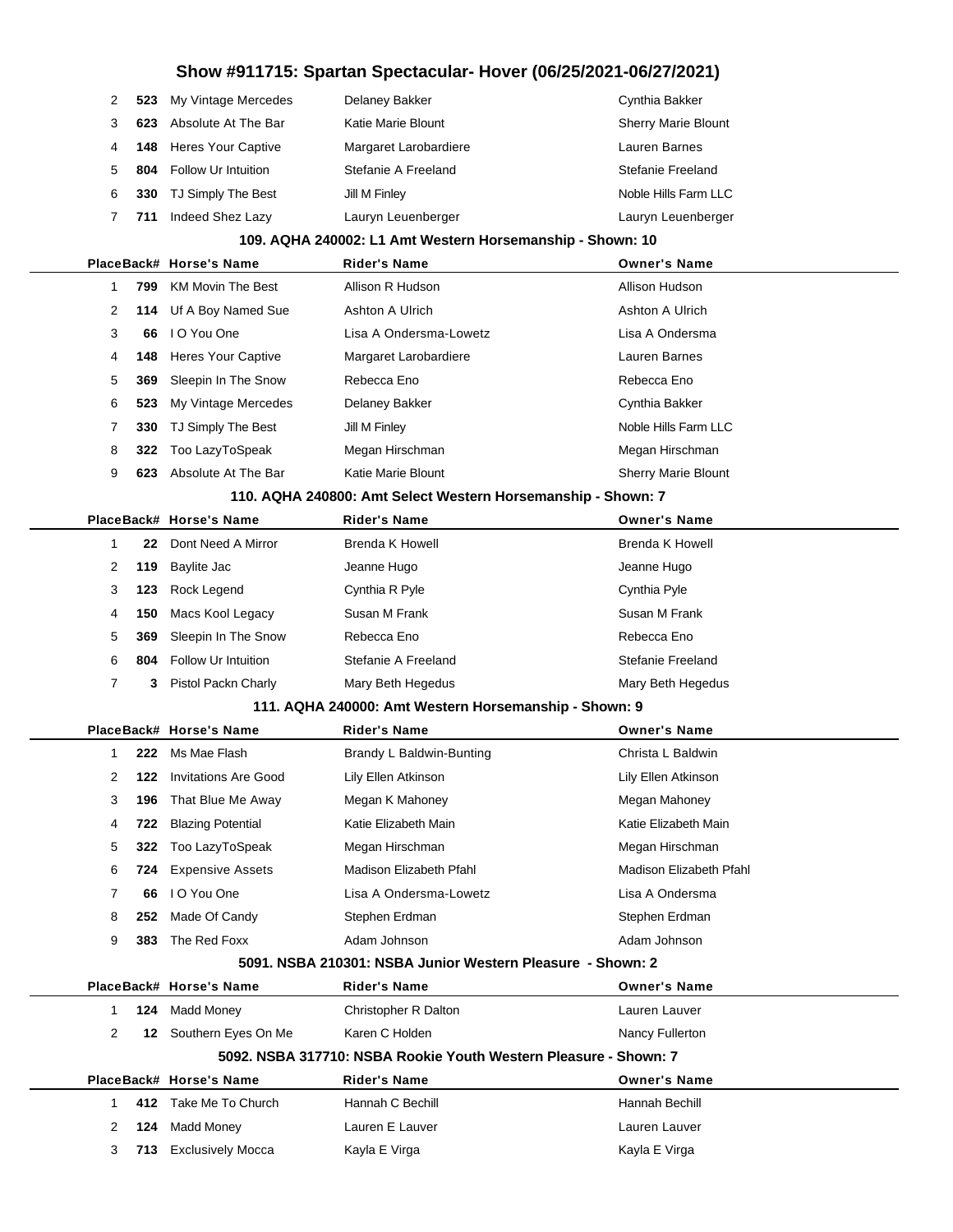# Show #911715: Spartan Spectacular- Hover (06/25/2021-06/27/2021)

| Place | Back# | Horse's Name | Rider's Name | Owner's Name |
|---|---|---|---|---|
| 2 | **523** | My Vintage Mercedes | Delaney Bakker | Cynthia Bakker |
| 3 | **623** | Absolute At The Bar | Katie Marie Blount | Sherry Marie Blount |
| 4 | **148** | Heres Your Captive | Margaret Larobardiere | Lauren Barnes |
| 5 | **804** | Follow Ur Intuition | Stefanie A Freeland | Stefanie Freeland |
| 6 | **330** | TJ Simply The Best | Jill M Finley | Noble Hills Farm LLC |
| 7 | **711** | Indeed Shez Lazy | Lauryn Leuenberger | Lauryn Leuenberger |

### 109. AQHA 240002: L1 Amt Western Horsemanship - Shown: 10

| Place | Back# | Horse's Name | Rider's Name | Owner's Name |
|---|---|---|---|---|
| 1 | **799** | KM Movin The Best | Allison R Hudson | Allison Hudson |
| 2 | **114** | Uf A Boy Named Sue | Ashton A Ulrich | Ashton A Ulrich |
| 3 | **66** | I O You One | Lisa A Ondersma-Lowetz | Lisa A Ondersma |
| 4 | **148** | Heres Your Captive | Margaret Larobardiere | Lauren Barnes |
| 5 | **369** | Sleepin In The Snow | Rebecca Eno | Rebecca Eno |
| 6 | **523** | My Vintage Mercedes | Delaney Bakker | Cynthia Bakker |
| 7 | **330** | TJ Simply The Best | Jill M Finley | Noble Hills Farm LLC |
| 8 | **322** | Too LazyToSpeak | Megan Hirschman | Megan Hirschman |
| 9 | **623** | Absolute At The Bar | Katie Marie Blount | Sherry Marie Blount |

### 110. AQHA 240800: Amt Select Western Horsemanship - Shown: 7

| Place | Back# | Horse's Name | Rider's Name | Owner's Name |
|---|---|---|---|---|
| 1 | **22** | Dont Need A Mirror | Brenda K Howell | Brenda K Howell |
| 2 | **119** | Baylite Jac | Jeanne Hugo | Jeanne Hugo |
| 3 | **123** | Rock Legend | Cynthia R Pyle | Cynthia Pyle |
| 4 | **150** | Macs Kool Legacy | Susan M Frank | Susan M Frank |
| 5 | **369** | Sleepin In The Snow | Rebecca Eno | Rebecca Eno |
| 6 | **804** | Follow Ur Intuition | Stefanie A Freeland | Stefanie Freeland |
| 7 | **3** | Pistol Packn Charly | Mary Beth Hegedus | Mary Beth Hegedus |

### 111. AQHA 240000: Amt Western Horsemanship - Shown: 9

| Place | Back# | Horse's Name | Rider's Name | Owner's Name |
|---|---|---|---|---|
| 1 | **222** | Ms Mae Flash | Brandy L Baldwin-Bunting | Christa L Baldwin |
| 2 | **122** | Invitations Are Good | Lily Ellen Atkinson | Lily Ellen Atkinson |
| 3 | **196** | That Blue Me Away | Megan K Mahoney | Megan Mahoney |
| 4 | **722** | Blazing Potential | Katie Elizabeth Main | Katie Elizabeth Main |
| 5 | **322** | Too LazyToSpeak | Megan Hirschman | Megan Hirschman |
| 6 | **724** | Expensive Assets | Madison Elizabeth Pfahl | Madison Elizabeth Pfahl |
| 7 | **66** | I O You One | Lisa A Ondersma-Lowetz | Lisa A Ondersma |
| 8 | **252** | Made Of Candy | Stephen Erdman | Stephen Erdman |
| 9 | **383** | The Red Foxx | Adam Johnson | Adam Johnson |

### 5091. NSBA 210301: NSBA Junior Western Pleasure - Shown: 2

| Place | Back# | Horse's Name | Rider's Name | Owner's Name |
|---|---|---|---|---|
| 1 | **124** | Madd Money | Christopher R Dalton | Lauren Lauver |
| 2 | **12** | Southern Eyes On Me | Karen C Holden | Nancy Fullerton |

### 5092. NSBA 317710: NSBA Rookie Youth Western Pleasure - Shown: 7

| Place | Back# | Horse's Name | Rider's Name | Owner's Name |
|---|---|---|---|---|
| 1 | **412** | Take Me To Church | Hannah C Bechill | Hannah Bechill |
| 2 | **124** | Madd Money | Lauren E Lauver | Lauren Lauver |
| 3 | **713** | Exclusively Mocca | Kayla E Virga | Kayla E Virga |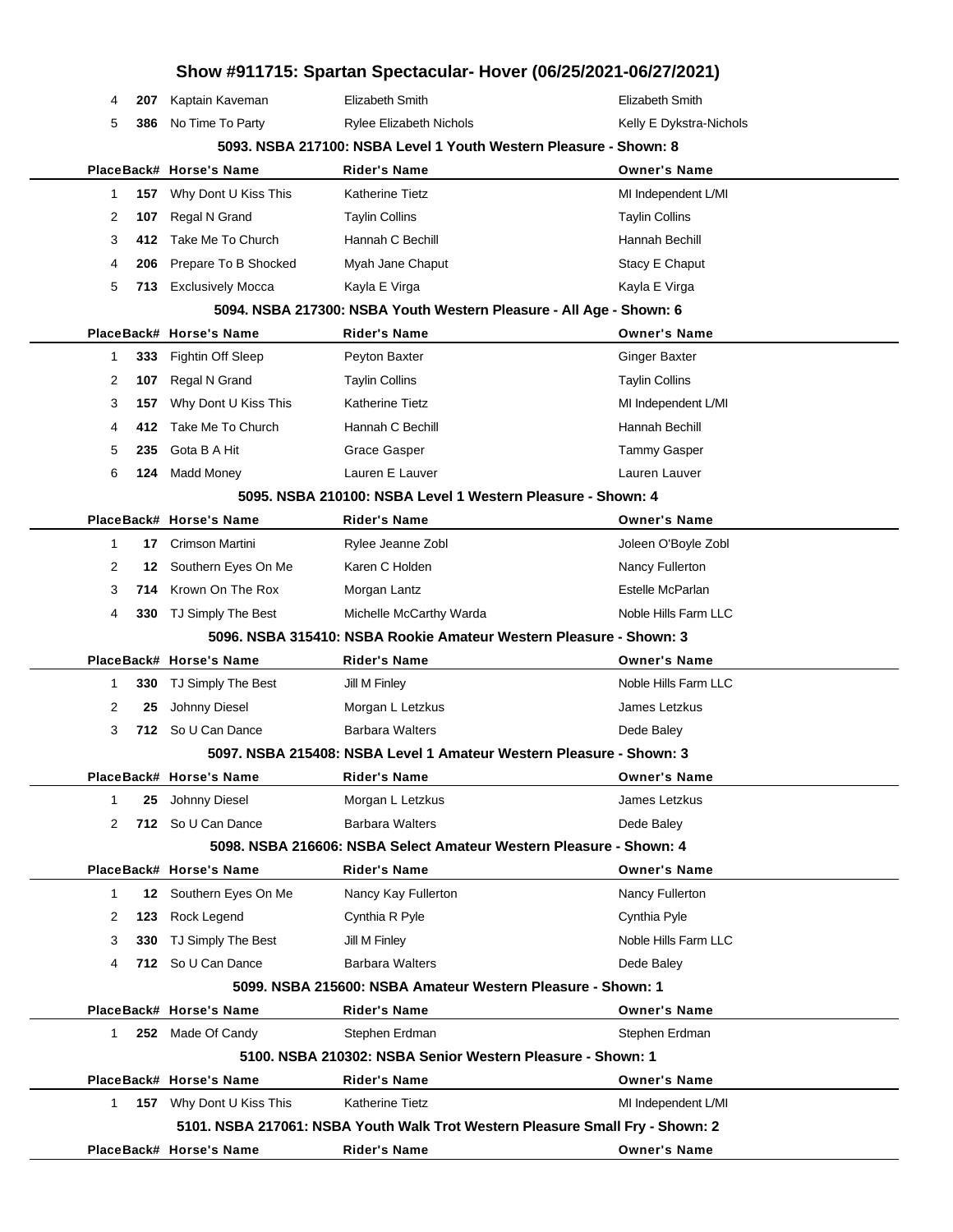| Place | Back# | Horse's Name | Rider's Name | Owner's Name |
| --- | --- | --- | --- | --- |
| 4 | 207 | Kaptain Kaveman | Elizabeth Smith | Elizabeth Smith |
| 5 | 386 | No Time To Party | Rylee Elizabeth Nichols | Kelly E Dykstra-Nichols |

### 5093. NSBA 217100: NSBA Level 1 Youth Western Pleasure - Shown: 8

| Place | Back# | Horse's Name | Rider's Name | Owner's Name |
| --- | --- | --- | --- | --- |
| 1 | 157 | Why Dont U Kiss This | Katherine Tietz | MI Independent L/MI |
| 2 | 107 | Regal N Grand | Taylin Collins | Taylin Collins |
| 3 | 412 | Take Me To Church | Hannah C Bechill | Hannah Bechill |
| 4 | 206 | Prepare To B Shocked | Myah Jane Chaput | Stacy E Chaput |
| 5 | 713 | Exclusively Mocca | Kayla E Virga | Kayla E Virga |

### 5094. NSBA 217300: NSBA Youth Western Pleasure - All Age - Shown: 6

| Place | Back# | Horse's Name | Rider's Name | Owner's Name |
| --- | --- | --- | --- | --- |
| 1 | 333 | Fightin Off Sleep | Peyton Baxter | Ginger Baxter |
| 2 | 107 | Regal N Grand | Taylin Collins | Taylin Collins |
| 3 | 157 | Why Dont U Kiss This | Katherine Tietz | MI Independent L/MI |
| 4 | 412 | Take Me To Church | Hannah C Bechill | Hannah Bechill |
| 5 | 235 | Gota B A Hit | Grace Gasper | Tammy Gasper |
| 6 | 124 | Madd Money | Lauren E Lauver | Lauren Lauver |

### 5095. NSBA 210100: NSBA Level 1 Western Pleasure - Shown: 4

| Place | Back# | Horse's Name | Rider's Name | Owner's Name |
| --- | --- | --- | --- | --- |
| 1 | 17 | Crimson Martini | Rylee Jeanne Zobl | Joleen O'Boyle Zobl |
| 2 | 12 | Southern Eyes On Me | Karen C Holden | Nancy Fullerton |
| 3 | 714 | Krown On The Rox | Morgan Lantz | Estelle McParlan |
| 4 | 330 | TJ Simply The Best | Michelle McCarthy Warda | Noble Hills Farm LLC |

### 5096. NSBA 315410: NSBA Rookie Amateur Western Pleasure - Shown: 3

| Place | Back# | Horse's Name | Rider's Name | Owner's Name |
| --- | --- | --- | --- | --- |
| 1 | 330 | TJ Simply The Best | Jill M Finley | Noble Hills Farm LLC |
| 2 | 25 | Johnny Diesel | Morgan L Letzkus | James Letzkus |
| 3 | 712 | So U Can Dance | Barbara Walters | Dede Baley |

### 5097. NSBA 215408: NSBA Level 1 Amateur Western Pleasure - Shown: 3

| Place | Back# | Horse's Name | Rider's Name | Owner's Name |
| --- | --- | --- | --- | --- |
| 1 | 25 | Johnny Diesel | Morgan L Letzkus | James Letzkus |
| 2 | 712 | So U Can Dance | Barbara Walters | Dede Baley |

### 5098. NSBA 216606: NSBA Select Amateur Western Pleasure - Shown: 4

| Place | Back# | Horse's Name | Rider's Name | Owner's Name |
| --- | --- | --- | --- | --- |
| 1 | 12 | Southern Eyes On Me | Nancy Kay Fullerton | Nancy Fullerton |
| 2 | 123 | Rock Legend | Cynthia R Pyle | Cynthia Pyle |
| 3 | 330 | TJ Simply The Best | Jill M Finley | Noble Hills Farm LLC |
| 4 | 712 | So U Can Dance | Barbara Walters | Dede Baley |

### 5099. NSBA 215600: NSBA Amateur Western Pleasure - Shown: 1

| Place | Back# | Horse's Name | Rider's Name | Owner's Name |
| --- | --- | --- | --- | --- |
| 1 | 252 | Made Of Candy | Stephen Erdman | Stephen Erdman |

### 5100. NSBA 210302: NSBA Senior Western Pleasure - Shown: 1

| Place | Back# | Horse's Name | Rider's Name | Owner's Name |
| --- | --- | --- | --- | --- |
| 1 | 157 | Why Dont U Kiss This | Katherine Tietz | MI Independent L/MI |

### 5101. NSBA 217061: NSBA Youth Walk Trot Western Pleasure Small Fry - Shown: 2

| Place | Back# | Horse's Name | Rider's Name | Owner's Name |
| --- | --- | --- | --- | --- |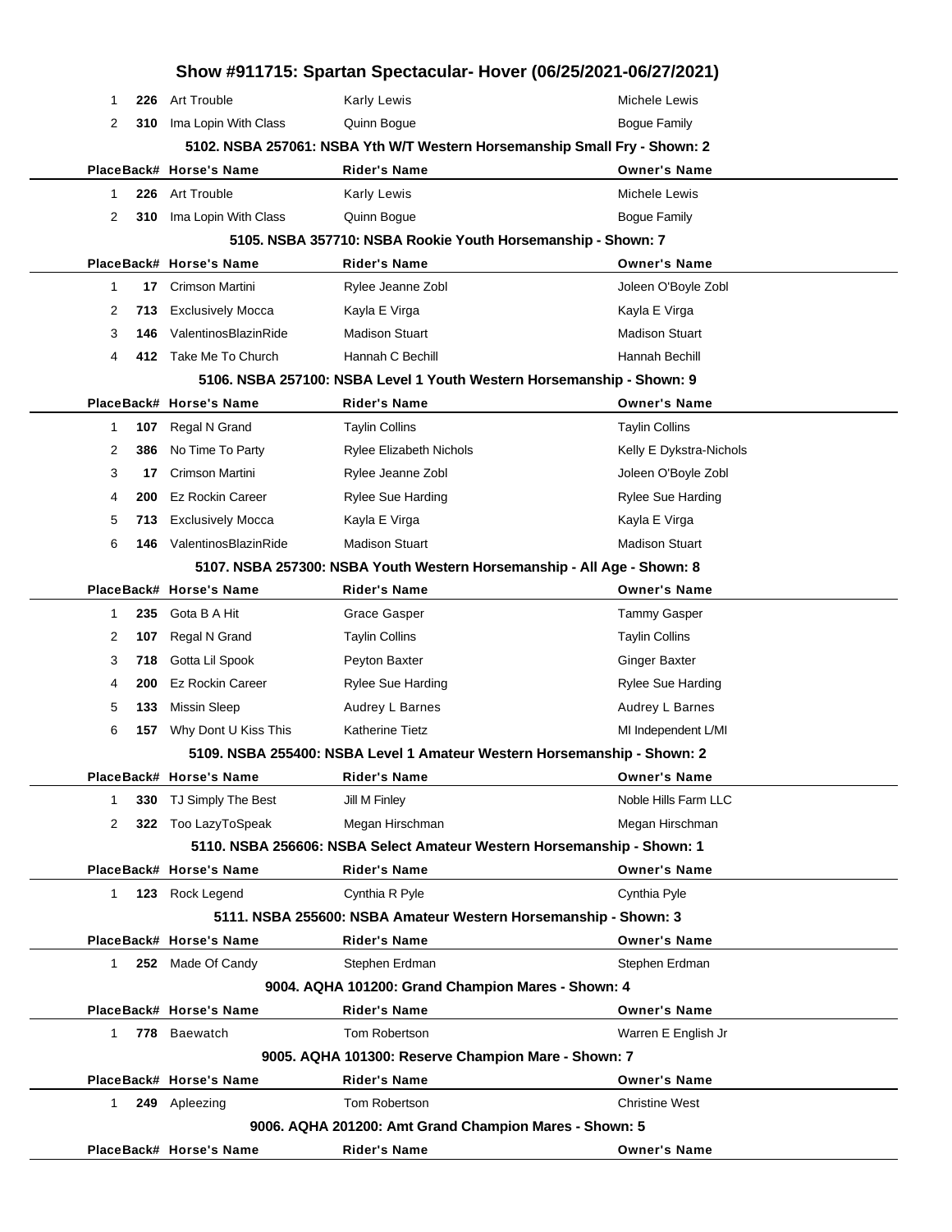# Show #911715: Spartan Spectacular- Hover (06/25/2021-06/27/2021)

| Place | Back# | Horse's Name | Rider's Name | Owner's Name |
|---|---|---|---|---|
| 1 | 226 | Art Trouble | Karly Lewis | Michele Lewis |
| 2 | 310 | Ima Lopin With Class | Quinn Bogue | Bogue Family |

### 5102. NSBA 257061: NSBA Yth W/T Western Horsemanship Small Fry - Shown: 2

| Place | Back# | Horse's Name | Rider's Name | Owner's Name |
|---|---|---|---|---|
| 1 | 226 | Art Trouble | Karly Lewis | Michele Lewis |
| 2 | 310 | Ima Lopin With Class | Quinn Bogue | Bogue Family |

### 5105. NSBA 357710: NSBA Rookie Youth Horsemanship - Shown: 7

| Place | Back# | Horse's Name | Rider's Name | Owner's Name |
|---|---|---|---|---|
| 1 | 17 | Crimson Martini | Rylee Jeanne Zobl | Joleen O'Boyle Zobl |
| 2 | 713 | Exclusively Mocca | Kayla E Virga | Kayla E Virga |
| 3 | 146 | ValentinosBlazinRide | Madison Stuart | Madison Stuart |
| 4 | 412 | Take Me To Church | Hannah C Bechill | Hannah Bechill |

### 5106. NSBA 257100: NSBA Level 1 Youth Western Horsemanship - Shown: 9

| Place | Back# | Horse's Name | Rider's Name | Owner's Name |
|---|---|---|---|---|
| 1 | 107 | Regal N Grand | Taylin Collins | Taylin Collins |
| 2 | 386 | No Time To Party | Rylee Elizabeth Nichols | Kelly E Dykstra-Nichols |
| 3 | 17 | Crimson Martini | Rylee Jeanne Zobl | Joleen O'Boyle Zobl |
| 4 | 200 | Ez Rockin Career | Rylee Sue Harding | Rylee Sue Harding |
| 5 | 713 | Exclusively Mocca | Kayla E Virga | Kayla E Virga |
| 6 | 146 | ValentinosBlazinRide | Madison Stuart | Madison Stuart |

### 5107. NSBA 257300: NSBA Youth Western Horsemanship - All Age - Shown: 8

| Place | Back# | Horse's Name | Rider's Name | Owner's Name |
|---|---|---|---|---|
| 1 | 235 | Gota B A Hit | Grace Gasper | Tammy Gasper |
| 2 | 107 | Regal N Grand | Taylin Collins | Taylin Collins |
| 3 | 718 | Gotta Lil Spook | Peyton Baxter | Ginger Baxter |
| 4 | 200 | Ez Rockin Career | Rylee Sue Harding | Rylee Sue Harding |
| 5 | 133 | Missin Sleep | Audrey L Barnes | Audrey L Barnes |
| 6 | 157 | Why Dont U Kiss This | Katherine Tietz | MI Independent L/MI |

### 5109. NSBA 255400: NSBA Level 1 Amateur Western Horsemanship - Shown: 2

| Place | Back# | Horse's Name | Rider's Name | Owner's Name |
|---|---|---|---|---|
| 1 | 330 | TJ Simply The Best | Jill M Finley | Noble Hills Farm LLC |
| 2 | 322 | Too LazyToSpeak | Megan Hirschman | Megan Hirschman |

### 5110. NSBA 256606: NSBA Select Amateur Western Horsemanship - Shown: 1

| Place | Back# | Horse's Name | Rider's Name | Owner's Name |
|---|---|---|---|---|
| 1 | 123 | Rock Legend | Cynthia R Pyle | Cynthia Pyle |

### 5111. NSBA 255600: NSBA Amateur Western Horsemanship - Shown: 3

| Place | Back# | Horse's Name | Rider's Name | Owner's Name |
|---|---|---|---|---|
| 1 | 252 | Made Of Candy | Stephen Erdman | Stephen Erdman |

### 9004. AQHA 101200: Grand Champion Mares - Shown: 4

| Place | Back# | Horse's Name | Rider's Name | Owner's Name |
|---|---|---|---|---|
| 1 | 778 | Baewatch | Tom Robertson | Warren E English Jr |

### 9005. AQHA 101300: Reserve Champion Mare - Shown: 7

| Place | Back# | Horse's Name | Rider's Name | Owner's Name |
|---|---|---|---|---|
| 1 | 249 | Apleezing | Tom Robertson | Christine West |

### 9006. AQHA 201200: Amt Grand Champion Mares - Shown: 5

| Place | Back# | Horse's Name | Rider's Name | Owner's Name |
|---|---|---|---|---|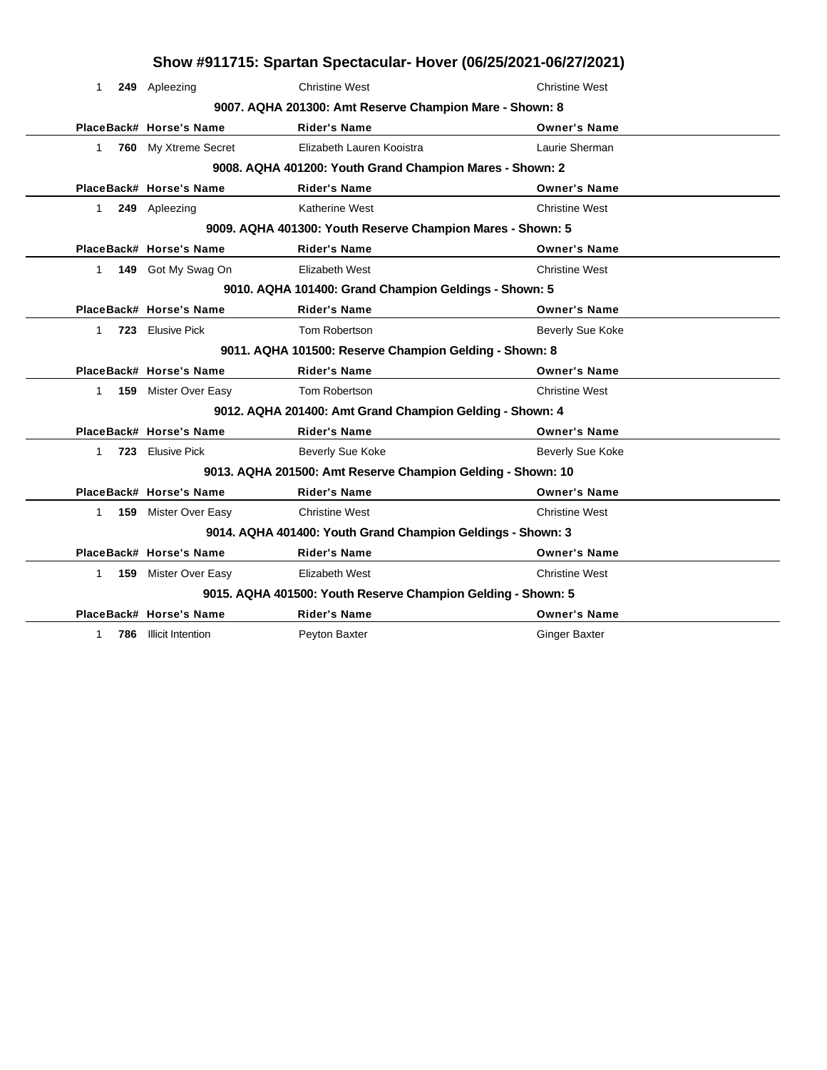# Show #911715: Spartan Spectacular- Hover (06/25/2021-06/27/2021)

| Place | Back# | Horse's Name | Rider's Name | Owner's Name |
|---|---|---|---|---|
| 1 | **249** | Apleezing | Christine West | Christine West |

### 9007. AQHA 201300: Amt Reserve Champion Mare - Shown: 8

| Place | Back# | Horse's Name | Rider's Name | Owner's Name |
|---|---|---|---|---|
| 1 | **760** | My Xtreme Secret | Elizabeth Lauren Kooistra | Laurie Sherman |

### 9008. AQHA 401200: Youth Grand Champion Mares - Shown: 2

| Place | Back# | Horse's Name | Rider's Name | Owner's Name |
|---|---|---|---|---|
| 1 | **249** | Apleezing | Katherine West | Christine West |

### 9009. AQHA 401300: Youth Reserve Champion Mares - Shown: 5

| Place | Back# | Horse's Name | Rider's Name | Owner's Name |
|---|---|---|---|---|
| 1 | **149** | Got My Swag On | Elizabeth West | Christine West |

### 9010. AQHA 101400: Grand Champion Geldings - Shown: 5

| Place | Back# | Horse's Name | Rider's Name | Owner's Name |
|---|---|---|---|---|
| 1 | **723** | Elusive Pick | Tom Robertson | Beverly Sue Koke |

### 9011. AQHA 101500: Reserve Champion Gelding - Shown: 8

| Place | Back# | Horse's Name | Rider's Name | Owner's Name |
|---|---|---|---|---|
| 1 | **159** | Mister Over Easy | Tom Robertson | Christine West |

### 9012. AQHA 201400: Amt Grand Champion Gelding - Shown: 4

| Place | Back# | Horse's Name | Rider's Name | Owner's Name |
|---|---|---|---|---|
| 1 | **723** | Elusive Pick | Beverly Sue Koke | Beverly Sue Koke |

### 9013. AQHA 201500: Amt Reserve Champion Gelding - Shown: 10

| Place | Back# | Horse's Name | Rider's Name | Owner's Name |
|---|---|---|---|---|
| 1 | **159** | Mister Over Easy | Christine West | Christine West |

### 9014. AQHA 401400: Youth Grand Champion Geldings - Shown: 3

| Place | Back# | Horse's Name | Rider's Name | Owner's Name |
|---|---|---|---|---|
| 1 | **159** | Mister Over Easy | Elizabeth West | Christine West |

### 9015. AQHA 401500: Youth Reserve Champion Gelding - Shown: 5

| Place | Back# | Horse's Name | Rider's Name | Owner's Name |
|---|---|---|---|---|
| 1 | **786** | Illicit Intention | Peyton Baxter | Ginger Baxter |